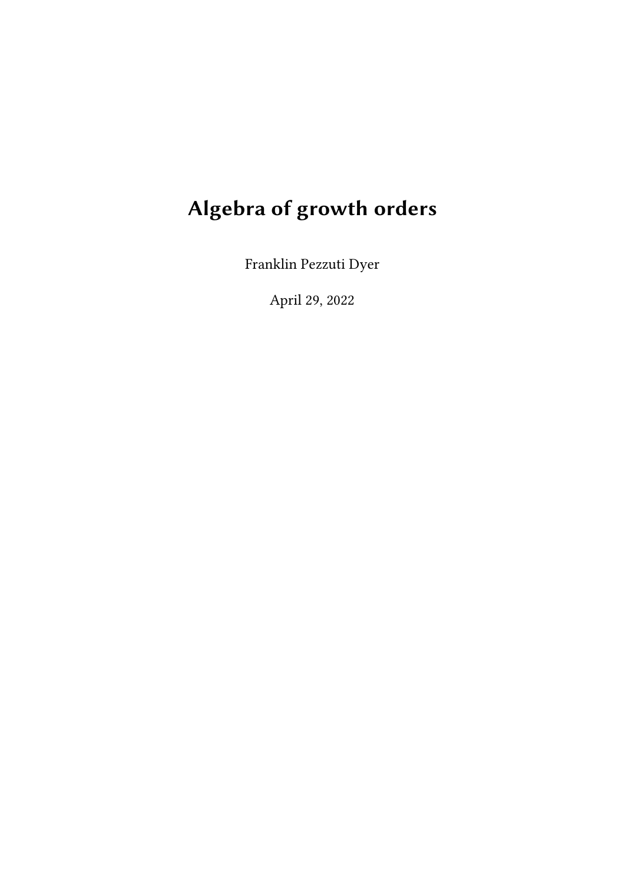# Algebra of growth orders

Franklin Pezzuti Dyer

April 29, 2022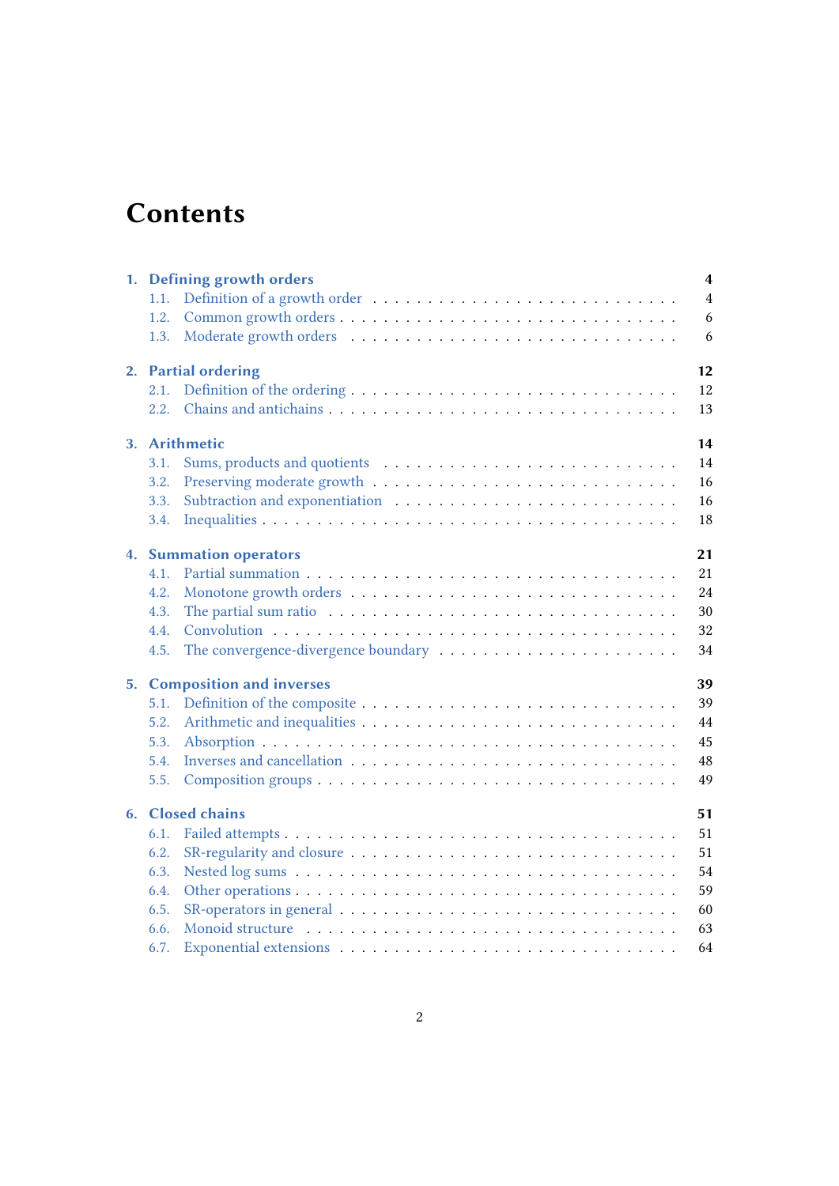# Contents

**1. Defining growth orders** — **4**
- 1.1. Definition of a growth order — 4
- 1.2. Common growth orders — 6
- 1.3. Moderate growth orders — 6

**2. Partial ordering** — **12**
- 2.1. Definition of the ordering — 12
- 2.2. Chains and antichains — 13

**3. Arithmetic** — **14**
- 3.1. Sums, products and quotients — 14
- 3.2. Preserving moderate growth — 16
- 3.3. Subtraction and exponentiation — 16
- 3.4. Inequalities — 18

**4. Summation operators** — **21**
- 4.1. Partial summation — 21
- 4.2. Monotone growth orders — 24
- 4.3. The partial sum ratio — 30
- 4.4. Convolution — 32
- 4.5. The convergence-divergence boundary — 34

**5. Composition and inverses** — **39**
- 5.1. Definition of the composite — 39
- 5.2. Arithmetic and inequalities — 44
- 5.3. Absorption — 45
- 5.4. Inverses and cancellation — 48
- 5.5. Composition groups — 49

**6. Closed chains** — **51**
- 6.1. Failed attempts — 51
- 6.2. SR-regularity and closure — 51
- 6.3. Nested log sums — 54
- 6.4. Other operations — 59
- 6.5. SR-operators in general — 60
- 6.6. Monoid structure — 63
- 6.7. Exponential extensions — 64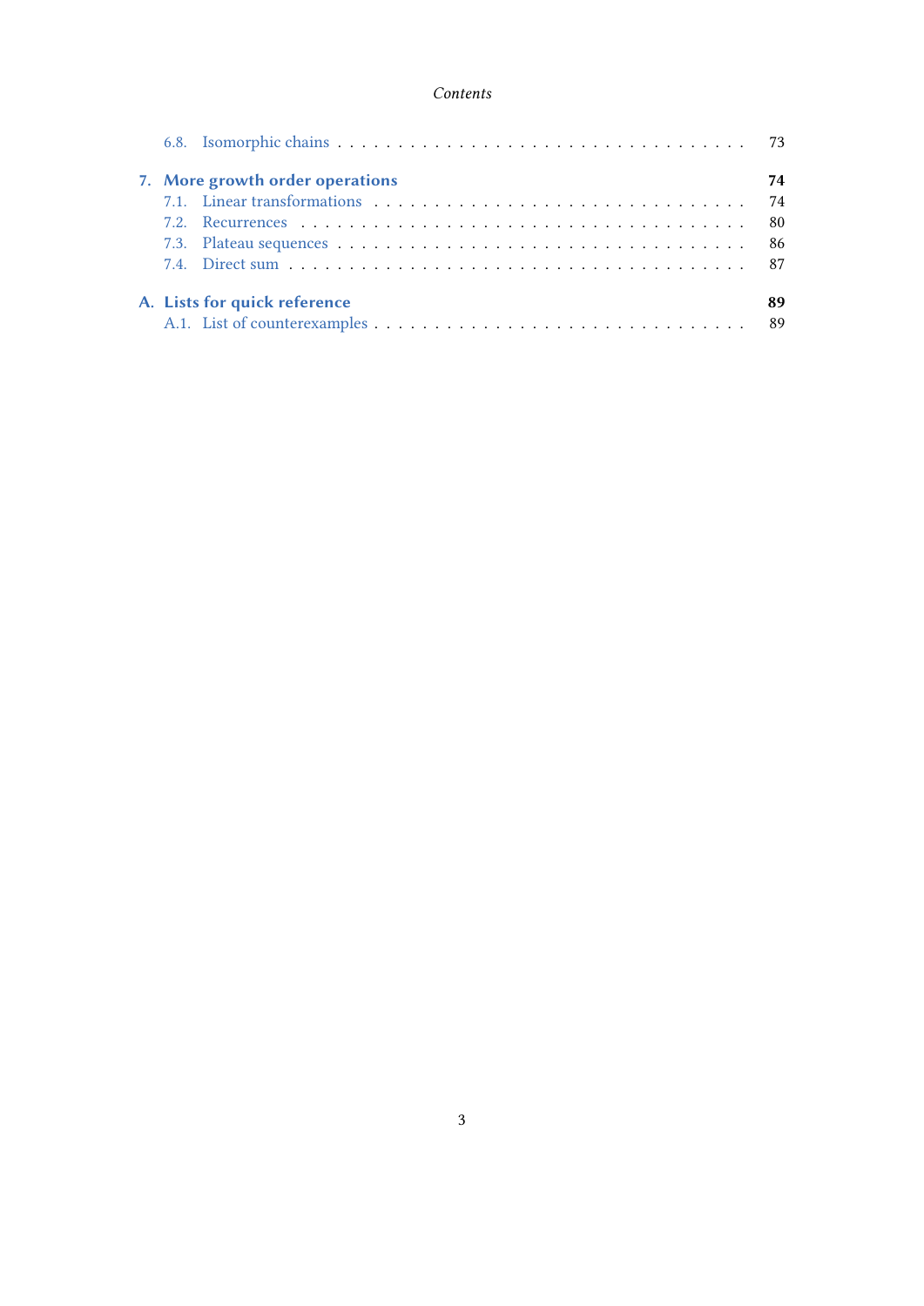6.8. Isomorphic chains . . . . . . . . . . . . . . . . . . . . . . . . . . . . . . . . 73

**7. More growth order operations** **74**

7.1. Linear transformations . . . . . . . . . . . . . . . . . . . . . . . . . . . . . 74

7.2. Recurrences . . . . . . . . . . . . . . . . . . . . . . . . . . . . . . . . . . 80

7.3. Plateau sequences . . . . . . . . . . . . . . . . . . . . . . . . . . . . . . . 86

7.4. Direct sum . . . . . . . . . . . . . . . . . . . . . . . . . . . . . . . . . . . 87

**A. Lists for quick reference** **89**

A.1. List of counterexamples . . . . . . . . . . . . . . . . . . . . . . . . . . . . 89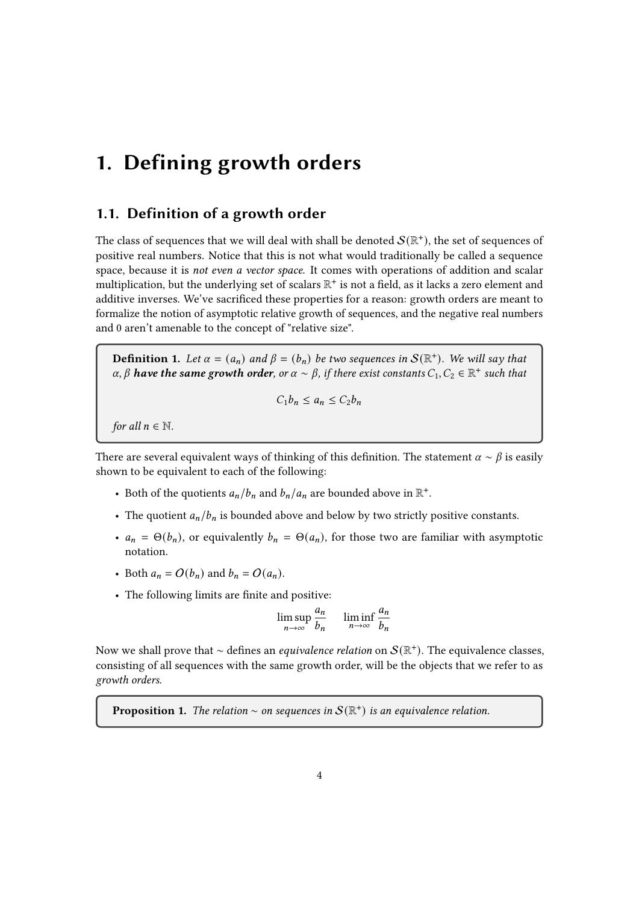# 1. Defining growth orders

## 1.1. Definition of a growth order

The class of sequences that we will deal with shall be denoted $\mathcal{S}(\mathbb{R}^+)$, the set of sequences of positive real numbers. Notice that this is not what would traditionally be called a sequence space, because it is *not even a vector space*. It comes with operations of addition and scalar multiplication, but the underlying set of scalars $\mathbb{R}^+$ is not a field, as it lacks a zero element and additive inverses. We've sacrificed these properties for a reason: growth orders are meant to formalize the notion of asymptotic relative growth of sequences, and the negative real numbers and 0 aren't amenable to the concept of "relative size".

> **Definition 1.** *Let $\alpha = (a_n)$ and $\beta = (b_n)$ be two sequences in $\mathcal{S}(\mathbb{R}^+)$. We will say that $\alpha, \beta$* ***have the same growth order****, or $\alpha \sim \beta$, if there exist constants $C_1, C_2 \in \mathbb{R}^+$ such that*
>
> $$C_1 b_n \leq a_n \leq C_2 b_n$$
>
> *for all $n \in \mathbb{N}$.*

There are several equivalent ways of thinking of this definition. The statement $\alpha \sim \beta$ is easily shown to be equivalent to each of the following:

- Both of the quotients $a_n/b_n$ and $b_n/a_n$ are bounded above in $\mathbb{R}^+$.
- The quotient $a_n/b_n$ is bounded above and below by two strictly positive constants.
- $a_n = \Theta(b_n)$, or equivalently $b_n = \Theta(a_n)$, for those two are familiar with asymptotic notation.
- Both $a_n = O(b_n)$ and $b_n = O(a_n)$.
- The following limits are finite and positive:

$$\limsup_{n\to\infty} \frac{a_n}{b_n} \qquad \liminf_{n\to\infty} \frac{a_n}{b_n}$$

Now we shall prove that $\sim$ defines an *equivalence relation* on $\mathcal{S}(\mathbb{R}^+)$. The equivalence classes, consisting of all sequences with the same growth order, will be the objects that we refer to as *growth orders*.

> **Proposition 1.** *The relation $\sim$ on sequences in $\mathcal{S}(\mathbb{R}^+)$ is an equivalence relation.*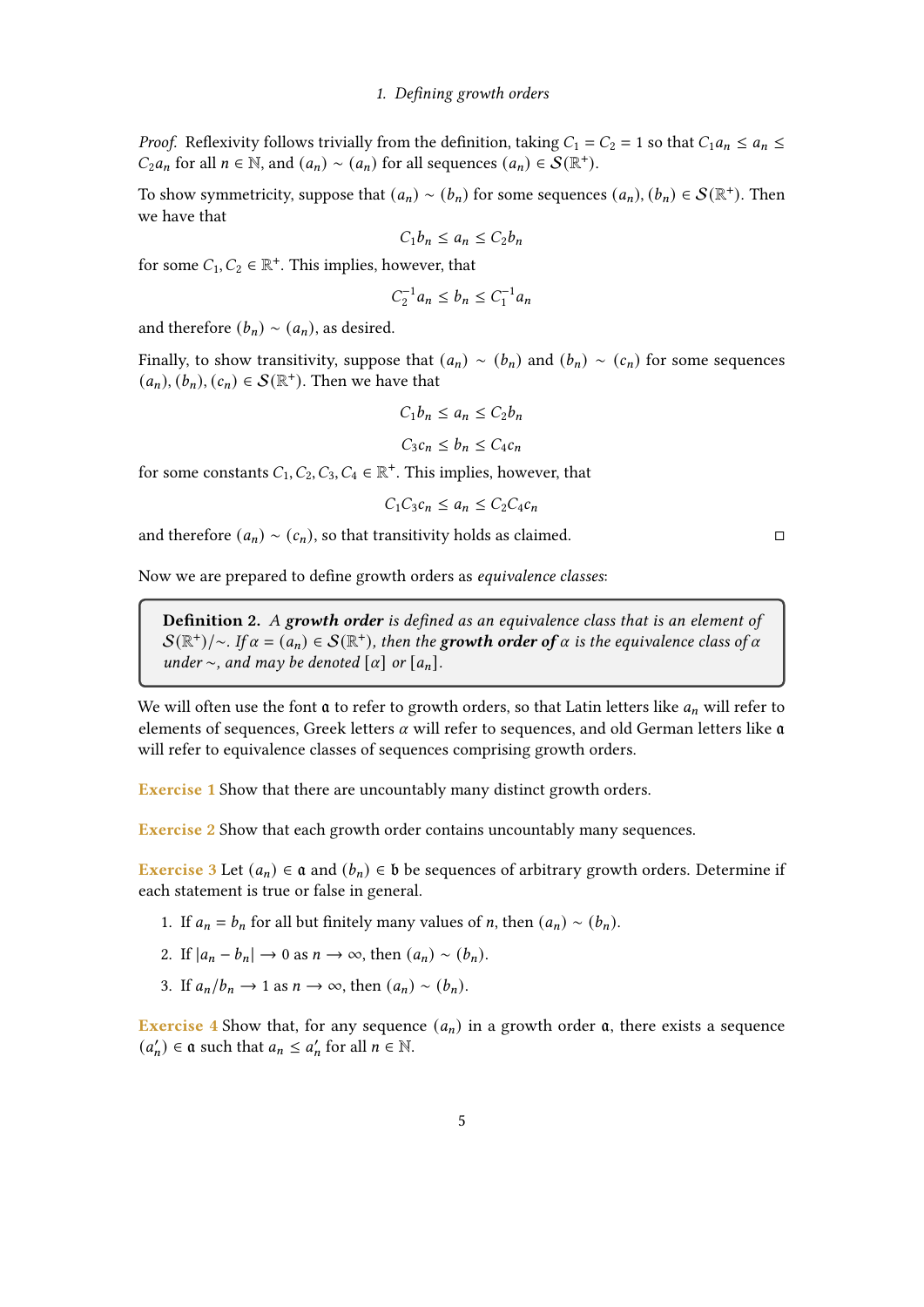*Proof.* Reflexivity follows trivially from the definition, taking $C_1 = C_2 = 1$ so that $C_1 a_n \le a_n \le C_2 a_n$ for all $n \in \mathbb{N}$, and $(a_n) \sim (a_n)$ for all sequences $(a_n) \in \mathcal{S}(\mathbb{R}^+)$.

To show symmetricity, suppose that $(a_n) \sim (b_n)$ for some sequences $(a_n), (b_n) \in \mathcal{S}(\mathbb{R}^+)$. Then we have that

$$C_1 b_n \le a_n \le C_2 b_n$$

for some $C_1, C_2 \in \mathbb{R}^+$. This implies, however, that

$$C_2^{-1} a_n \le b_n \le C_1^{-1} a_n$$

and therefore $(b_n) \sim (a_n)$, as desired.

Finally, to show transitivity, suppose that $(a_n) \sim (b_n)$ and $(b_n) \sim (c_n)$ for some sequences $(a_n), (b_n), (c_n) \in \mathcal{S}(\mathbb{R}^+)$. Then we have that

$$C_1 b_n \le a_n \le C_2 b_n$$

$$C_3 c_n \le b_n \le C_4 c_n$$

for some constants $C_1, C_2, C_3, C_4 \in \mathbb{R}^+$. This implies, however, that

$$C_1 C_3 c_n \le a_n \le C_2 C_4 c_n$$

and therefore $(a_n) \sim (c_n)$, so that transitivity holds as claimed. □

Now we are prepared to define growth orders as *equivalence* classes:

> **Definition 2.** *A **growth order** is defined as an equivalence class that is an element of $\mathcal{S}(\mathbb{R}^+)/\sim$. If $\alpha = (a_n) \in \mathcal{S}(\mathbb{R}^+)$, then the **growth order of** $\alpha$ is the equivalence class of $\alpha$ under $\sim$, and may be denoted $[\alpha]$ or $[a_n]$.*

We will often use the font $\mathfrak{a}$ to refer to growth orders, so that Latin letters like $a_n$ will refer to elements of sequences, Greek letters $\alpha$ will refer to sequences, and old German letters like $\mathfrak{a}$ will refer to equivalence classes of sequences comprising growth orders.

**Exercise 1** Show that there are uncountably many distinct growth orders.

**Exercise 2** Show that each growth order contains uncountably many sequences.

**Exercise 3** Let $(a_n) \in \mathfrak{a}$ and $(b_n) \in \mathfrak{b}$ be sequences of arbitrary growth orders. Determine if each statement is true or false in general.

1. If $a_n = b_n$ for all but finitely many values of $n$, then $(a_n) \sim (b_n)$.
2. If $|a_n - b_n| \to 0$ as $n \to \infty$, then $(a_n) \sim (b_n)$.
3. If $a_n / b_n \to 1$ as $n \to \infty$, then $(a_n) \sim (b_n)$.

**Exercise 4** Show that, for any sequence $(a_n)$ in a growth order $\mathfrak{a}$, there exists a sequence $(a'_n) \in \mathfrak{a}$ such that $a_n \le a'_n$ for all $n \in \mathbb{N}$.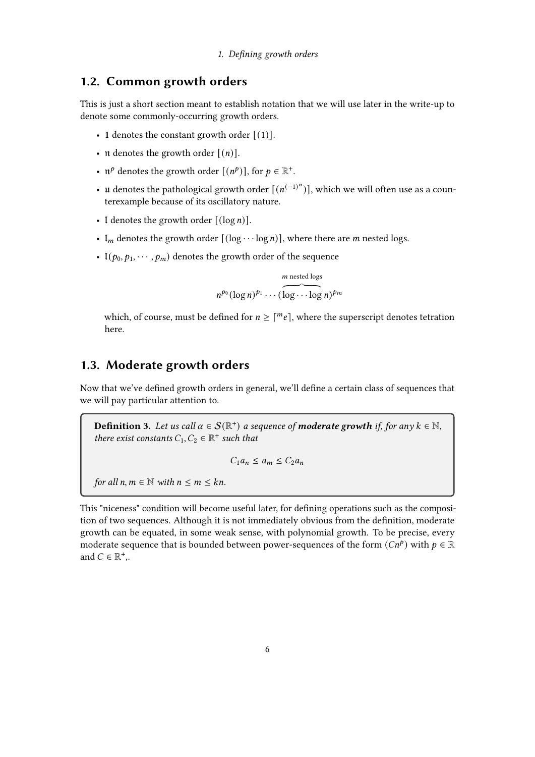## 1.2. Common growth orders

This is just a short section meant to establish notation that we will use later in the write-up to denote some commonly-occurring growth orders.

- $\mathbf{1}$ denotes the constant growth order $[(1)]$.
- $\mathfrak{n}$ denotes the growth order $[(n)]$.
- $\mathfrak{n}^p$ denotes the growth order $[(n^p)]$, for $p \in \mathbb{R}^+$.
- $\mathfrak{u}$ denotes the pathological growth order $[(n^{(-1)^n})]$, which we will often use as a counterexample because of its oscillatory nature.
- $\mathfrak{l}$ denotes the growth order $[(\log n)]$.
- $\mathfrak{l}_m$ denotes the growth order $[(\log \cdots \log n)]$, where there are $m$ nested logs.
- $\mathfrak{l}(p_0, p_1, \cdots, p_m)$ denotes the growth order of the sequence

  $$n^{p_0}(\log n)^{p_1} \cdots (\overbrace{\log \cdots \log}^{m \text{ nested logs}} n)^{p_m}$$

  which, of course, must be defined for $n \geq \lceil {}^m e \rceil$, where the superscript denotes tetration here.

## 1.3. Moderate growth orders

Now that we've defined growth orders in general, we'll define a certain class of sequences that we will pay particular attention to.

> **Definition 3.** *Let us call $\alpha \in \mathcal{S}(\mathbb{R}^+)$ a sequence of **moderate growth** if, for any $k \in \mathbb{N}$, there exist constants $C_1, C_2 \in \mathbb{R}^+$ such that*
>
> $$C_1 a_n \leq a_m \leq C_2 a_n$$
>
> *for all $n, m \in \mathbb{N}$ with $n \leq m \leq kn$.*

This "niceness" condition will become useful later, for defining operations such as the composition of two sequences. Although it is not immediately obvious from the definition, moderate growth can be equated, in some weak sense, with polynomial growth. To be precise, every moderate sequence that is bounded between power-sequences of the form $(Cn^p)$ with $p \in \mathbb{R}$ and $C \in \mathbb{R}^+$,.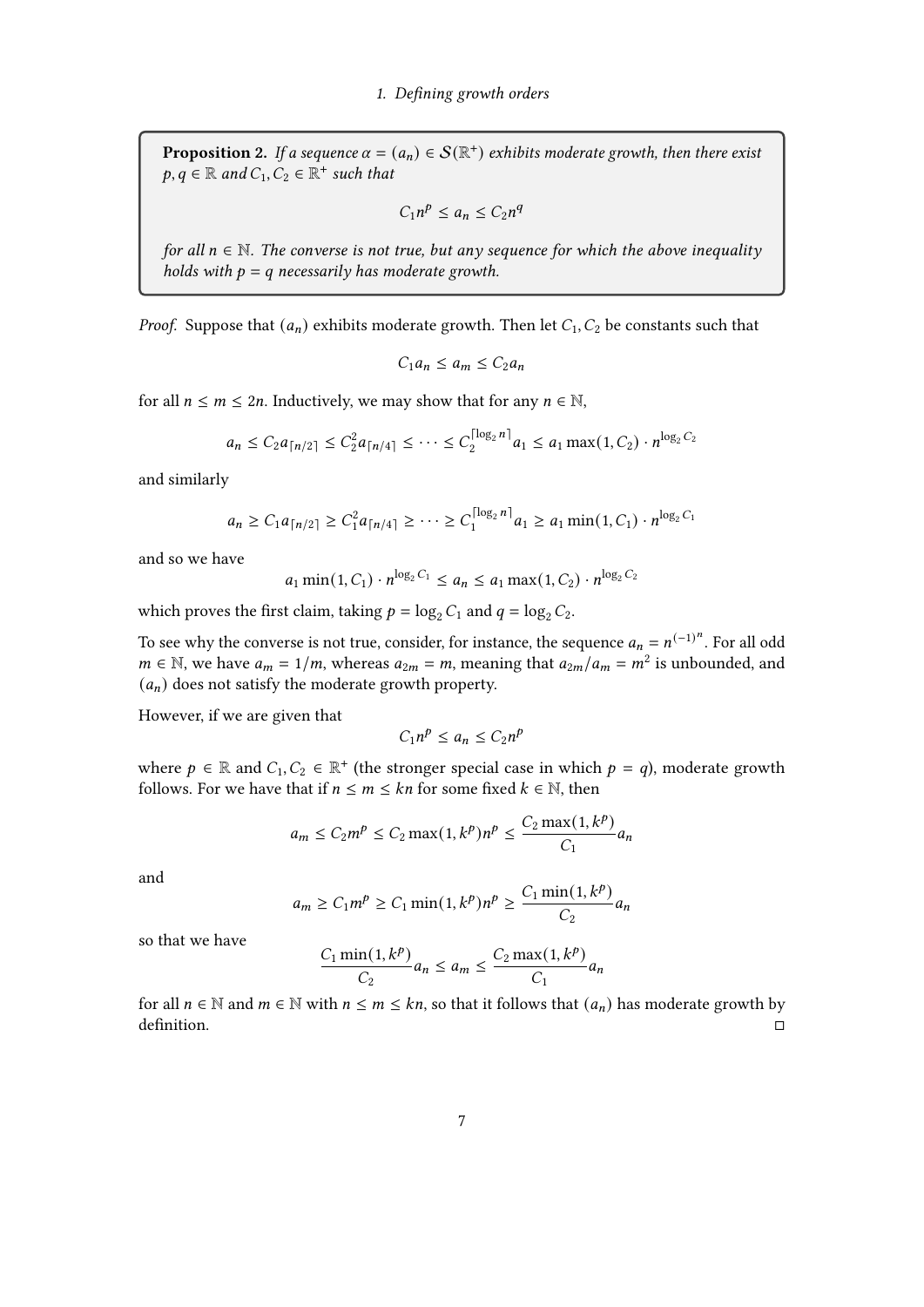**Proposition 2.** *If a sequence $\alpha = (a_n) \in \mathcal{S}(\mathbb{R}^+)$ exhibits moderate growth, then there exist $p, q \in \mathbb{R}$ and $C_1, C_2 \in \mathbb{R}^+$ such that*

$$C_1 n^p \leq a_n \leq C_2 n^q$$

*for all $n \in \mathbb{N}$. The converse is not true, but any sequence for which the above inequality holds with $p = q$ necessarily has moderate growth.*

*Proof.* Suppose that $(a_n)$ exhibits moderate growth. Then let $C_1, C_2$ be constants such that

$$C_1 a_n \leq a_m \leq C_2 a_n$$

for all $n \leq m \leq 2n$. Inductively, we may show that for any $n \in \mathbb{N}$,

$$a_n \leq C_2 a_{\lceil n/2 \rceil} \leq C_2^2 a_{\lceil n/4 \rceil} \leq \cdots \leq C_2^{\lceil \log_2 n \rceil} a_1 \leq a_1 \max(1, C_2) \cdot n^{\log_2 C_2}$$

and similarly

$$a_n \geq C_1 a_{\lceil n/2 \rceil} \geq C_1^2 a_{\lceil n/4 \rceil} \geq \cdots \geq C_1^{\lceil \log_2 n \rceil} a_1 \geq a_1 \min(1, C_1) \cdot n^{\log_2 C_1}$$

and so we have

$$a_1 \min(1, C_1) \cdot n^{\log_2 C_1} \leq a_n \leq a_1 \max(1, C_2) \cdot n^{\log_2 C_2}$$

which proves the first claim, taking $p = \log_2 C_1$ and $q = \log_2 C_2$.

To see why the converse is not true, consider, for instance, the sequence $a_n = n^{(-1)^n}$. For all odd $m \in \mathbb{N}$, we have $a_m = 1/m$, whereas $a_{2m} = m$, meaning that $a_{2m}/a_m = m^2$ is unbounded, and $(a_n)$ does not satisfy the moderate growth property.

However, if we are given that

$$C_1 n^p \leq a_n \leq C_2 n^p$$

where $p \in \mathbb{R}$ and $C_1, C_2 \in \mathbb{R}^+$ (the stronger special case in which $p = q$), moderate growth follows. For we have that if $n \leq m \leq kn$ for some fixed $k \in \mathbb{N}$, then

$$a_m \leq C_2 m^p \leq C_2 \max(1, k^p) n^p \leq \frac{C_2 \max(1, k^p)}{C_1} a_n$$

and

$$a_m \geq C_1 m^p \geq C_1 \min(1, k^p) n^p \geq \frac{C_1 \min(1, k^p)}{C_2} a_n$$

so that we have

$$\frac{C_1 \min(1, k^p)}{C_2} a_n \leq a_m \leq \frac{C_2 \max(1, k^p)}{C_1} a_n$$

for all $n \in \mathbb{N}$ and $m \in \mathbb{N}$ with $n \leq m \leq kn$, so that it follows that $(a_n)$ has moderate growth by definition. □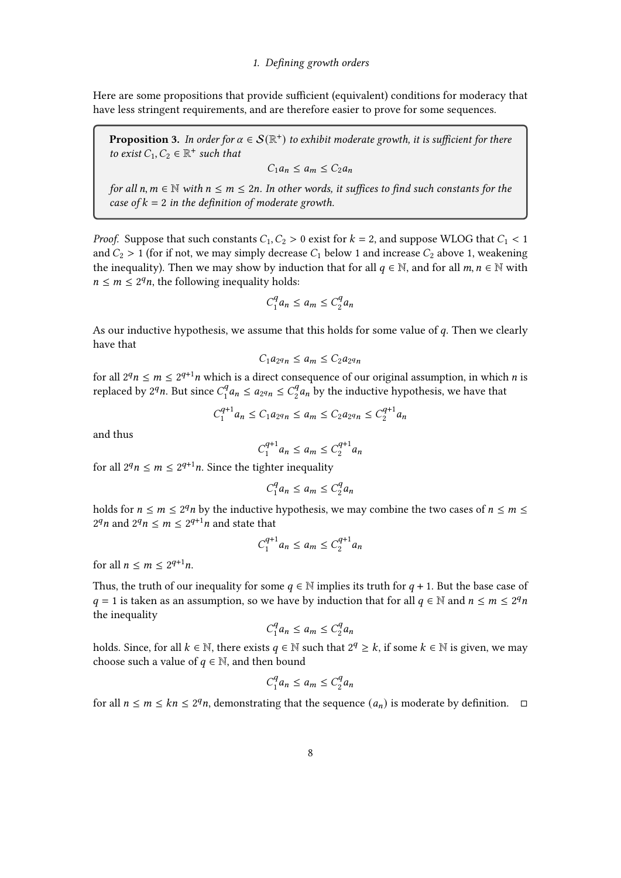Here are some propositions that provide sufficient (equivalent) conditions for moderacy that have less stringent requirements, and are therefore easier to prove for some sequences.

**Proposition 3.** *In order for $\alpha \in \mathcal{S}(\mathbb{R}^+)$ to exhibit moderate growth, it is sufficient for there to exist $C_1, C_2 \in \mathbb{R}^+$ such that*

$$C_1 a_n \leq a_m \leq C_2 a_n$$

*for all $n, m \in \mathbb{N}$ with $n \leq m \leq 2n$. In other words, it suffices to find such constants for the case of $k = 2$ in the definition of moderate growth.*

*Proof.* Suppose that such constants $C_1, C_2 > 0$ exist for $k = 2$, and suppose WLOG that $C_1 < 1$ and $C_2 > 1$ (for if not, we may simply decrease $C_1$ below 1 and increase $C_2$ above 1, weakening the inequality). Then we may show by induction that for all $q \in \mathbb{N}$, and for all $m, n \in \mathbb{N}$ with $n \leq m \leq 2^q n$, the following inequality holds:

$$C_1^q a_n \leq a_m \leq C_2^q a_n$$

As our inductive hypothesis, we assume that this holds for some value of $q$. Then we clearly have that

$$C_1 a_{2^q n} \leq a_m \leq C_2 a_{2^q n}$$

for all $2^q n \leq m \leq 2^{q+1} n$ which is a direct consequence of our original assumption, in which $n$ is replaced by $2^q n$. But since $C_1^q a_n \leq a_{2^q n} \leq C_2^q a_n$ by the inductive hypothesis, we have that

$$C_1^{q+1} a_n \leq C_1 a_{2^q n} \leq a_m \leq C_2 a_{2^q n} \leq C_2^{q+1} a_n$$

and thus

$$C_1^{q+1} a_n \leq a_m \leq C_2^{q+1} a_n$$

for all $2^q n \leq m \leq 2^{q+1} n$. Since the tighter inequality

$$C_1^q a_n \leq a_m \leq C_2^q a_n$$

holds for $n \leq m \leq 2^q n$ by the inductive hypothesis, we may combine the two cases of $n \leq m \leq 2^q n$ and $2^q n \leq m \leq 2^{q+1} n$ and state that

$$C_1^{q+1} a_n \leq a_m \leq C_2^{q+1} a_n$$

for all $n \leq m \leq 2^{q+1} n$.

Thus, the truth of our inequality for some $q \in \mathbb{N}$ implies its truth for $q + 1$. But the base case of $q = 1$ is taken as an assumption, so we have by induction that for all $q \in \mathbb{N}$ and $n \leq m \leq 2^q n$ the inequality

$$C_1^q a_n \leq a_m \leq C_2^q a_n$$

holds. Since, for all $k \in \mathbb{N}$, there exists $q \in \mathbb{N}$ such that $2^q \geq k$, if some $k \in \mathbb{N}$ is given, we may choose such a value of $q \in \mathbb{N}$, and then bound

$$C_1^q a_n \leq a_m \leq C_2^q a_n$$

for all $n \leq m \leq kn \leq 2^q n$, demonstrating that the sequence $(a_n)$ is moderate by definition. □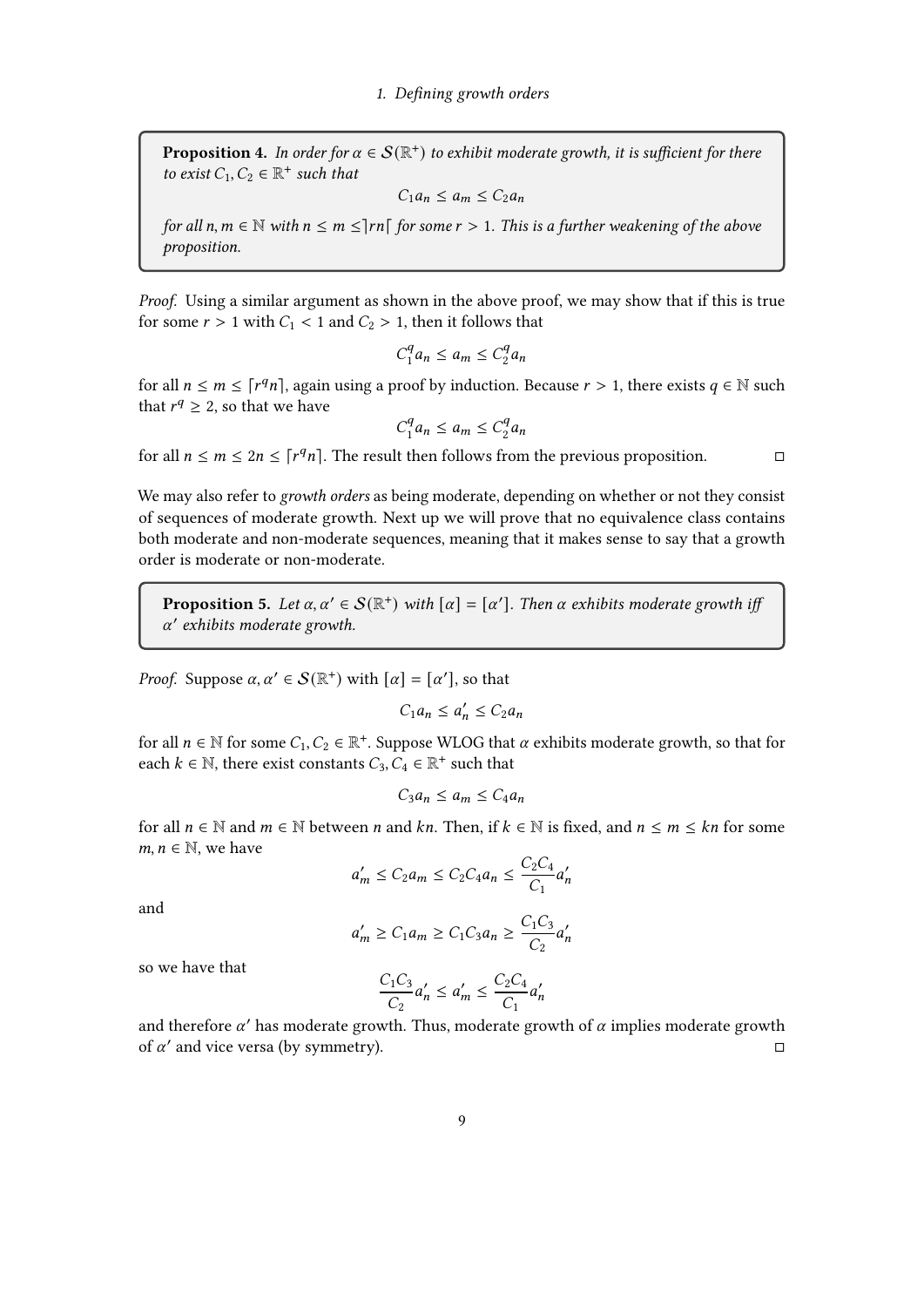**Proposition 4.** *In order for $\alpha \in \mathcal{S}(\mathbb{R}^+)$ to exhibit moderate growth, it is sufficient for there to exist $C_1, C_2 \in \mathbb{R}^+$ such that*

$$C_1 a_n \leq a_m \leq C_2 a_n$$

*for all $n, m \in \mathbb{N}$ with $n \leq m \leq ]rn[$ for some $r > 1$. This is a further weakening of the above proposition.*

*Proof.* Using a similar argument as shown in the above proof, we may show that if this is true for some $r > 1$ with $C_1 < 1$ and $C_2 > 1$, then it follows that

$$C_1^q a_n \leq a_m \leq C_2^q a_n$$

for all $n \leq m \leq \lceil r^q n \rceil$, again using a proof by induction. Because $r > 1$, there exists $q \in \mathbb{N}$ such that $r^q \geq 2$, so that we have

$$C_1^q a_n \leq a_m \leq C_2^q a_n$$

for all $n \leq m \leq 2n \leq \lceil r^q n \rceil$. The result then follows from the previous proposition. □

We may also refer to *growth orders* as being moderate, depending on whether or not they consist of sequences of moderate growth. Next up we will prove that no equivalence class contains both moderate and non-moderate sequences, meaning that it makes sense to say that a growth order is moderate or non-moderate.

**Proposition 5.** *Let $\alpha, \alpha' \in \mathcal{S}(\mathbb{R}^+)$ with $[\alpha] = [\alpha']$. Then $\alpha$ exhibits moderate growth iff $\alpha'$ exhibits moderate growth.*

*Proof.* Suppose $\alpha, \alpha' \in \mathcal{S}(\mathbb{R}^+)$ with $[\alpha] = [\alpha']$, so that

$$C_1 a_n \leq a'_n \leq C_2 a_n$$

for all $n \in \mathbb{N}$ for some $C_1, C_2 \in \mathbb{R}^+$. Suppose WLOG that $\alpha$ exhibits moderate growth, so that for each $k \in \mathbb{N}$, there exist constants $C_3, C_4 \in \mathbb{R}^+$ such that

$$C_3 a_n \leq a_m \leq C_4 a_n$$

for all $n \in \mathbb{N}$ and $m \in \mathbb{N}$ between $n$ and $kn$. Then, if $k \in \mathbb{N}$ is fixed, and $n \leq m \leq kn$ for some $m, n \in \mathbb{N}$, we have

$$a'_m \leq C_2 a_m \leq C_2 C_4 a_n \leq \frac{C_2 C_4}{C_1} a'_n$$

and

$$a'_m \geq C_1 a_m \geq C_1 C_3 a_n \geq \frac{C_1 C_3}{C_2} a'_n$$

so we have that

$$\frac{C_1 C_3}{C_2} a'_n \leq a'_m \leq \frac{C_2 C_4}{C_1} a'_n$$

and therefore $\alpha'$ has moderate growth. Thus, moderate growth of $\alpha$ implies moderate growth of $\alpha'$ and vice versa (by symmetry). □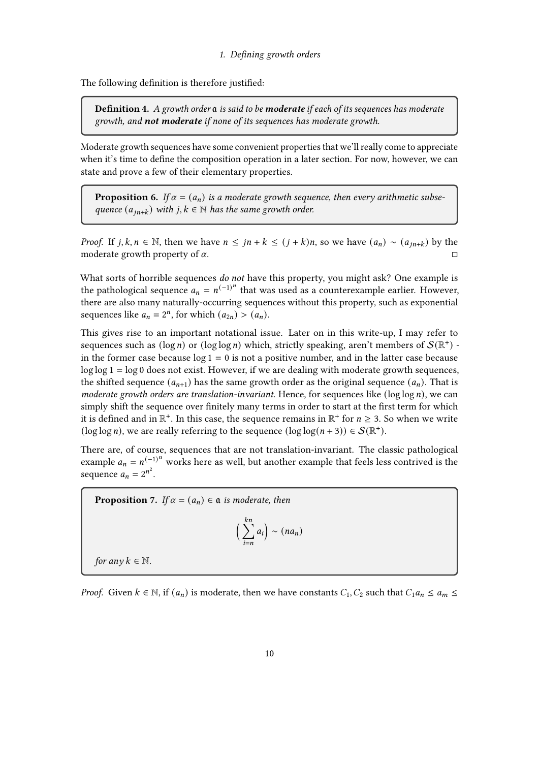The following definition is therefore justified:

**Definition 4.** *A growth order $\mathfrak{a}$ is said to be* ***moderate*** *if each of its sequences has moderate growth, and* ***not moderate*** *if none of its sequences has moderate growth.*

Moderate growth sequences have some convenient properties that we'll really come to appreciate when it's time to define the composition operation in a later section. For now, however, we can state and prove a few of their elementary properties.

**Proposition 6.** *If $\alpha = (a_n)$ is a moderate growth sequence, then every arithmetic subsequence $(a_{jn+k})$ with $j, k \in \mathbb{N}$ has the same growth order.*

*Proof.* If $j, k, n \in \mathbb{N}$, then we have $n \leq jn + k \leq (j + k)n$, so we have $(a_n) \sim (a_{jn+k})$ by the moderate growth property of $\alpha$. □

What sorts of horrible sequences *do not* have this property, you might ask? One example is the pathological sequence $a_n = n^{(-1)^n}$ that was used as a counterexample earlier. However, there are also many naturally-occurring sequences without this property, such as exponential sequences like $a_n = 2^n$, for which $(a_{2n}) > (a_n)$.

This gives rise to an important notational issue. Later on in this write-up, I may refer to sequences such as $(\log n)$ or $(\log \log n)$ which, strictly speaking, aren't members of $\mathcal{S}(\mathbb{R}^+)$ - in the former case because $\log 1 = 0$ is not a positive number, and in the latter case because $\log \log 1 = \log 0$ does not exist. However, if we are dealing with moderate growth sequences, the shifted sequence $(a_{n+1})$ has the same growth order as the original sequence $(a_n)$. That is *moderate growth orders are translation-invariant*. Hence, for sequences like $(\log \log n)$, we can simply shift the sequence over finitely many terms in order to start at the first term for which it is defined and in $\mathbb{R}^+$. In this case, the sequence remains in $\mathbb{R}^+$ for $n \geq 3$. So when we write $(\log \log n)$, we are really referring to the sequence $(\log \log(n + 3)) \in \mathcal{S}(\mathbb{R}^+)$.

There are, of course, sequences that are not translation-invariant. The classic pathological example $a_n = n^{(-1)^n}$ works here as well, but another example that feels less contrived is the sequence $a_n = 2^{n^2}$.

**Proposition 7.** *If $\alpha = (a_n) \in \mathfrak{a}$ is moderate, then*

$$\Big( \sum_{i=n}^{kn} a_i \Big) \sim (na_n)$$

*for any $k \in \mathbb{N}$.*

*Proof.* Given $k \in \mathbb{N}$, if $(a_n)$ is moderate, then we have constants $C_1, C_2$ such that $C_1 a_n \leq a_m \leq$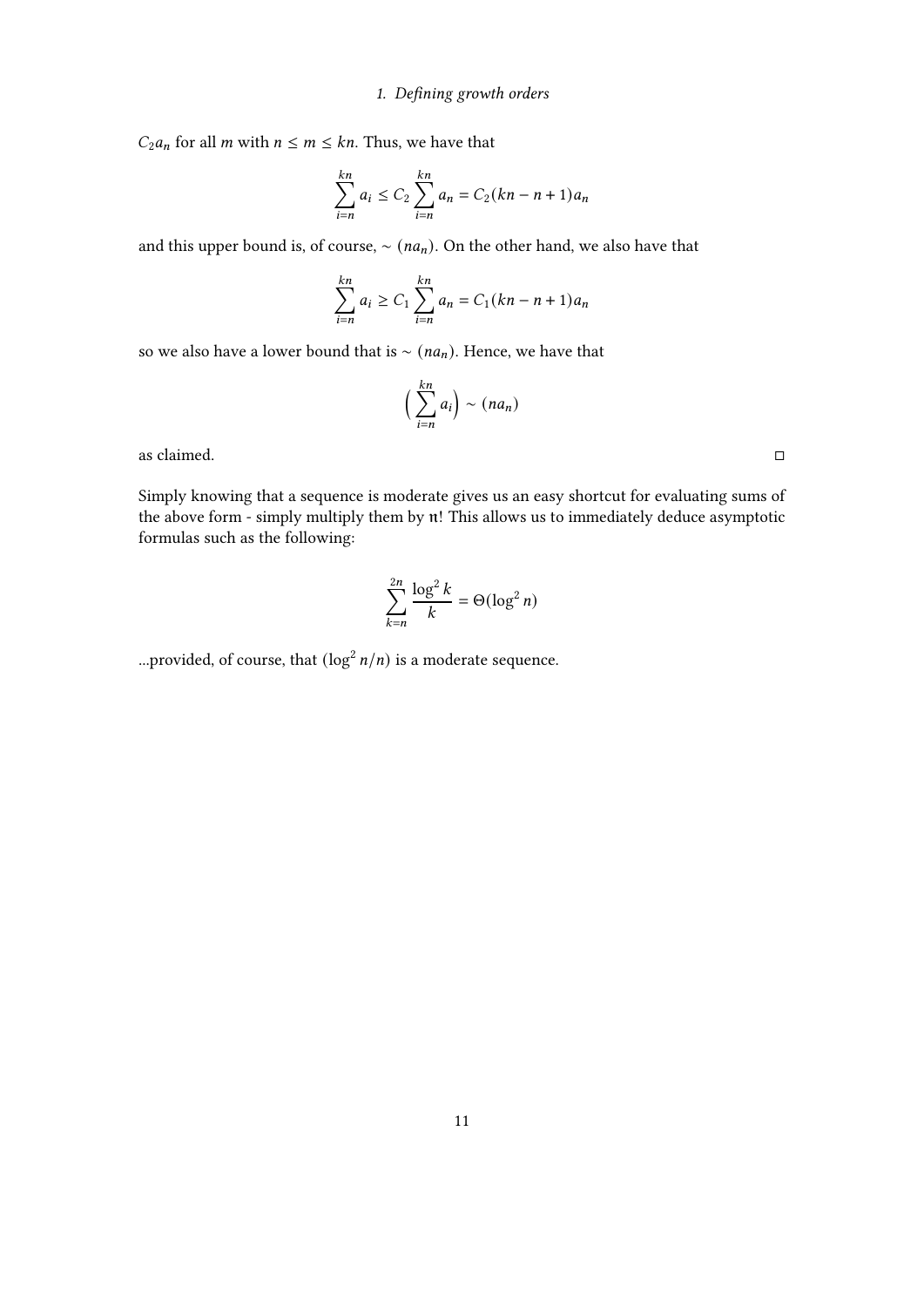$C_2 a_n$ for all $m$ with $n \leq m \leq kn$. Thus, we have that

$$\sum_{i=n}^{kn} a_i \leq C_2 \sum_{i=n}^{kn} a_n = C_2(kn - n + 1)a_n$$

and this upper bound is, of course, $\sim (na_n)$. On the other hand, we also have that

$$\sum_{i=n}^{kn} a_i \geq C_1 \sum_{i=n}^{kn} a_n = C_1(kn - n + 1)a_n$$

so we also have a lower bound that is $\sim (na_n)$. Hence, we have that

$$\Big( \sum_{i=n}^{kn} a_i \Big) \sim (na_n)$$

as claimed. □

Simply knowing that a sequence is moderate gives us an easy shortcut for evaluating sums of the above form - simply multiply them by $\mathfrak{n}$! This allows us to immediately deduce asymptotic formulas such as the following:

$$\sum_{k=n}^{2n} \frac{\log^2 k}{k} = \Theta(\log^2 n)$$

...provided, of course, that $(\log^2 n/n)$ is a moderate sequence.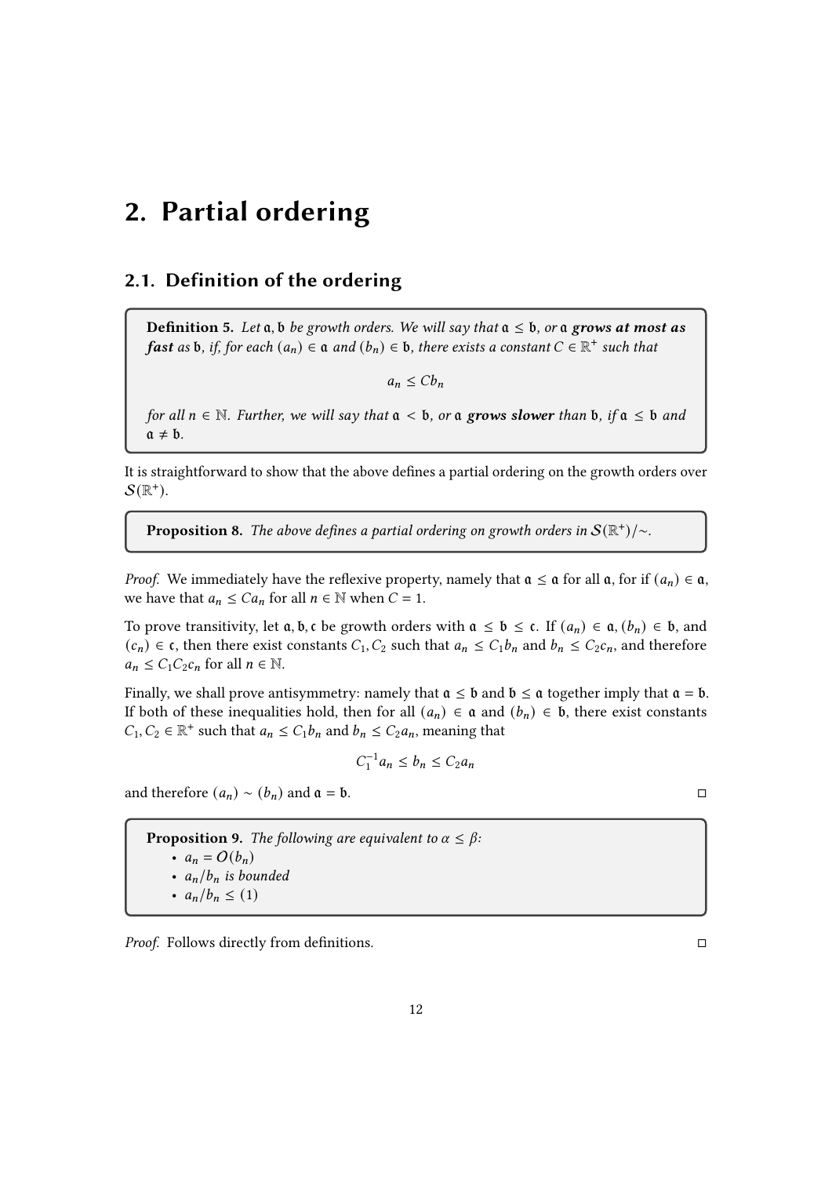# 2. Partial ordering

## 2.1. Definition of the ordering

**Definition 5.** *Let $\mathfrak{a}, \mathfrak{b}$ be growth orders. We will say that $\mathfrak{a} \leq \mathfrak{b}$, or $\mathfrak{a}$ **grows at most as fast** as $\mathfrak{b}$, if, for each $(a_n) \in \mathfrak{a}$ and $(b_n) \in \mathfrak{b}$, there exists a constant $C \in \mathbb{R}^+$ such that*

$$a_n \leq C b_n$$

*for all $n \in \mathbb{N}$. Further, we will say that $\mathfrak{a} < \mathfrak{b}$, or $\mathfrak{a}$ **grows slower** than $\mathfrak{b}$, if $\mathfrak{a} \leq \mathfrak{b}$ and $\mathfrak{a} \neq \mathfrak{b}$.*

It is straightforward to show that the above defines a partial ordering on the growth orders over $\mathcal{S}(\mathbb{R}^+)$.

**Proposition 8.** *The above defines a partial ordering on growth orders in $\mathcal{S}(\mathbb{R}^+)/\sim$.*

*Proof.* We immediately have the reflexive property, namely that $\mathfrak{a} \leq \mathfrak{a}$ for all $\mathfrak{a}$, for if $(a_n) \in \mathfrak{a}$, we have that $a_n \leq C a_n$ for all $n \in \mathbb{N}$ when $C = 1$.

To prove transitivity, let $\mathfrak{a}, \mathfrak{b}, \mathfrak{c}$ be growth orders with $\mathfrak{a} \leq \mathfrak{b} \leq \mathfrak{c}$. If $(a_n) \in \mathfrak{a}$, $(b_n) \in \mathfrak{b}$, and $(c_n) \in \mathfrak{c}$, then there exist constants $C_1, C_2$ such that $a_n \leq C_1 b_n$ and $b_n \leq C_2 c_n$, and therefore $a_n \leq C_1 C_2 c_n$ for all $n \in \mathbb{N}$.

Finally, we shall prove antisymmetry: namely that $\mathfrak{a} \leq \mathfrak{b}$ and $\mathfrak{b} \leq \mathfrak{a}$ together imply that $\mathfrak{a} = \mathfrak{b}$. If both of these inequalities hold, then for all $(a_n) \in \mathfrak{a}$ and $(b_n) \in \mathfrak{b}$, there exist constants $C_1, C_2 \in \mathbb{R}^+$ such that $a_n \leq C_1 b_n$ and $b_n \leq C_2 a_n$, meaning that

$$C_1^{-1} a_n \leq b_n \leq C_2 a_n$$

and therefore $(a_n) \sim (b_n)$ and $\mathfrak{a} = \mathfrak{b}$. □

**Proposition 9.** *The following are equivalent to $\alpha \leq \beta$:*

- $a_n = \mathcal{O}(b_n)$
- *$a_n/b_n$ is bounded*
- $a_n/b_n \leq (1)$

*Proof.* Follows directly from definitions. □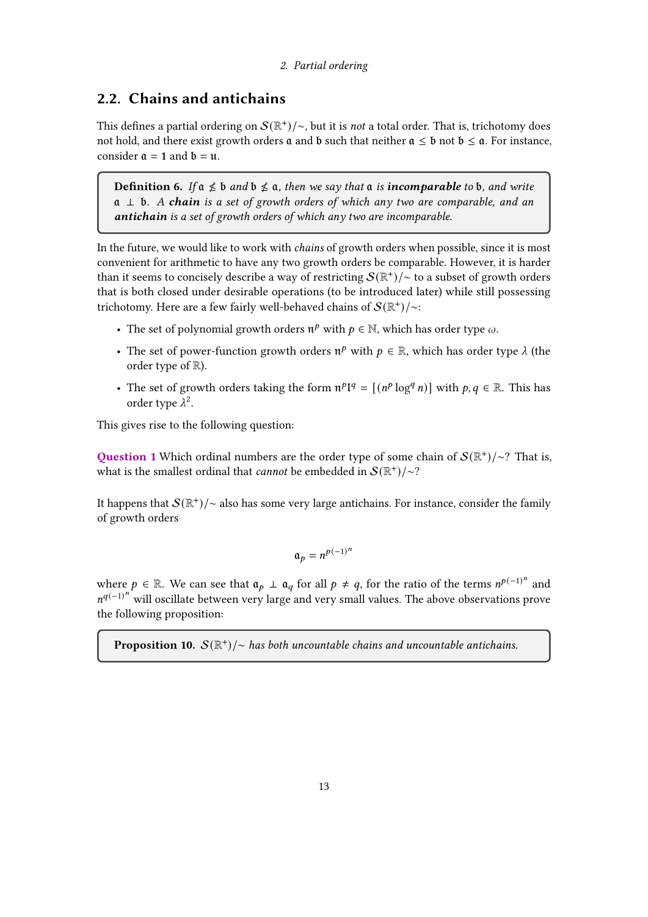## 2.2. Chains and antichains

This defines a partial ordering on $\mathcal{S}(\mathbb{R}^+)/{\sim}$, but it is *not* a total order. That is, trichotomy does not hold, and there exist growth orders $\mathfrak{a}$ and $\mathfrak{b}$ such that neither $\mathfrak{a} \leq \mathfrak{b}$ not $\mathfrak{b} \leq \mathfrak{a}$. For instance, consider $\mathfrak{a} = \mathbf{1}$ and $\mathfrak{b} = \mathfrak{u}$.

> **Definition 6.** *If $\mathfrak{a} \nleq \mathfrak{b}$ and $\mathfrak{b} \nleq \mathfrak{a}$, then we say that $\mathfrak{a}$ is **incomparable** to $\mathfrak{b}$, and write $\mathfrak{a} \perp \mathfrak{b}$. A **chain** is a set of growth orders of which any two are comparable, and an **antichain** is a set of growth orders of which any two are incomparable.*

In the future, we would like to work with *chains* of growth orders when possible, since it is most convenient for arithmetic to have any two growth orders be comparable. However, it is harder than it seems to concisely describe a way of restricting $\mathcal{S}(\mathbb{R}^+)/{\sim}$ to a subset of growth orders that is both closed under desirable operations (to be introduced later) while still possessing trichotomy. Here are a few fairly well-behaved chains of $\mathcal{S}(\mathbb{R}^+)/{\sim}$:

- The set of polynomial growth orders $\mathfrak{n}^p$ with $p \in \mathbb{N}$, which has order type $\omega$.
- The set of power-function growth orders $\mathfrak{n}^p$ with $p \in \mathbb{R}$, which has order type $\lambda$ (the order type of $\mathbb{R}$).
- The set of growth orders taking the form $\mathfrak{n}^p \mathfrak{l}^q = [(n^p \log^q n)]$ with $p, q \in \mathbb{R}$. This has order type $\lambda^2$.

This gives rise to the following question:

**Question 1** Which ordinal numbers are the order type of some chain of $\mathcal{S}(\mathbb{R}^+)/{\sim}$? That is, what is the smallest ordinal that *cannot* be embedded in $\mathcal{S}(\mathbb{R}^+)/{\sim}$?

It happens that $\mathcal{S}(\mathbb{R}^+)/{\sim}$ also has some very large antichains. For instance, consider the family of growth orders

$$\mathfrak{a}_p = n^{p(-1)^n}$$

where $p \in \mathbb{R}$. We can see that $\mathfrak{a}_p \perp \mathfrak{a}_q$ for all $p \neq q$, for the ratio of the terms $n^{p(-1)^n}$ and $n^{q(-1)^n}$ will oscillate between very large and very small values. The above observations prove the following proposition:

> **Proposition 10.** *$\mathcal{S}(\mathbb{R}^+)/{\sim}$ has both uncountable chains and uncountable antichains.*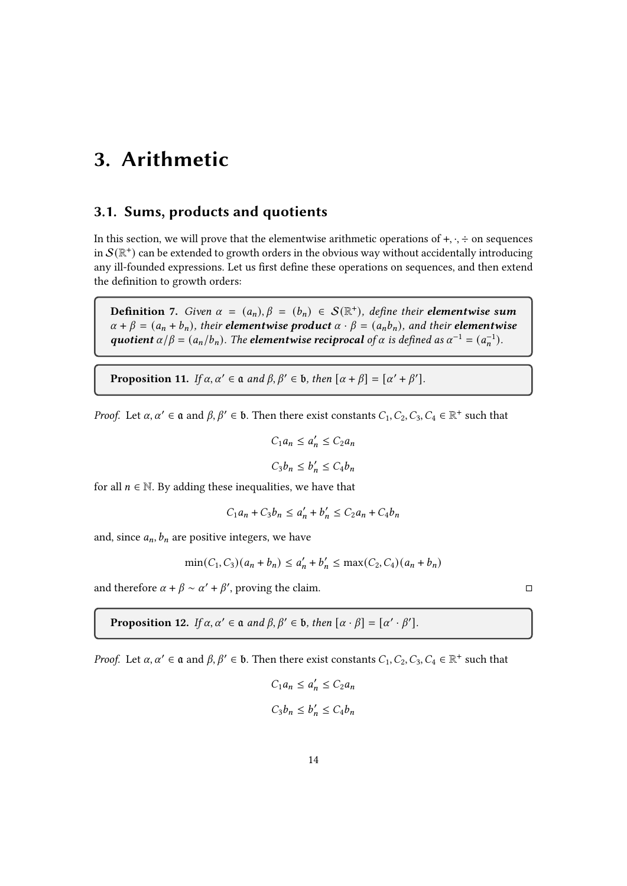# 3. Arithmetic

## 3.1. Sums, products and quotients

In this section, we will prove that the elementwise arithmetic operations of $+, \cdot, \div$ on sequences in $\mathcal{S}(\mathbb{R}^+)$ can be extended to growth orders in the obvious way without accidentally introducing any ill-founded expressions. Let us first define these operations on sequences, and then extend the definition to growth orders:

> **Definition 7.** *Given $\alpha = (a_n), \beta = (b_n) \in \mathcal{S}(\mathbb{R}^+)$, define their **elementwise sum** $\alpha + \beta = (a_n + b_n)$, their **elementwise product** $\alpha \cdot \beta = (a_n b_n)$, and their **elementwise quotient** $\alpha/\beta = (a_n/b_n)$. The **elementwise reciprocal** of $\alpha$ is defined as $\alpha^{-1} = (a_n^{-1})$.*

> **Proposition 11.** *If $\alpha, \alpha' \in \mathfrak{a}$ and $\beta, \beta' \in \mathfrak{b}$, then $[\alpha + \beta] = [\alpha' + \beta']$.*

*Proof.* Let $\alpha, \alpha' \in \mathfrak{a}$ and $\beta, \beta' \in \mathfrak{b}$. Then there exist constants $C_1, C_2, C_3, C_4 \in \mathbb{R}^+$ such that

$$C_1 a_n \leq a_n' \leq C_2 a_n$$

$$C_3 b_n \leq b_n' \leq C_4 b_n$$

for all $n \in \mathbb{N}$. By adding these inequalities, we have that

$$C_1 a_n + C_3 b_n \leq a_n' + b_n' \leq C_2 a_n + C_4 b_n$$

and, since $a_n, b_n$ are positive integers, we have

$$\min(C_1, C_3)(a_n + b_n) \leq a_n' + b_n' \leq \max(C_2, C_4)(a_n + b_n)$$

and therefore $\alpha + \beta \sim \alpha' + \beta'$, proving the claim. □

> **Proposition 12.** *If $\alpha, \alpha' \in \mathfrak{a}$ and $\beta, \beta' \in \mathfrak{b}$, then $[\alpha \cdot \beta] = [\alpha' \cdot \beta']$.*

*Proof.* Let $\alpha, \alpha' \in \mathfrak{a}$ and $\beta, \beta' \in \mathfrak{b}$. Then there exist constants $C_1, C_2, C_3, C_4 \in \mathbb{R}^+$ such that

$$C_1 a_n \leq a_n' \leq C_2 a_n$$

$$C_3 b_n \leq b_n' \leq C_4 b_n$$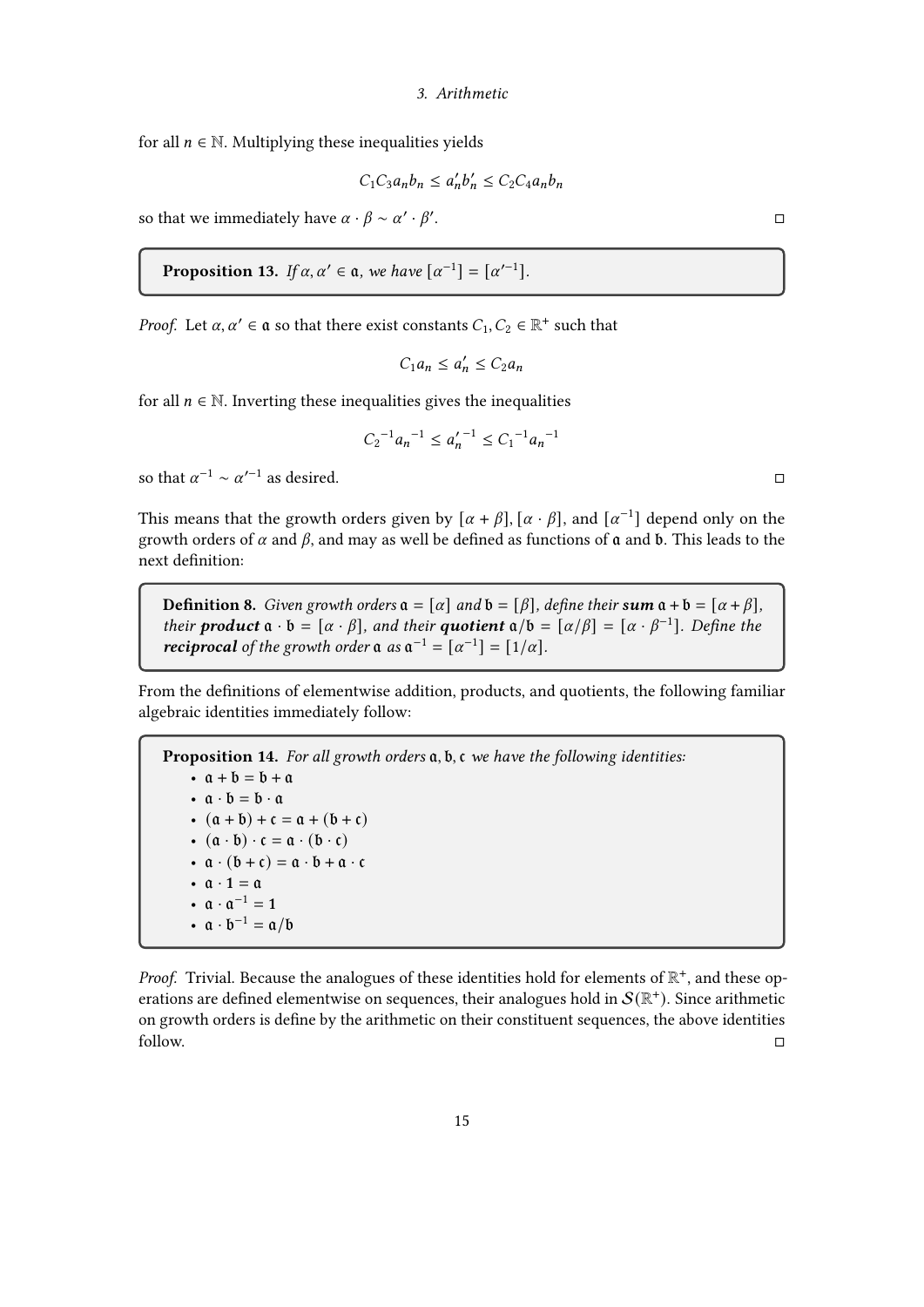for all $n \in \mathbb{N}$. Multiplying these inequalities yields

$$C_1 C_3 a_n b_n \leq a'_n b'_n \leq C_2 C_4 a_n b_n$$

so that we immediately have $\alpha \cdot \beta \sim \alpha' \cdot \beta'$. $\square$

**Proposition 13.** *If $\alpha, \alpha' \in \mathfrak{a}$, we have $[\alpha^{-1}] = [\alpha'^{-1}]$.*

*Proof.* Let $\alpha, \alpha' \in \mathfrak{a}$ so that there exist constants $C_1, C_2 \in \mathbb{R}^+$ such that

$$C_1 a_n \leq a'_n \leq C_2 a_n$$

for all $n \in \mathbb{N}$. Inverting these inequalities gives the inequalities

$$C_2^{-1} a_n^{-1} \leq a_n'^{-1} \leq C_1^{-1} a_n^{-1}$$

so that $\alpha^{-1} \sim \alpha'^{-1}$ as desired. $\square$

This means that the growth orders given by $[\alpha + \beta]$, $[\alpha \cdot \beta]$, and $[\alpha^{-1}]$ depend only on the growth orders of $\alpha$ and $\beta$, and may as well be defined as functions of $\mathfrak{a}$ and $\mathfrak{b}$. This leads to the next definition:

**Definition 8.** *Given growth orders $\mathfrak{a} = [\alpha]$ and $\mathfrak{b} = [\beta]$, define their* ***sum*** *$\mathfrak{a} + \mathfrak{b} = [\alpha + \beta]$, their* ***product*** *$\mathfrak{a} \cdot \mathfrak{b} = [\alpha \cdot \beta]$, and their* ***quotient*** *$\mathfrak{a}/\mathfrak{b} = [\alpha/\beta] = [\alpha \cdot \beta^{-1}]$. Define the* ***reciprocal*** *of the growth order $\mathfrak{a}$ as $\mathfrak{a}^{-1} = [\alpha^{-1}] = [1/\alpha]$.*

From the definitions of elementwise addition, products, and quotients, the following familiar algebraic identities immediately follow:

**Proposition 14.** *For all growth orders $\mathfrak{a}, \mathfrak{b}, \mathfrak{c}$ we have the following identities:*

- $\mathfrak{a} + \mathfrak{b} = \mathfrak{b} + \mathfrak{a}$
- $\mathfrak{a} \cdot \mathfrak{b} = \mathfrak{b} \cdot \mathfrak{a}$
- $(\mathfrak{a} + \mathfrak{b}) + \mathfrak{c} = \mathfrak{a} + (\mathfrak{b} + \mathfrak{c})$
- $(\mathfrak{a} \cdot \mathfrak{b}) \cdot \mathfrak{c} = \mathfrak{a} \cdot (\mathfrak{b} \cdot \mathfrak{c})$
- $\mathfrak{a} \cdot (\mathfrak{b} + \mathfrak{c}) = \mathfrak{a} \cdot \mathfrak{b} + \mathfrak{a} \cdot \mathfrak{c}$
- $\mathfrak{a} \cdot \mathbf{1} = \mathfrak{a}$
- $\mathfrak{a} \cdot \mathfrak{a}^{-1} = \mathbf{1}$
- $\mathfrak{a} \cdot \mathfrak{b}^{-1} = \mathfrak{a}/\mathfrak{b}$

*Proof.* Trivial. Because the analogues of these identities hold for elements of $\mathbb{R}^+$, and these operations are defined elementwise on sequences, their analogues hold in $\mathcal{S}(\mathbb{R}^+)$. Since arithmetic on growth orders is define by the arithmetic on their constituent sequences, the above identities follow. $\square$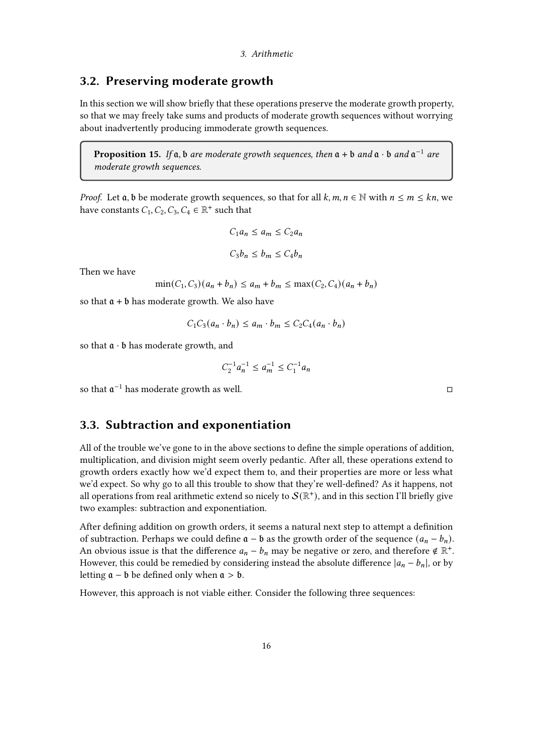## 3.2. Preserving moderate growth

In this section we will show briefly that these operations preserve the moderate growth property, so that we may freely take sums and products of moderate growth sequences without worrying about inadvertently producing immoderate growth sequences.

**Proposition 15.** *If $\mathfrak{a}, \mathfrak{b}$ are moderate growth sequences, then $\mathfrak{a} + \mathfrak{b}$ and $\mathfrak{a} \cdot \mathfrak{b}$ and $\mathfrak{a}^{-1}$ are moderate growth sequences.*

*Proof.* Let $\mathfrak{a}, \mathfrak{b}$ be moderate growth sequences, so that for all $k, m, n \in \mathbb{N}$ with $n \leq m \leq kn$, we have constants $C_1, C_2, C_3, C_4 \in \mathbb{R}^+$ such that

$$C_1 a_n \leq a_m \leq C_2 a_n$$

$$C_3 b_n \leq b_m \leq C_4 b_n$$

Then we have

$$\min(C_1, C_3)(a_n + b_n) \leq a_m + b_m \leq \max(C_2, C_4)(a_n + b_n)$$

so that $\mathfrak{a} + \mathfrak{b}$ has moderate growth. We also have

$$C_1 C_3 (a_n \cdot b_n) \leq a_m \cdot b_m \leq C_2 C_4 (a_n \cdot b_n)$$

so that $\mathfrak{a} \cdot \mathfrak{b}$ has moderate growth, and

$$C_2^{-1} a_n^{-1} \leq a_m^{-1} \leq C_1^{-1} a_n$$

so that $\mathfrak{a}^{-1}$ has moderate growth as well. □

## 3.3. Subtraction and exponentiation

All of the trouble we've gone to in the above sections to define the simple operations of addition, multiplication, and division might seem overly pedantic. After all, these operations extend to growth orders exactly how we'd expect them to, and their properties are more or less what we'd expect. So why go to all this trouble to show that they're well-defined? As it happens, not all operations from real arithmetic extend so nicely to $\mathcal{S}(\mathbb{R}^+)$, and in this section I'll briefly give two examples: subtraction and exponentiation.

After defining addition on growth orders, it seems a natural next step to attempt a definition of subtraction. Perhaps we could define $\mathfrak{a} - \mathfrak{b}$ as the growth order of the sequence $(a_n - b_n)$. An obvious issue is that the difference $a_n - b_n$ may be negative or zero, and therefore $\notin \mathbb{R}^+$. However, this could be remedied by considering instead the absolute difference $|a_n - b_n|$, or by letting $\mathfrak{a} - \mathfrak{b}$ be defined only when $\mathfrak{a} > \mathfrak{b}$.

However, this approach is not viable either. Consider the following three sequences: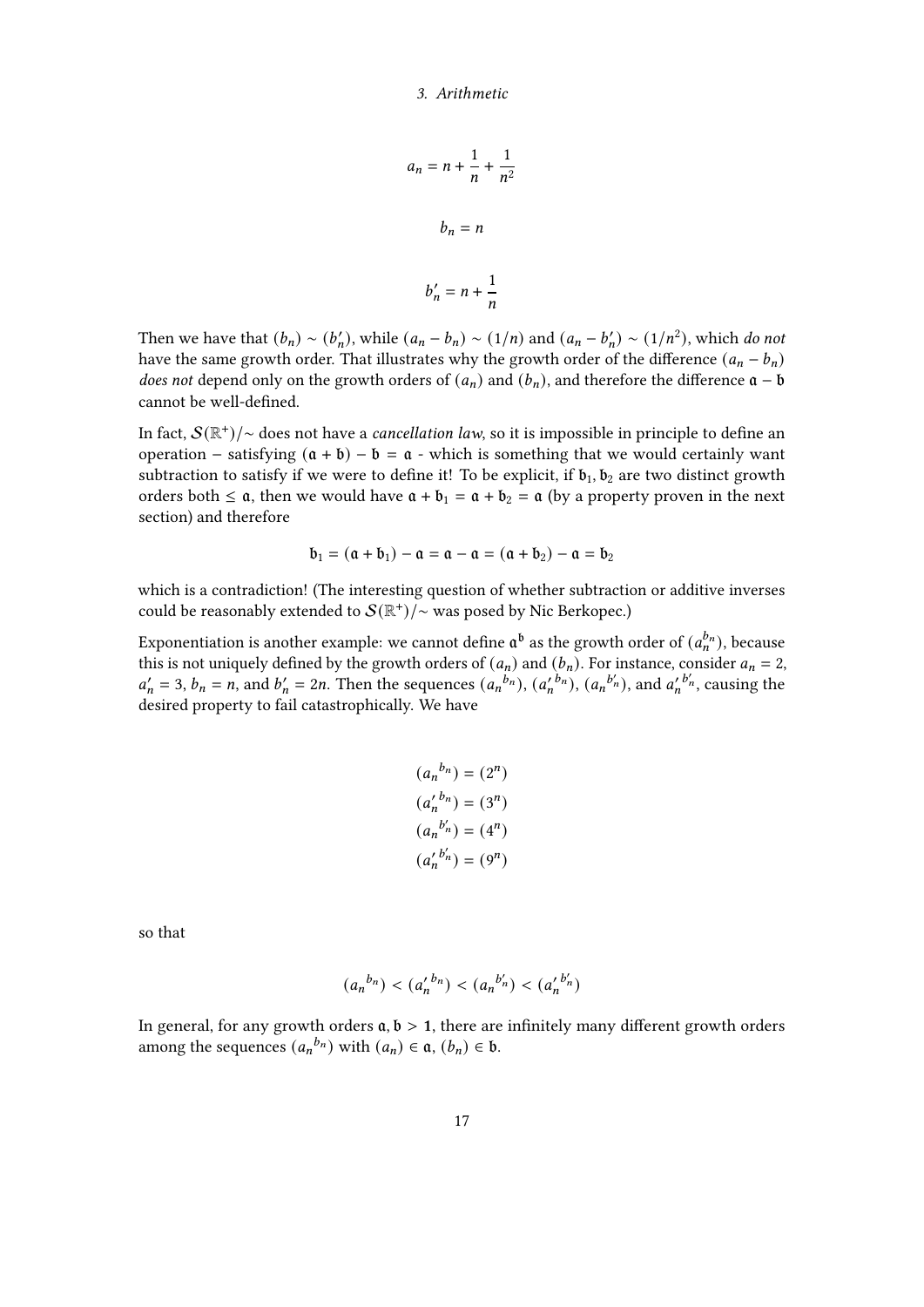$$a_n = n + \frac{1}{n} + \frac{1}{n^2}$$

$$b_n = n$$

$$b'_n = n + \frac{1}{n}$$

Then we have that $(b_n) \sim (b'_n)$, while $(a_n - b_n) \sim (1/n)$ and $(a_n - b'_n) \sim (1/n^2)$, which *do not* have the same growth order. That illustrates why the growth order of the difference $(a_n - b_n)$ *does not* depend only on the growth orders of $(a_n)$ and $(b_n)$, and therefore the difference $\mathfrak{a} - \mathfrak{b}$ cannot be well-defined.

In fact, $\mathcal{S}(\mathbb{R}^+)/\sim$ does not have a *cancellation law*, so it is impossible in principle to define an operation $-$ satisfying $(\mathfrak{a} + \mathfrak{b}) - \mathfrak{b} = \mathfrak{a}$ - which is something that we would certainly want subtraction to satisfy if we were to define it! To be explicit, if $\mathfrak{b}_1, \mathfrak{b}_2$ are two distinct growth orders both $\leq \mathfrak{a}$, then we would have $\mathfrak{a} + \mathfrak{b}_1 = \mathfrak{a} + \mathfrak{b}_2 = \mathfrak{a}$ (by a property proven in the next section) and therefore

$$\mathfrak{b}_1 = (\mathfrak{a} + \mathfrak{b}_1) - \mathfrak{a} = \mathfrak{a} - \mathfrak{a} = (\mathfrak{a} + \mathfrak{b}_2) - \mathfrak{a} = \mathfrak{b}_2$$

which is a contradiction! (The interesting question of whether subtraction or additive inverses could be reasonably extended to $\mathcal{S}(\mathbb{R}^+)/\sim$ was posed by Nic Berkopec.)

Exponentiation is another example: we cannot define $\mathfrak{a}^{\mathfrak{b}}$ as the growth order of $(a_n^{b_n})$, because this is not uniquely defined by the growth orders of $(a_n)$ and $(b_n)$. For instance, consider $a_n = 2$, $a'_n = 3$, $b_n = n$, and $b'_n = 2n$. Then the sequences $({a_n}^{b_n})$, $({a'_n}^{b_n})$, $({a_n}^{b'_n})$, and ${a'_n}^{b'_n}$, causing the desired property to fail catastrophically. We have

$$\begin{aligned}
({a_n}^{b_n}) &= (2^n) \\
({a'_n}^{b_n}) &= (3^n) \\
({a_n}^{b'_n}) &= (4^n) \\
({a'_n}^{b'_n}) &= (9^n)
\end{aligned}$$

so that

$$({a_n}^{b_n}) < ({a'_n}^{b_n}) < ({a_n}^{b'_n}) < ({a'_n}^{b'_n})$$

In general, for any growth orders $\mathfrak{a}, \mathfrak{b} > \mathbb{1}$, there are infinitely many different growth orders among the sequences $({a_n}^{b_n})$ with $(a_n) \in \mathfrak{a}$, $(b_n) \in \mathfrak{b}$.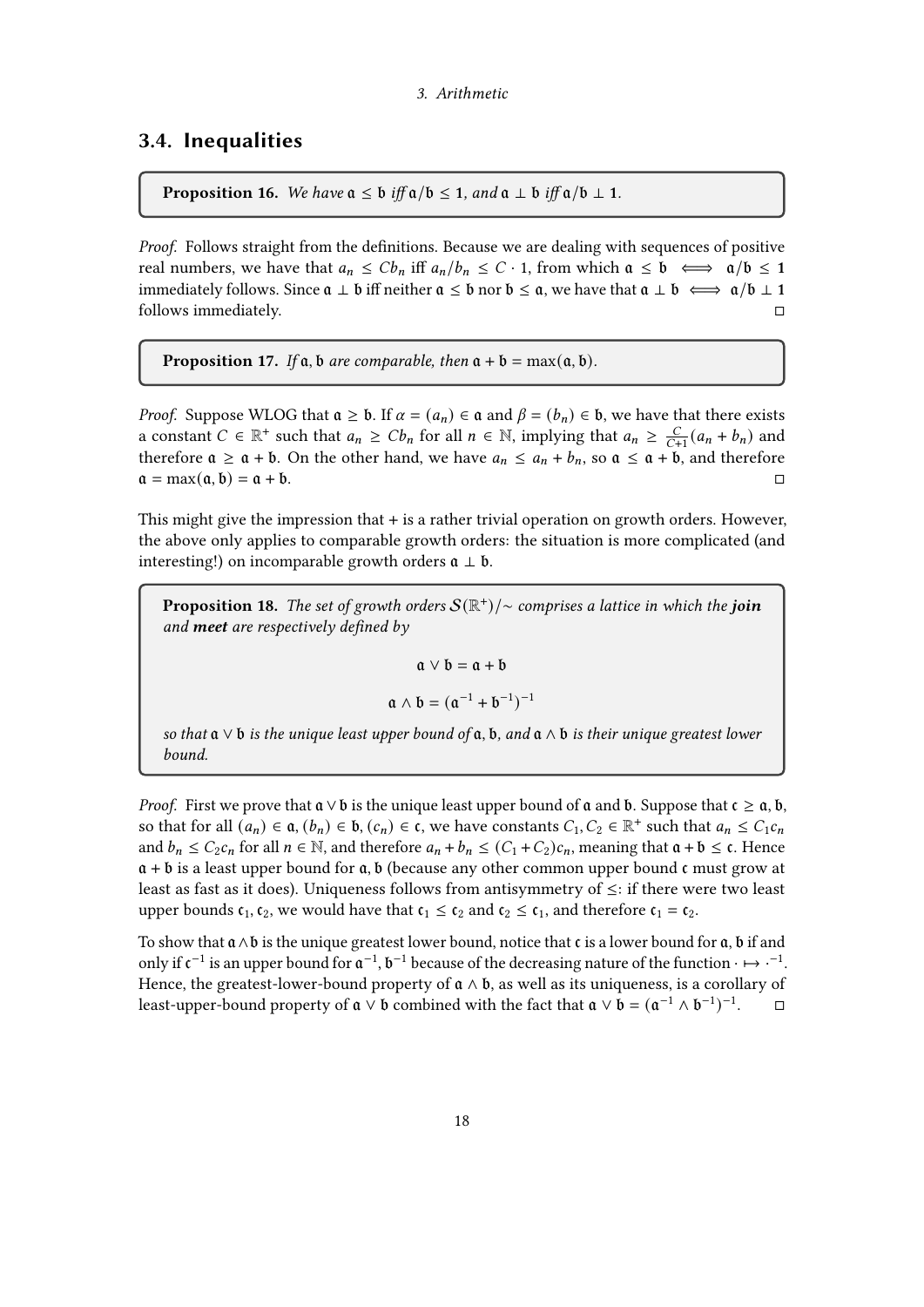## 3.4. Inequalities

**Proposition 16.** *We have* $\mathfrak{a} \leq \mathfrak{b}$ *iff* $\mathfrak{a}/\mathfrak{b} \leq \mathbf{1}$*, and* $\mathfrak{a} \perp \mathfrak{b}$ *iff* $\mathfrak{a}/\mathfrak{b} \perp \mathbf{1}$*.*

*Proof.* Follows straight from the definitions. Because we are dealing with sequences of positive real numbers, we have that $a_n \leq Cb_n$ iff $a_n/b_n \leq C \cdot 1$, from which $\mathfrak{a} \leq \mathfrak{b} \iff \mathfrak{a}/\mathfrak{b} \leq \mathbf{1}$ immediately follows. Since $\mathfrak{a} \perp \mathfrak{b}$ iff neither $\mathfrak{a} \leq \mathfrak{b}$ nor $\mathfrak{b} \leq \mathfrak{a}$, we have that $\mathfrak{a} \perp \mathfrak{b} \iff \mathfrak{a}/\mathfrak{b} \perp \mathbf{1}$ follows immediately. ◻

**Proposition 17.** *If* $\mathfrak{a}, \mathfrak{b}$ *are comparable, then* $\mathfrak{a} + \mathfrak{b} = \max(\mathfrak{a}, \mathfrak{b})$*.*

*Proof.* Suppose WLOG that $\mathfrak{a} \geq \mathfrak{b}$. If $\alpha = (a_n) \in \mathfrak{a}$ and $\beta = (b_n) \in \mathfrak{b}$, we have that there exists a constant $C \in \mathbb{R}^+$ such that $a_n \geq Cb_n$ for all $n \in \mathbb{N}$, implying that $a_n \geq \frac{C}{C+1}(a_n + b_n)$ and therefore $\mathfrak{a} \geq \mathfrak{a} + \mathfrak{b}$. On the other hand, we have $a_n \leq a_n + b_n$, so $\mathfrak{a} \leq \mathfrak{a} + \mathfrak{b}$, and therefore $\mathfrak{a} = \max(\mathfrak{a}, \mathfrak{b}) = \mathfrak{a} + \mathfrak{b}$. ◻

This might give the impression that + is a rather trivial operation on growth orders. However, the above only applies to comparable growth orders: the situation is more complicated (and interesting!) on incomparable growth orders $\mathfrak{a} \perp \mathfrak{b}$.

**Proposition 18.** *The set of growth orders* $\mathcal{S}(\mathbb{R}^+)/\sim$ *comprises a lattice in which the* ***join*** *and* ***meet*** *are respectively defined by*

$$\mathfrak{a} \vee \mathfrak{b} = \mathfrak{a} + \mathfrak{b}$$

$$\mathfrak{a} \wedge \mathfrak{b} = (\mathfrak{a}^{-1} + \mathfrak{b}^{-1})^{-1}$$

*so that* $\mathfrak{a} \vee \mathfrak{b}$ *is the unique least upper bound of* $\mathfrak{a}, \mathfrak{b}$*, and* $\mathfrak{a} \wedge \mathfrak{b}$ *is their unique greatest lower bound.*

*Proof.* First we prove that $\mathfrak{a} \vee \mathfrak{b}$ is the unique least upper bound of $\mathfrak{a}$ and $\mathfrak{b}$. Suppose that $\mathfrak{c} \geq \mathfrak{a}, \mathfrak{b}$, so that for all $(a_n) \in \mathfrak{a}, (b_n) \in \mathfrak{b}, (c_n) \in \mathfrak{c}$, we have constants $C_1, C_2 \in \mathbb{R}^+$ such that $a_n \leq C_1 c_n$ and $b_n \leq C_2 c_n$ for all $n \in \mathbb{N}$, and therefore $a_n + b_n \leq (C_1 + C_2)c_n$, meaning that $\mathfrak{a} + \mathfrak{b} \leq \mathfrak{c}$. Hence $\mathfrak{a} + \mathfrak{b}$ is a least upper bound for $\mathfrak{a}, \mathfrak{b}$ (because any other common upper bound $\mathfrak{c}$ must grow at least as fast as it does). Uniqueness follows from antisymmetry of $\leq$: if there were two least upper bounds $\mathfrak{c}_1, \mathfrak{c}_2$, we would have that $\mathfrak{c}_1 \leq \mathfrak{c}_2$ and $\mathfrak{c}_2 \leq \mathfrak{c}_1$, and therefore $\mathfrak{c}_1 = \mathfrak{c}_2$.

To show that $\mathfrak{a} \wedge \mathfrak{b}$ is the unique greatest lower bound, notice that $\mathfrak{c}$ is a lower bound for $\mathfrak{a}, \mathfrak{b}$ if and only if $\mathfrak{c}^{-1}$ is an upper bound for $\mathfrak{a}^{-1}, \mathfrak{b}^{-1}$ because of the decreasing nature of the function $\cdot \mapsto \cdot^{-1}$. Hence, the greatest-lower-bound property of $\mathfrak{a} \wedge \mathfrak{b}$, as well as its uniqueness, is a corollary of least-upper-bound property of $\mathfrak{a} \vee \mathfrak{b}$ combined with the fact that $\mathfrak{a} \vee \mathfrak{b} = (\mathfrak{a}^{-1} \wedge \mathfrak{b}^{-1})^{-1}$. ◻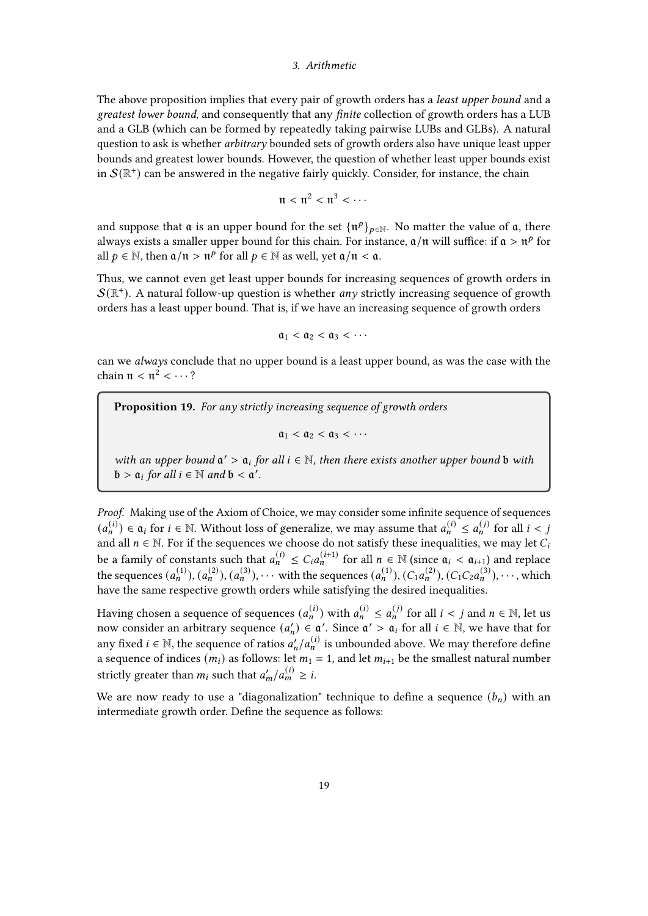The above proposition implies that every pair of growth orders has a *least upper bound* and a *greatest lower bound*, and consequently that any *finite* collection of growth orders has a LUB and a GLB (which can be formed by repeatedly taking pairwise LUBs and GLBs). A natural question to ask is whether *arbitrary* bounded sets of growth orders also have unique least upper bounds and greatest lower bounds. However, the question of whether least upper bounds exist in $\mathcal{S}(\mathbb{R}^+)$ can be answered in the negative fairly quickly. Consider, for instance, the chain

$$\mathfrak{n} < \mathfrak{n}^2 < \mathfrak{n}^3 < \cdots$$

and suppose that $\mathfrak{a}$ is an upper bound for the set $\{\mathfrak{n}^p\}_{p\in\mathbb{N}}$. No matter the value of $\mathfrak{a}$, there always exists a smaller upper bound for this chain. For instance, $\mathfrak{a}/\mathfrak{n}$ will suffice: if $\mathfrak{a} > \mathfrak{n}^p$ for all $p \in \mathbb{N}$, then $\mathfrak{a}/\mathfrak{n} > \mathfrak{n}^p$ for all $p \in \mathbb{N}$ as well, yet $\mathfrak{a}/\mathfrak{n} < \mathfrak{a}$.

Thus, we cannot even get least upper bounds for increasing sequences of growth orders in $\mathcal{S}(\mathbb{R}^+)$. A natural follow-up question is whether *any* strictly increasing sequence of growth orders has a least upper bound. That is, if we have an increasing sequence of growth orders

$$\mathfrak{a}_1 < \mathfrak{a}_2 < \mathfrak{a}_3 < \cdots$$

can we *always* conclude that no upper bound is a least upper bound, as was the case with the chain $\mathfrak{n} < \mathfrak{n}^2 < \cdots$?

**Proposition 19.** *For any strictly increasing sequence of growth orders*

$$\mathfrak{a}_1 < \mathfrak{a}_2 < \mathfrak{a}_3 < \cdots$$

*with an upper bound $\mathfrak{a}' > \mathfrak{a}_i$ for all $i \in \mathbb{N}$, then there exists another upper bound $\mathfrak{b}$ with $\mathfrak{b} > \mathfrak{a}_i$ for all $i \in \mathbb{N}$ and $\mathfrak{b} < \mathfrak{a}'$.*

*Proof.* Making use of the Axiom of Choice, we may consider some infinite sequence of sequences $(a_n^{(i)}) \in \mathfrak{a}_i$ for $i \in \mathbb{N}$. Without loss of generalize, we may assume that $a_n^{(i)} \leq a_n^{(j)}$ for all $i < j$ and all $n \in \mathbb{N}$. For if the sequences we choose do not satisfy these inequalities, we may let $C_i$ be a family of constants such that $a_n^{(i)} \leq C_i a_n^{(i+1)}$ for all $n \in \mathbb{N}$ (since $\mathfrak{a}_i < \mathfrak{a}_{i+1}$) and replace the sequences $(a_n^{(1)}), (a_n^{(2)}), (a_n^{(3)}), \cdots$ with the sequences $(a_n^{(1)}), (C_1 a_n^{(2)}), (C_1 C_2 a_n^{(3)}), \cdots$, which have the same respective growth orders while satisfying the desired inequalities.

Having chosen a sequence of sequences $(a_n^{(i)})$ with $a_n^{(i)} \leq a_n^{(j)}$ for all $i < j$ and $n \in \mathbb{N}$, let us now consider an arbitrary sequence $(a_n') \in \mathfrak{a}'$. Since $\mathfrak{a}' > \mathfrak{a}_i$ for all $i \in \mathbb{N}$, we have that for any fixed $i \in \mathbb{N}$, the sequence of ratios $a_n'/a_n^{(i)}$ is unbounded above. We may therefore define a sequence of indices $(m_i)$ as follows: let $m_1 = 1$, and let $m_{i+1}$ be the smallest natural number strictly greater than $m_i$ such that $a_m'/a_m^{(i)} \geq i$.

We are now ready to use a "diagonalization" technique to define a sequence $(b_n)$ with an intermediate growth order. Define the sequence as follows: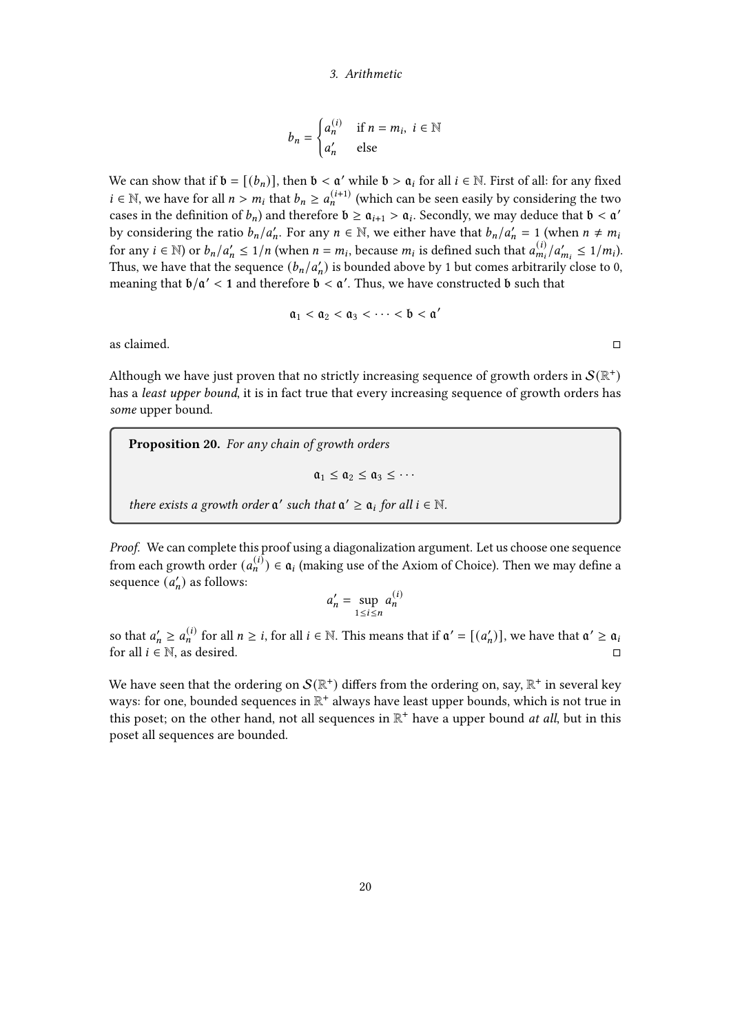$$b_n = \begin{cases} a_n^{(i)} & \text{if } n = m_i,\ i \in \mathbb{N} \\ a'_n & \text{else} \end{cases}$$

We can show that if $\mathfrak{b} = [(b_n)]$, then $\mathfrak{b} < \mathfrak{a}'$ while $\mathfrak{b} > \mathfrak{a}_i$ for all $i \in \mathbb{N}$. First of all: for any fixed $i \in \mathbb{N}$, we have for all $n > m_i$ that $b_n \geq a_n^{(i+1)}$ (which can be seen easily by considering the two cases in the definition of $b_n$) and therefore $\mathfrak{b} \geq \mathfrak{a}_{i+1} > \mathfrak{a}_i$. Secondly, we may deduce that $\mathfrak{b} < \mathfrak{a}'$ by considering the ratio $b_n/a'_n$. For any $n \in \mathbb{N}$, we either have that $b_n/a'_n = 1$ (when $n \neq m_i$ for any $i \in \mathbb{N}$) or $b_n/a'_n \leq 1/n$ (when $n = m_i$, because $m_i$ is defined such that $a_{m_i}^{(i)}/a'_{m_i} \leq 1/m_i$). Thus, we have that the sequence $(b_n/a'_n)$ is bounded above by 1 but comes arbitrarily close to 0, meaning that $\mathfrak{b}/\mathfrak{a}' < \mathbf{1}$ and therefore $\mathfrak{b} < \mathfrak{a}'$. Thus, we have constructed $\mathfrak{b}$ such that

$$\mathfrak{a}_1 < \mathfrak{a}_2 < \mathfrak{a}_3 < \cdots < \mathfrak{b} < \mathfrak{a}'$$

as claimed. □

Although we have just proven that no strictly increasing sequence of growth orders in $\mathcal{S}(\mathbb{R}^+)$ has a *least upper bound*, it is in fact true that every increasing sequence of growth orders has *some* upper bound.

**Proposition 20.** *For any chain of growth orders*

$$\mathfrak{a}_1 \leq \mathfrak{a}_2 \leq \mathfrak{a}_3 \leq \cdots$$

*there exists a growth order $\mathfrak{a}'$ such that $\mathfrak{a}' \geq \mathfrak{a}_i$ for all $i \in \mathbb{N}$.*

*Proof.* We can complete this proof using a diagonalization argument. Let us choose one sequence from each growth order $(a_n^{(i)}) \in \mathfrak{a}_i$ (making use of the Axiom of Choice). Then we may define a sequence $(a'_n)$ as follows:

$$a'_n = \sup_{1 \leq i \leq n} a_n^{(i)}$$

so that $a'_n \geq a_n^{(i)}$ for all $n \geq i$, for all $i \in \mathbb{N}$. This means that if $\mathfrak{a}' = [(a'_n)]$, we have that $\mathfrak{a}' \geq \mathfrak{a}_i$ for all $i \in \mathbb{N}$, as desired. □

We have seen that the ordering on $\mathcal{S}(\mathbb{R}^+)$ differs from the ordering on, say, $\mathbb{R}^+$ in several key ways: for one, bounded sequences in $\mathbb{R}^+$ always have least upper bounds, which is not true in this poset; on the other hand, not all sequences in $\mathbb{R}^+$ have a upper bound *at all*, but in this poset all sequences are bounded.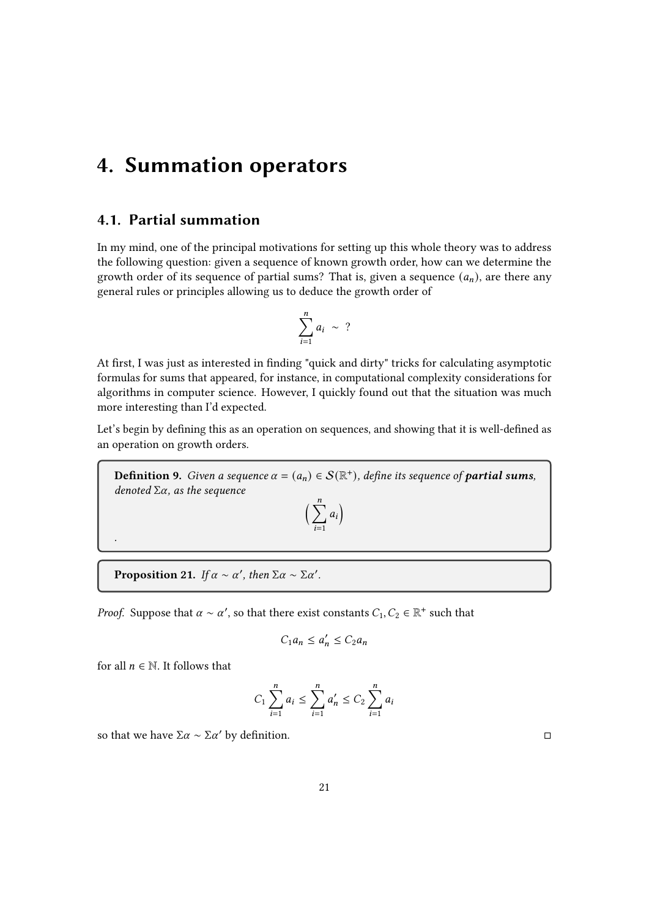// 4. Summation operators

## 4.1. Partial summation

In my mind, one of the principal motivations for setting up this whole theory was to address the following question: given a sequence of known growth order, how can we determine the growth order of its sequence of partial sums? That is, given a sequence $(a_n)$, are there any general rules or principles allowing us to deduce the growth order of

$$\sum_{i=1}^{n} a_i \sim ?$$

At first, I was just as interested in finding "quick and dirty" tricks for calculating asymptotic formulas for sums that appeared, for instance, in computational complexity considerations for algorithms in computer science. However, I quickly found out that the situation was much more interesting than I'd expected.

Let's begin by defining this as an operation on sequences, and showing that it is well-defined as an operation on growth orders.

**Definition 9.** *Given a sequence $\alpha = (a_n) \in \mathcal{S}(\mathbb{R}^+)$, define its sequence of* ***partial sums****, denoted $\Sigma\alpha$, as the sequence*

$$\Big(\sum_{i=1}^{n} a_i\Big)$$

.

**Proposition 21.** *If $\alpha \sim \alpha'$, then $\Sigma\alpha \sim \Sigma\alpha'$.*

*Proof.* Suppose that $\alpha \sim \alpha'$, so that there exist constants $C_1, C_2 \in \mathbb{R}^+$ such that

$$C_1 a_n \leq a'_n \leq C_2 a_n$$

for all $n \in \mathbb{N}$. It follows that

$$C_1 \sum_{i=1}^{n} a_i \leq \sum_{i=1}^{n} a'_n \leq C_2 \sum_{i=1}^{n} a_i$$

so that we have $\Sigma\alpha \sim \Sigma\alpha'$ by definition. □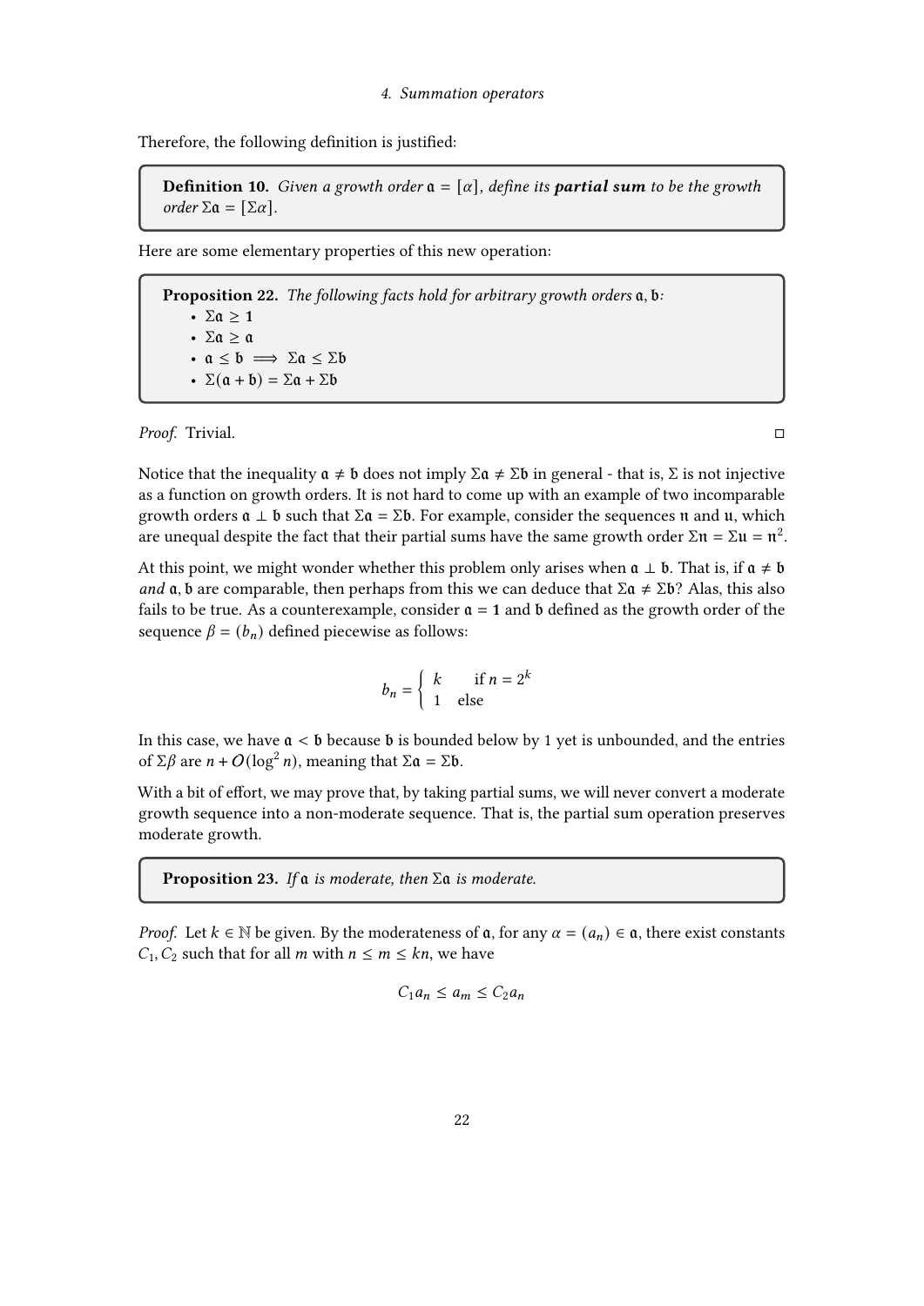Therefore, the following definition is justified:

**Definition 10.** *Given a growth order $\mathfrak{a} = [\alpha]$, define its* ***partial sum*** *to be the growth order $\Sigma\mathfrak{a} = [\Sigma\alpha]$.*

Here are some elementary properties of this new operation:

**Proposition 22.** *The following facts hold for arbitrary growth orders $\mathfrak{a}, \mathfrak{b}$:*

- $\Sigma\mathfrak{a} \geq \mathbf{1}$
- $\Sigma\mathfrak{a} \geq \mathfrak{a}$
- $\mathfrak{a} \leq \mathfrak{b} \implies \Sigma\mathfrak{a} \leq \Sigma\mathfrak{b}$
- $\Sigma(\mathfrak{a} + \mathfrak{b}) = \Sigma\mathfrak{a} + \Sigma\mathfrak{b}$

*Proof.* Trivial. □

Notice that the inequality $\mathfrak{a} \neq \mathfrak{b}$ does not imply $\Sigma\mathfrak{a} \neq \Sigma\mathfrak{b}$ in general - that is, $\Sigma$ is not injective as a function on growth orders. It is not hard to come up with an example of two incomparable growth orders $\mathfrak{a} \perp \mathfrak{b}$ such that $\Sigma\mathfrak{a} = \Sigma\mathfrak{b}$. For example, consider the sequences $\mathfrak{n}$ and $\mathfrak{u}$, which are unequal despite the fact that their partial sums have the same growth order $\Sigma\mathfrak{n} = \Sigma\mathfrak{u} = \mathfrak{n}^2$.

At this point, we might wonder whether this problem only arises when $\mathfrak{a} \perp \mathfrak{b}$. That is, if $\mathfrak{a} \neq \mathfrak{b}$ *and* $\mathfrak{a}, \mathfrak{b}$ are comparable, then perhaps from this we can deduce that $\Sigma\mathfrak{a} \neq \Sigma\mathfrak{b}$? Alas, this also fails to be true. As a counterexample, consider $\mathfrak{a} = \mathbf{1}$ and $\mathfrak{b}$ defined as the growth order of the sequence $\beta = (b_n)$ defined piecewise as follows:

$$b_n = \begin{cases} k & \text{if } n = 2^k \\ 1 & \text{else} \end{cases}$$

In this case, we have $\mathfrak{a} < \mathfrak{b}$ because $\mathfrak{b}$ is bounded below by 1 yet is unbounded, and the entries of $\Sigma\beta$ are $n + O(\log^2 n)$, meaning that $\Sigma\mathfrak{a} = \Sigma\mathfrak{b}$.

With a bit of effort, we may prove that, by taking partial sums, we will never convert a moderate growth sequence into a non-moderate sequence. That is, the partial sum operation preserves moderate growth.

**Proposition 23.** *If $\mathfrak{a}$ is moderate, then $\Sigma\mathfrak{a}$ is moderate.*

*Proof.* Let $k \in \mathbb{N}$ be given. By the moderateness of $\mathfrak{a}$, for any $\alpha = (a_n) \in \mathfrak{a}$, there exist constants $C_1, C_2$ such that for all $m$ with $n \leq m \leq kn$, we have

$$C_1 a_n \leq a_m \leq C_2 a_n$$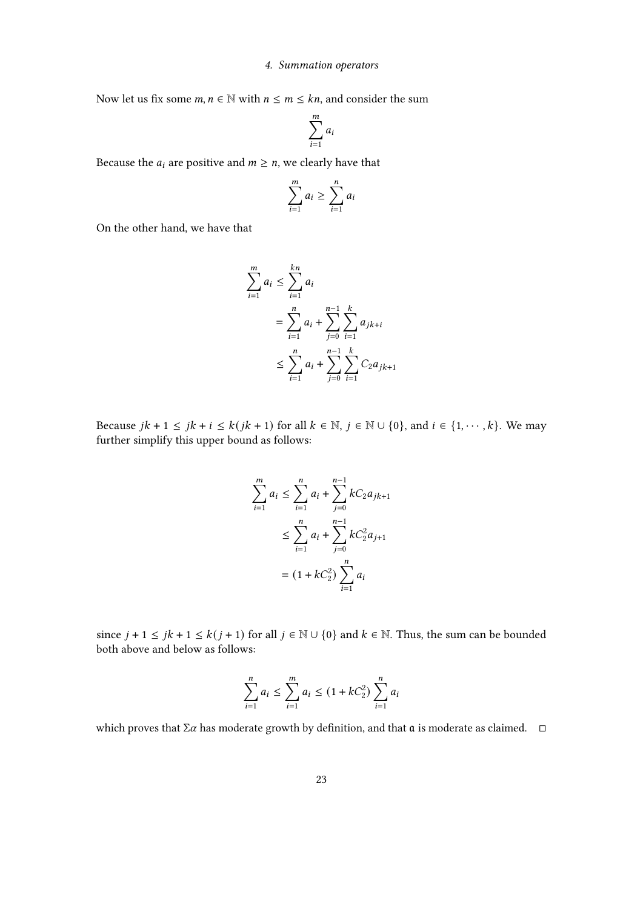Now let us fix some $m, n \in \mathbb{N}$ with $n \leq m \leq kn$, and consider the sum

$$\sum_{i=1}^{m} a_i$$

Because the $a_i$ are positive and $m \geq n$, we clearly have that

$$\sum_{i=1}^{m} a_i \geq \sum_{i=1}^{n} a_i$$

On the other hand, we have that

$$\begin{aligned}
\sum_{i=1}^{m} a_i &\leq \sum_{i=1}^{kn} a_i \\
&= \sum_{i=1}^{n} a_i + \sum_{j=0}^{n-1} \sum_{i=1}^{k} a_{jk+i} \\
&\leq \sum_{i=1}^{n} a_i + \sum_{j=0}^{n-1} \sum_{i=1}^{k} C_2 a_{jk+1}
\end{aligned}$$

Because $jk + 1 \leq jk + i \leq k(jk + 1)$ for all $k \in \mathbb{N}$, $j \in \mathbb{N} \cup \{0\}$, and $i \in \{1, \cdots, k\}$. We may further simplify this upper bound as follows:

$$\begin{aligned}
\sum_{i=1}^{m} a_i &\leq \sum_{i=1}^{n} a_i + \sum_{j=0}^{n-1} kC_2 a_{jk+1} \\
&\leq \sum_{i=1}^{n} a_i + \sum_{j=0}^{n-1} kC_2^2 a_{j+1} \\
&= (1 + kC_2^2) \sum_{i=1}^{n} a_i
\end{aligned}$$

since $j + 1 \leq jk + 1 \leq k(j + 1)$ for all $j \in \mathbb{N} \cup \{0\}$ and $k \in \mathbb{N}$. Thus, the sum can be bounded both above and below as follows:

$$\sum_{i=1}^{n} a_i \leq \sum_{i=1}^{m} a_i \leq (1 + kC_2^2) \sum_{i=1}^{n} a_i$$

which proves that $\Sigma\alpha$ has moderate growth by definition, and that $\mathfrak{a}$ is moderate as claimed. $\square$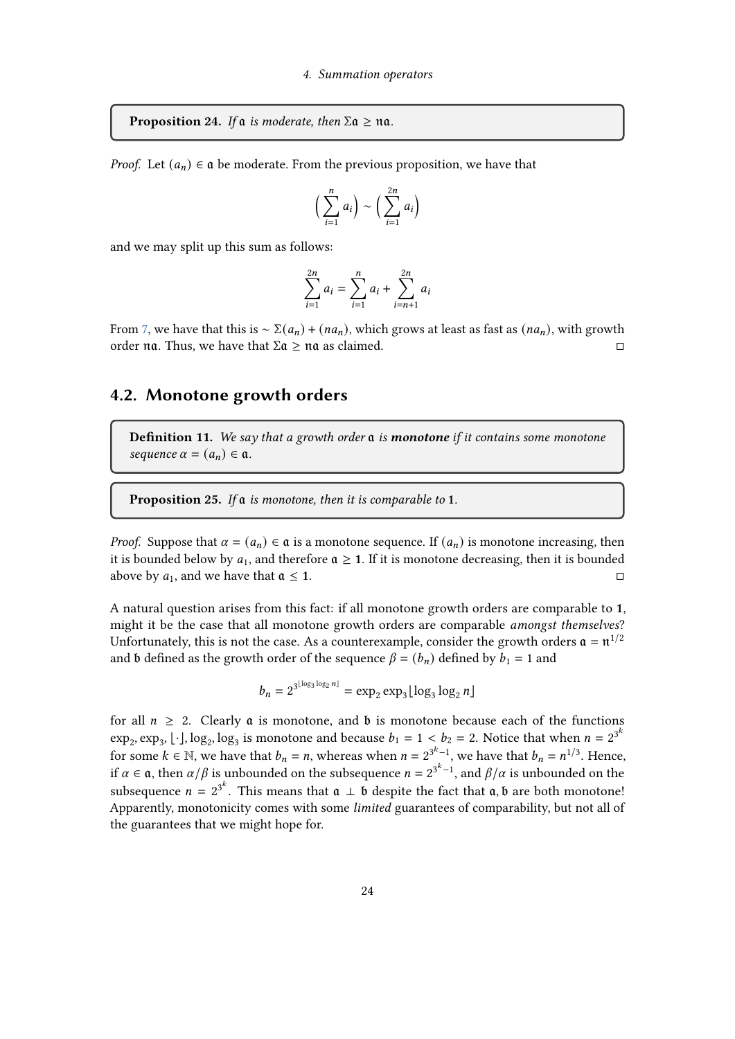**Proposition 24.** *If $\mathfrak{a}$ is moderate, then $\Sigma\mathfrak{a} \geq \mathfrak{n}\mathfrak{a}$.*

*Proof.* Let $(a_n) \in \mathfrak{a}$ be moderate. From the previous proposition, we have that

$$\Big(\sum_{i=1}^{n} a_i\Big) \sim \Big(\sum_{i=1}^{2n} a_i\Big)$$

and we may split up this sum as follows:

$$\sum_{i=1}^{2n} a_i = \sum_{i=1}^{n} a_i + \sum_{i=n+1}^{2n} a_i$$

From 7, we have that this is $\sim \Sigma(a_n) + (na_n)$, which grows at least as fast as $(na_n)$, with growth order $\mathfrak{n}\mathfrak{a}$. Thus, we have that $\Sigma\mathfrak{a} \geq \mathfrak{n}\mathfrak{a}$ as claimed. □

## 4.2. Monotone growth orders

**Definition 11.** *We say that a growth order $\mathfrak{a}$ is* ***monotone*** *if it contains some monotone sequence $\alpha = (a_n) \in \mathfrak{a}$.*

**Proposition 25.** *If $\mathfrak{a}$ is monotone, then it is comparable to $\mathbf{1}$.*

*Proof.* Suppose that $\alpha = (a_n) \in \mathfrak{a}$ is a monotone sequence. If $(a_n)$ is monotone increasing, then it is bounded below by $a_1$, and therefore $\mathfrak{a} \geq \mathbf{1}$. If it is monotone decreasing, then it is bounded above by $a_1$, and we have that $\mathfrak{a} \leq \mathbf{1}$. □

A natural question arises from this fact: if all monotone growth orders are comparable to $\mathbf{1}$, might it be the case that all monotone growth orders are comparable *amongst themselves*? Unfortunately, this is not the case. As a counterexample, consider the growth orders $\mathfrak{a} = \mathfrak{n}^{1/2}$ and $\mathfrak{b}$ defined as the growth order of the sequence $\beta = (b_n)$ defined by $b_1 = 1$ and

$$b_n = 2^{3^{\lfloor \log_3 \log_2 n \rfloor}} = \exp_2 \exp_3 \lfloor \log_3 \log_2 n \rfloor$$

for all $n \geq 2$. Clearly $\mathfrak{a}$ is monotone, and $\mathfrak{b}$ is monotone because each of the functions $\exp_2, \exp_3, \lfloor \cdot \rfloor, \log_2, \log_3$ is monotone and because $b_1 = 1 < b_2 = 2$. Notice that when $n = 2^{3^k}$ for some $k \in \mathbb{N}$, we have that $b_n = n$, whereas when $n = 2^{3^k - 1}$, we have that $b_n = n^{1/3}$. Hence, if $\alpha \in \mathfrak{a}$, then $\alpha/\beta$ is unbounded on the subsequence $n = 2^{3^k - 1}$, and $\beta/\alpha$ is unbounded on the subsequence $n = 2^{3^k}$. This means that $\mathfrak{a} \perp \mathfrak{b}$ despite the fact that $\mathfrak{a}, \mathfrak{b}$ are both monotone! Apparently, monotonicity comes with some *limited* guarantees of comparability, but not all of the guarantees that we might hope for.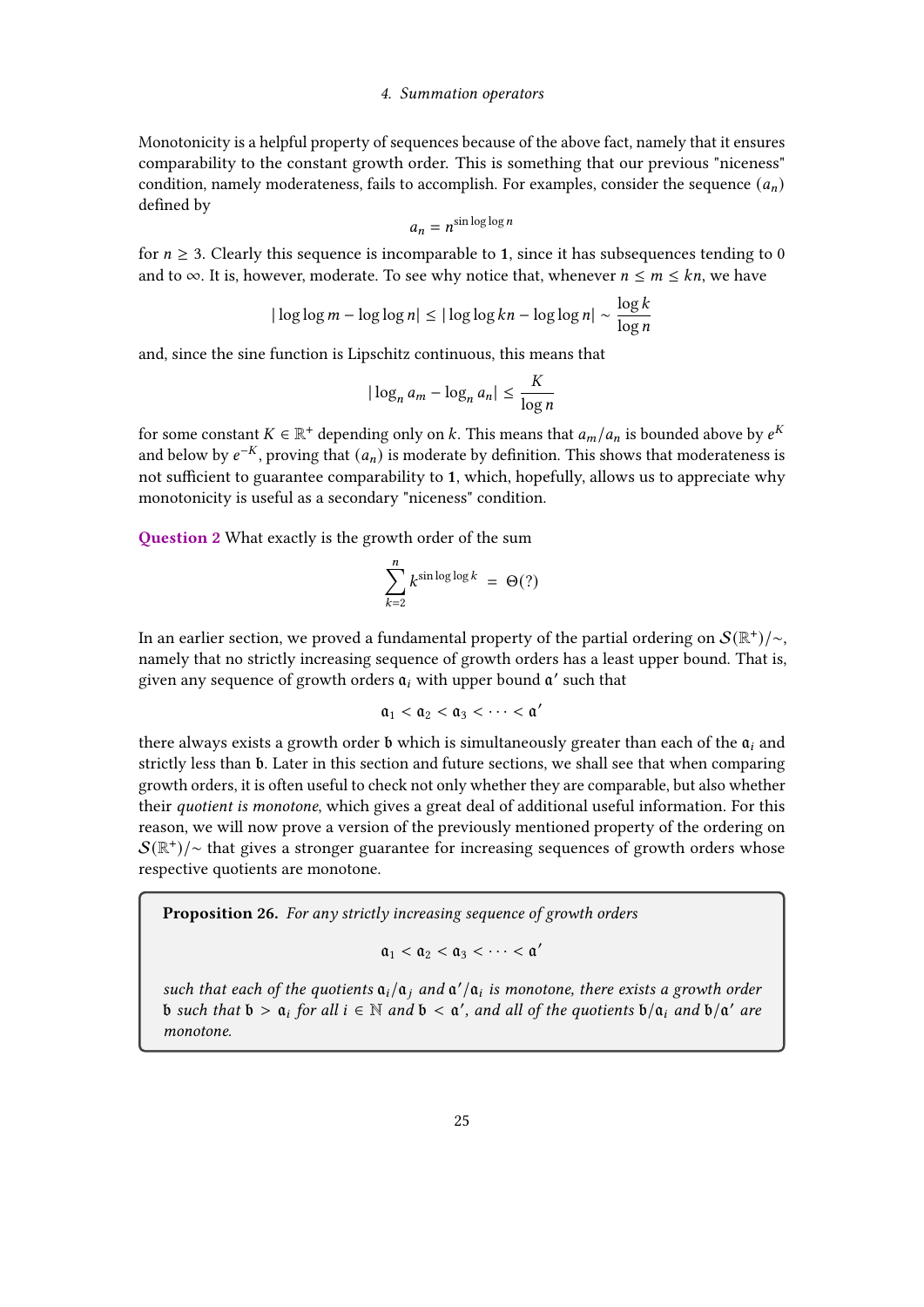Monotonicity is a helpful property of sequences because of the above fact, namely that it ensures comparability to the constant growth order. This is something that our previous "niceness" condition, namely moderateness, fails to accomplish. For examples, consider the sequence $(a_n)$ defined by

$$a_n = n^{\sin \log \log n}$$

for $n \geq 3$. Clearly this sequence is incomparable to $\mathbf{1}$, since it has subsequences tending to 0 and to $\infty$. It is, however, moderate. To see why notice that, whenever $n \leq m \leq kn$, we have

$$|\log \log m - \log \log n| \leq |\log \log kn - \log \log n| \sim \frac{\log k}{\log n}$$

and, since the sine function is Lipschitz continuous, this means that

$$|\log_n a_m - \log_n a_n| \leq \frac{K}{\log n}$$

for some constant $K \in \mathbb{R}^+$ depending only on $k$. This means that $a_m/a_n$ is bounded above by $e^K$ and below by $e^{-K}$, proving that $(a_n)$ is moderate by definition. This shows that moderateness is not sufficient to guarantee comparability to $\mathbf{1}$, which, hopefully, allows us to appreciate why monotonicity is useful as a secondary "niceness" condition.

**Question 2** What exactly is the growth order of the sum

$$\sum_{k=2}^{n} k^{\sin \log \log k} = \Theta(?)$$

In an earlier section, we proved a fundamental property of the partial ordering on $\mathcal{S}(\mathbb{R}^+)/\sim$, namely that no strictly increasing sequence of growth orders has a least upper bound. That is, given any sequence of growth orders $\mathfrak{a}_i$ with upper bound $\mathfrak{a}'$ such that

$$\mathfrak{a}_1 < \mathfrak{a}_2 < \mathfrak{a}_3 < \cdots < \mathfrak{a}'$$

there always exists a growth order $\mathfrak{b}$ which is simultaneously greater than each of the $\mathfrak{a}_i$ and strictly less than $\mathfrak{b}$. Later in this section and future sections, we shall see that when comparing growth orders, it is often useful to check not only whether they are comparable, but also whether their *quotient is monotone*, which gives a great deal of additional useful information. For this reason, we will now prove a version of the previously mentioned property of the ordering on $\mathcal{S}(\mathbb{R}^+)/\sim$ that gives a stronger guarantee for increasing sequences of growth orders whose respective quotients are monotone.

**Proposition 26.** *For any strictly increasing sequence of growth orders*

$$\mathfrak{a}_1 < \mathfrak{a}_2 < \mathfrak{a}_3 < \cdots < \mathfrak{a}'$$

*such that each of the quotients $\mathfrak{a}_i/\mathfrak{a}_j$ and $\mathfrak{a}'/\mathfrak{a}_i$ is monotone, there exists a growth order $\mathfrak{b}$ such that $\mathfrak{b} > \mathfrak{a}_i$ for all $i \in \mathbb{N}$ and $\mathfrak{b} < \mathfrak{a}'$, and all of the quotients $\mathfrak{b}/\mathfrak{a}_i$ and $\mathfrak{b}/\mathfrak{a}'$ are monotone.*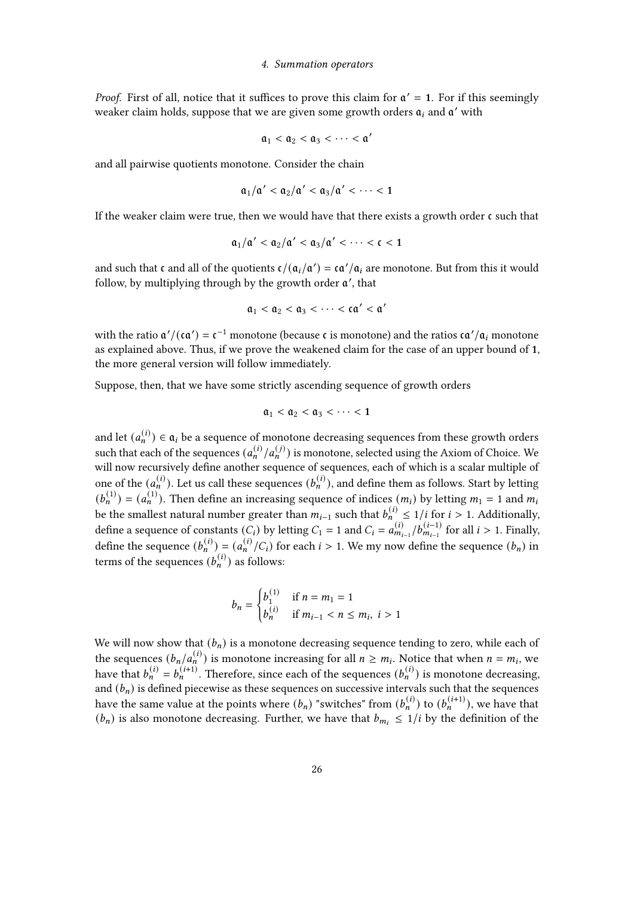*Proof.* First of all, notice that it suffices to prove this claim for $\mathfrak{a}' = \mathbf{1}$. For if this seemingly weaker claim holds, suppose that we are given some growth orders $\mathfrak{a}_i$ and $\mathfrak{a}'$ with

$$\mathfrak{a}_1 < \mathfrak{a}_2 < \mathfrak{a}_3 < \cdots < \mathfrak{a}'$$

and all pairwise quotients monotone. Consider the chain

$$\mathfrak{a}_1/\mathfrak{a}' < \mathfrak{a}_2/\mathfrak{a}' < \mathfrak{a}_3/\mathfrak{a}' < \cdots < \mathbf{1}$$

If the weaker claim were true, then we would have that there exists a growth order $\mathfrak{c}$ such that

$$\mathfrak{a}_1/\mathfrak{a}' < \mathfrak{a}_2/\mathfrak{a}' < \mathfrak{a}_3/\mathfrak{a}' < \cdots < \mathfrak{c} < \mathbf{1}$$

and such that $\mathfrak{c}$ and all of the quotients $\mathfrak{c}/(\mathfrak{a}_i/\mathfrak{a}') = \mathfrak{c}\mathfrak{a}'/\mathfrak{a}_i$ are monotone. But from this it would follow, by multiplying through by the growth order $\mathfrak{a}'$, that

$$\mathfrak{a}_1 < \mathfrak{a}_2 < \mathfrak{a}_3 < \cdots < \mathfrak{c}\mathfrak{a}' < \mathfrak{a}'$$

with the ratio $\mathfrak{a}'/(\mathfrak{c}\mathfrak{a}') = \mathfrak{c}^{-1}$ monotone (because $\mathfrak{c}$ is monotone) and the ratios $\mathfrak{c}\mathfrak{a}'/\mathfrak{a}_i$ monotone as explained above. Thus, if we prove the weakened claim for the case of an upper bound of $\mathbf{1}$, the more general version will follow immediately.

Suppose, then, that we have some strictly ascending sequence of growth orders

$$\mathfrak{a}_1 < \mathfrak{a}_2 < \mathfrak{a}_3 < \cdots < \mathbf{1}$$

and let $(a_n^{(i)}) \in \mathfrak{a}_i$ be a sequence of monotone decreasing sequences from these growth orders such that each of the sequences $(a_n^{(i)}/a_n^{(j)})$ is monotone, selected using the Axiom of Choice. We will now recursively define another sequence of sequences, each of which is a scalar multiple of one of the $(a_n^{(i)})$. Let us call these sequences $(b_n^{(i)})$, and define them as follows. Start by letting $(b_n^{(1)}) = (a_n^{(1)})$. Then define an increasing sequence of indices $(m_i)$ by letting $m_1 = 1$ and $m_i$ be the smallest natural number greater than $m_{i-1}$ such that $b_n^{(i)} \leq 1/i$ for $i > 1$. Additionally, define a sequence of constants $(C_i)$ by letting $C_1 = 1$ and $C_i = a_{m_{i-1}}^{(i)}/b_{m_{i-1}}^{(i-1)}$ for all $i > 1$. Finally, define the sequence $(b_n^{(i)}) = (a_n^{(i)}/C_i)$ for each $i > 1$. We my now define the sequence $(b_n)$ in terms of the sequences $(b_n^{(i)})$ as follows:

$$b_n = \begin{cases} b_1^{(1)} & \text{if } n = m_1 = 1 \\ b_n^{(i)} & \text{if } m_{i-1} < n \leq m_i,\ i > 1 \end{cases}$$

We will now show that $(b_n)$ is a monotone decreasing sequence tending to zero, while each of the sequences $(b_n/a_n^{(i)})$ is monotone increasing for all $n \geq m_i$. Notice that when $n = m_i$, we have that $b_n^{(i)} = b_n^{(i+1)}$. Therefore, since each of the sequences $(b_n^{(i)})$ is monotone decreasing, and $(b_n)$ is defined piecewise as these sequences on successive intervals such that the sequences have the same value at the points where $(b_n)$ "switches" from $(b_n^{(i)})$ to $(b_n^{(i+1)})$, we have that $(b_n)$ is also monotone decreasing. Further, we have that $b_{m_i} \leq 1/i$ by the definition of the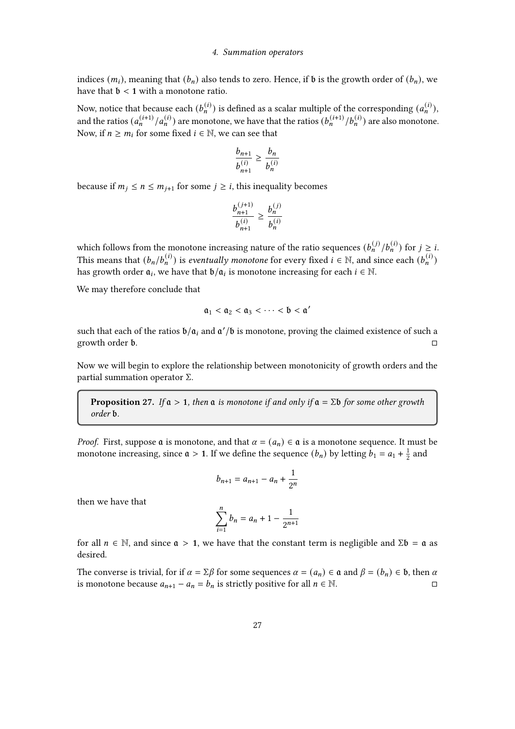indices $(m_i)$, meaning that $(b_n)$ also tends to zero. Hence, if $\mathfrak{b}$ is the growth order of $(b_n)$, we have that $\mathfrak{b} < \mathbf{1}$ with a monotone ratio.

Now, notice that because each $(b_n^{(i)})$ is defined as a scalar multiple of the corresponding $(a_n^{(i)})$, and the ratios $(a_n^{(i+1)}/a_n^{(i)})$ are monotone, we have that the ratios $(b_n^{(i+1)}/b_n^{(i)})$ are also monotone. Now, if $n \geq m_i$ for some fixed $i \in \mathbb{N}$, we can see that

$$\frac{b_{n+1}}{b_{n+1}^{(i)}} \geq \frac{b_n}{b_n^{(i)}}$$

because if $m_j \leq n \leq m_{j+1}$ for some $j \geq i$, this inequality becomes

$$\frac{b_{n+1}^{(j+1)}}{b_{n+1}^{(i)}} \geq \frac{b_n^{(j)}}{b_n^{(i)}}$$

which follows from the monotone increasing nature of the ratio sequences $(b_n^{(j)}/b_n^{(i)})$ for $j \geq i$. This means that $(b_n/b_n^{(i)})$ is *eventually monotone* for every fixed $i \in \mathbb{N}$, and since each $(b_n^{(i)})$ has growth order $\mathfrak{a}_i$, we have that $\mathfrak{b}/\mathfrak{a}_i$ is monotone increasing for each $i \in \mathbb{N}$.

We may therefore conclude that

$$\mathfrak{a}_1 < \mathfrak{a}_2 < \mathfrak{a}_3 < \cdots < \mathfrak{b} < \mathfrak{a}'$$

such that each of the ratios $\mathfrak{b}/\mathfrak{a}_i$ and $\mathfrak{a}'/\mathfrak{b}$ is monotone, proving the claimed existence of such a growth order $\mathfrak{b}$. □

Now we will begin to explore the relationship between monotonicity of growth orders and the partial summation operator $\Sigma$.

**Proposition 27.** *If $\mathfrak{a} > \mathbf{1}$, then $\mathfrak{a}$ is monotone if and only if $\mathfrak{a} = \Sigma\mathfrak{b}$ for some other growth order $\mathfrak{b}$.*

*Proof.* First, suppose $\mathfrak{a}$ is monotone, and that $\alpha = (a_n) \in \mathfrak{a}$ is a monotone sequence. It must be monotone increasing, since $\mathfrak{a} > \mathbf{1}$. If we define the sequence $(b_n)$ by letting $b_1 = a_1 + \frac{1}{2}$ and

$$b_{n+1} = a_{n+1} - a_n + \frac{1}{2^n}$$

then we have that

$$\sum_{i=1}^{n} b_n = a_n + 1 - \frac{1}{2^{n+1}}$$

for all $n \in \mathbb{N}$, and since $\mathfrak{a} > \mathbf{1}$, we have that the constant term is negligible and $\Sigma\mathfrak{b} = \mathfrak{a}$ as desired.

The converse is trivial, for if $\alpha = \Sigma\beta$ for some sequences $\alpha = (a_n) \in \mathfrak{a}$ and $\beta = (b_n) \in \mathfrak{b}$, then $\alpha$ is monotone because $a_{n+1} - a_n = b_n$ is strictly positive for all $n \in \mathbb{N}$. □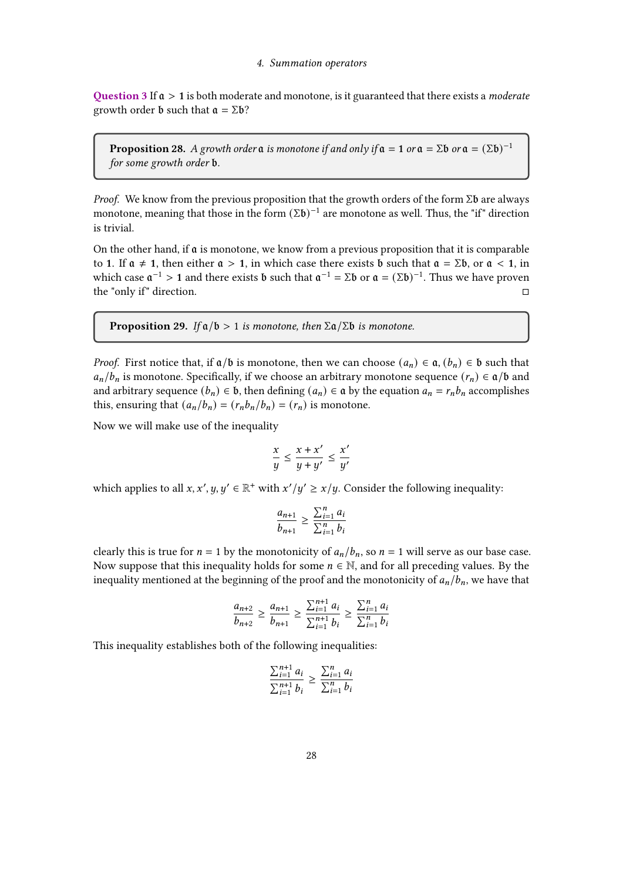**Question 3** If $\mathfrak{a} > \mathbf{1}$ is both moderate and monotone, is it guaranteed that there exists a *moderate* growth order $\mathfrak{b}$ such that $\mathfrak{a} = \Sigma\mathfrak{b}$?

> **Proposition 28.** *A growth order $\mathfrak{a}$ is monotone if and only if $\mathfrak{a} = \mathbf{1}$ or $\mathfrak{a} = \Sigma\mathfrak{b}$ or $\mathfrak{a} = (\Sigma\mathfrak{b})^{-1}$ for some growth order $\mathfrak{b}$.*

*Proof.* We know from the previous proposition that the growth orders of the form $\Sigma\mathfrak{b}$ are always monotone, meaning that those in the form $(\Sigma\mathfrak{b})^{-1}$ are monotone as well. Thus, the "if" direction is trivial.

On the other hand, if $\mathfrak{a}$ is monotone, we know from a previous proposition that it is comparable to $\mathbf{1}$. If $\mathfrak{a} \neq \mathbf{1}$, then either $\mathfrak{a} > \mathbf{1}$, in which case there exists $\mathfrak{b}$ such that $\mathfrak{a} = \Sigma\mathfrak{b}$, or $\mathfrak{a} < \mathbf{1}$, in which case $\mathfrak{a}^{-1} > \mathbf{1}$ and there exists $\mathfrak{b}$ such that $\mathfrak{a}^{-1} = \Sigma\mathfrak{b}$ or $\mathfrak{a} = (\Sigma\mathfrak{b})^{-1}$. Thus we have proven the "only if" direction. □

> **Proposition 29.** *If $\mathfrak{a}/\mathfrak{b} > 1$ is monotone, then $\Sigma\mathfrak{a}/\Sigma\mathfrak{b}$ is monotone.*

*Proof.* First notice that, if $\mathfrak{a}/\mathfrak{b}$ is monotone, then we can choose $(a_n) \in \mathfrak{a}, (b_n) \in \mathfrak{b}$ such that $a_n/b_n$ is monotone. Specifically, if we choose an arbitrary monotone sequence $(r_n) \in \mathfrak{a}/\mathfrak{b}$ and and arbitrary sequence $(b_n) \in \mathfrak{b}$, then defining $(a_n) \in \mathfrak{a}$ by the equation $a_n = r_n b_n$ accomplishes this, ensuring that $(a_n/b_n) = (r_n b_n/b_n) = (r_n)$ is monotone.

Now we will make use of the inequality

$$\frac{x}{y} \leq \frac{x + x'}{y + y'} \leq \frac{x'}{y'}$$

which applies to all $x, x', y, y' \in \mathbb{R}^+$ with $x'/y' \geq x/y$. Consider the following inequality:

$$\frac{a_{n+1}}{b_{n+1}} \geq \frac{\sum_{i=1}^{n} a_i}{\sum_{i=1}^{n} b_i}$$

clearly this is true for $n = 1$ by the monotonicity of $a_n/b_n$, so $n = 1$ will serve as our base case. Now suppose that this inequality holds for some $n \in \mathbb{N}$, and for all preceding values. By the inequality mentioned at the beginning of the proof and the monotonicity of $a_n/b_n$, we have that

$$\frac{a_{n+2}}{b_{n+2}} \geq \frac{a_{n+1}}{b_{n+1}} \geq \frac{\sum_{i=1}^{n+1} a_i}{\sum_{i=1}^{n+1} b_i} \geq \frac{\sum_{i=1}^{n} a_i}{\sum_{i=1}^{n} b_i}$$

This inequality establishes both of the following inequalities:

$$\frac{\sum_{i=1}^{n+1} a_i}{\sum_{i=1}^{n+1} b_i} \geq \frac{\sum_{i=1}^{n} a_i}{\sum_{i=1}^{n} b_i}$$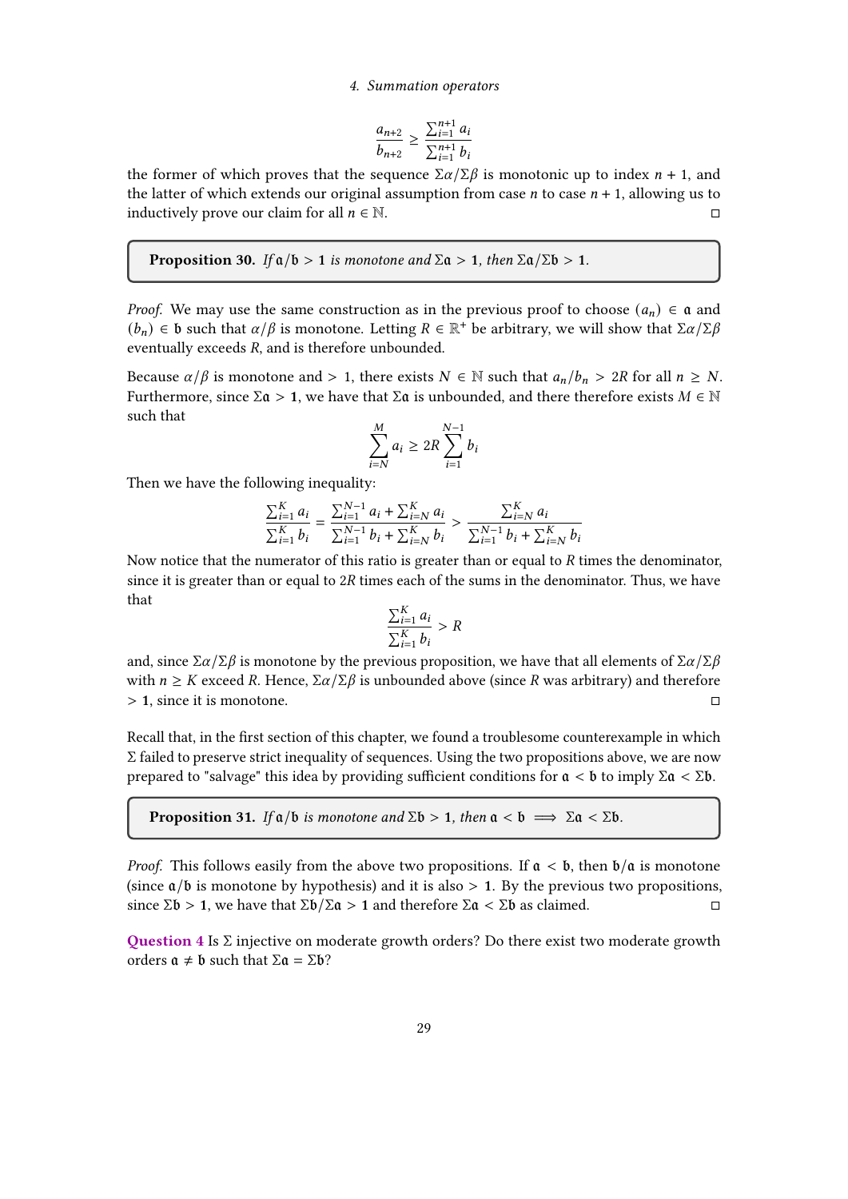$$\frac{a_{n+2}}{b_{n+2}} \geq \frac{\sum_{i=1}^{n+1} a_i}{\sum_{i=1}^{n+1} b_i}$$

the former of which proves that the sequence $\Sigma\alpha/\Sigma\beta$ is monotonic up to index $n+1$, and the latter of which extends our original assumption from case $n$ to case $n+1$, allowing us to inductively prove our claim for all $n \in \mathbb{N}$. □

> **Proposition 30.** *If $\mathfrak{a}/\mathfrak{b} > \mathbf{1}$ is monotone and $\Sigma\mathfrak{a} > \mathbf{1}$, then $\Sigma\mathfrak{a}/\Sigma\mathfrak{b} > \mathbf{1}$.*

*Proof.* We may use the same construction as in the previous proof to choose $(a_n) \in \mathfrak{a}$ and $(b_n) \in \mathfrak{b}$ such that $\alpha/\beta$ is monotone. Letting $R \in \mathbb{R}^+$ be arbitrary, we will show that $\Sigma\alpha/\Sigma\beta$ eventually exceeds $R$, and is therefore unbounded.

Because $\alpha/\beta$ is monotone and $> 1$, there exists $N \in \mathbb{N}$ such that $a_n/b_n > 2R$ for all $n \geq N$. Furthermore, since $\Sigma\mathfrak{a} > \mathbf{1}$, we have that $\Sigma\mathfrak{a}$ is unbounded, and there therefore exists $M \in \mathbb{N}$ such that

$$\sum_{i=N}^{M} a_i \geq 2R \sum_{i=1}^{N-1} b_i$$

Then we have the following inequality:

$$\frac{\sum_{i=1}^{K} a_i}{\sum_{i=1}^{K} b_i} = \frac{\sum_{i=1}^{N-1} a_i + \sum_{i=N}^{K} a_i}{\sum_{i=1}^{N-1} b_i + \sum_{i=N}^{K} b_i} > \frac{\sum_{i=N}^{K} a_i}{\sum_{i=1}^{N-1} b_i + \sum_{i=N}^{K} b_i}$$

Now notice that the numerator of this ratio is greater than or equal to $R$ times the denominator, since it is greater than or equal to $2R$ times each of the sums in the denominator. Thus, we have that

$$\frac{\sum_{i=1}^{K} a_i}{\sum_{i=1}^{K} b_i} > R$$

and, since $\Sigma\alpha/\Sigma\beta$ is monotone by the previous proposition, we have that all elements of $\Sigma\alpha/\Sigma\beta$ with $n \geq K$ exceed $R$. Hence, $\Sigma\alpha/\Sigma\beta$ is unbounded above (since $R$ was arbitrary) and therefore $> \mathbf{1}$, since it is monotone. □

Recall that, in the first section of this chapter, we found a troublesome counterexample in which $\Sigma$ failed to preserve strict inequality of sequences. Using the two propositions above, we are now prepared to "salvage" this idea by providing sufficient conditions for $\mathfrak{a} < \mathfrak{b}$ to imply $\Sigma\mathfrak{a} < \Sigma\mathfrak{b}$.

> **Proposition 31.** *If $\mathfrak{a}/\mathfrak{b}$ is monotone and $\Sigma\mathfrak{b} > \mathbf{1}$, then $\mathfrak{a} < \mathfrak{b} \implies \Sigma\mathfrak{a} < \Sigma\mathfrak{b}$.*

*Proof.* This follows easily from the above two propositions. If $\mathfrak{a} < \mathfrak{b}$, then $\mathfrak{b}/\mathfrak{a}$ is monotone (since $\mathfrak{a}/\mathfrak{b}$ is monotone by hypothesis) and it is also $> \mathbf{1}$. By the previous two propositions, since $\Sigma\mathfrak{b} > \mathbf{1}$, we have that $\Sigma\mathfrak{b}/\Sigma\mathfrak{a} > \mathbf{1}$ and therefore $\Sigma\mathfrak{a} < \Sigma\mathfrak{b}$ as claimed. □

**Question 4** Is $\Sigma$ injective on moderate growth orders? Do there exist two moderate growth orders $\mathfrak{a} \neq \mathfrak{b}$ such that $\Sigma\mathfrak{a} = \Sigma\mathfrak{b}$?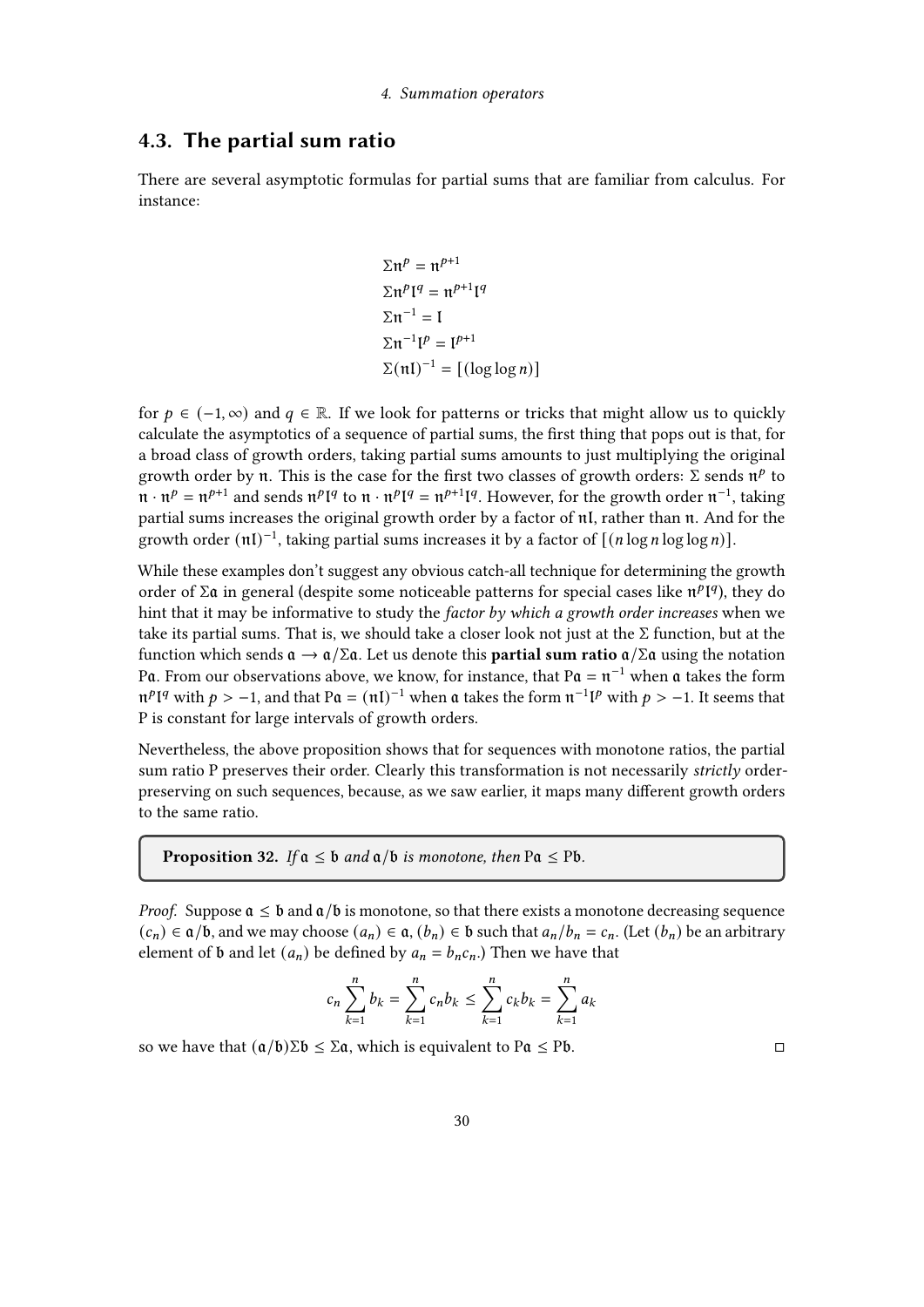## 4.3. The partial sum ratio

There are several asymptotic formulas for partial sums that are familiar from calculus. For instance:

$$\Sigma\mathfrak{n}^p = \mathfrak{n}^{p+1}$$
$$\Sigma\mathfrak{n}^p\mathfrak{l}^q = \mathfrak{n}^{p+1}\mathfrak{l}^q$$
$$\Sigma\mathfrak{n}^{-1} = \mathfrak{l}$$
$$\Sigma\mathfrak{n}^{-1}\mathfrak{l}^p = \mathfrak{l}^{p+1}$$
$$\Sigma(\mathfrak{n}\mathfrak{l})^{-1} = [(\log\log n)]$$

for $p \in (-1, \infty)$ and $q \in \mathbb{R}$. If we look for patterns or tricks that might allow us to quickly calculate the asymptotics of a sequence of partial sums, the first thing that pops out is that, for a broad class of growth orders, taking partial sums amounts to just multiplying the original growth order by $\mathfrak{n}$. This is the case for the first two classes of growth orders: $\Sigma$ sends $\mathfrak{n}^p$ to $\mathfrak{n} \cdot \mathfrak{n}^p = \mathfrak{n}^{p+1}$ and sends $\mathfrak{n}^p\mathfrak{l}^q$ to $\mathfrak{n} \cdot \mathfrak{n}^p\mathfrak{l}^q = \mathfrak{n}^{p+1}\mathfrak{l}^q$. However, for the growth order $\mathfrak{n}^{-1}$, taking partial sums increases the original growth order by a factor of $\mathfrak{n}\mathfrak{l}$, rather than $\mathfrak{n}$. And for the growth order $(\mathfrak{n}\mathfrak{l})^{-1}$, taking partial sums increases it by a factor of $[(n \log n \log\log n)]$.

While these examples don't suggest any obvious catch-all technique for determining the growth order of $\Sigma\mathfrak{a}$ in general (despite some noticeable patterns for special cases like $\mathfrak{n}^p\mathfrak{l}^q$), they do hint that it may be informative to study the *factor by which a growth order increases* when we take its partial sums. That is, we should take a closer look not just at the $\Sigma$ function, but at the function which sends $\mathfrak{a} \to \mathfrak{a}/\Sigma\mathfrak{a}$. Let us denote this **partial sum ratio** $\mathfrak{a}/\Sigma\mathfrak{a}$ using the notation $\mathrm{P}\mathfrak{a}$. From our observations above, we know, for instance, that $\mathrm{P}\mathfrak{a} = \mathfrak{n}^{-1}$ when $\mathfrak{a}$ takes the form $\mathfrak{n}^p\mathfrak{l}^q$ with $p > -1$, and that $\mathrm{P}\mathfrak{a} = (\mathfrak{n}\mathfrak{l})^{-1}$ when $\mathfrak{a}$ takes the form $\mathfrak{n}^{-1}\mathfrak{l}^p$ with $p > -1$. It seems that $\mathrm{P}$ is constant for large intervals of growth orders.

Nevertheless, the above proposition shows that for sequences with monotone ratios, the partial sum ratio $\mathrm{P}$ preserves their order. Clearly this transformation is not necessarily *strictly* order-preserving on such sequences, because, as we saw earlier, it maps many different growth orders to the same ratio.

**Proposition 32.** *If $\mathfrak{a} \le \mathfrak{b}$ and $\mathfrak{a}/\mathfrak{b}$ is monotone, then $\mathrm{P}\mathfrak{a} \le \mathrm{P}\mathfrak{b}$.*

*Proof.* Suppose $\mathfrak{a} \le \mathfrak{b}$ and $\mathfrak{a}/\mathfrak{b}$ is monotone, so that there exists a monotone decreasing sequence $(c_n) \in \mathfrak{a}/\mathfrak{b}$, and we may choose $(a_n) \in \mathfrak{a}$, $(b_n) \in \mathfrak{b}$ such that $a_n/b_n = c_n$. (Let $(b_n)$ be an arbitrary element of $\mathfrak{b}$ and let $(a_n)$ be defined by $a_n = b_n c_n$.) Then we have that

$$c_n \sum_{k=1}^{n} b_k = \sum_{k=1}^{n} c_n b_k \le \sum_{k=1}^{n} c_k b_k = \sum_{k=1}^{n} a_k$$

so we have that $(\mathfrak{a}/\mathfrak{b})\Sigma\mathfrak{b} \le \Sigma\mathfrak{a}$, which is equivalent to $\mathrm{P}\mathfrak{a} \le \mathrm{P}\mathfrak{b}$. □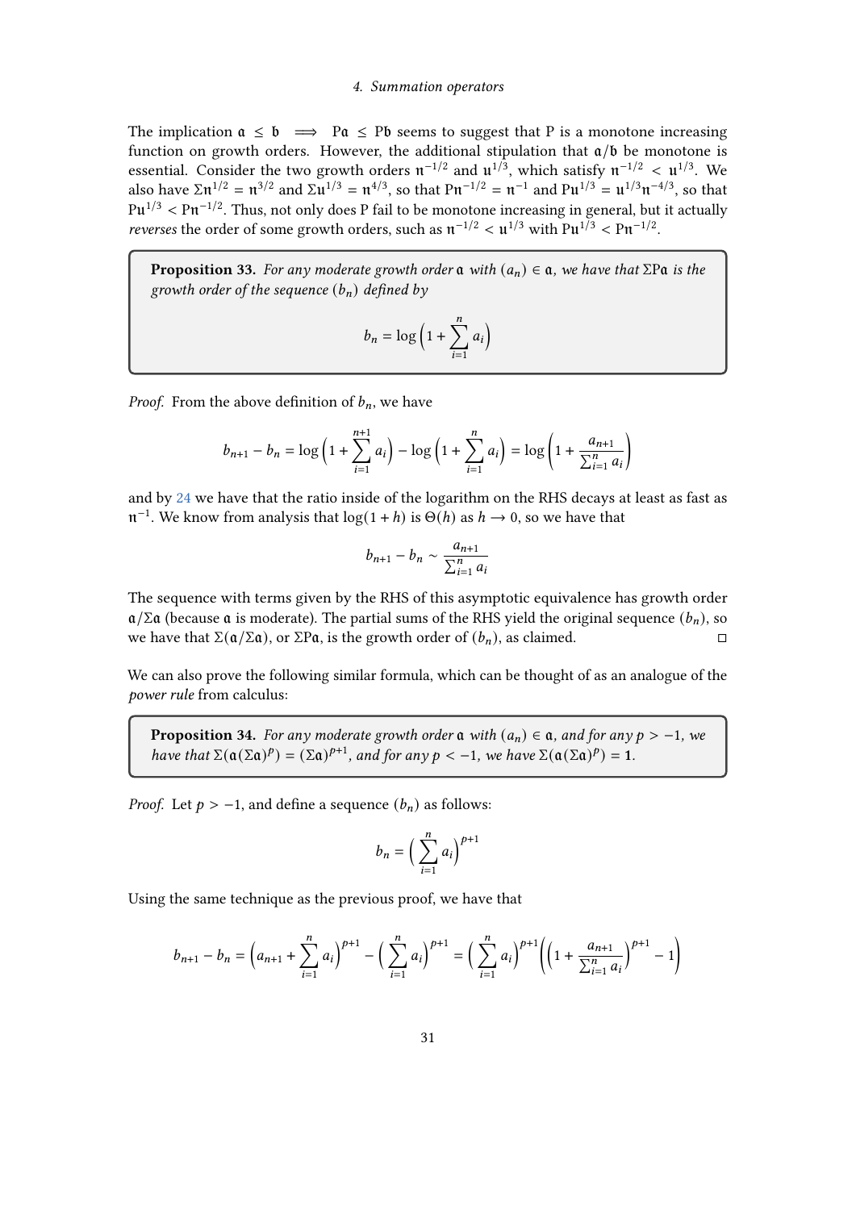The implication $\mathfrak{a} \leq \mathfrak{b} \implies \mathrm{P}\mathfrak{a} \leq \mathrm{P}\mathfrak{b}$ seems to suggest that P is a monotone increasing function on growth orders. However, the additional stipulation that $\mathfrak{a}/\mathfrak{b}$ be monotone is essential. Consider the two growth orders $\mathfrak{n}^{-1/2}$ and $\mathfrak{u}^{1/3}$, which satisfy $\mathfrak{n}^{-1/2} < \mathfrak{u}^{1/3}$. We also have $\Sigma\mathfrak{n}^{1/2} = \mathfrak{n}^{3/2}$ and $\Sigma\mathfrak{u}^{1/3} = \mathfrak{n}^{4/3}$, so that $\mathrm{P}\mathfrak{n}^{-1/2} = \mathfrak{n}^{-1}$ and $\mathrm{P}\mathfrak{u}^{1/3} = \mathfrak{u}^{1/3}\mathfrak{n}^{-4/3}$, so that $\mathrm{P}\mathfrak{u}^{1/3} < \mathrm{P}\mathfrak{n}^{-1/2}$. Thus, not only does P fail to be monotone increasing in general, but it actually *reverses* the order of some growth orders, such as $\mathfrak{n}^{-1/2} < \mathfrak{u}^{1/3}$ with $\mathrm{P}\mathfrak{u}^{1/3} < \mathrm{P}\mathfrak{n}^{-1/2}$.

**Proposition 33.** *For any moderate growth order $\mathfrak{a}$ with $(a_n) \in \mathfrak{a}$, we have that $\Sigma\mathrm{P}\mathfrak{a}$ is the growth order of the sequence $(b_n)$ defined by*

$$b_n = \log\Big(1 + \sum_{i=1}^{n} a_i\Big)$$

*Proof.* From the above definition of $b_n$, we have

$$b_{n+1} - b_n = \log\Big(1 + \sum_{i=1}^{n+1} a_i\Big) - \log\Big(1 + \sum_{i=1}^{n} a_i\Big) = \log\left(1 + \frac{a_{n+1}}{\sum_{i=1}^{n} a_i}\right)$$

and by 24 we have that the ratio inside of the logarithm on the RHS decays at least as fast as $\mathfrak{n}^{-1}$. We know from analysis that $\log(1+h)$ is $\Theta(h)$ as $h \to 0$, so we have that

$$b_{n+1} - b_n \sim \frac{a_{n+1}}{\sum_{i=1}^{n} a_i}$$

The sequence with terms given by the RHS of this asymptotic equivalence has growth order $\mathfrak{a}/\Sigma\mathfrak{a}$ (because $\mathfrak{a}$ is moderate). The partial sums of the RHS yield the original sequence $(b_n)$, so we have that $\Sigma(\mathfrak{a}/\Sigma\mathfrak{a})$, or $\Sigma\mathrm{P}\mathfrak{a}$, is the growth order of $(b_n)$, as claimed. □

We can also prove the following similar formula, which can be thought of as an analogue of the *power rule* from calculus:

**Proposition 34.** *For any moderate growth order $\mathfrak{a}$ with $(a_n) \in \mathfrak{a}$, and for any $p > -1$, we have that $\Sigma(\mathfrak{a}(\Sigma\mathfrak{a})^p) = (\Sigma\mathfrak{a})^{p+1}$, and for any $p < -1$, we have $\Sigma(\mathfrak{a}(\Sigma\mathfrak{a})^p) = \mathbf{1}$.*

*Proof.* Let $p > -1$, and define a sequence $(b_n)$ as follows:

$$b_n = \Big(\sum_{i=1}^{n} a_i\Big)^{p+1}$$

Using the same technique as the previous proof, we have that

$$b_{n+1} - b_n = \Big(a_{n+1} + \sum_{i=1}^{n} a_i\Big)^{p+1} - \Big(\sum_{i=1}^{n} a_i\Big)^{p+1} = \Big(\sum_{i=1}^{n} a_i\Big)^{p+1}\left(\left(1 + \frac{a_{n+1}}{\sum_{i=1}^{n} a_i}\right)^{p+1} - 1\right)$$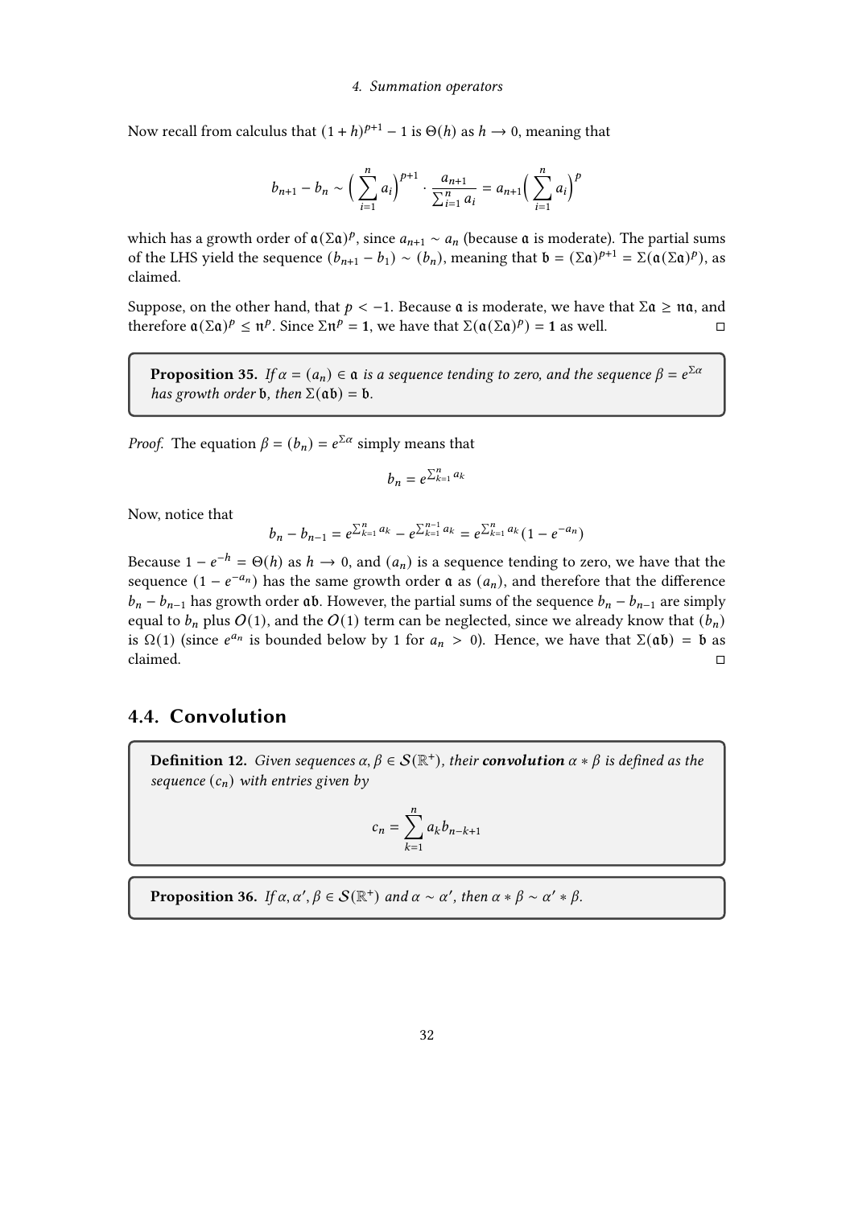Now recall from calculus that $(1+h)^{p+1} - 1$ is $\Theta(h)$ as $h \to 0$, meaning that

$$b_{n+1} - b_n \sim \Big(\sum_{i=1}^{n} a_i\Big)^{p+1} \cdot \frac{a_{n+1}}{\sum_{i=1}^{n} a_i} = a_{n+1}\Big(\sum_{i=1}^{n} a_i\Big)^p$$

which has a growth order of $\mathfrak{a}(\Sigma\mathfrak{a})^p$, since $a_{n+1} \sim a_n$ (because $\mathfrak{a}$ is moderate). The partial sums of the LHS yield the sequence $(b_{n+1} - b_1) \sim (b_n)$, meaning that $\mathfrak{b} = (\Sigma\mathfrak{a})^{p+1} = \Sigma(\mathfrak{a}(\Sigma\mathfrak{a})^p)$, as claimed.

Suppose, on the other hand, that $p < -1$. Because $\mathfrak{a}$ is moderate, we have that $\Sigma\mathfrak{a} \geq \mathfrak{n}\mathfrak{a}$, and therefore $\mathfrak{a}(\Sigma\mathfrak{a})^p \leq \mathfrak{n}^p$. Since $\Sigma\mathfrak{n}^p = \mathbf{1}$, we have that $\Sigma(\mathfrak{a}(\Sigma\mathfrak{a})^p) = \mathbf{1}$ as well. □

**Proposition 35.** *If $\alpha = (a_n) \in \mathfrak{a}$ is a sequence tending to zero, and the sequence $\beta = e^{\Sigma\alpha}$ has growth order $\mathfrak{b}$, then $\Sigma(\mathfrak{a}\mathfrak{b}) = \mathfrak{b}$.*

*Proof.* The equation $\beta = (b_n) = e^{\Sigma\alpha}$ simply means that

$$b_n = e^{\sum_{k=1}^{n} a_k}$$

Now, notice that

$$b_n - b_{n-1} = e^{\sum_{k=1}^{n} a_k} - e^{\sum_{k=1}^{n-1} a_k} = e^{\sum_{k=1}^{n} a_k}(1 - e^{-a_n})$$

Because $1 - e^{-h} = \Theta(h)$ as $h \to 0$, and $(a_n)$ is a sequence tending to zero, we have that the sequence $(1 - e^{-a_n})$ has the same growth order $\mathfrak{a}$ as $(a_n)$, and therefore that the difference $b_n - b_{n-1}$ has growth order $\mathfrak{a}\mathfrak{b}$. However, the partial sums of the sequence $b_n - b_{n-1}$ are simply equal to $b_n$ plus $O(1)$, and the $O(1)$ term can be neglected, since we already know that $(b_n)$ is $\Omega(1)$ (since $e^{a_n}$ is bounded below by 1 for $a_n > 0$). Hence, we have that $\Sigma(\mathfrak{a}\mathfrak{b}) = \mathfrak{b}$ as claimed. □

## 4.4. Convolution

**Definition 12.** *Given sequences $\alpha, \beta \in \mathcal{S}(\mathbb{R}^+)$, their **convolution** $\alpha * \beta$ is defined as the sequence $(c_n)$ with entries given by*

$$c_n = \sum_{k=1}^{n} a_k b_{n-k+1}$$

**Proposition 36.** *If $\alpha, \alpha', \beta \in \mathcal{S}(\mathbb{R}^+)$ and $\alpha \sim \alpha'$, then $\alpha * \beta \sim \alpha' * \beta$.*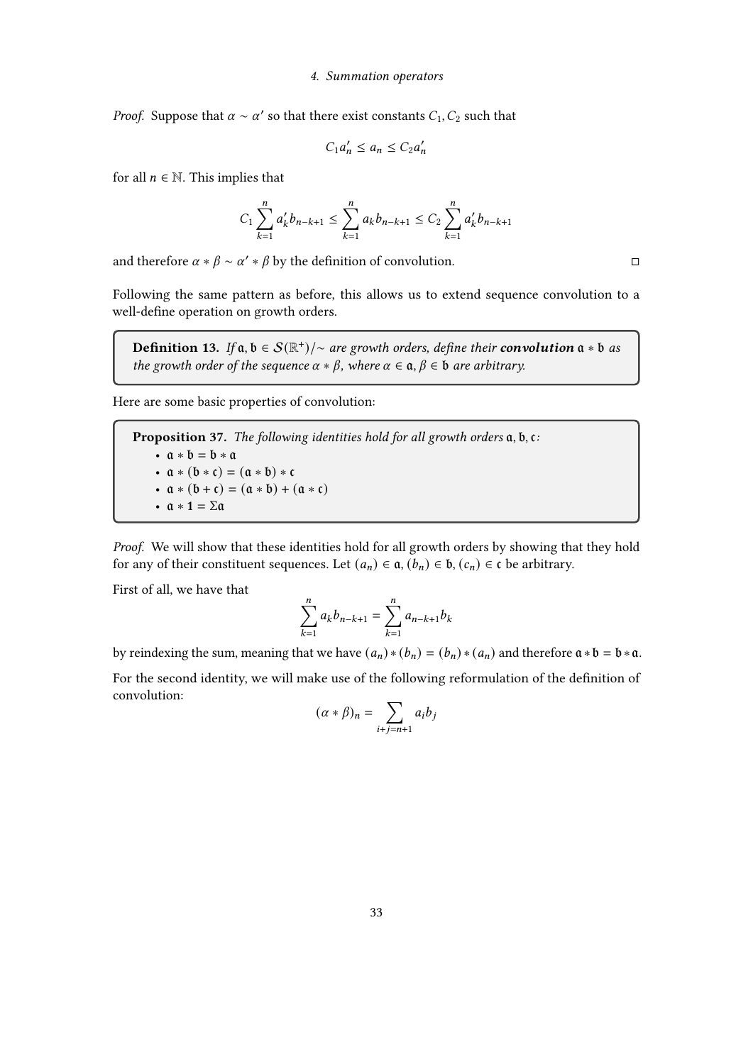*Proof.* Suppose that $\alpha \sim \alpha'$ so that there exist constants $C_1, C_2$ such that

$$C_1 a'_n \leq a_n \leq C_2 a'_n$$

for all $n \in \mathbb{N}$. This implies that

$$C_1 \sum_{k=1}^{n} a'_k b_{n-k+1} \leq \sum_{k=1}^{n} a_k b_{n-k+1} \leq C_2 \sum_{k=1}^{n} a'_k b_{n-k+1}$$

and therefore $\alpha * \beta \sim \alpha' * \beta$ by the definition of convolution. □

Following the same pattern as before, this allows us to extend sequence convolution to a well-define operation on growth orders.

> **Definition 13.** *If $\mathfrak{a}, \mathfrak{b} \in \mathcal{S}(\mathbb{R}^+)/\sim$ are growth orders, define their* ***convolution*** *$\mathfrak{a} * \mathfrak{b}$ as the growth order of the sequence $\alpha * \beta$, where $\alpha \in \mathfrak{a}, \beta \in \mathfrak{b}$ are arbitrary.*

Here are some basic properties of convolution:

> **Proposition 37.** *The following identities hold for all growth orders $\mathfrak{a}, \mathfrak{b}, \mathfrak{c}$:*
> - $\mathfrak{a} * \mathfrak{b} = \mathfrak{b} * \mathfrak{a}$
> - $\mathfrak{a} * (\mathfrak{b} * \mathfrak{c}) = (\mathfrak{a} * \mathfrak{b}) * \mathfrak{c}$
> - $\mathfrak{a} * (\mathfrak{b} + \mathfrak{c}) = (\mathfrak{a} * \mathfrak{b}) + (\mathfrak{a} * \mathfrak{c})$
> - $\mathfrak{a} * \mathbf{1} = \Sigma\mathfrak{a}$

*Proof.* We will show that these identities hold for all growth orders by showing that they hold for any of their constituent sequences. Let $(a_n) \in \mathfrak{a}, (b_n) \in \mathfrak{b}, (c_n) \in \mathfrak{c}$ be arbitrary.

First of all, we have that

$$\sum_{k=1}^{n} a_k b_{n-k+1} = \sum_{k=1}^{n} a_{n-k+1} b_k$$

by reindexing the sum, meaning that we have $(a_n) * (b_n) = (b_n) * (a_n)$ and therefore $\mathfrak{a} * \mathfrak{b} = \mathfrak{b} * \mathfrak{a}$.

For the second identity, we will make use of the following reformulation of the definition of convolution:

$$(\alpha * \beta)_n = \sum_{i+j=n+1} a_i b_j$$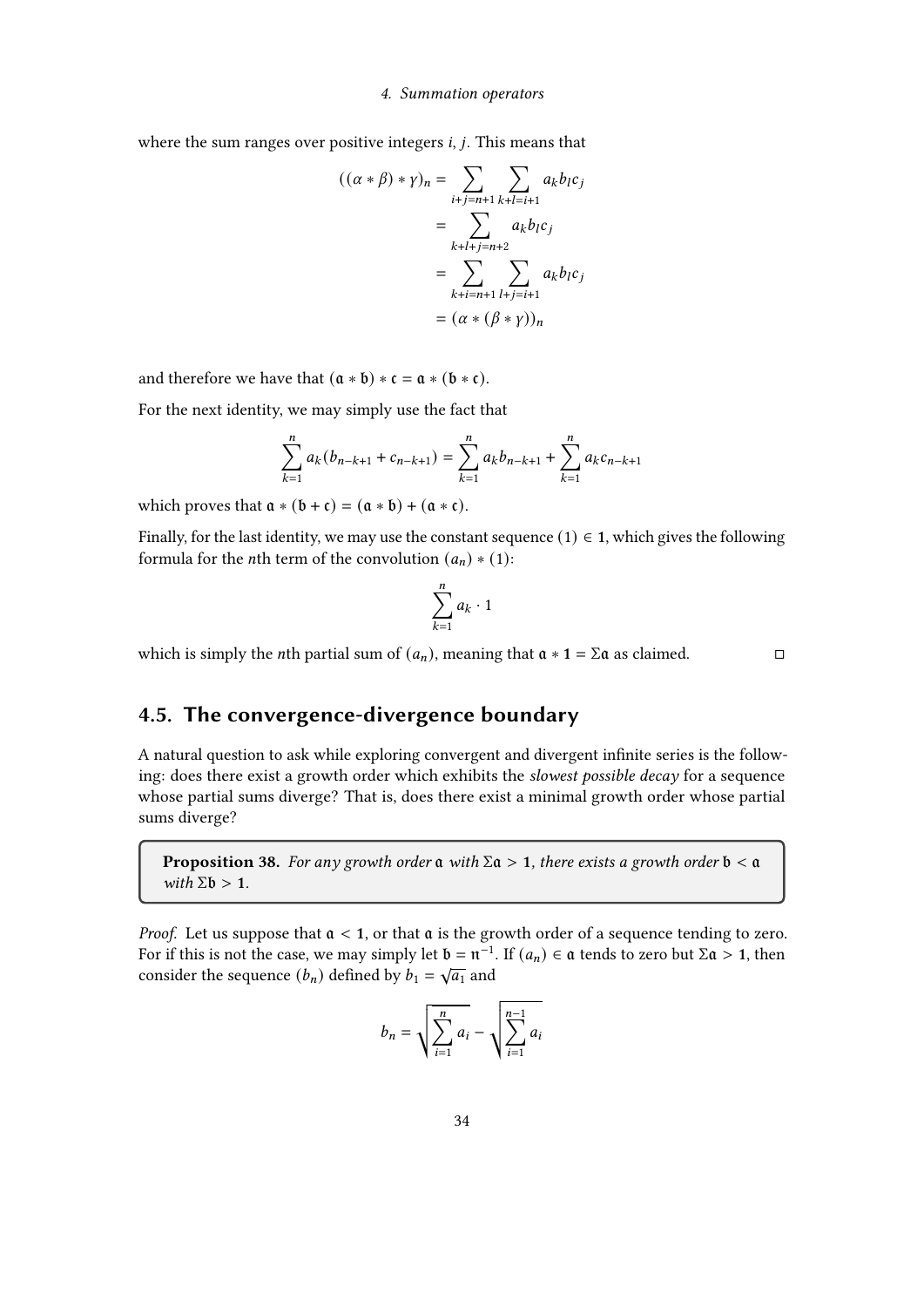where the sum ranges over positive integers $i, j$. This means that

$$
\begin{aligned}
((\alpha * \beta) * \gamma)_n &= \sum_{i+j=n+1} \sum_{k+l=i+1} a_k b_l c_j \\
&= \sum_{k+l+j=n+2} a_k b_l c_j \\
&= \sum_{k+i=n+1} \sum_{l+j=i+1} a_k b_l c_j \\
&= (\alpha * (\beta * \gamma))_n
\end{aligned}
$$

and therefore we have that $(\mathfrak{a} * \mathfrak{b}) * \mathfrak{c} = \mathfrak{a} * (\mathfrak{b} * \mathfrak{c})$.

For the next identity, we may simply use the fact that

$$
\sum_{k=1}^{n} a_k (b_{n-k+1} + c_{n-k+1}) = \sum_{k=1}^{n} a_k b_{n-k+1} + \sum_{k=1}^{n} a_k c_{n-k+1}
$$

which proves that $\mathfrak{a} * (\mathfrak{b} + \mathfrak{c}) = (\mathfrak{a} * \mathfrak{b}) + (\mathfrak{a} * \mathfrak{c})$.

Finally, for the last identity, we may use the constant sequence $(1) \in \mathbf{1}$, which gives the following formula for the $n$th term of the convolution $(a_n) * (1)$:

$$
\sum_{k=1}^{n} a_k \cdot 1
$$

which is simply the $n$th partial sum of $(a_n)$, meaning that $\mathfrak{a} * \mathbf{1} = \Sigma\mathfrak{a}$ as claimed. □

## 4.5. The convergence-divergence boundary

A natural question to ask while exploring convergent and divergent infinite series is the following: does there exist a growth order which exhibits the *slowest possible decay* for a sequence whose partial sums diverge? That is, does there exist a minimal growth order whose partial sums diverge?

**Proposition 38.** *For any growth order $\mathfrak{a}$ with $\Sigma\mathfrak{a} > \mathbf{1}$, there exists a growth order $\mathfrak{b} < \mathfrak{a}$ with $\Sigma\mathfrak{b} > \mathbf{1}$.*

*Proof.* Let us suppose that $\mathfrak{a} < \mathbf{1}$, or that $\mathfrak{a}$ is the growth order of a sequence tending to zero. For if this is not the case, we may simply let $\mathfrak{b} = \mathfrak{n}^{-1}$. If $(a_n) \in \mathfrak{a}$ tends to zero but $\Sigma\mathfrak{a} > \mathbf{1}$, then consider the sequence $(b_n)$ defined by $b_1 = \sqrt{a_1}$ and

$$
b_n = \sqrt{\sum_{i=1}^{n} a_i} - \sqrt{\sum_{i=1}^{n-1} a_i}
$$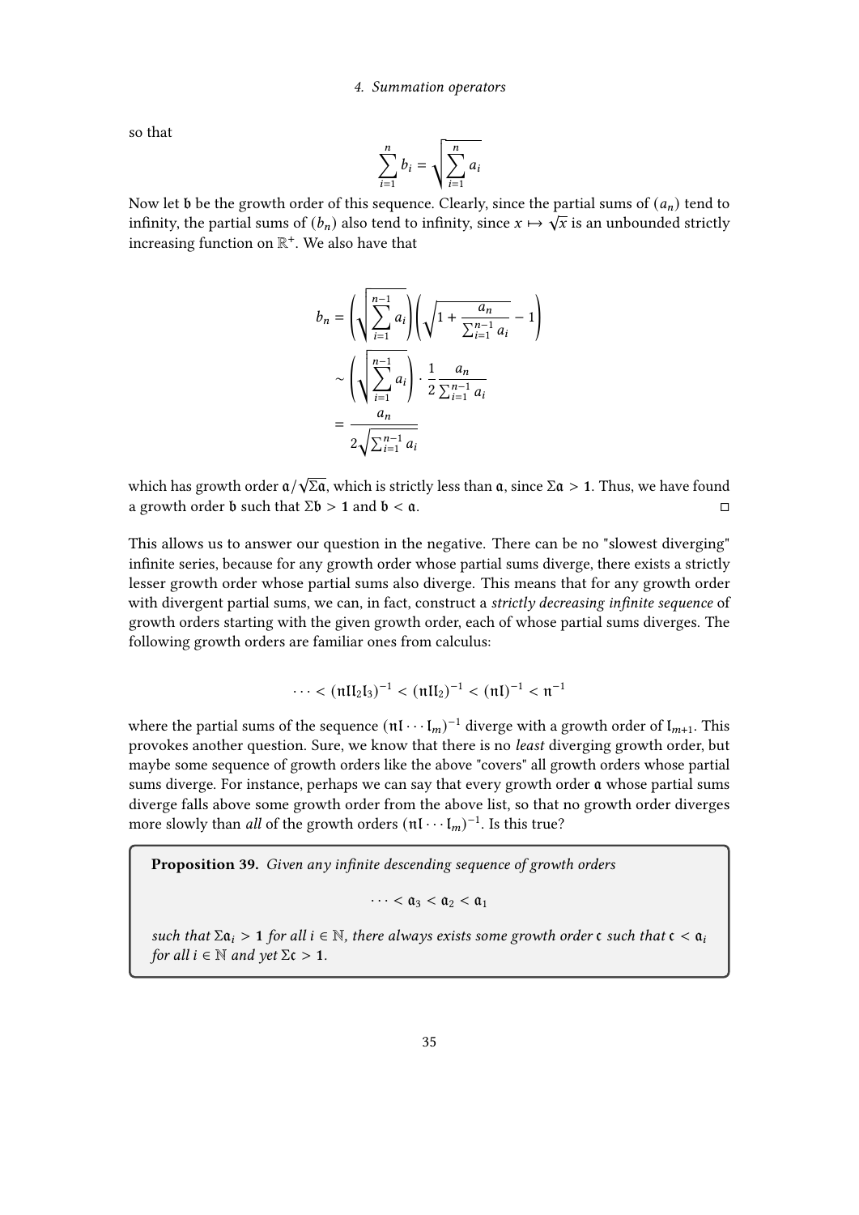so that

$$\sum_{i=1}^{n} b_i = \sqrt{\sum_{i=1}^{n} a_i}$$

Now let $\mathfrak{b}$ be the growth order of this sequence. Clearly, since the partial sums of $(a_n)$ tend to infinity, the partial sums of $(b_n)$ also tend to infinity, since $x \mapsto \sqrt{x}$ is an unbounded strictly increasing function on $\mathbb{R}^+$. We also have that

$$\begin{aligned}
b_n &= \left(\sqrt{\sum_{i=1}^{n-1} a_i}\right)\left(\sqrt{1 + \frac{a_n}{\sum_{i=1}^{n-1} a_i}} - 1\right) \\
&\sim \left(\sqrt{\sum_{i=1}^{n-1} a_i}\right) \cdot \frac{1}{2} \frac{a_n}{\sum_{i=1}^{n-1} a_i} \\
&= \frac{a_n}{2\sqrt{\sum_{i=1}^{n-1} a_i}}
\end{aligned}$$

which has growth order $\mathfrak{a}/\sqrt{\Sigma\mathfrak{a}}$, which is strictly less than $\mathfrak{a}$, since $\Sigma\mathfrak{a} > \mathbf{1}$. Thus, we have found a growth order $\mathfrak{b}$ such that $\Sigma\mathfrak{b} > \mathbf{1}$ and $\mathfrak{b} < \mathfrak{a}$. □

This allows us to answer our question in the negative. There can be no "slowest diverging" infinite series, because for any growth order whose partial sums diverge, there exists a strictly lesser growth order whose partial sums also diverge. This means that for any growth order with divergent partial sums, we can, in fact, construct a *strictly decreasing infinite sequence* of growth orders starting with the given growth order, each of whose partial sums diverges. The following growth orders are familiar ones from calculus:

$$\cdots < (\mathfrak{n}\mathfrak{l}\mathfrak{l}_2\mathfrak{l}_3)^{-1} < (\mathfrak{n}\mathfrak{l}\mathfrak{l}_2)^{-1} < (\mathfrak{n}\mathfrak{l})^{-1} < \mathfrak{n}^{-1}$$

where the partial sums of the sequence $(\mathfrak{n}\mathfrak{l}\cdots\mathfrak{l}_m)^{-1}$ diverge with a growth order of $\mathfrak{l}_{m+1}$. This provokes another question. Sure, we know that there is no *least* diverging growth order, but maybe some sequence of growth orders like the above "covers" all growth orders whose partial sums diverge. For instance, perhaps we can say that every growth order $\mathfrak{a}$ whose partial sums diverge falls above some growth order from the above list, so that no growth order diverges more slowly than *all* of the growth orders $(\mathfrak{n}\mathfrak{l}\cdots\mathfrak{l}_m)^{-1}$. Is this true?

> **Proposition 39.** *Given any infinite descending sequence of growth orders*
>
> $$\cdots < \mathfrak{a}_3 < \mathfrak{a}_2 < \mathfrak{a}_1$$
>
> *such that $\Sigma\mathfrak{a}_i > \mathbf{1}$ for all $i \in \mathbb{N}$, there always exists some growth order $\mathfrak{c}$ such that $\mathfrak{c} < \mathfrak{a}_i$ for all $i \in \mathbb{N}$ and yet $\Sigma\mathfrak{c} > \mathbf{1}$.*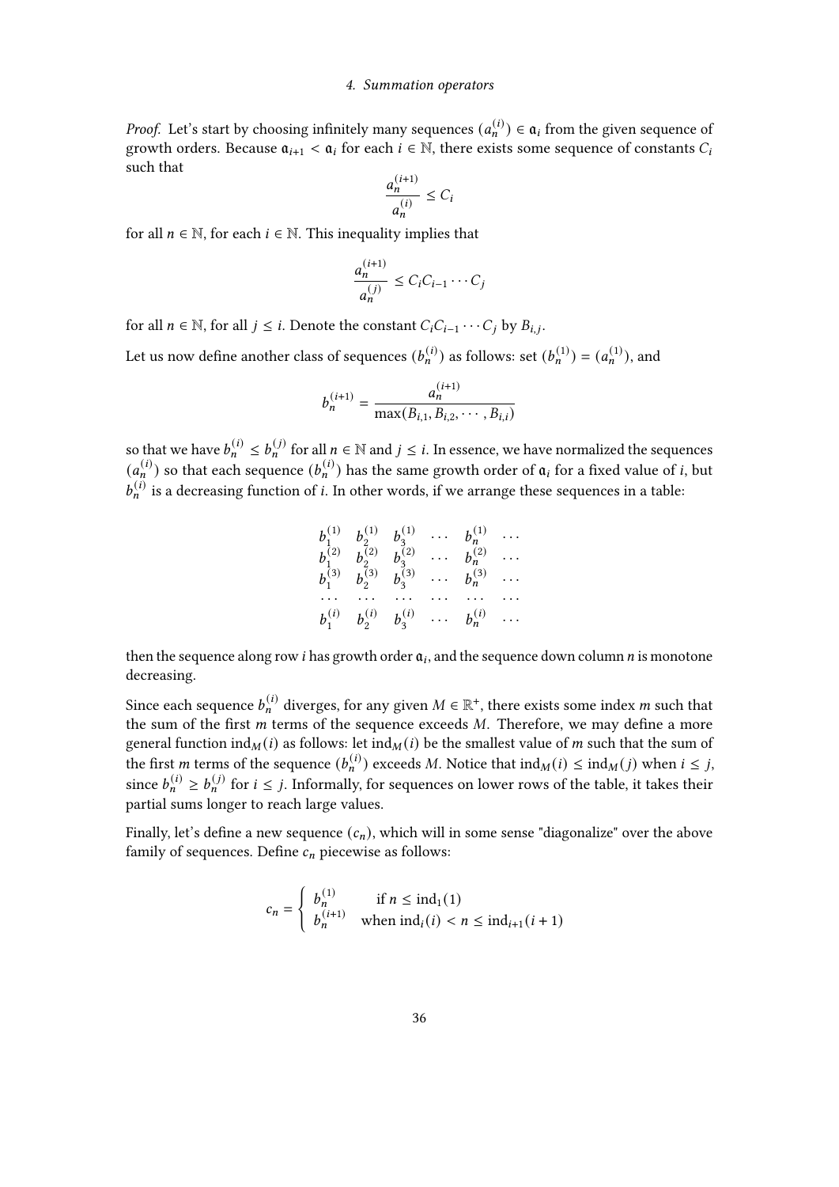*Proof.* Let's start by choosing infinitely many sequences $(a_n^{(i)}) \in \mathfrak{a}_i$ from the given sequence of growth orders. Because $\mathfrak{a}_{i+1} < \mathfrak{a}_i$ for each $i \in \mathbb{N}$, there exists some sequence of constants $C_i$ such that

$$\frac{a_n^{(i+1)}}{a_n^{(i)}} \leq C_i$$

for all $n \in \mathbb{N}$, for each $i \in \mathbb{N}$. This inequality implies that

$$\frac{a_n^{(i+1)}}{a_n^{(j)}} \leq C_i C_{i-1} \cdots C_j$$

for all $n \in \mathbb{N}$, for all $j \leq i$. Denote the constant $C_i C_{i-1} \cdots C_j$ by $B_{i,j}$.

Let us now define another class of sequences $(b_n^{(i)})$ as follows: set $(b_n^{(1)}) = (a_n^{(1)})$, and

$$b_n^{(i+1)} = \frac{a_n^{(i+1)}}{\max(B_{i,1}, B_{i,2}, \cdots, B_{i,i})}$$

so that we have $b_n^{(i)} \leq b_n^{(j)}$ for all $n \in \mathbb{N}$ and $j \leq i$. In essence, we have normalized the sequences $(a_n^{(i)})$ so that each sequence $(b_n^{(i)})$ has the same growth order of $\mathfrak{a}_i$ for a fixed value of $i$, but $b_n^{(i)}$ is a decreasing function of $i$. In other words, if we arrange these sequences in a table:

$$\begin{array}{cccccc}
b_1^{(1)} & b_2^{(1)} & b_3^{(1)} & \cdots & b_n^{(1)} & \cdots \\
b_1^{(2)} & b_2^{(2)} & b_3^{(2)} & \cdots & b_n^{(2)} & \cdots \\
b_1^{(3)} & b_2^{(3)} & b_3^{(3)} & \cdots & b_n^{(3)} & \cdots \\
\cdots & \cdots & \cdots & \cdots & \cdots & \cdots \\
b_1^{(i)} & b_2^{(i)} & b_3^{(i)} & \cdots & b_n^{(i)} & \cdots
\end{array}$$

then the sequence along row $i$ has growth order $\mathfrak{a}_i$, and the sequence down column $n$ is monotone decreasing.

Since each sequence $b_n^{(i)}$ diverges, for any given $M \in \mathbb{R}^+$, there exists some index $m$ such that the sum of the first $m$ terms of the sequence exceeds $M$. Therefore, we may define a more general function $\text{ind}_M(i)$ as follows: let $\text{ind}_M(i)$ be the smallest value of $m$ such that the sum of the first $m$ terms of the sequence $(b_n^{(i)})$ exceeds $M$. Notice that $\text{ind}_M(i) \leq \text{ind}_M(j)$ when $i \leq j$, since $b_n^{(i)} \geq b_n^{(j)}$ for $i \leq j$. Informally, for sequences on lower rows of the table, it takes their partial sums longer to reach large values.

Finally, let's define a new sequence $(c_n)$, which will in some sense "diagonalize" over the above family of sequences. Define $c_n$ piecewise as follows:

$$c_n = \begin{cases} b_n^{(1)} & \text{if } n \leq \text{ind}_1(1) \\ b_n^{(i+1)} & \text{when } \text{ind}_i(i) < n \leq \text{ind}_{i+1}(i+1) \end{cases}$$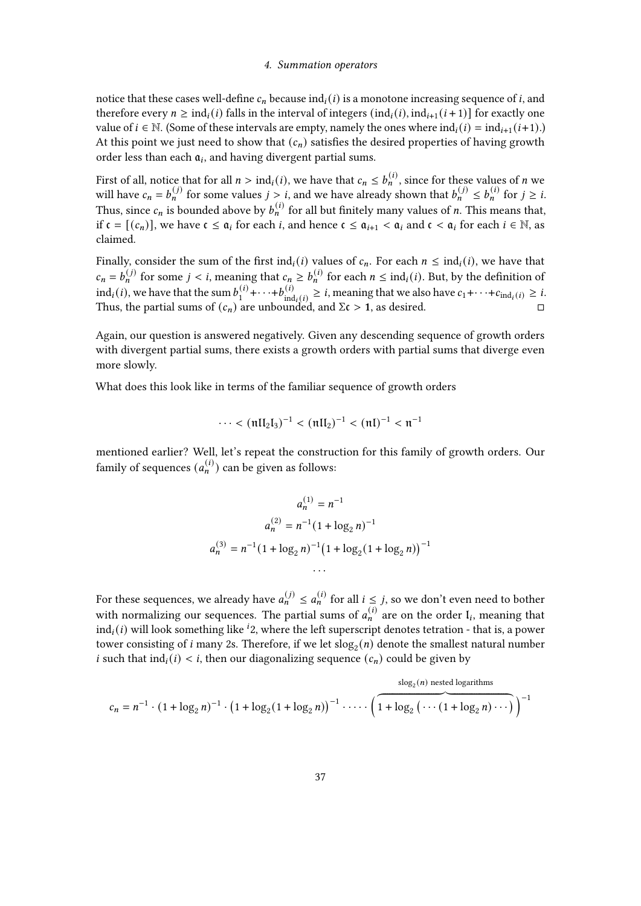notice that these cases well-define $c_n$ because $\mathrm{ind}_i(i)$ is a monotone increasing sequence of $i$, and therefore every $n \geq \mathrm{ind}_i(i)$ falls in the interval of integers $(\mathrm{ind}_i(i), \mathrm{ind}_{i+1}(i+1)]$ for exactly one value of $i \in \mathbb{N}$. (Some of these intervals are empty, namely the ones where $\mathrm{ind}_i(i) = \mathrm{ind}_{i+1}(i+1)$.) At this point we just need to show that $(c_n)$ satisfies the desired properties of having growth order less than each $\mathfrak{a}_i$, and having divergent partial sums.

First of all, notice that for all $n > \mathrm{ind}_i(i)$, we have that $c_n \leq b_n^{(i)}$, since for these values of $n$ we will have $c_n = b_n^{(j)}$ for some values $j > i$, and we have already shown that $b_n^{(j)} \leq b_n^{(i)}$ for $j \geq i$. Thus, since $c_n$ is bounded above by $b_n^{(i)}$ for all but finitely many values of $n$. This means that, if $\mathfrak{c} = [(c_n)]$, we have $\mathfrak{c} \leq \mathfrak{a}_i$ for each $i$, and hence $\mathfrak{c} \leq \mathfrak{a}_{i+1} < \mathfrak{a}_i$ and $\mathfrak{c} < \mathfrak{a}_i$ for each $i \in \mathbb{N}$, as claimed.

Finally, consider the sum of the first $\mathrm{ind}_i(i)$ values of $c_n$. For each $n \leq \mathrm{ind}_i(i)$, we have that $c_n = b_n^{(j)}$ for some $j < i$, meaning that $c_n \geq b_n^{(i)}$ for each $n \leq \mathrm{ind}_i(i)$. But, by the definition of $\mathrm{ind}_i(i)$, we have that the sum $b_1^{(i)} + \cdots + b_{\mathrm{ind}_i(i)}^{(i)} \geq i$, meaning that we also have $c_1 + \cdots + c_{\mathrm{ind}_i(i)} \geq i$. Thus, the partial sums of $(c_n)$ are unbounded, and $\Sigma\mathfrak{c} > \mathbf{1}$, as desired. ◻

Again, our question is answered negatively. Given any descending sequence of growth orders with divergent partial sums, there exists a growth orders with partial sums that diverge even more slowly.

What does this look like in terms of the familiar sequence of growth orders

$$\cdots < (\mathfrak{n}\mathfrak{l}\mathfrak{l}_2\mathfrak{l}_3)^{-1} < (\mathfrak{n}\mathfrak{l}\mathfrak{l}_2)^{-1} < (\mathfrak{n}\mathfrak{l})^{-1} < \mathfrak{n}^{-1}$$

mentioned earlier? Well, let's repeat the construction for this family of growth orders. Our family of sequences $(a_n^{(i)})$ can be given as follows:

$$a_n^{(1)} = n^{-1}$$

$$a_n^{(2)} = n^{-1}(1 + \log_2 n)^{-1}$$

$$a_n^{(3)} = n^{-1}(1 + \log_2 n)^{-1}\big(1 + \log_2(1 + \log_2 n)\big)^{-1}$$

$$\cdots$$

For these sequences, we already have $a_n^{(j)} \leq a_n^{(i)}$ for all $i \leq j$, so we don't even need to bother with normalizing our sequences. The partial sums of $a_n^{(i)}$ are on the order $\mathfrak{l}_i$, meaning that $\mathrm{ind}_i(i)$ will look something like ${}^i2$, where the left superscript denotes tetration - that is, a power tower consisting of $i$ many 2s. Therefore, if we let $\mathrm{slog}_2(n)$ denote the smallest natural number $i$ such that $\mathrm{ind}_i(i) < i$, then our diagonalizing sequence $(c_n)$ could be given by

$$c_n = n^{-1} \cdot (1 + \log_2 n)^{-1} \cdot \big(1 + \log_2(1 + \log_2 n)\big)^{-1} \cdot \cdots \cdot \Big(\overbrace{1 + \log_2\big(\cdots(1 + \log_2 n)\cdots\big)}^{\mathrm{slog}_2(n) \text{ nested logarithms}}\Big)^{-1}$$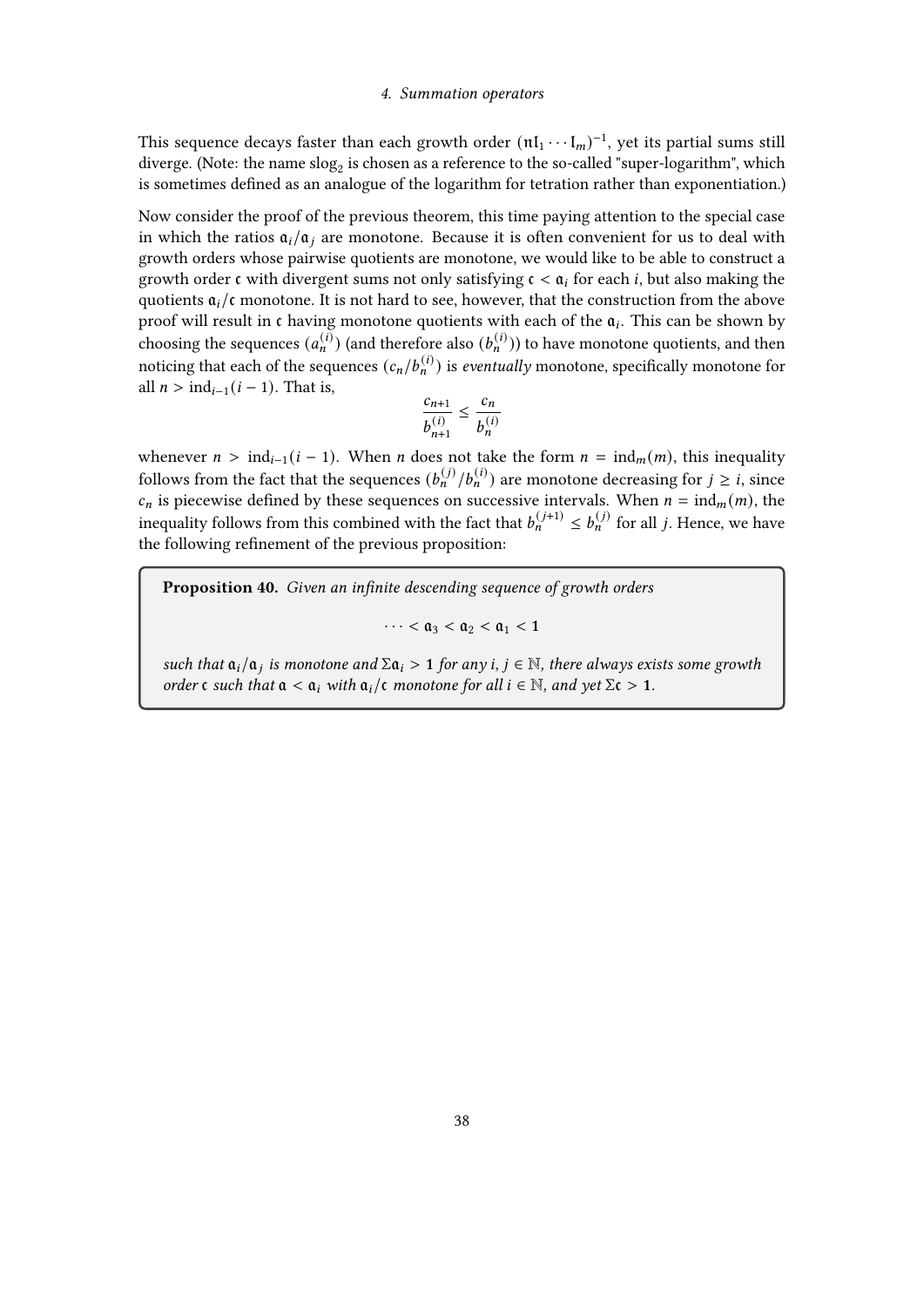This sequence decays faster than each growth order $(\mathfrak{n}\mathfrak{l}_1 \cdots \mathfrak{l}_m)^{-1}$, yet its partial sums still diverge. (Note: the name $\mathrm{slog}_2$ is chosen as a reference to the so-called "super-logarithm", which is sometimes defined as an analogue of the logarithm for tetration rather than exponentiation.)

Now consider the proof of the previous theorem, this time paying attention to the special case in which the ratios $\mathfrak{a}_i/\mathfrak{a}_j$ are monotone. Because it is often convenient for us to deal with growth orders whose pairwise quotients are monotone, we would like to be able to construct a growth order $\mathfrak{c}$ with divergent sums not only satisfying $\mathfrak{c} < \mathfrak{a}_i$ for each $i$, but also making the quotients $\mathfrak{a}_i/\mathfrak{c}$ monotone. It is not hard to see, however, that the construction from the above proof will result in $\mathfrak{c}$ having monotone quotients with each of the $\mathfrak{a}_i$. This can be shown by choosing the sequences $(a_n^{(i)})$ (and therefore also $(b_n^{(i)})$) to have monotone quotients, and then noticing that each of the sequences $(c_n/b_n^{(i)})$ is *eventually* monotone, specifically monotone for all $n > \mathrm{ind}_{i-1}(i-1)$. That is,

$$\frac{c_{n+1}}{b_{n+1}^{(i)}} \leq \frac{c_n}{b_n^{(i)}}$$

whenever $n > \mathrm{ind}_{i-1}(i-1)$. When $n$ does not take the form $n = \mathrm{ind}_m(m)$, this inequality follows from the fact that the sequences $(b_n^{(j)}/b_n^{(i)})$ are monotone decreasing for $j \geq i$, since $c_n$ is piecewise defined by these sequences on successive intervals. When $n = \mathrm{ind}_m(m)$, the inequality follows from this combined with the fact that $b_n^{(j+1)} \leq b_n^{(j)}$ for all $j$. Hence, we have the following refinement of the previous proposition:

**Proposition 40.** *Given an infinite descending sequence of growth orders*

$$\cdots < \mathfrak{a}_3 < \mathfrak{a}_2 < \mathfrak{a}_1 < \mathbf{1}$$

*such that $\mathfrak{a}_i/\mathfrak{a}_j$ is monotone and $\Sigma\mathfrak{a}_i > \mathbf{1}$ for any $i, j \in \mathbb{N}$, there always exists some growth order $\mathfrak{c}$ such that $\mathfrak{a} < \mathfrak{a}_i$ with $\mathfrak{a}_i/\mathfrak{c}$ monotone for all $i \in \mathbb{N}$, and yet $\Sigma\mathfrak{c} > \mathbf{1}$.*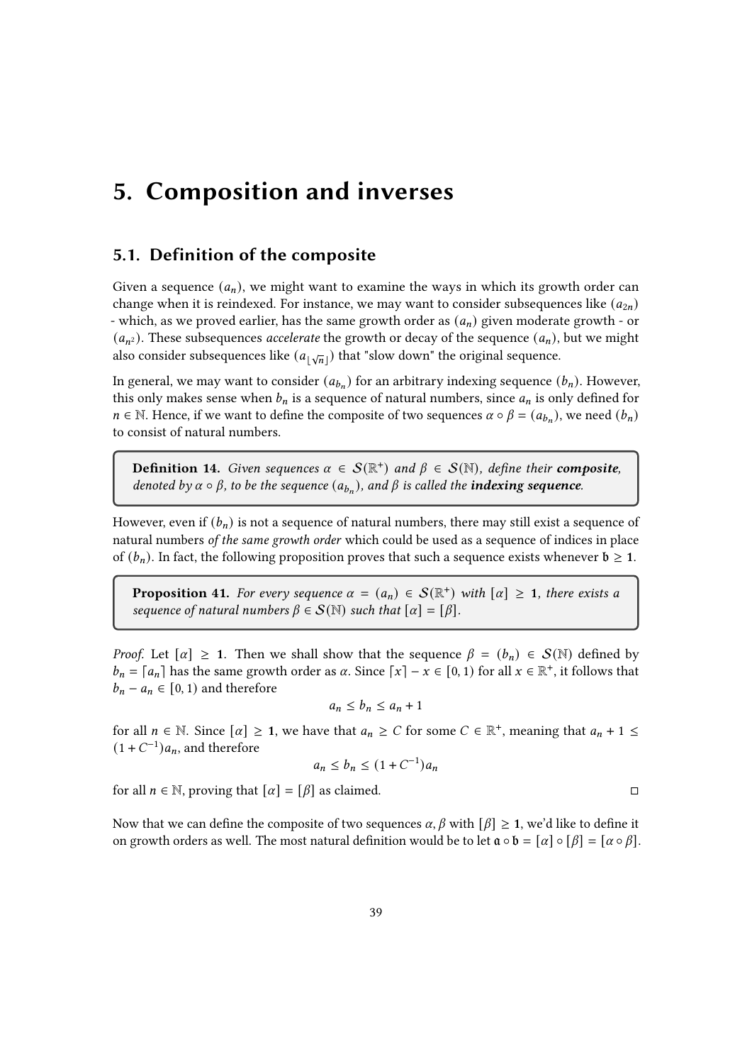# 5. Composition and inverses

## 5.1. Definition of the composite

Given a sequence $(a_n)$, we might want to examine the ways in which its growth order can change when it is reindexed. For instance, we may want to consider subsequences like $(a_{2n})$ - which, as we proved earlier, has the same growth order as $(a_n)$ given moderate growth - or $(a_{n^2})$. These subsequences *accelerate* the growth or decay of the sequence $(a_n)$, but we might also consider subsequences like $(a_{\lfloor \sqrt{n} \rfloor})$ that "slow down" the original sequence.

In general, we may want to consider $(a_{b_n})$ for an arbitrary indexing sequence $(b_n)$. However, this only makes sense when $b_n$ is a sequence of natural numbers, since $a_n$ is only defined for $n \in \mathbb{N}$. Hence, if we want to define the composite of two sequences $\alpha \circ \beta = (a_{b_n})$, we need $(b_n)$ to consist of natural numbers.

> **Definition 14.** *Given sequences $\alpha \in \mathcal{S}(\mathbb{R}^+)$ and $\beta \in \mathcal{S}(\mathbb{N})$, define their **composite**, denoted by $\alpha \circ \beta$, to be the sequence $(a_{b_n})$, and $\beta$ is called the **indexing sequence**.*

However, even if $(b_n)$ is not a sequence of natural numbers, there may still exist a sequence of natural numbers *of the same growth order* which could be used as a sequence of indices in place of $(b_n)$. In fact, the following proposition proves that such a sequence exists whenever $\mathfrak{b} \geq \mathbf{1}$.

> **Proposition 41.** *For every sequence $\alpha = (a_n) \in \mathcal{S}(\mathbb{R}^+)$ with $[\alpha] \geq \mathbf{1}$, there exists a sequence of natural numbers $\beta \in \mathcal{S}(\mathbb{N})$ such that $[\alpha] = [\beta]$.*

*Proof.* Let $[\alpha] \geq \mathbf{1}$. Then we shall show that the sequence $\beta = (b_n) \in \mathcal{S}(\mathbb{N})$ defined by $b_n = \lceil a_n \rceil$ has the same growth order as $\alpha$. Since $\lceil x \rceil - x \in [0, 1)$ for all $x \in \mathbb{R}^+$, it follows that $b_n - a_n \in [0, 1)$ and therefore

$$a_n \leq b_n \leq a_n + 1$$

for all $n \in \mathbb{N}$. Since $[\alpha] \geq \mathbf{1}$, we have that $a_n \geq C$ for some $C \in \mathbb{R}^+$, meaning that $a_n + 1 \leq (1 + C^{-1})a_n$, and therefore

$$a_n \leq b_n \leq (1 + C^{-1})a_n$$

for all $n \in \mathbb{N}$, proving that $[\alpha] = [\beta]$ as claimed. □

Now that we can define the composite of two sequences $\alpha, \beta$ with $[\beta] \geq \mathbf{1}$, we'd like to define it on growth orders as well. The most natural definition would be to let $\mathfrak{a} \circ \mathfrak{b} = [\alpha] \circ [\beta] = [\alpha \circ \beta]$.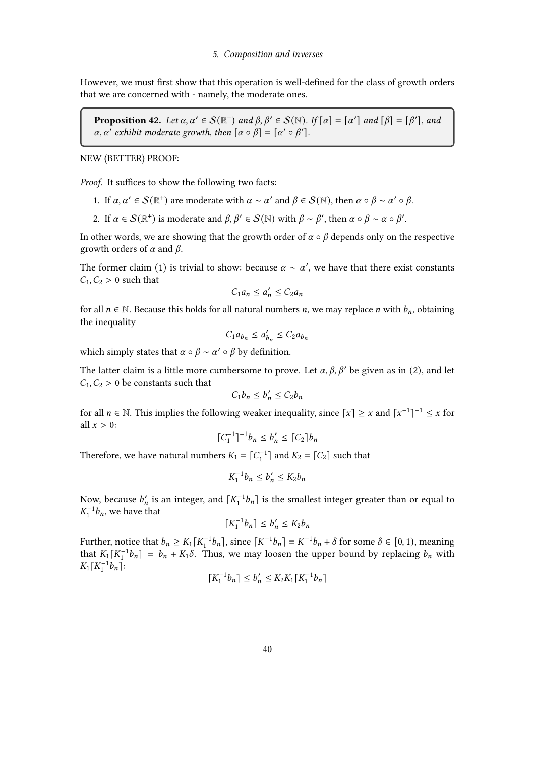However, we must first show that this operation is well-defined for the class of growth orders that we are concerned with - namely, the moderate ones.

**Proposition 42.** *Let $\alpha, \alpha' \in \mathcal{S}(\mathbb{R}^+)$ and $\beta, \beta' \in \mathcal{S}(\mathbb{N})$. If $[\alpha] = [\alpha']$ and $[\beta] = [\beta']$, and $\alpha, \alpha'$ exhibit moderate growth, then $[\alpha \circ \beta] = [\alpha' \circ \beta']$.*

NEW (BETTER) PROOF:

*Proof.* It suffices to show the following two facts:

1. If $\alpha, \alpha' \in \mathcal{S}(\mathbb{R}^+)$ are moderate with $\alpha \sim \alpha'$ and $\beta \in \mathcal{S}(\mathbb{N})$, then $\alpha \circ \beta \sim \alpha' \circ \beta$.
2. If $\alpha \in \mathcal{S}(\mathbb{R}^+)$ is moderate and $\beta, \beta' \in \mathcal{S}(\mathbb{N})$ with $\beta \sim \beta'$, then $\alpha \circ \beta \sim \alpha \circ \beta'$.

In other words, we are showing that the growth order of $\alpha \circ \beta$ depends only on the respective growth orders of $\alpha$ and $\beta$.

The former claim (1) is trivial to show: because $\alpha \sim \alpha'$, we have that there exist constants $C_1, C_2 > 0$ such that

$$C_1 a_n \leq a'_n \leq C_2 a_n$$

for all $n \in \mathbb{N}$. Because this holds for all natural numbers $n$, we may replace $n$ with $b_n$, obtaining the inequality

$$C_1 a_{b_n} \leq a'_{b_n} \leq C_2 a_{b_n}$$

which simply states that $\alpha \circ \beta \sim \alpha' \circ \beta$ by definition.

The latter claim is a little more cumbersome to prove. Let $\alpha, \beta, \beta'$ be given as in (2), and let $C_1, C_2 > 0$ be constants such that

$$C_1 b_n \leq b'_n \leq C_2 b_n$$

for all $n \in \mathbb{N}$. This implies the following weaker inequality, since $\lceil x \rceil \geq x$ and $\lceil x^{-1} \rceil^{-1} \leq x$ for all $x > 0$:

$$\lceil C_1^{-1} \rceil^{-1} b_n \leq b'_n \leq \lceil C_2 \rceil b_n$$

Therefore, we have natural numbers $K_1 = \lceil C_1^{-1} \rceil$ and $K_2 = \lceil C_2 \rceil$ such that

$$K_1^{-1} b_n \leq b'_n \leq K_2 b_n$$

Now, because $b'_n$ is an integer, and $\lceil K_1^{-1} b_n \rceil$ is the smallest integer greater than or equal to $K_1^{-1} b_n$, we have that

$$\lceil K_1^{-1} b_n \rceil \leq b'_n \leq K_2 b_n$$

Further, notice that $b_n \geq K_1 \lceil K_1^{-1} b_n \rceil$, since $\lceil K^{-1} b_n \rceil = K^{-1} b_n + \delta$ for some $\delta \in [0, 1)$, meaning that $K_1 \lceil K_1^{-1} b_n \rceil = b_n + K_1 \delta$. Thus, we may loosen the upper bound by replacing $b_n$ with $K_1 \lceil K_1^{-1} b_n \rceil$:

$$\lceil K_1^{-1} b_n \rceil \leq b'_n \leq K_2 K_1 \lceil K_1^{-1} b_n \rceil$$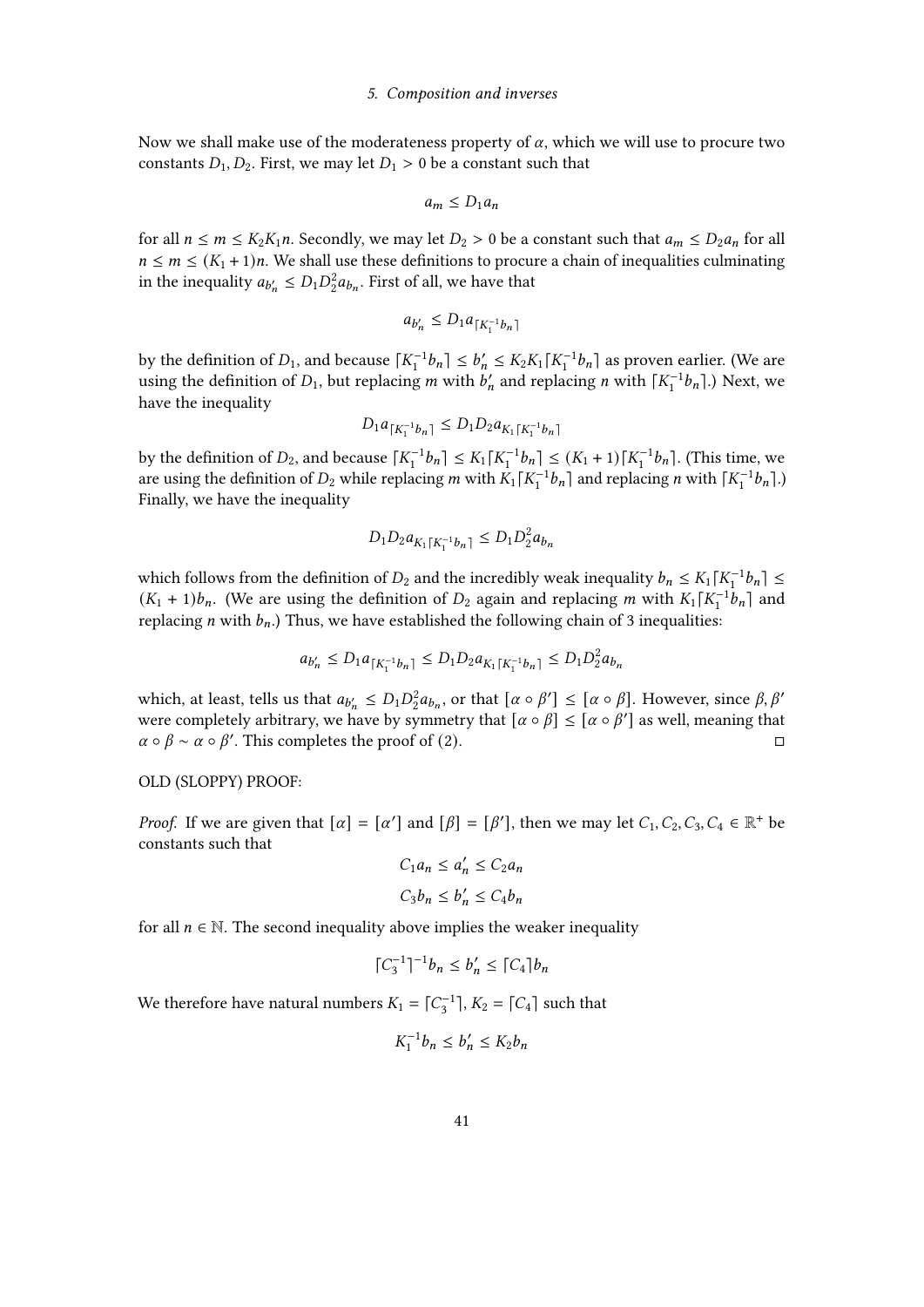Now we shall make use of the moderateness property of $\alpha$, which we will use to procure two constants $D_1, D_2$. First, we may let $D_1 > 0$ be a constant such that

$$a_m \le D_1 a_n$$

for all $n \le m \le K_2 K_1 n$. Secondly, we may let $D_2 > 0$ be a constant such that $a_m \le D_2 a_n$ for all $n \le m \le (K_1 + 1)n$. We shall use these definitions to procure a chain of inequalities culminating in the inequality $a_{b'_n} \le D_1 D_2^2 a_{b_n}$. First of all, we have that

$$a_{b'_n} \le D_1 a_{\lceil K_1^{-1} b_n \rceil}$$

by the definition of $D_1$, and because $\lceil K_1^{-1} b_n \rceil \le b'_n \le K_2 K_1 \lceil K_1^{-1} b_n \rceil$ as proven earlier. (We are using the definition of $D_1$, but replacing $m$ with $b'_n$ and replacing $n$ with $\lceil K_1^{-1} b_n \rceil$.) Next, we have the inequality

$$D_1 a_{\lceil K_1^{-1} b_n \rceil} \le D_1 D_2 a_{K_1 \lceil K_1^{-1} b_n \rceil}$$

by the definition of $D_2$, and because $\lceil K_1^{-1} b_n \rceil \le K_1 \lceil K_1^{-1} b_n \rceil \le (K_1 + 1) \lceil K_1^{-1} b_n \rceil$. (This time, we are using the definition of $D_2$ while replacing $m$ with $K_1 \lceil K_1^{-1} b_n \rceil$ and replacing $n$ with $\lceil K_1^{-1} b_n \rceil$.) Finally, we have the inequality

$$D_1 D_2 a_{K_1 \lceil K_1^{-1} b_n \rceil} \le D_1 D_2^2 a_{b_n}$$

which follows from the definition of $D_2$ and the incredibly weak inequality $b_n \le K_1 \lceil K_1^{-1} b_n \rceil \le (K_1 + 1) b_n$. (We are using the definition of $D_2$ again and replacing $m$ with $K_1 \lceil K_1^{-1} b_n \rceil$ and replacing $n$ with $b_n$.) Thus, we have established the following chain of 3 inequalities:

$$a_{b'_n} \le D_1 a_{\lceil K_1^{-1} b_n \rceil} \le D_1 D_2 a_{K_1 \lceil K_1^{-1} b_n \rceil} \le D_1 D_2^2 a_{b_n}$$

which, at least, tells us that $a_{b'_n} \le D_1 D_2^2 a_{b_n}$, or that $[\alpha \circ \beta'] \le [\alpha \circ \beta]$. However, since $\beta, \beta'$ were completely arbitrary, we have by symmetry that $[\alpha \circ \beta] \le [\alpha \circ \beta']$ as well, meaning that $\alpha \circ \beta \sim \alpha \circ \beta'$. This completes the proof of (2). □

OLD (SLOPPY) PROOF:

*Proof.* If we are given that $[\alpha] = [\alpha']$ and $[\beta] = [\beta']$, then we may let $C_1, C_2, C_3, C_4 \in \mathbb{R}^+$ be constants such that

$$C_1 a_n \le a'_n \le C_2 a_n$$

$$C_3 b_n \le b'_n \le C_4 b_n$$

for all $n \in \mathbb{N}$. The second inequality above implies the weaker inequality

$$\lceil C_3^{-1} \rceil^{-1} b_n \le b'_n \le \lceil C_4 \rceil b_n$$

We therefore have natural numbers $K_1 = \lceil C_3^{-1} \rceil, K_2 = \lceil C_4 \rceil$ such that

$$K_1^{-1} b_n \le b'_n \le K_2 b_n$$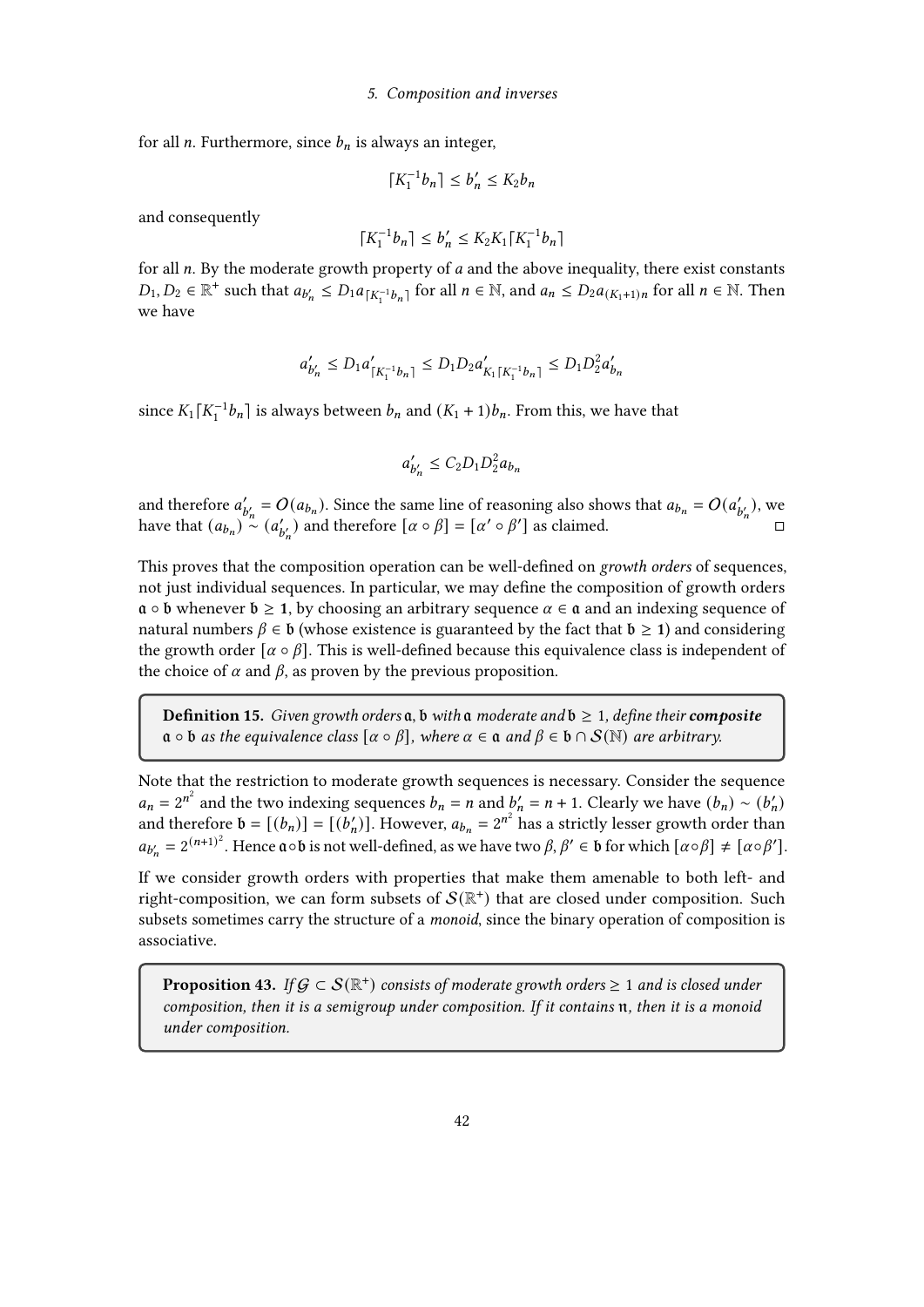for all $n$. Furthermore, since $b_n$ is always an integer,

$$\lceil K_1^{-1} b_n \rceil \leq b'_n \leq K_2 b_n$$

and consequently

$$\lceil K_1^{-1} b_n \rceil \leq b'_n \leq K_2 K_1 \lceil K_1^{-1} b_n \rceil$$

for all $n$. By the moderate growth property of $a$ and the above inequality, there exist constants $D_1, D_2 \in \mathbb{R}^+$ such that $a_{b'_n} \leq D_1 a_{\lceil K_1^{-1} b_n \rceil}$ for all $n \in \mathbb{N}$, and $a_n \leq D_2 a_{(K_1+1)n}$ for all $n \in \mathbb{N}$. Then we have

$$a'_{b'_n} \leq D_1 a'_{\lceil K_1^{-1} b_n \rceil} \leq D_1 D_2 a'_{K_1 \lceil K_1^{-1} b_n \rceil} \leq D_1 D_2^2 a'_{b_n}$$

since $K_1 \lceil K_1^{-1} b_n \rceil$ is always between $b_n$ and $(K_1 + 1) b_n$. From this, we have that

$$a'_{b'_n} \leq C_2 D_1 D_2^2 a_{b_n}$$

and therefore $a'_{b'_n} = O(a_{b_n})$. Since the same line of reasoning also shows that $a_{b_n} = O(a'_{b'_n})$, we have that $(a_{b_n}) \sim (a'_{b'_n})$ and therefore $[\alpha \circ \beta] = [\alpha' \circ \beta']$ as claimed. ◻

This proves that the composition operation can be well-defined on *growth orders* of sequences, not just individual sequences. In particular, we may define the composition of growth orders $\mathfrak{a} \circ \mathfrak{b}$ whenever $\mathfrak{b} \geq \mathbf{1}$, by choosing an arbitrary sequence $\alpha \in \mathfrak{a}$ and an indexing sequence of natural numbers $\beta \in \mathfrak{b}$ (whose existence is guaranteed by the fact that $\mathfrak{b} \geq \mathbf{1}$) and considering the growth order $[\alpha \circ \beta]$. This is well-defined because this equivalence class is independent of the choice of $\alpha$ and $\beta$, as proven by the previous proposition.

**Definition 15.** *Given growth orders $\mathfrak{a}, \mathfrak{b}$ with $\mathfrak{a}$ moderate and $\mathfrak{b} \geq 1$, define their* ***composite*** *$\mathfrak{a} \circ \mathfrak{b}$ as the equivalence class $[\alpha \circ \beta]$, where $\alpha \in \mathfrak{a}$ and $\beta \in \mathfrak{b} \cap \mathcal{S}(\mathbb{N})$ are arbitrary.*

Note that the restriction to moderate growth sequences is necessary. Consider the sequence $a_n = 2^{n^2}$ and the two indexing sequences $b_n = n$ and $b'_n = n + 1$. Clearly we have $(b_n) \sim (b'_n)$ and therefore $\mathfrak{b} = [(b_n)] = [(b'_n)]$. However, $a_{b_n} = 2^{n^2}$ has a strictly lesser growth order than $a_{b'_n} = 2^{(n+1)^2}$. Hence $\mathfrak{a} \circ \mathfrak{b}$ is not well-defined, as we have two $\beta, \beta' \in \mathfrak{b}$ for which $[\alpha \circ \beta] \neq [\alpha \circ \beta']$.

If we consider growth orders with properties that make them amenable to both left- and right-composition, we can form subsets of $\mathcal{S}(\mathbb{R}^+)$ that are closed under composition. Such subsets sometimes carry the structure of a *monoid*, since the binary operation of composition is associative.

**Proposition 43.** *If $\mathcal{G} \subset \mathcal{S}(\mathbb{R}^+)$ consists of moderate growth orders $\geq 1$ and is closed under composition, then it is a semigroup under composition. If it contains $\mathfrak{n}$, then it is a monoid under composition.*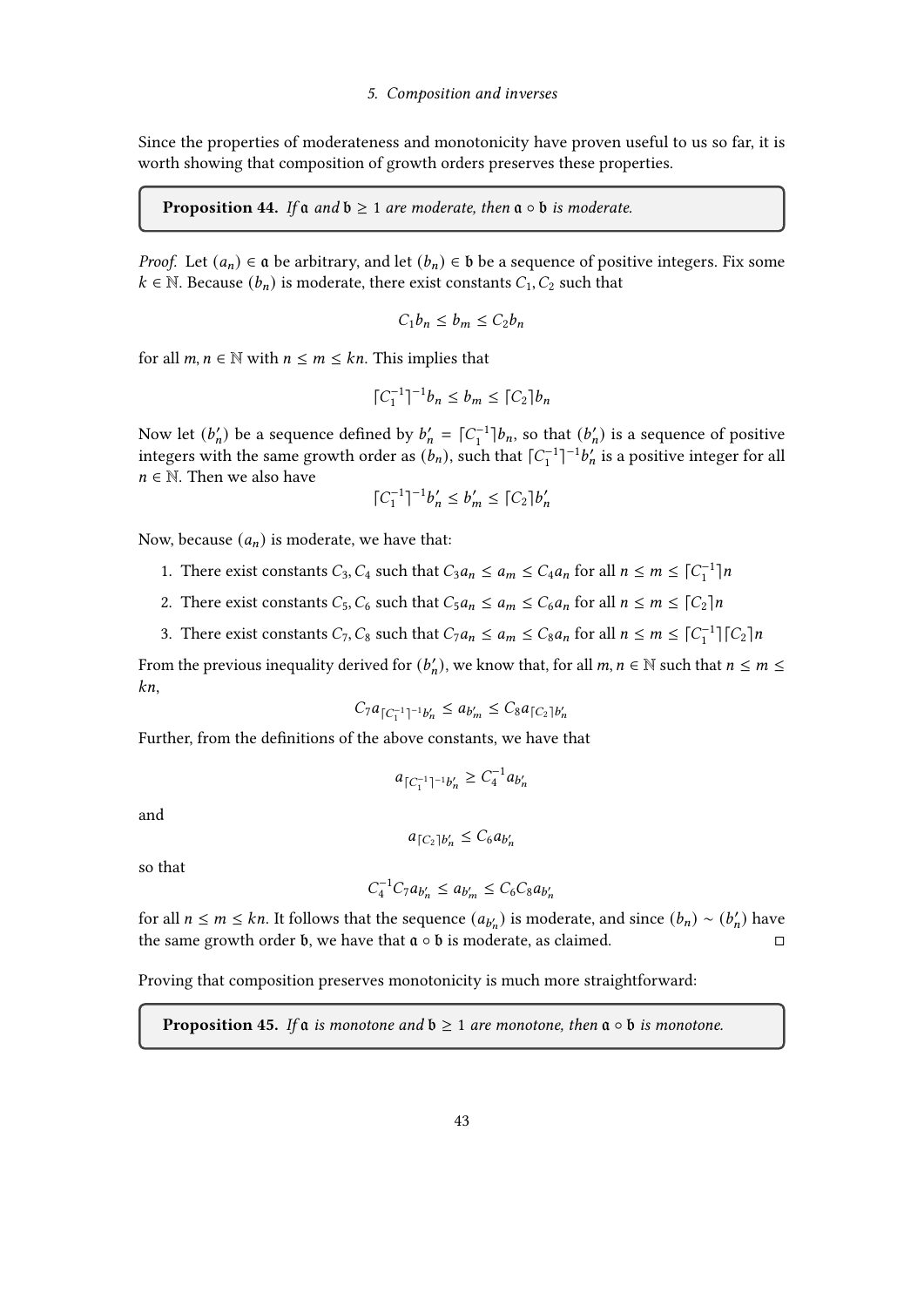Since the properties of moderateness and monotonicity have proven useful to us so far, it is worth showing that composition of growth orders preserves these properties.

**Proposition 44.** *If $\mathfrak{a}$ and $\mathfrak{b} \geq 1$ are moderate, then $\mathfrak{a} \circ \mathfrak{b}$ is moderate.*

*Proof.* Let $(a_n) \in \mathfrak{a}$ be arbitrary, and let $(b_n) \in \mathfrak{b}$ be a sequence of positive integers. Fix some $k \in \mathbb{N}$. Because $(b_n)$ is moderate, there exist constants $C_1, C_2$ such that

$$C_1 b_n \leq b_m \leq C_2 b_n$$

for all $m, n \in \mathbb{N}$ with $n \leq m \leq kn$. This implies that

$$\lceil C_1^{-1} \rceil^{-1} b_n \leq b_m \leq \lceil C_2 \rceil b_n$$

Now let $(b'_n)$ be a sequence defined by $b'_n = \lceil C_1^{-1} \rceil b_n$, so that $(b'_n)$ is a sequence of positive integers with the same growth order as $(b_n)$, such that $\lceil C_1^{-1} \rceil^{-1} b'_n$ is a positive integer for all $n \in \mathbb{N}$. Then we also have

$$\lceil C_1^{-1} \rceil^{-1} b'_n \leq b'_m \leq \lceil C_2 \rceil b'_n$$

Now, because $(a_n)$ is moderate, we have that:

1. There exist constants $C_3, C_4$ such that $C_3 a_n \leq a_m \leq C_4 a_n$ for all $n \leq m \leq \lceil C_1^{-1} \rceil n$
2. There exist constants $C_5, C_6$ such that $C_5 a_n \leq a_m \leq C_6 a_n$ for all $n \leq m \leq \lceil C_2 \rceil n$
3. There exist constants $C_7, C_8$ such that $C_7 a_n \leq a_m \leq C_8 a_n$ for all $n \leq m \leq \lceil C_1^{-1} \rceil \lceil C_2 \rceil n$

From the previous inequality derived for $(b'_n)$, we know that, for all $m, n \in \mathbb{N}$ such that $n \leq m \leq kn$,

$$C_7 a_{\lceil C_1^{-1} \rceil^{-1} b'_n} \leq a_{b'_m} \leq C_8 a_{\lceil C_2 \rceil b'_n}$$

Further, from the definitions of the above constants, we have that

$$a_{\lceil C_1^{-1} \rceil^{-1} b'_n} \geq C_4^{-1} a_{b'_n}$$

and

$$a_{\lceil C_2 \rceil b'_n} \leq C_6 a_{b'_n}$$

so that

$$C_4^{-1} C_7 a_{b'_n} \leq a_{b'_m} \leq C_6 C_8 a_{b'_n}$$

for all $n \leq m \leq kn$. It follows that the sequence $(a_{b'_n})$ is moderate, and since $(b_n) \sim (b'_n)$ have the same growth order $\mathfrak{b}$, we have that $\mathfrak{a} \circ \mathfrak{b}$ is moderate, as claimed. $\square$

Proving that composition preserves monotonicity is much more straightforward:

**Proposition 45.** *If $\mathfrak{a}$ is monotone and $\mathfrak{b} \geq 1$ are monotone, then $\mathfrak{a} \circ \mathfrak{b}$ is monotone.*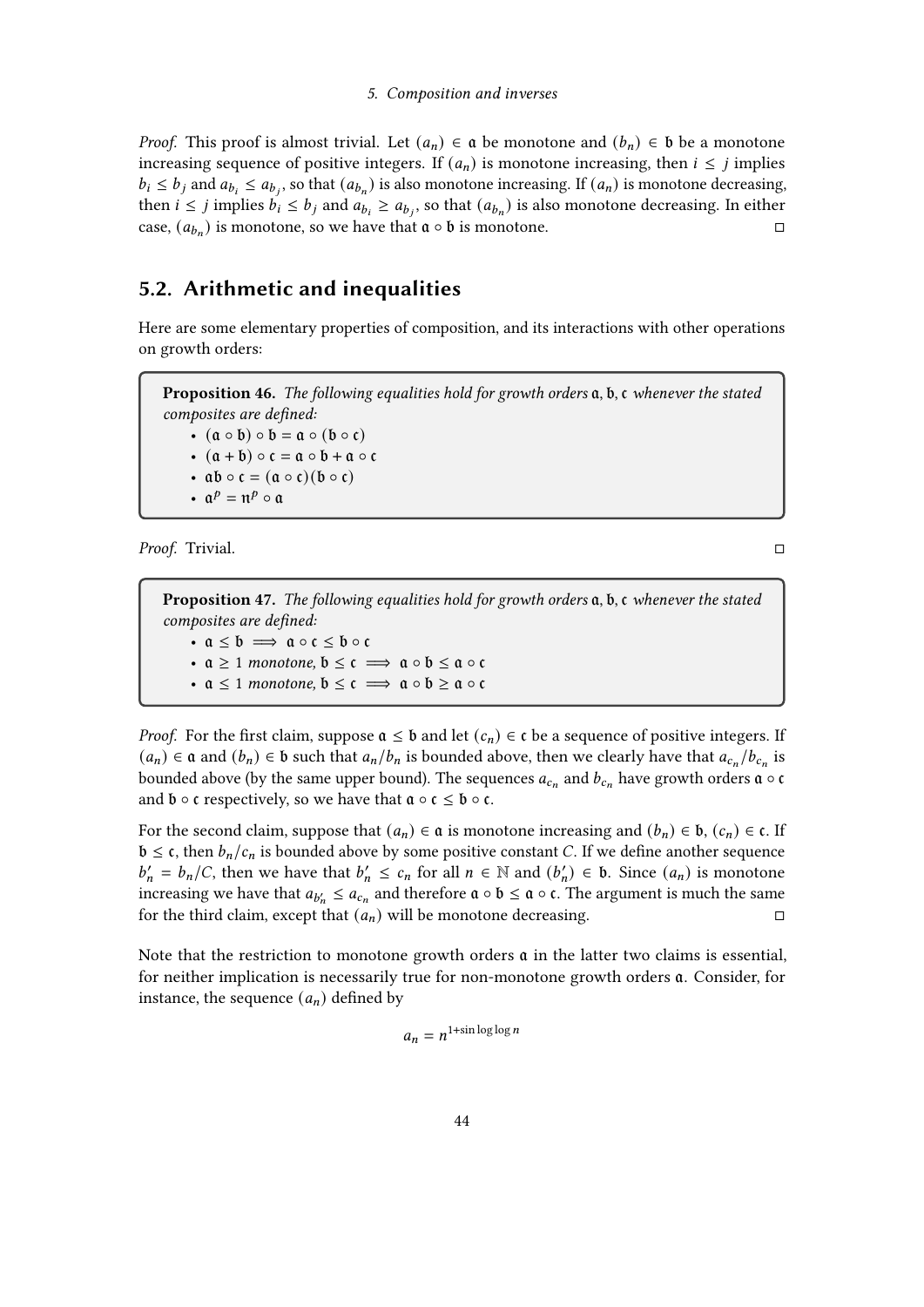*Proof.* This proof is almost trivial. Let $(a_n) \in \mathfrak{a}$ be monotone and $(b_n) \in \mathfrak{b}$ be a monotone increasing sequence of positive integers. If $(a_n)$ is monotone increasing, then $i \leq j$ implies $b_i \leq b_j$ and $a_{b_i} \leq a_{b_j}$, so that $(a_{b_n})$ is also monotone increasing. If $(a_n)$ is monotone decreasing, then $i \leq j$ implies $b_i \leq b_j$ and $a_{b_i} \geq a_{b_j}$, so that $(a_{b_n})$ is also monotone decreasing. In either case, $(a_{b_n})$ is monotone, so we have that $\mathfrak{a} \circ \mathfrak{b}$ is monotone. □

## 5.2. Arithmetic and inequalities

Here are some elementary properties of composition, and its interactions with other operations on growth orders:

**Proposition 46.** *The following equalities hold for growth orders $\mathfrak{a}, \mathfrak{b}, \mathfrak{c}$ whenever the stated composites are defined:*

- $(\mathfrak{a} \circ \mathfrak{b}) \circ \mathfrak{b} = \mathfrak{a} \circ (\mathfrak{b} \circ \mathfrak{c})$
- $(\mathfrak{a} + \mathfrak{b}) \circ \mathfrak{c} = \mathfrak{a} \circ \mathfrak{b} + \mathfrak{a} \circ \mathfrak{c}$
- $\mathfrak{a}\mathfrak{b} \circ \mathfrak{c} = (\mathfrak{a} \circ \mathfrak{c})(\mathfrak{b} \circ \mathfrak{c})$
- $\mathfrak{a}^p = \mathfrak{n}^p \circ \mathfrak{a}$

*Proof.* Trivial. □

**Proposition 47.** *The following equalities hold for growth orders $\mathfrak{a}, \mathfrak{b}, \mathfrak{c}$ whenever the stated composites are defined:*

- $\mathfrak{a} \leq \mathfrak{b} \implies \mathfrak{a} \circ \mathfrak{c} \leq \mathfrak{b} \circ \mathfrak{c}$
- $\mathfrak{a} \geq 1$ *monotone,* $\mathfrak{b} \leq \mathfrak{c} \implies \mathfrak{a} \circ \mathfrak{b} \leq \mathfrak{a} \circ \mathfrak{c}$
- $\mathfrak{a} \leq 1$ *monotone,* $\mathfrak{b} \leq \mathfrak{c} \implies \mathfrak{a} \circ \mathfrak{b} \geq \mathfrak{a} \circ \mathfrak{c}$

*Proof.* For the first claim, suppose $\mathfrak{a} \leq \mathfrak{b}$ and let $(c_n) \in \mathfrak{c}$ be a sequence of positive integers. If $(a_n) \in \mathfrak{a}$ and $(b_n) \in \mathfrak{b}$ such that $a_n/b_n$ is bounded above, then we clearly have that $a_{c_n}/b_{c_n}$ is bounded above (by the same upper bound). The sequences $a_{c_n}$ and $b_{c_n}$ have growth orders $\mathfrak{a} \circ \mathfrak{c}$ and $\mathfrak{b} \circ \mathfrak{c}$ respectively, so we have that $\mathfrak{a} \circ \mathfrak{c} \leq \mathfrak{b} \circ \mathfrak{c}$.

For the second claim, suppose that $(a_n) \in \mathfrak{a}$ is monotone increasing and $(b_n) \in \mathfrak{b}$, $(c_n) \in \mathfrak{c}$. If $\mathfrak{b} \leq \mathfrak{c}$, then $b_n/c_n$ is bounded above by some positive constant $C$. If we define another sequence $b'_n = b_n/C$, then we have that $b'_n \leq c_n$ for all $n \in \mathbb{N}$ and $(b'_n) \in \mathfrak{b}$. Since $(a_n)$ is monotone increasing we have that $a_{b'_n} \leq a_{c_n}$ and therefore $\mathfrak{a} \circ \mathfrak{b} \leq \mathfrak{a} \circ \mathfrak{c}$. The argument is much the same for the third claim, except that $(a_n)$ will be monotone decreasing. □

Note that the restriction to monotone growth orders $\mathfrak{a}$ in the latter two claims is essential, for neither implication is necessarily true for non-monotone growth orders $\mathfrak{a}$. Consider, for instance, the sequence $(a_n)$ defined by

$$a_n = n^{1+\sin \log \log n}$$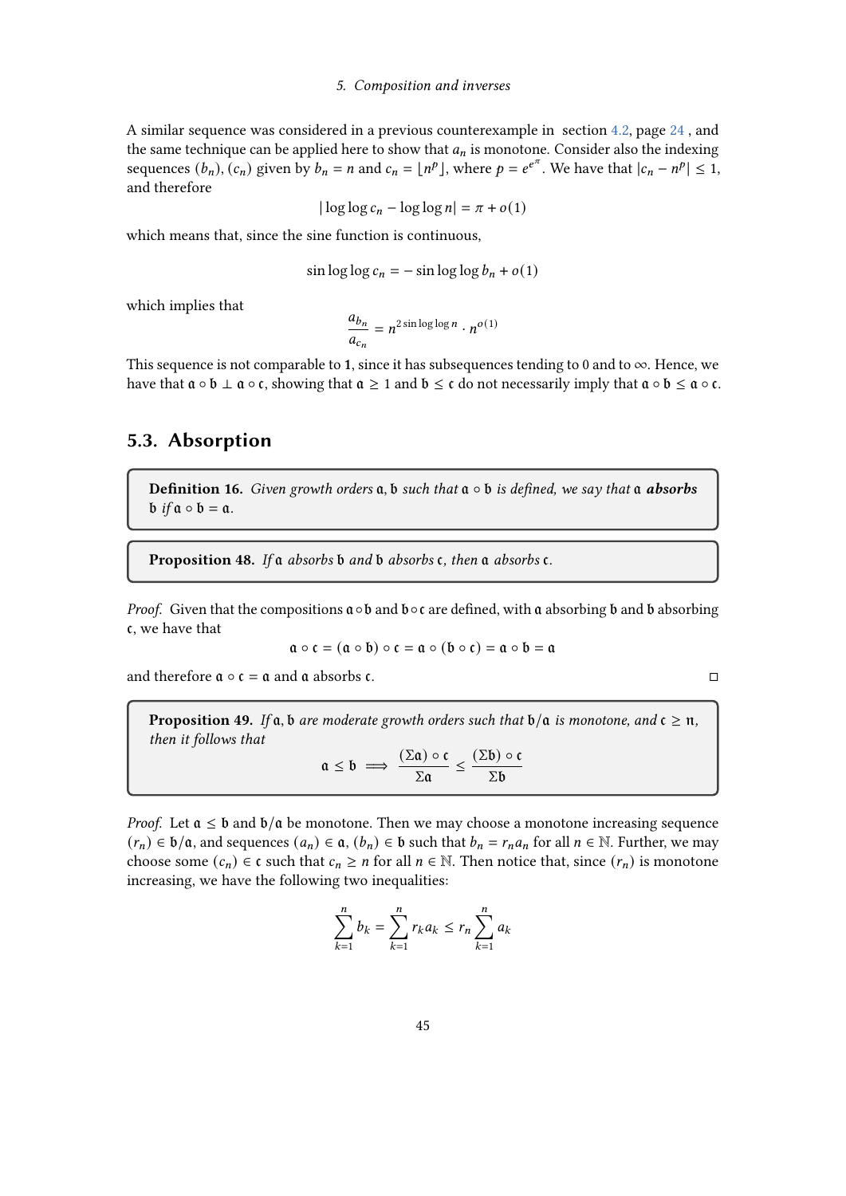A similar sequence was considered in a previous counterexample in section 4.2, page 24 , and the same technique can be applied here to show that $a_n$ is monotone. Consider also the indexing sequences $(b_n)$, $(c_n)$ given by $b_n = n$ and $c_n = \lfloor n^p \rfloor$, where $p = e^{e^\pi}$. We have that $|c_n - n^p| \leq 1$, and therefore

$$|\log\log c_n - \log\log n| = \pi + o(1)$$

which means that, since the sine function is continuous,

$$\sin\log\log c_n = -\sin\log\log b_n + o(1)$$

which implies that

$$\frac{a_{b_n}}{a_{c_n}} = n^{2\sin\log\log n} \cdot n^{o(1)}$$

This sequence is not comparable to $\mathbf{1}$, since it has subsequences tending to 0 and to $\infty$. Hence, we have that $\mathfrak{a} \circ \mathfrak{b} \perp \mathfrak{a} \circ \mathfrak{c}$, showing that $\mathfrak{a} \geq 1$ and $\mathfrak{b} \leq \mathfrak{c}$ do not necessarily imply that $\mathfrak{a} \circ \mathfrak{b} \leq \mathfrak{a} \circ \mathfrak{c}$.

## 5.3. Absorption

**Definition 16.** *Given growth orders $\mathfrak{a}, \mathfrak{b}$ such that $\mathfrak{a} \circ \mathfrak{b}$ is defined, we say that $\mathfrak{a}$ **absorbs** $\mathfrak{b}$ if $\mathfrak{a} \circ \mathfrak{b} = \mathfrak{a}$.*

**Proposition 48.** *If $\mathfrak{a}$ absorbs $\mathfrak{b}$ and $\mathfrak{b}$ absorbs $\mathfrak{c}$, then $\mathfrak{a}$ absorbs $\mathfrak{c}$.*

*Proof.* Given that the compositions $\mathfrak{a} \circ \mathfrak{b}$ and $\mathfrak{b} \circ \mathfrak{c}$ are defined, with $\mathfrak{a}$ absorbing $\mathfrak{b}$ and $\mathfrak{b}$ absorbing $\mathfrak{c}$, we have that

$$\mathfrak{a} \circ \mathfrak{c} = (\mathfrak{a} \circ \mathfrak{b}) \circ \mathfrak{c} = \mathfrak{a} \circ (\mathfrak{b} \circ \mathfrak{c}) = \mathfrak{a} \circ \mathfrak{b} = \mathfrak{a}$$

and therefore $\mathfrak{a} \circ \mathfrak{c} = \mathfrak{a}$ and $\mathfrak{a}$ absorbs $\mathfrak{c}$. □

**Proposition 49.** *If $\mathfrak{a}, \mathfrak{b}$ are moderate growth orders such that $\mathfrak{b}/\mathfrak{a}$ is monotone, and $\mathfrak{c} \geq \mathfrak{n}$, then it follows that*

$$\mathfrak{a} \leq \mathfrak{b} \implies \frac{(\Sigma\mathfrak{a}) \circ \mathfrak{c}}{\Sigma\mathfrak{a}} \leq \frac{(\Sigma\mathfrak{b}) \circ \mathfrak{c}}{\Sigma\mathfrak{b}}$$

*Proof.* Let $\mathfrak{a} \leq \mathfrak{b}$ and $\mathfrak{b}/\mathfrak{a}$ be monotone. Then we may choose a monotone increasing sequence $(r_n) \in \mathfrak{b}/\mathfrak{a}$, and sequences $(a_n) \in \mathfrak{a}$, $(b_n) \in \mathfrak{b}$ such that $b_n = r_n a_n$ for all $n \in \mathbb{N}$. Further, we may choose some $(c_n) \in \mathfrak{c}$ such that $c_n \geq n$ for all $n \in \mathbb{N}$. Then notice that, since $(r_n)$ is monotone increasing, we have the following two inequalities:

$$\sum_{k=1}^{n} b_k = \sum_{k=1}^{n} r_k a_k \leq r_n \sum_{k=1}^{n} a_k$$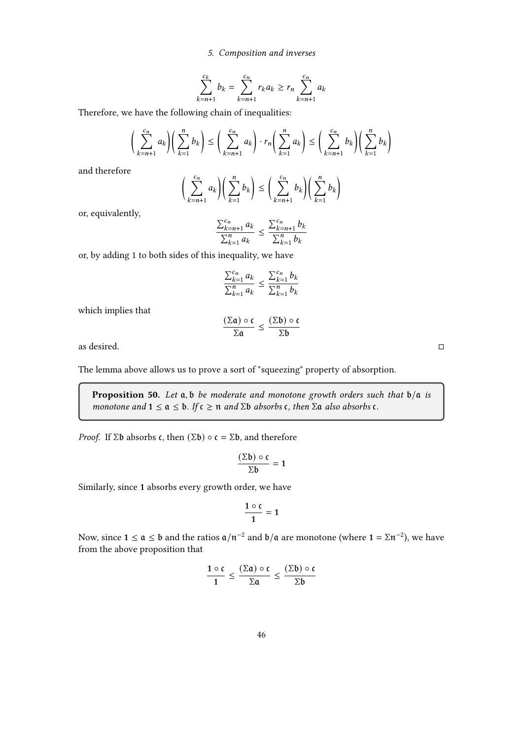$$\sum_{k=n+1}^{c_k} b_k = \sum_{k=n+1}^{c_n} r_k a_k \geq r_n \sum_{k=n+1}^{c_n} a_k$$

Therefore, we have the following chain of inequalities:

$$\left( \sum_{k=n+1}^{c_n} a_k \right)\left( \sum_{k=1}^{n} b_k \right) \leq \left( \sum_{k=n+1}^{c_n} a_k \right) \cdot r_n \left( \sum_{k=1}^{n} a_k \right) \leq \left( \sum_{k=n+1}^{c_n} b_k \right)\left( \sum_{k=1}^{n} b_k \right)$$

and therefore

$$\left( \sum_{k=n+1}^{c_n} a_k \right)\left( \sum_{k=1}^{n} b_k \right) \leq \left( \sum_{k=n+1}^{c_n} b_k \right)\left( \sum_{k=1}^{n} b_k \right)$$

or, equivalently,

$$\frac{\sum_{k=n+1}^{c_n} a_k}{\sum_{k=1}^{n} a_k} \leq \frac{\sum_{k=n+1}^{c_n} b_k}{\sum_{k=1}^{n} b_k}$$

or, by adding 1 to both sides of this inequality, we have

$$\frac{\sum_{k=1}^{c_n} a_k}{\sum_{k=1}^{n} a_k} \leq \frac{\sum_{k=1}^{c_n} b_k}{\sum_{k=1}^{n} b_k}$$

which implies that

$$\frac{(\Sigma\mathfrak{a}) \circ \mathfrak{c}}{\Sigma\mathfrak{a}} \leq \frac{(\Sigma\mathfrak{b}) \circ \mathfrak{c}}{\Sigma\mathfrak{b}}$$

as desired. □

The lemma above allows us to prove a sort of "squeezing" property of absorption.

> **Proposition 50.** *Let $\mathfrak{a}, \mathfrak{b}$ be moderate and monotone growth orders such that $\mathfrak{b}/\mathfrak{a}$ is monotone and $\mathbf{1} \leq \mathfrak{a} \leq \mathfrak{b}$. If $\mathfrak{c} \geq \mathfrak{n}$ and $\Sigma\mathfrak{b}$ absorbs $\mathfrak{c}$, then $\Sigma\mathfrak{a}$ also absorbs $\mathfrak{c}$.*

*Proof.* If $\Sigma\mathfrak{b}$ absorbs $\mathfrak{c}$, then $(\Sigma\mathfrak{b}) \circ \mathfrak{c} = \Sigma\mathfrak{b}$, and therefore

$$\frac{(\Sigma\mathfrak{b}) \circ \mathfrak{c}}{\Sigma\mathfrak{b}} = \mathbf{1}$$

Similarly, since $\mathbf{1}$ absorbs every growth order, we have

$$\frac{\mathbf{1} \circ \mathfrak{c}}{\mathbf{1}} = \mathbf{1}$$

Now, since $\mathbf{1} \leq \mathfrak{a} \leq \mathfrak{b}$ and the ratios $\mathfrak{a}/\mathfrak{n}^{-2}$ and $\mathfrak{b}/\mathfrak{a}$ are monotone (where $\mathbf{1} = \Sigma\mathfrak{n}^{-2}$), we have from the above proposition that

$$\frac{\mathbf{1} \circ \mathfrak{c}}{\mathbf{1}} \leq \frac{(\Sigma\mathfrak{a}) \circ \mathfrak{c}}{\Sigma\mathfrak{a}} \leq \frac{(\Sigma\mathfrak{b}) \circ \mathfrak{c}}{\Sigma\mathfrak{b}}$$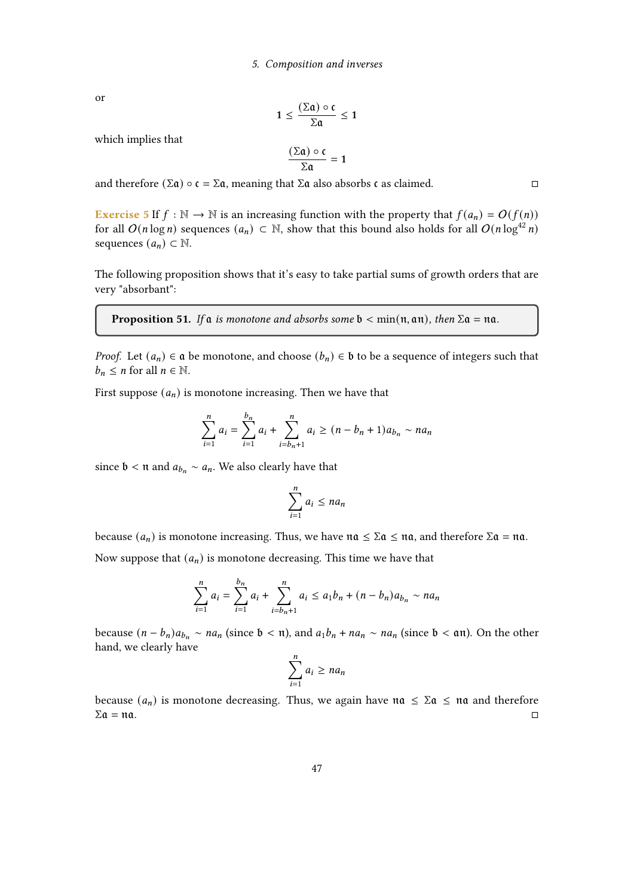or

$$\mathbf{1} \leq \frac{(\Sigma\mathfrak{a}) \circ \mathfrak{c}}{\Sigma\mathfrak{a}} \leq \mathbf{1}$$

which implies that

$$\frac{(\Sigma\mathfrak{a}) \circ \mathfrak{c}}{\Sigma\mathfrak{a}} = \mathbf{1}$$

and therefore $(\Sigma\mathfrak{a}) \circ \mathfrak{c} = \Sigma\mathfrak{a}$, meaning that $\Sigma\mathfrak{a}$ also absorbs $\mathfrak{c}$ as claimed. □

**Exercise 5** If $f : \mathbb{N} \to \mathbb{N}$ is an increasing function with the property that $f(a_n) = O(f(n))$ for all $O(n \log n)$ sequences $(a_n) \subset \mathbb{N}$, show that this bound also holds for all $O(n \log^{42} n)$ sequences $(a_n) \subset \mathbb{N}$.

The following proposition shows that it's easy to take partial sums of growth orders that are very "absorbant":

> **Proposition 51.** *If $\mathfrak{a}$ is monotone and absorbs some $\mathfrak{b} < \min(\mathfrak{n}, \mathfrak{a}\mathfrak{n})$, then $\Sigma\mathfrak{a} = \mathfrak{n}\mathfrak{a}$.*

*Proof.* Let $(a_n) \in \mathfrak{a}$ be monotone, and choose $(b_n) \in \mathfrak{b}$ to be a sequence of integers such that $b_n \leq n$ for all $n \in \mathbb{N}$.

First suppose $(a_n)$ is monotone increasing. Then we have that

$$\sum_{i=1}^{n} a_i = \sum_{i=1}^{b_n} a_i + \sum_{i=b_n+1}^{n} a_i \geq (n - b_n + 1)a_{b_n} \sim na_n$$

since $\mathfrak{b} < \mathfrak{n}$ and $a_{b_n} \sim a_n$. We also clearly have that

$$\sum_{i=1}^{n} a_i \leq na_n$$

because $(a_n)$ is monotone increasing. Thus, we have $\mathfrak{n}\mathfrak{a} \leq \Sigma\mathfrak{a} \leq \mathfrak{n}\mathfrak{a}$, and therefore $\Sigma\mathfrak{a} = \mathfrak{n}\mathfrak{a}$.

Now suppose that $(a_n)$ is monotone decreasing. This time we have that

$$\sum_{i=1}^{n} a_i = \sum_{i=1}^{b_n} a_i + \sum_{i=b_n+1}^{n} a_i \leq a_1 b_n + (n - b_n)a_{b_n} \sim na_n$$

because $(n - b_n)a_{b_n} \sim na_n$ (since $\mathfrak{b} < \mathfrak{n}$), and $a_1 b_n + na_n \sim na_n$ (since $\mathfrak{b} < \mathfrak{a}\mathfrak{n}$). On the other hand, we clearly have

$$\sum_{i=1}^{n} a_i \geq na_n$$

because $(a_n)$ is monotone decreasing. Thus, we again have $\mathfrak{n}\mathfrak{a} \leq \Sigma\mathfrak{a} \leq \mathfrak{n}\mathfrak{a}$ and therefore $\Sigma\mathfrak{a} = \mathfrak{n}\mathfrak{a}$. □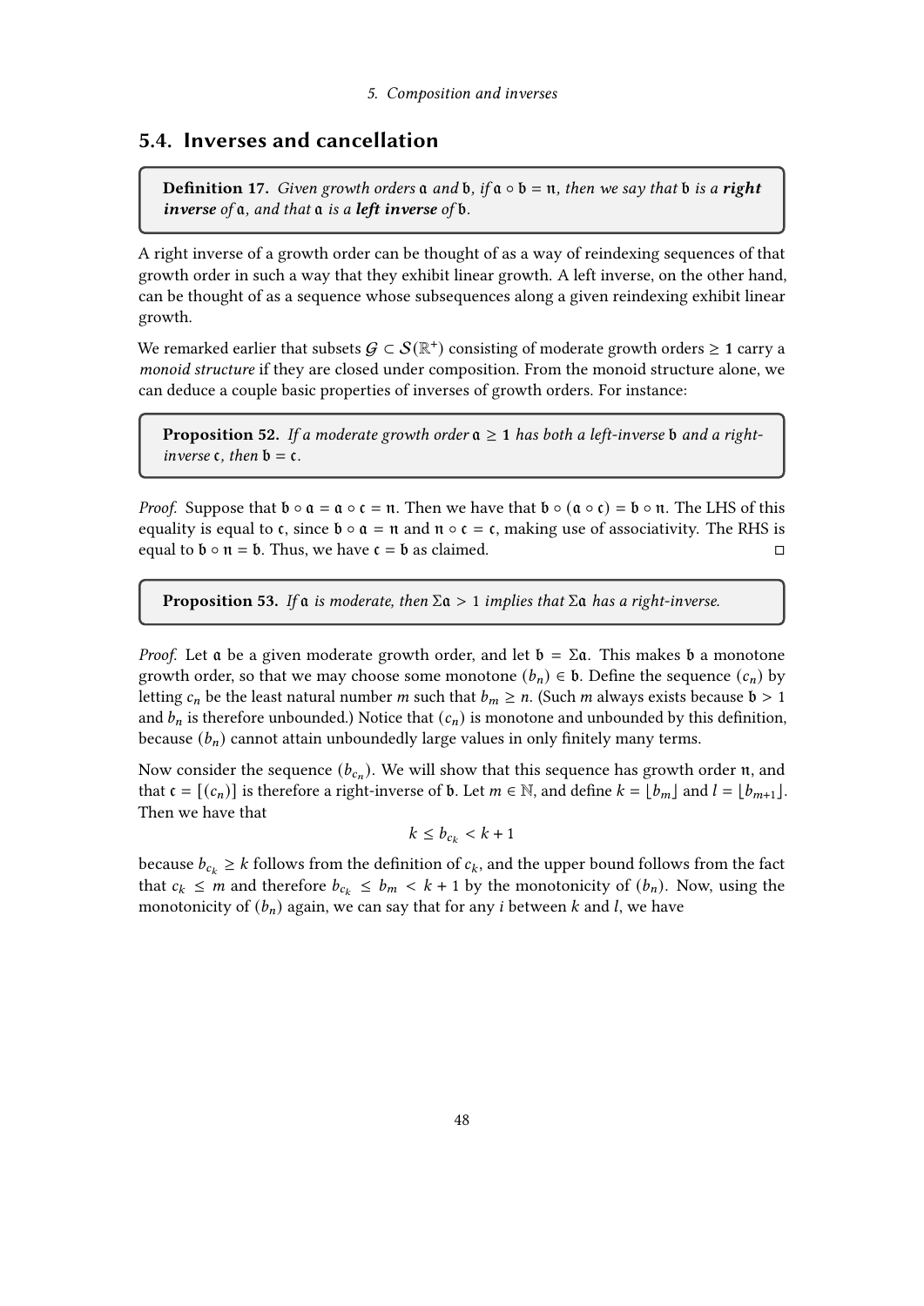## 5.4. Inverses and cancellation

**Definition 17.** *Given growth orders $\mathfrak{a}$ and $\mathfrak{b}$, if $\mathfrak{a} \circ \mathfrak{b} = \mathfrak{n}$, then we say that $\mathfrak{b}$ is a **right inverse** of $\mathfrak{a}$, and that $\mathfrak{a}$ is a **left inverse** of $\mathfrak{b}$.*

A right inverse of a growth order can be thought of as a way of reindexing sequences of that growth order in such a way that they exhibit linear growth. A left inverse, on the other hand, can be thought of as a sequence whose subsequences along a given reindexing exhibit linear growth.

We remarked earlier that subsets $\mathcal{G} \subset \mathcal{S}(\mathbb{R}^+)$ consisting of moderate growth orders $\geq \mathbf{1}$ carry a *monoid structure* if they are closed under composition. From the monoid structure alone, we can deduce a couple basic properties of inverses of growth orders. For instance:

**Proposition 52.** *If a moderate growth order $\mathfrak{a} \geq \mathbf{1}$ has both a left-inverse $\mathfrak{b}$ and a right-inverse $\mathfrak{c}$, then $\mathfrak{b} = \mathfrak{c}$.*

*Proof.* Suppose that $\mathfrak{b} \circ \mathfrak{a} = \mathfrak{a} \circ \mathfrak{c} = \mathfrak{n}$. Then we have that $\mathfrak{b} \circ (\mathfrak{a} \circ \mathfrak{c}) = \mathfrak{b} \circ \mathfrak{n}$. The LHS of this equality is equal to $\mathfrak{c}$, since $\mathfrak{b} \circ \mathfrak{a} = \mathfrak{n}$ and $\mathfrak{n} \circ \mathfrak{c} = \mathfrak{c}$, making use of associativity. The RHS is equal to $\mathfrak{b} \circ \mathfrak{n} = \mathfrak{b}$. Thus, we have $\mathfrak{c} = \mathfrak{b}$ as claimed. ◻

**Proposition 53.** *If $\mathfrak{a}$ is moderate, then $\Sigma\mathfrak{a} > 1$ implies that $\Sigma\mathfrak{a}$ has a right-inverse.*

*Proof.* Let $\mathfrak{a}$ be a given moderate growth order, and let $\mathfrak{b} = \Sigma\mathfrak{a}$. This makes $\mathfrak{b}$ a monotone growth order, so that we may choose some monotone $(b_n) \in \mathfrak{b}$. Define the sequence $(c_n)$ by letting $c_n$ be the least natural number $m$ such that $b_m \geq n$. (Such $m$ always exists because $\mathfrak{b} > 1$ and $b_n$ is therefore unbounded.) Notice that $(c_n)$ is monotone and unbounded by this definition, because $(b_n)$ cannot attain unboundedly large values in only finitely many terms.

Now consider the sequence $(b_{c_n})$. We will show that this sequence has growth order $\mathfrak{n}$, and that $\mathfrak{c} = [(c_n)]$ is therefore a right-inverse of $\mathfrak{b}$. Let $m \in \mathbb{N}$, and define $k = \lfloor b_m \rfloor$ and $l = \lfloor b_{m+1} \rfloor$. Then we have that

$$k \leq b_{c_k} < k + 1$$

because $b_{c_k} \geq k$ follows from the definition of $c_k$, and the upper bound follows from the fact that $c_k \leq m$ and therefore $b_{c_k} \leq b_m < k + 1$ by the monotonicity of $(b_n)$. Now, using the monotonicity of $(b_n)$ again, we can say that for any $i$ between $k$ and $l$, we have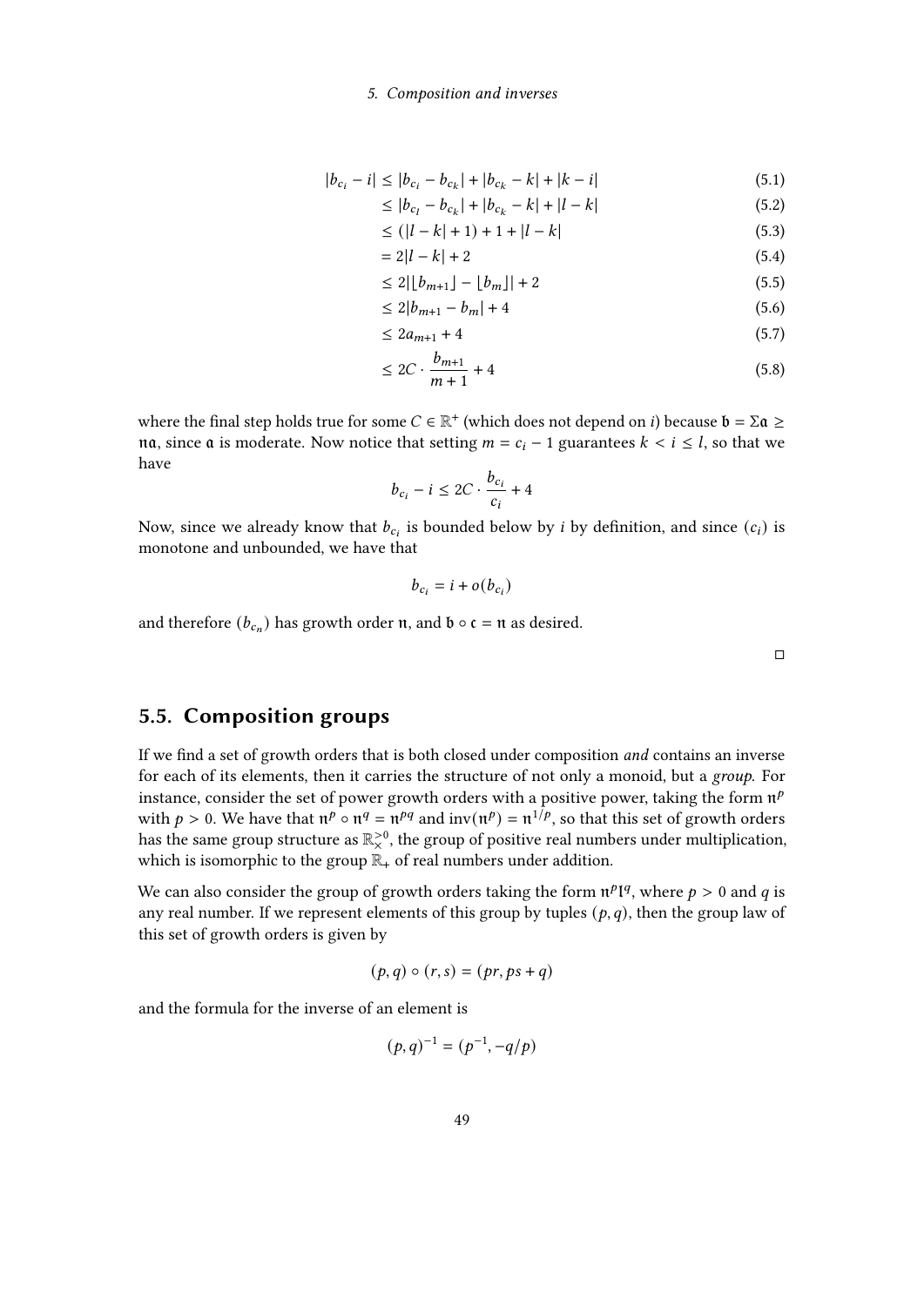$$
\begin{aligned}
|b_{c_i} - i| &\leq |b_{c_i} - b_{c_k}| + |b_{c_k} - k| + |k - i| && (5.1)\\
&\leq |b_{c_l} - b_{c_k}| + |b_{c_k} - k| + |l - k| && (5.2)\\
&\leq (|l - k| + 1) + 1 + |l - k| && (5.3)\\
&= 2|l - k| + 2 && (5.4)\\
&\leq 2|\lfloor b_{m+1} \rfloor - \lfloor b_m \rfloor| + 2 && (5.5)\\
&\leq 2|b_{m+1} - b_m| + 4 && (5.6)\\
&\leq 2a_{m+1} + 4 && (5.7)\\
&\leq 2C \cdot \frac{b_{m+1}}{m+1} + 4 && (5.8)
\end{aligned}
$$

where the final step holds true for some $C \in \mathbb{R}^+$ (which does not depend on $i$) because $\mathfrak{b} = \Sigma\mathfrak{a} \geq \mathfrak{n}\mathfrak{a}$, since $\mathfrak{a}$ is moderate. Now notice that setting $m = c_i - 1$ guarantees $k < i \leq l$, so that we have

$$
b_{c_i} - i \leq 2C \cdot \frac{b_{c_i}}{c_i} + 4
$$

Now, since we already know that $b_{c_i}$ is bounded below by $i$ by definition, and since $(c_i)$ is monotone and unbounded, we have that

$$
b_{c_i} = i + o(b_{c_i})
$$

and therefore $(b_{c_n})$ has growth order $\mathfrak{n}$, and $\mathfrak{b} \circ \mathfrak{c} = \mathfrak{n}$ as desired.

□

## 5.5. Composition groups

If we find a set of growth orders that is both closed under composition *and* contains an inverse for each of its elements, then it carries the structure of not only a monoid, but a *group*. For instance, consider the set of power growth orders with a positive power, taking the form $\mathfrak{n}^p$ with $p > 0$. We have that $\mathfrak{n}^p \circ \mathfrak{n}^q = \mathfrak{n}^{pq}$ and $\mathrm{inv}(\mathfrak{n}^p) = \mathfrak{n}^{1/p}$, so that this set of growth orders has the same group structure as $\mathbb{R}^{>0}_{\times}$, the group of positive real numbers under multiplication, which is isomorphic to the group $\mathbb{R}_+$ of real numbers under addition.

We can also consider the group of growth orders taking the form $\mathfrak{n}^p\mathfrak{l}^q$, where $p > 0$ and $q$ is any real number. If we represent elements of this group by tuples $(p, q)$, then the group law of this set of growth orders is given by

$$
(p, q) \circ (r, s) = (pr, ps + q)
$$

and the formula for the inverse of an element is

$$
(p, q)^{-1} = (p^{-1}, -q/p)
$$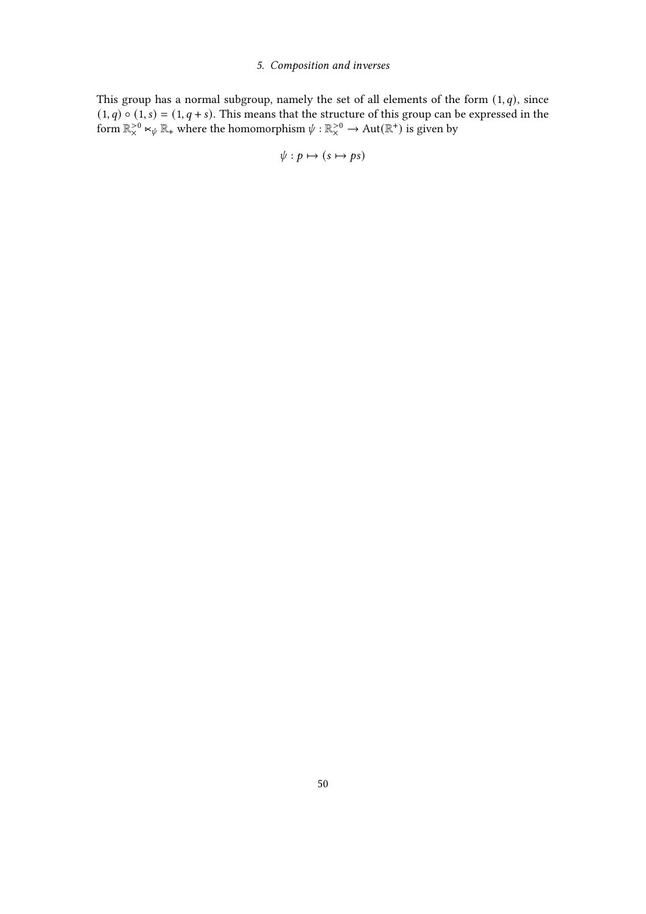This group has a normal subgroup, namely the set of all elements of the form $(1, q)$, since $(1, q) \circ (1, s) = (1, q + s)$. This means that the structure of this group can be expressed in the form $\mathbb{R}_{\times}^{>0} \ltimes_{\psi} \mathbb{R}_{+}$ where the homomorphism $\psi : \mathbb{R}_{\times}^{>0} \to \mathrm{Aut}(\mathbb{R}^{+})$ is given by

$$\psi : p \mapsto (s \mapsto ps)$$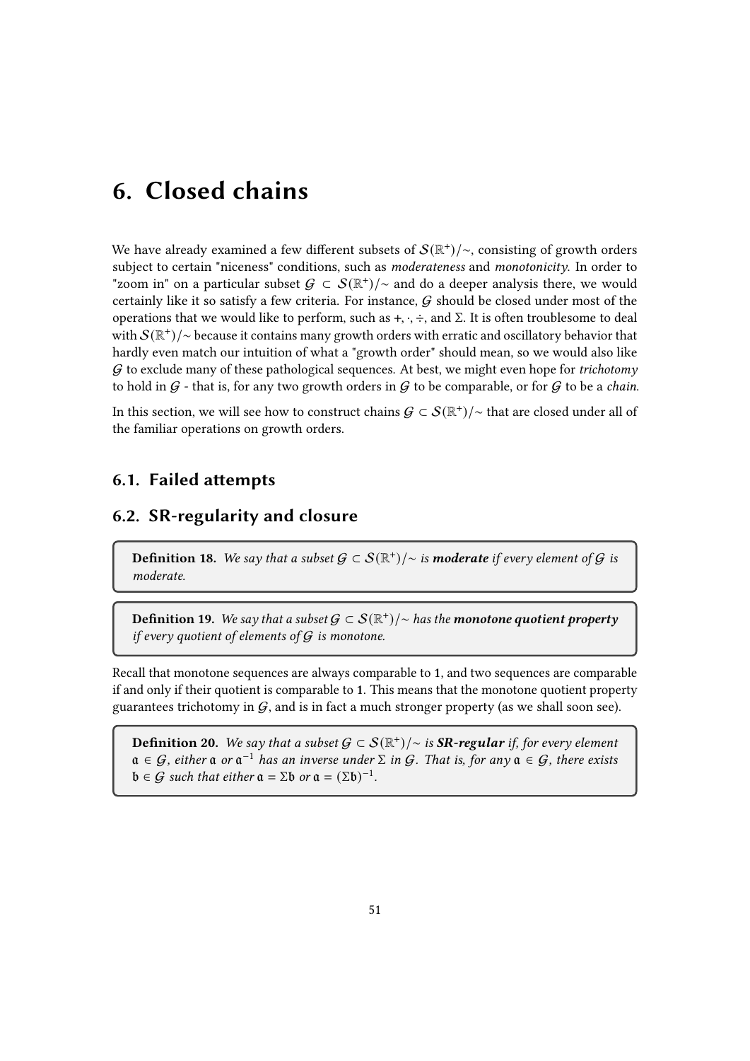# 6. Closed chains

We have already examined a few different subsets of $\mathcal{S}(\mathbb{R}^+)/\sim$, consisting of growth orders subject to certain "niceness" conditions, such as *moderateness* and *monotonicity*. In order to "zoom in" on a particular subset $\mathcal{G} \subset \mathcal{S}(\mathbb{R}^+)/\sim$ and do a deeper analysis there, we would certainly like it so satisfy a few criteria. For instance, $\mathcal{G}$ should be closed under most of the operations that we would like to perform, such as $+, \cdot, \div$, and $\Sigma$. It is often troublesome to deal with $\mathcal{S}(\mathbb{R}^+)/\sim$ because it contains many growth orders with erratic and oscillatory behavior that hardly even match our intuition of what a "growth order" should mean, so we would also like $\mathcal{G}$ to exclude many of these pathological sequences. At best, we might even hope for *trichotomy* to hold in $\mathcal{G}$ - that is, for any two growth orders in $\mathcal{G}$ to be comparable, or for $\mathcal{G}$ to be a *chain*.

In this section, we will see how to construct chains $\mathcal{G} \subset \mathcal{S}(\mathbb{R}^+)/\sim$ that are closed under all of the familiar operations on growth orders.

## 6.1. Failed attempts

## 6.2. SR-regularity and closure

**Definition 18.** *We say that a subset $\mathcal{G} \subset \mathcal{S}(\mathbb{R}^+)/\sim$ is* ***moderate*** *if every element of $\mathcal{G}$ is moderate.*

**Definition 19.** *We say that a subset $\mathcal{G} \subset \mathcal{S}(\mathbb{R}^+)/\sim$ has the* ***monotone quotient property*** *if every quotient of elements of $\mathcal{G}$ is monotone.*

Recall that monotone sequences are always comparable to $\mathbf{1}$, and two sequences are comparable if and only if their quotient is comparable to $\mathbf{1}$. This means that the monotone quotient property guarantees trichotomy in $\mathcal{G}$, and is in fact a much stronger property (as we shall soon see).

**Definition 20.** *We say that a subset $\mathcal{G} \subset \mathcal{S}(\mathbb{R}^+)/\sim$ is* ***SR-regular*** *if, for every element $\mathfrak{a} \in \mathcal{G}$, either $\mathfrak{a}$ or $\mathfrak{a}^{-1}$ has an inverse under $\Sigma$ in $\mathcal{G}$. That is, for any $\mathfrak{a} \in \mathcal{G}$, there exists $\mathfrak{b} \in \mathcal{G}$ such that either $\mathfrak{a} = \Sigma\mathfrak{b}$ or $\mathfrak{a} = (\Sigma\mathfrak{b})^{-1}$.*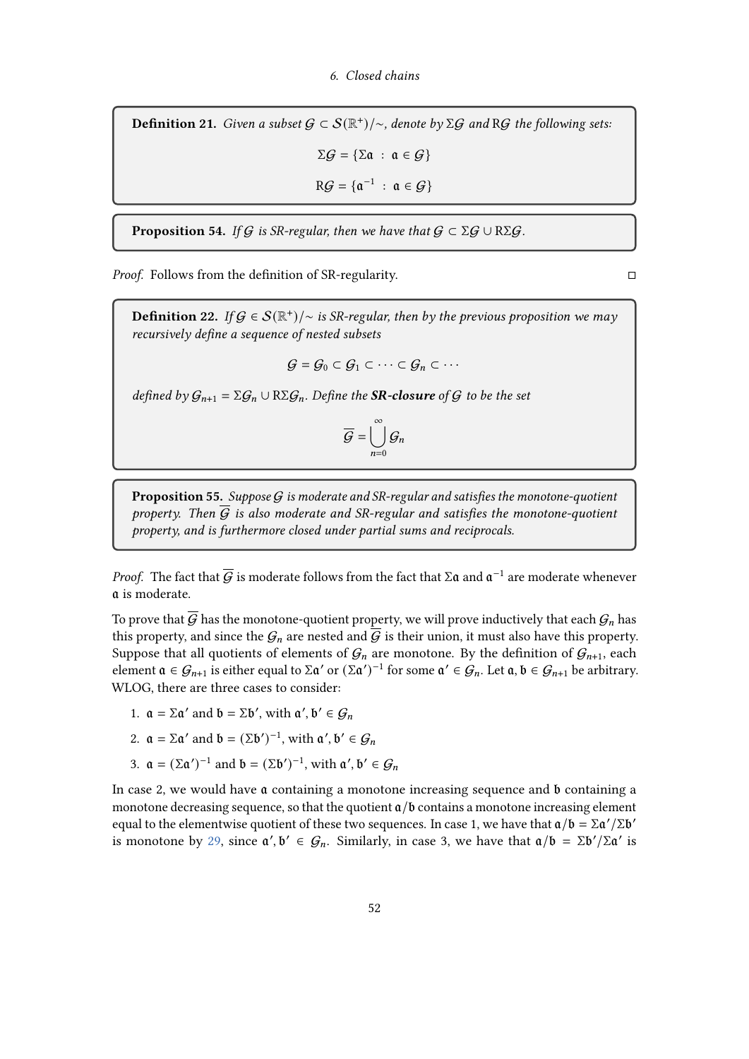**Definition 21.** *Given a subset $\mathcal{G} \subset \mathcal{S}(\mathbb{R}^+)/\!\sim$, denote by $\Sigma\mathcal{G}$ and $\mathrm{R}\mathcal{G}$ the following sets:*

$$\Sigma\mathcal{G} = \{\Sigma\mathfrak{a} \ : \ \mathfrak{a} \in \mathcal{G}\}$$

$$\mathrm{R}\mathcal{G} = \{\mathfrak{a}^{-1} \ : \ \mathfrak{a} \in \mathcal{G}\}$$

**Proposition 54.** *If $\mathcal{G}$ is SR-regular, then we have that $\mathcal{G} \subset \Sigma\mathcal{G} \cup \mathrm{R}\Sigma\mathcal{G}$.*

*Proof.* Follows from the definition of SR-regularity. □

**Definition 22.** *If $\mathcal{G} \in \mathcal{S}(\mathbb{R}^+)/\!\sim$ is SR-regular, then by the previous proposition we may recursively define a sequence of nested subsets*

$$\mathcal{G} = \mathcal{G}_0 \subset \mathcal{G}_1 \subset \cdots \subset \mathcal{G}_n \subset \cdots$$

*defined by $\mathcal{G}_{n+1} = \Sigma\mathcal{G}_n \cup \mathrm{R}\Sigma\mathcal{G}_n$. Define the* ***SR-closure*** *of $\mathcal{G}$ to be the set*

$$\overline{\mathcal{G}} = \bigcup_{n=0}^{\infty} \mathcal{G}_n$$

**Proposition 55.** *Suppose $\mathcal{G}$ is moderate and SR-regular and satisfies the monotone-quotient property. Then $\overline{\mathcal{G}}$ is also moderate and SR-regular and satisfies the monotone-quotient property, and is furthermore closed under partial sums and reciprocals.*

*Proof.* The fact that $\overline{\mathcal{G}}$ is moderate follows from the fact that $\Sigma\mathfrak{a}$ and $\mathfrak{a}^{-1}$ are moderate whenever $\mathfrak{a}$ is moderate.

To prove that $\overline{\mathcal{G}}$ has the monotone-quotient property, we will prove inductively that each $\mathcal{G}_n$ has this property, and since the $\mathcal{G}_n$ are nested and $\overline{\mathcal{G}}$ is their union, it must also have this property. Suppose that all quotients of elements of $\mathcal{G}_n$ are monotone. By the definition of $\mathcal{G}_{n+1}$, each element $\mathfrak{a} \in \mathcal{G}_{n+1}$ is either equal to $\Sigma\mathfrak{a}'$ or $(\Sigma\mathfrak{a}')^{-1}$ for some $\mathfrak{a}' \in \mathcal{G}_n$. Let $\mathfrak{a}, \mathfrak{b} \in \mathcal{G}_{n+1}$ be arbitrary. WLOG, there are three cases to consider:

1. $\mathfrak{a} = \Sigma\mathfrak{a}'$ and $\mathfrak{b} = \Sigma\mathfrak{b}'$, with $\mathfrak{a}', \mathfrak{b}' \in \mathcal{G}_n$
2. $\mathfrak{a} = \Sigma\mathfrak{a}'$ and $\mathfrak{b} = (\Sigma\mathfrak{b}')^{-1}$, with $\mathfrak{a}', \mathfrak{b}' \in \mathcal{G}_n$
3. $\mathfrak{a} = (\Sigma\mathfrak{a}')^{-1}$ and $\mathfrak{b} = (\Sigma\mathfrak{b}')^{-1}$, with $\mathfrak{a}', \mathfrak{b}' \in \mathcal{G}_n$

In case 2, we would have $\mathfrak{a}$ containing a monotone increasing sequence and $\mathfrak{b}$ containing a monotone decreasing sequence, so that the quotient $\mathfrak{a}/\mathfrak{b}$ contains a monotone increasing element equal to the elementwise quotient of these two sequences. In case 1, we have that $\mathfrak{a}/\mathfrak{b} = \Sigma\mathfrak{a}'/\Sigma\mathfrak{b}'$ is monotone by 29, since $\mathfrak{a}', \mathfrak{b}' \in \mathcal{G}_n$. Similarly, in case 3, we have that $\mathfrak{a}/\mathfrak{b} = \Sigma\mathfrak{b}'/\Sigma\mathfrak{a}'$ is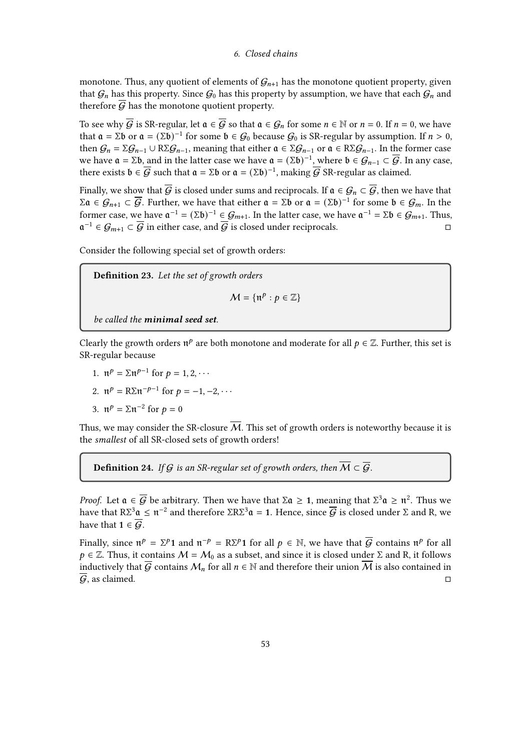monotone. Thus, any quotient of elements of $\mathcal{G}_{n+1}$ has the monotone quotient property, given that $\mathcal{G}_n$ has this property. Since $\mathcal{G}_0$ has this property by assumption, we have that each $\mathcal{G}_n$ and therefore $\overline{\mathcal{G}}$ has the monotone quotient property.

To see why $\overline{\mathcal{G}}$ is SR-regular, let $\mathfrak{a} \in \overline{\mathcal{G}}$ so that $\mathfrak{a} \in \mathcal{G}_n$ for some $n \in \mathbb{N}$ or $n = 0$. If $n = 0$, we have that $\mathfrak{a} = \Sigma\mathfrak{b}$ or $\mathfrak{a} = (\Sigma\mathfrak{b})^{-1}$ for some $\mathfrak{b} \in \mathcal{G}_0$ because $\mathcal{G}_0$ is SR-regular by assumption. If $n > 0$, then $\mathcal{G}_n = \Sigma\mathcal{G}_{n-1} \cup \mathrm{R}\Sigma\mathcal{G}_{n-1}$, meaning that either $\mathfrak{a} \in \Sigma\mathcal{G}_{n-1}$ or $\mathfrak{a} \in \mathrm{R}\Sigma\mathcal{G}_{n-1}$. In the former case we have $\mathfrak{a} = \Sigma\mathfrak{b}$, and in the latter case we have $\mathfrak{a} = (\Sigma\mathfrak{b})^{-1}$, where $\mathfrak{b} \in \mathcal{G}_{n-1} \subset \overline{\mathcal{G}}$. In any case, there exists $\mathfrak{b} \in \overline{\mathcal{G}}$ such that $\mathfrak{a} = \Sigma\mathfrak{b}$ or $\mathfrak{a} = (\Sigma\mathfrak{b})^{-1}$, making $\overline{\mathcal{G}}$ SR-regular as claimed.

Finally, we show that $\overline{\mathcal{G}}$ is closed under sums and reciprocals. If $\mathfrak{a} \in \mathcal{G}_n \subset \overline{\mathcal{G}}$, then we have that $\Sigma\mathfrak{a} \in \mathcal{G}_{n+1} \subset \overline{\mathcal{G}}$. Further, we have that either $\mathfrak{a} = \Sigma\mathfrak{b}$ or $\mathfrak{a} = (\Sigma\mathfrak{b})^{-1}$ for some $\mathfrak{b} \in \mathcal{G}_m$. In the former case, we have $\mathfrak{a}^{-1} = (\Sigma\mathfrak{b})^{-1} \in \mathcal{G}_{m+1}$. In the latter case, we have $\mathfrak{a}^{-1} = \Sigma\mathfrak{b} \in \mathcal{G}_{m+1}$. Thus, $\mathfrak{a}^{-1} \in \mathcal{G}_{m+1} \subset \overline{\mathcal{G}}$ in either case, and $\overline{\mathcal{G}}$ is closed under reciprocals. □

Consider the following special set of growth orders:

**Definition 23.** *Let the set of growth orders*

$$\mathcal{M} = \{\mathfrak{n}^p : p \in \mathbb{Z}\}$$

*be called the* ***minimal seed set****.*

Clearly the growth orders $\mathfrak{n}^p$ are both monotone and moderate for all $p \in \mathbb{Z}$. Further, this set is SR-regular because

1. $\mathfrak{n}^p = \Sigma\mathfrak{n}^{p-1}$ for $p = 1, 2, \cdots$
2. $\mathfrak{n}^p = \mathrm{R}\Sigma\mathfrak{n}^{-p-1}$ for $p = -1, -2, \cdots$
3. $\mathfrak{n}^p = \Sigma\mathfrak{n}^{-2}$ for $p = 0$

Thus, we may consider the SR-closure $\overline{\mathcal{M}}$. This set of growth orders is noteworthy because it is the *smallest* of all SR-closed sets of growth orders!

**Definition 24.** *If $\mathcal{G}$ is an SR-regular set of growth orders, then $\overline{\mathcal{M}} \subset \overline{\mathcal{G}}$.*

*Proof.* Let $\mathfrak{a} \in \overline{\mathcal{G}}$ be arbitrary. Then we have that $\Sigma\mathfrak{a} \geq \mathbf{1}$, meaning that $\Sigma^3\mathfrak{a} \geq \mathfrak{n}^2$. Thus we have that $\mathrm{R}\Sigma^3\mathfrak{a} \leq \mathfrak{n}^{-2}$ and therefore $\Sigma\mathrm{R}\Sigma^3\mathfrak{a} = \mathbf{1}$. Hence, since $\overline{\mathcal{G}}$ is closed under $\Sigma$ and R, we have that $\mathbf{1} \in \overline{\mathcal{G}}$.

Finally, since $\mathfrak{n}^p = \Sigma^p\mathbf{1}$ and $\mathfrak{n}^{-p} = \mathrm{R}\Sigma^p\mathbf{1}$ for all $p \in \mathbb{N}$, we have that $\overline{\mathcal{G}}$ contains $\mathfrak{n}^p$ for all $p \in \mathbb{Z}$. Thus, it contains $\mathcal{M} = \mathcal{M}_0$ as a subset, and since it is closed under $\Sigma$ and R, it follows inductively that $\overline{\mathcal{G}}$ contains $\mathcal{M}_n$ for all $n \in \mathbb{N}$ and therefore their union $\overline{\mathcal{M}}$ is also contained in $\overline{\mathcal{G}}$, as claimed. □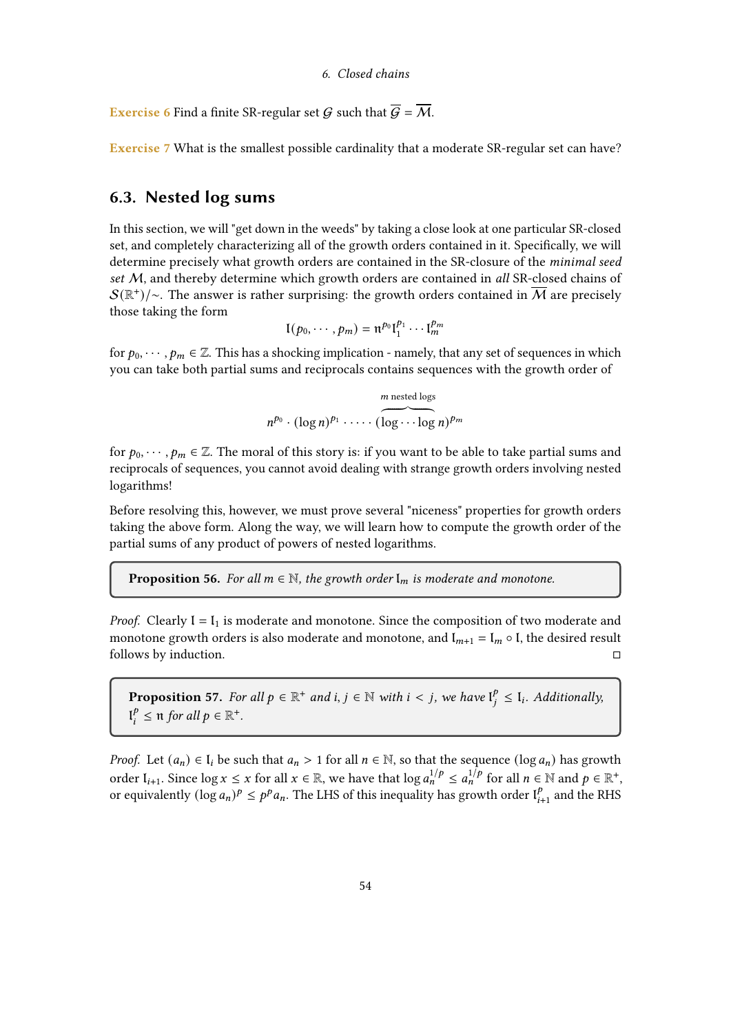**Exercise 6** Find a finite SR-regular set $\mathcal{G}$ such that $\overline{\mathcal{G}} = \overline{\mathcal{M}}$.

**Exercise 7** What is the smallest possible cardinality that a moderate SR-regular set can have?

## 6.3. Nested log sums

In this section, we will "get down in the weeds" by taking a close look at one particular SR-closed set, and completely characterizing all of the growth orders contained in it. Specifically, we will determine precisely what growth orders are contained in the SR-closure of the *minimal seed set* $\mathcal{M}$, and thereby determine which growth orders are contained in *all* SR-closed chains of $\mathcal{S}(\mathbb{R}^+)/\sim$. The answer is rather surprising: the growth orders contained in $\overline{\mathcal{M}}$ are precisely those taking the form

$$\mathfrak{l}(p_0, \cdots, p_m) = \mathfrak{n}^{p_0}\mathfrak{l}_1^{p_1} \cdots \mathfrak{l}_m^{p_m}$$

for $p_0, \cdots, p_m \in \mathbb{Z}$. This has a shocking implication - namely, that any set of sequences in which you can take both partial sums and reciprocals contains sequences with the growth order of

$$n^{p_0} \cdot (\log n)^{p_1} \cdot \cdots \cdot (\overbrace{\log \cdots \log}^{m \text{ nested logs}} n)^{p_m}$$

for $p_0, \cdots, p_m \in \mathbb{Z}$. The moral of this story is: if you want to be able to take partial sums and reciprocals of sequences, you cannot avoid dealing with strange growth orders involving nested logarithms!

Before resolving this, however, we must prove several "niceness" properties for growth orders taking the above form. Along the way, we will learn how to compute the growth order of the partial sums of any product of powers of nested logarithms.

> **Proposition 56.** *For all $m \in \mathbb{N}$, the growth order $\mathfrak{l}_m$ is moderate and monotone.*

*Proof.* Clearly $\mathfrak{l} = \mathfrak{l}_1$ is moderate and monotone. Since the composition of two moderate and monotone growth orders is also moderate and monotone, and $\mathfrak{l}_{m+1} = \mathfrak{l}_m \circ \mathfrak{l}$, the desired result follows by induction. □

> **Proposition 57.** *For all $p \in \mathbb{R}^+$ and $i, j \in \mathbb{N}$ with $i < j$, we have $\mathfrak{l}_j^p \leq \mathfrak{l}_i$. Additionally, $\mathfrak{l}_i^p \leq \mathfrak{n}$ for all $p \in \mathbb{R}^+$.*

*Proof.* Let $(a_n) \in \mathfrak{l}_i$ be such that $a_n > 1$ for all $n \in \mathbb{N}$, so that the sequence $(\log a_n)$ has growth order $\mathfrak{l}_{i+1}$. Since $\log x \leq x$ for all $x \in \mathbb{R}$, we have that $\log a_n^{1/p} \leq a_n^{1/p}$ for all $n \in \mathbb{N}$ and $p \in \mathbb{R}^+$, or equivalently $(\log a_n)^p \leq p^p a_n$. The LHS of this inequality has growth order $\mathfrak{l}_{i+1}^p$ and the RHS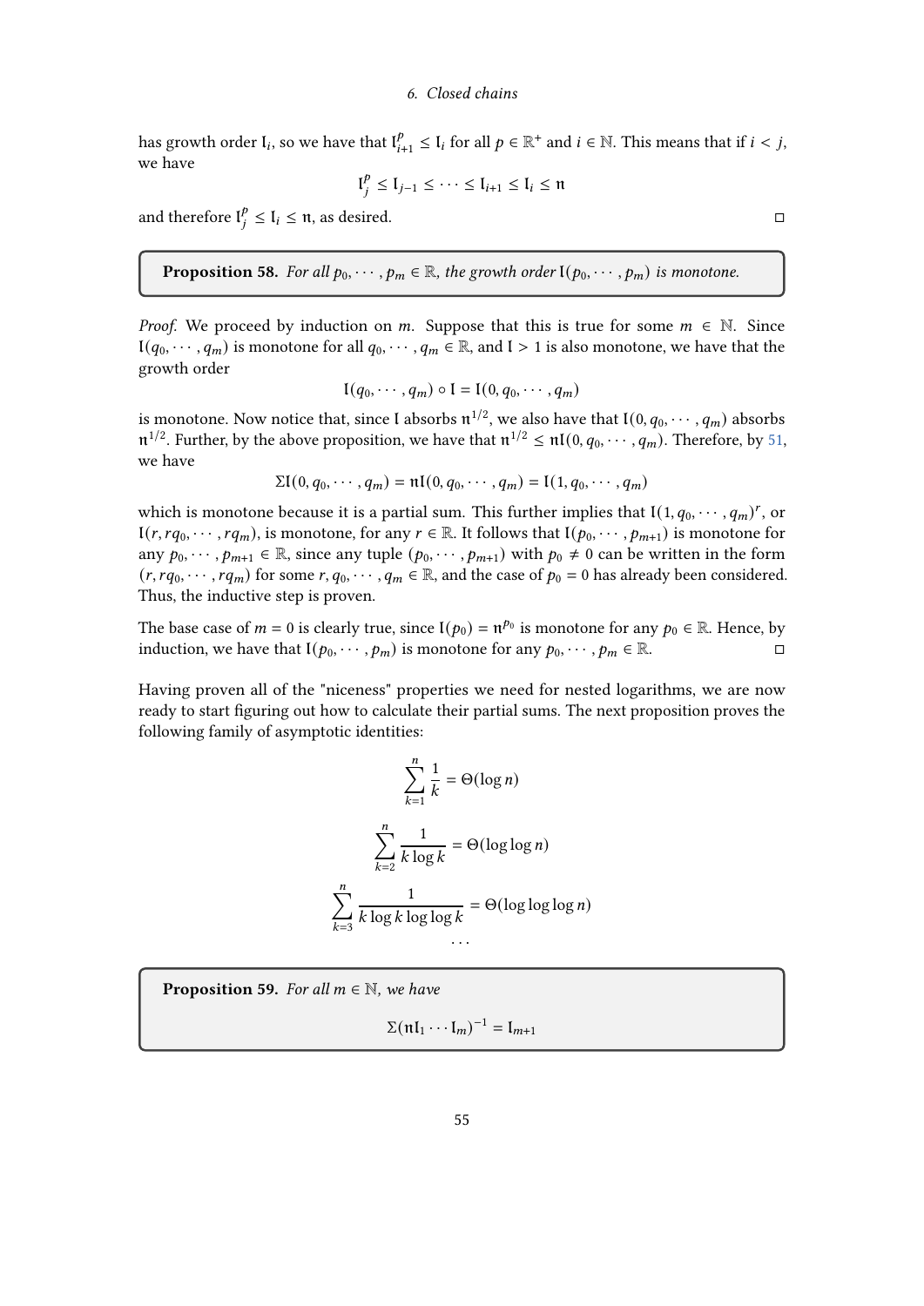has growth order $\mathfrak{l}_i$, so we have that $\mathfrak{l}_{i+1}^p \leq \mathfrak{l}_i$ for all $p \in \mathbb{R}^+$ and $i \in \mathbb{N}$. This means that if $i < j$, we have

$$\mathfrak{l}_j^p \leq \mathfrak{l}_{j-1} \leq \cdots \leq \mathfrak{l}_{i+1} \leq \mathfrak{l}_i \leq \mathfrak{n}$$

and therefore $\mathfrak{l}_j^p \leq \mathfrak{l}_i \leq \mathfrak{n}$, as desired. □

> **Proposition 58.** *For all $p_0, \cdots, p_m \in \mathbb{R}$, the growth order $\mathfrak{l}(p_0, \cdots, p_m)$ is monotone.*

*Proof.* We proceed by induction on $m$. Suppose that this is true for some $m \in \mathbb{N}$. Since $\mathfrak{l}(q_0, \cdots, q_m)$ is monotone for all $q_0, \cdots, q_m \in \mathbb{R}$, and $\mathfrak{l} > 1$ is also monotone, we have that the growth order

$$\mathfrak{l}(q_0, \cdots, q_m) \circ \mathfrak{l} = \mathfrak{l}(0, q_0, \cdots, q_m)$$

is monotone. Now notice that, since $\mathfrak{l}$ absorbs $\mathfrak{n}^{1/2}$, we also have that $\mathfrak{l}(0, q_0, \cdots, q_m)$ absorbs $\mathfrak{n}^{1/2}$. Further, by the above proposition, we have that $\mathfrak{n}^{1/2} \leq \mathfrak{n}\mathfrak{l}(0, q_0, \cdots, q_m)$. Therefore, by 51, we have

$$\Sigma\mathfrak{l}(0, q_0, \cdots, q_m) = \mathfrak{n}\mathfrak{l}(0, q_0, \cdots, q_m) = \mathfrak{l}(1, q_0, \cdots, q_m)$$

which is monotone because it is a partial sum. This further implies that $\mathfrak{l}(1, q_0, \cdots, q_m)^r$, or $\mathfrak{l}(r, rq_0, \cdots, rq_m)$, is monotone, for any $r \in \mathbb{R}$. It follows that $\mathfrak{l}(p_0, \cdots, p_{m+1})$ is monotone for any $p_0, \cdots, p_{m+1} \in \mathbb{R}$, since any tuple $(p_0, \cdots, p_{m+1})$ with $p_0 \neq 0$ can be written in the form $(r, rq_0, \cdots, rq_m)$ for some $r, q_0, \cdots, q_m \in \mathbb{R}$, and the case of $p_0 = 0$ has already been considered. Thus, the inductive step is proven.

The base case of $m = 0$ is clearly true, since $\mathfrak{l}(p_0) = \mathfrak{n}^{p_0}$ is monotone for any $p_0 \in \mathbb{R}$. Hence, by induction, we have that $\mathfrak{l}(p_0, \cdots, p_m)$ is monotone for any $p_0, \cdots, p_m \in \mathbb{R}$. □

Having proven all of the "niceness" properties we need for nested logarithms, we are now ready to start figuring out how to calculate their partial sums. The next proposition proves the following family of asymptotic identities:

$$\sum_{k=1}^{n} \frac{1}{k} = \Theta(\log n)$$

$$\sum_{k=2}^{n} \frac{1}{k \log k} = \Theta(\log \log n)$$

$$\sum_{k=3}^{n} \frac{1}{k \log k \log \log k} = \Theta(\log \log \log n)$$

$$\cdots$$

> **Proposition 59.** *For all $m \in \mathbb{N}$, we have*
>
> $$\Sigma(\mathfrak{n}\mathfrak{l}_1 \cdots \mathfrak{l}_m)^{-1} = \mathfrak{l}_{m+1}$$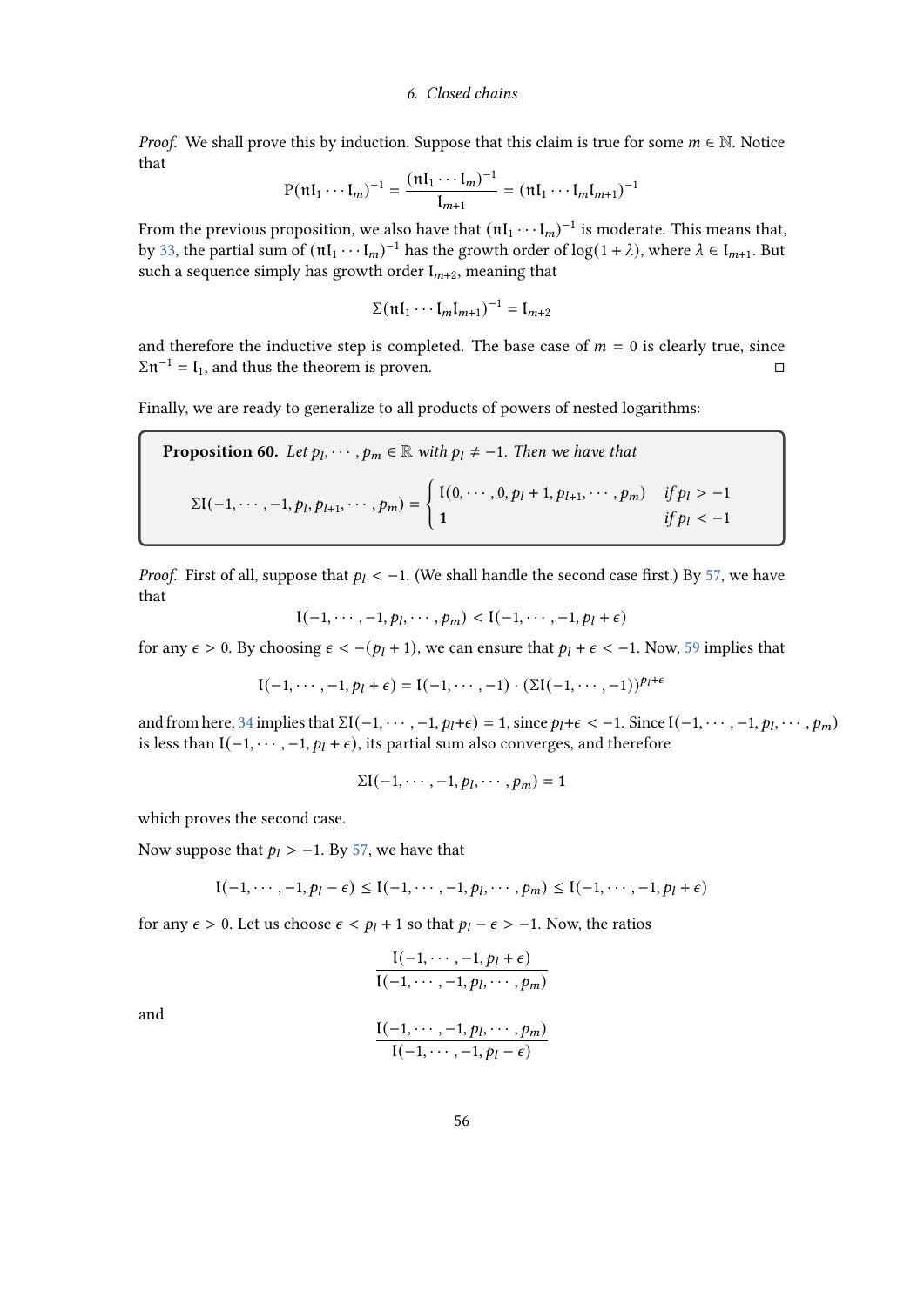*Proof.* We shall prove this by induction. Suppose that this claim is true for some $m \in \mathbb{N}$. Notice that

$$\mathrm{P}(\mathfrak{n}\mathfrak{l}_1 \cdots \mathfrak{l}_m)^{-1} = \frac{(\mathfrak{n}\mathfrak{l}_1 \cdots \mathfrak{l}_m)^{-1}}{\mathfrak{l}_{m+1}} = (\mathfrak{n}\mathfrak{l}_1 \cdots \mathfrak{l}_m \mathfrak{l}_{m+1})^{-1}$$

From the previous proposition, we also have that $(\mathfrak{n}\mathfrak{l}_1 \cdots \mathfrak{l}_m)^{-1}$ is moderate. This means that, by 33, the partial sum of $(\mathfrak{n}\mathfrak{l}_1 \cdots \mathfrak{l}_m)^{-1}$ has the growth order of $\log(1+\lambda)$, where $\lambda \in \mathfrak{l}_{m+1}$. But such a sequence simply has growth order $\mathfrak{l}_{m+2}$, meaning that

$$\Sigma(\mathfrak{n}\mathfrak{l}_1 \cdots \mathfrak{l}_m \mathfrak{l}_{m+1})^{-1} = \mathfrak{l}_{m+2}$$

and therefore the inductive step is completed. The base case of $m = 0$ is clearly true, since $\Sigma\mathfrak{n}^{-1} = \mathfrak{l}_1$, and thus the theorem is proven. □

Finally, we are ready to generalize to all products of powers of nested logarithms:

**Proposition 60.** *Let $p_l, \cdots, p_m \in \mathbb{R}$ with $p_l \neq -1$. Then we have that*

$$\Sigma\mathfrak{l}(-1, \cdots, -1, p_l, p_{l+1}, \cdots, p_m) = \begin{cases} \mathfrak{l}(0, \cdots, 0, p_l + 1, p_{l+1}, \cdots, p_m) & \text{if } p_l > -1 \\ \mathbf{1} & \text{if } p_l < -1 \end{cases}$$

*Proof.* First of all, suppose that $p_l < -1$. (We shall handle the second case first.) By 57, we have that

$$\mathfrak{l}(-1, \cdots, -1, p_l, \cdots, p_m) < \mathfrak{l}(-1, \cdots, -1, p_l + \epsilon)$$

for any $\epsilon > 0$. By choosing $\epsilon < -(p_l + 1)$, we can ensure that $p_l + \epsilon < -1$. Now, 59 implies that

$$\mathfrak{l}(-1, \cdots, -1, p_l + \epsilon) = \mathfrak{l}(-1, \cdots, -1) \cdot (\Sigma\mathfrak{l}(-1, \cdots, -1))^{p_l + \epsilon}$$

and from here, 34 implies that $\Sigma\mathfrak{l}(-1, \cdots, -1, p_l + \epsilon) = \mathbf{1}$, since $p_l + \epsilon < -1$. Since $\mathfrak{l}(-1, \cdots, -1, p_l, \cdots, p_m)$ is less than $\mathfrak{l}(-1, \cdots, -1, p_l + \epsilon)$, its partial sum also converges, and therefore

$$\Sigma\mathfrak{l}(-1, \cdots, -1, p_l, \cdots, p_m) = \mathbf{1}$$

which proves the second case.

Now suppose that $p_l > -1$. By 57, we have that

$$\mathfrak{l}(-1, \cdots, -1, p_l - \epsilon) \leq \mathfrak{l}(-1, \cdots, -1, p_l, \cdots, p_m) \leq \mathfrak{l}(-1, \cdots, -1, p_l + \epsilon)$$

for any $\epsilon > 0$. Let us choose $\epsilon < p_l + 1$ so that $p_l - \epsilon > -1$. Now, the ratios

$$\frac{\mathfrak{l}(-1, \cdots, -1, p_l + \epsilon)}{\mathfrak{l}(-1, \cdots, -1, p_l, \cdots, p_m)}$$

and

$$\frac{\mathfrak{l}(-1, \cdots, -1, p_l, \cdots, p_m)}{\mathfrak{l}(-1, \cdots, -1, p_l - \epsilon)}$$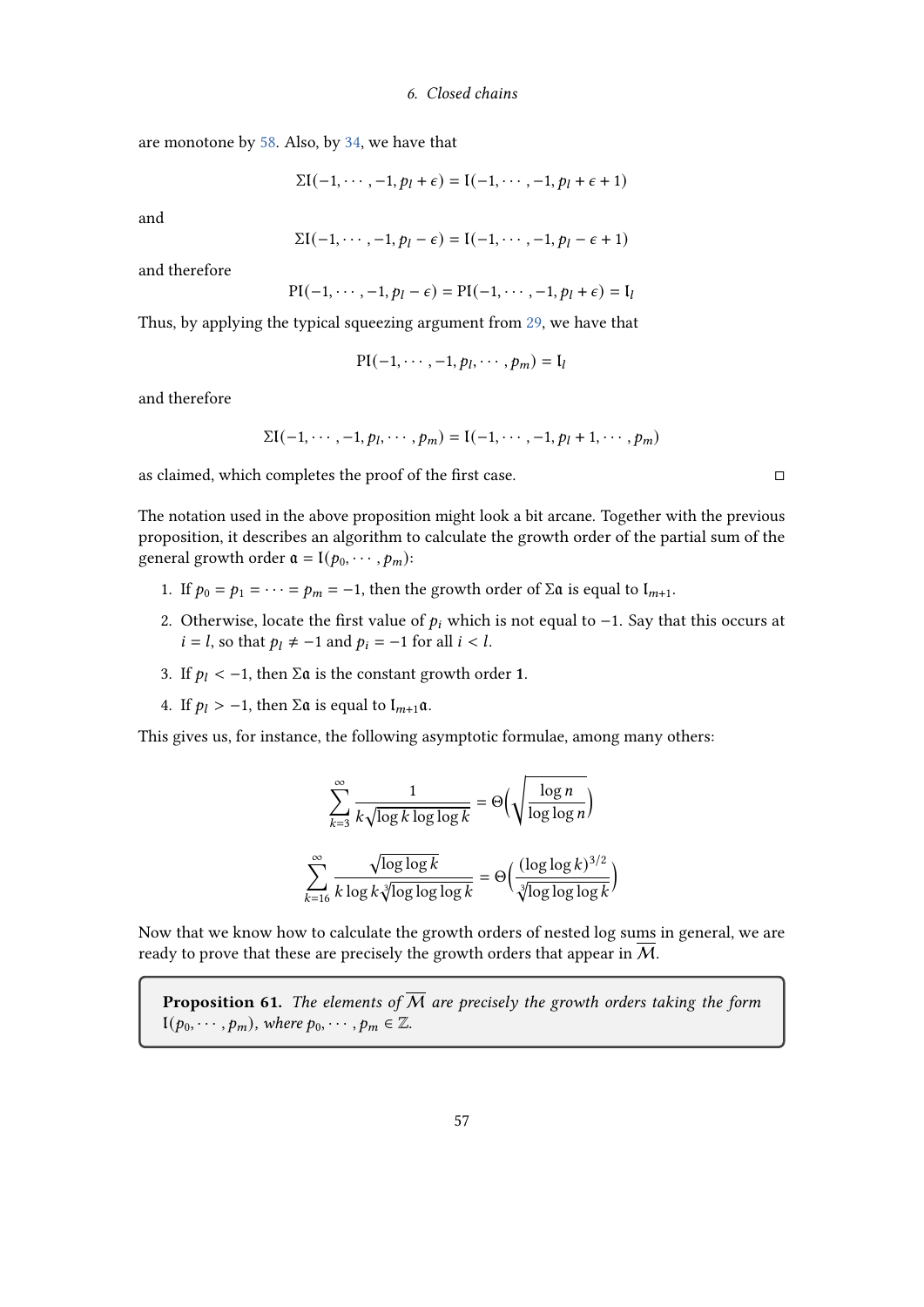are monotone by 58. Also, by 34, we have that

$$\Sigma\mathfrak{l}(-1,\cdots,-1,p_l+\epsilon)=\mathfrak{l}(-1,\cdots,-1,p_l+\epsilon+1)$$

and

$$\Sigma\mathfrak{l}(-1,\cdots,-1,p_l-\epsilon)=\mathfrak{l}(-1,\cdots,-1,p_l-\epsilon+1)$$

and therefore

$$\mathrm{P}\mathfrak{l}(-1,\cdots,-1,p_l-\epsilon)=\mathrm{P}\mathfrak{l}(-1,\cdots,-1,p_l+\epsilon)=\mathfrak{l}_l$$

Thus, by applying the typical squeezing argument from 29, we have that

$$\mathrm{P}\mathfrak{l}(-1,\cdots,-1,p_l,\cdots,p_m)=\mathfrak{l}_l$$

and therefore

$$\Sigma\mathfrak{l}(-1,\cdots,-1,p_l,\cdots,p_m)=\mathfrak{l}(-1,\cdots,-1,p_l+1,\cdots,p_m)$$

as claimed, which completes the proof of the first case. □

The notation used in the above proposition might look a bit arcane. Together with the previous proposition, it describes an algorithm to calculate the growth order of the partial sum of the general growth order $\mathfrak{a}=\mathfrak{l}(p_0,\cdots,p_m)$:

1. If $p_0=p_1=\cdots=p_m=-1$, then the growth order of $\Sigma\mathfrak{a}$ is equal to $\mathfrak{l}_{m+1}$.
2. Otherwise, locate the first value of $p_i$ which is not equal to $-1$. Say that this occurs at $i=l$, so that $p_l\neq -1$ and $p_i=-1$ for all $i<l$.
3. If $p_l<-1$, then $\Sigma\mathfrak{a}$ is the constant growth order $\mathbf{1}$.
4. If $p_l>-1$, then $\Sigma\mathfrak{a}$ is equal to $\mathfrak{l}_{m+1}\mathfrak{a}$.

This gives us, for instance, the following asymptotic formulae, among many others:

$$\sum_{k=3}^{\infty}\frac{1}{k\sqrt{\log k\log\log k}}=\Theta\Big(\sqrt{\frac{\log n}{\log\log n}}\Big)$$

$$\sum_{k=16}^{\infty}\frac{\sqrt{\log\log k}}{k\log k\sqrt[3]{\log\log\log k}}=\Theta\Big(\frac{(\log\log k)^{3/2}}{\sqrt[3]{\log\log\log k}}\Big)$$

Now that we know how to calculate the growth orders of nested log sums in general, we are ready to prove that these are precisely the growth orders that appear in $\overline{\mathcal{M}}$.

> **Proposition 61.** *The elements of $\overline{\mathcal{M}}$ are precisely the growth orders taking the form $\mathfrak{l}(p_0,\cdots,p_m)$, where $p_0,\cdots,p_m\in\mathbb{Z}$.*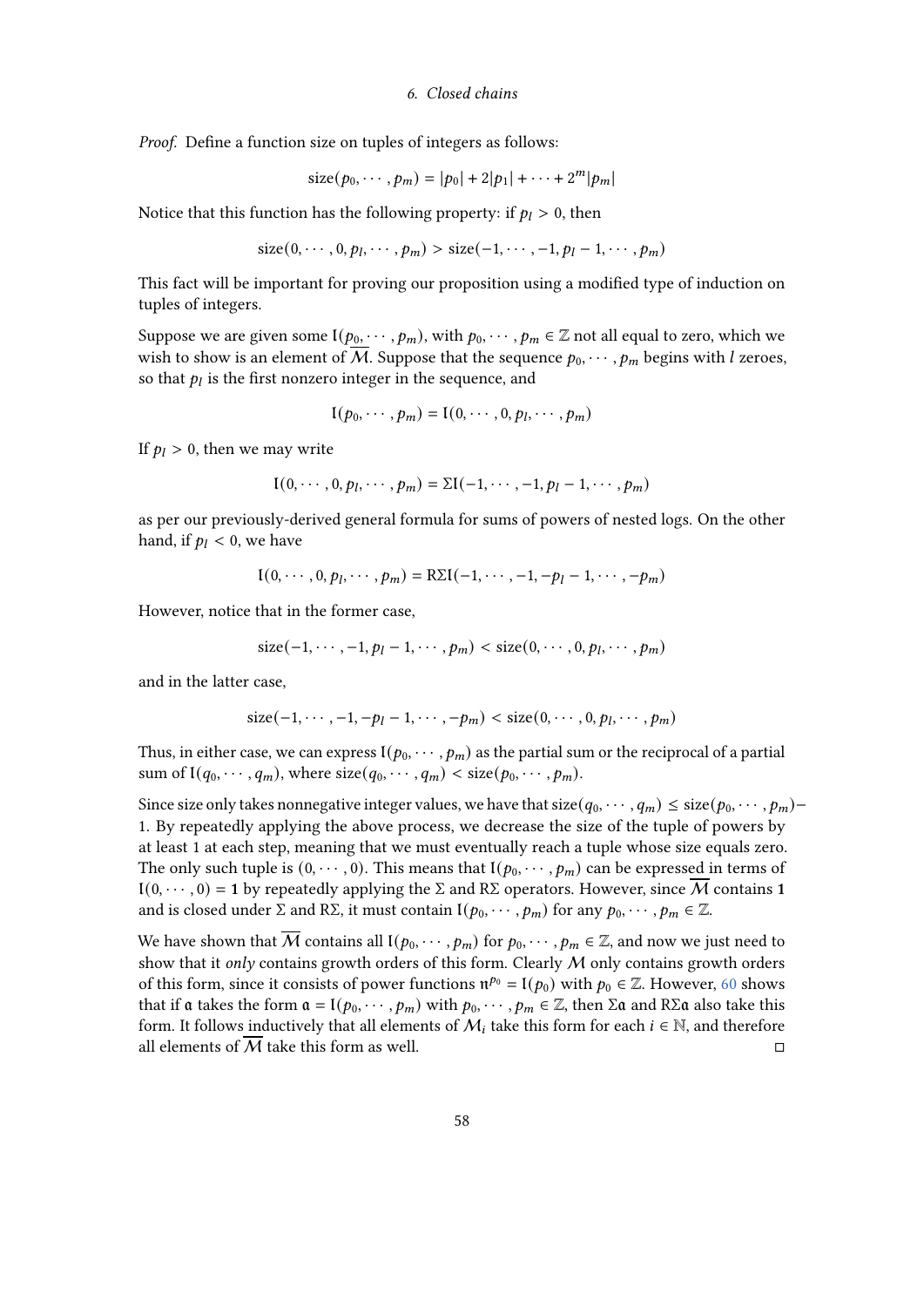*Proof.* Define a function size on tuples of integers as follows:

$$\text{size}(p_0, \cdots, p_m) = |p_0| + 2|p_1| + \cdots + 2^m|p_m|$$

Notice that this function has the following property: if $p_l > 0$, then

$$\text{size}(0, \cdots, 0, p_l, \cdots, p_m) > \text{size}(-1, \cdots, -1, p_l - 1, \cdots, p_m)$$

This fact will be important for proving our proposition using a modified type of induction on tuples of integers.

Suppose we are given some $\mathfrak{l}(p_0, \cdots, p_m)$, with $p_0, \cdots, p_m \in \mathbb{Z}$ not all equal to zero, which we wish to show is an element of $\overline{\mathcal{M}}$. Suppose that the sequence $p_0, \cdots, p_m$ begins with $l$ zeroes, so that $p_l$ is the first nonzero integer in the sequence, and

$$\mathfrak{l}(p_0, \cdots, p_m) = \mathfrak{l}(0, \cdots, 0, p_l, \cdots, p_m)$$

If $p_l > 0$, then we may write

$$\mathfrak{l}(0, \cdots, 0, p_l, \cdots, p_m) = \Sigma\mathfrak{l}(-1, \cdots, -1, p_l - 1, \cdots, p_m)$$

as per our previously-derived general formula for sums of powers of nested logs. On the other hand, if $p_l < 0$, we have

$$\mathfrak{l}(0, \cdots, 0, p_l, \cdots, p_m) = \mathrm{R}\Sigma\mathfrak{l}(-1, \cdots, -1, -p_l - 1, \cdots, -p_m)$$

However, notice that in the former case,

$$\text{size}(-1, \cdots, -1, p_l - 1, \cdots, p_m) < \text{size}(0, \cdots, 0, p_l, \cdots, p_m)$$

and in the latter case,

$$\text{size}(-1, \cdots, -1, -p_l - 1, \cdots, -p_m) < \text{size}(0, \cdots, 0, p_l, \cdots, p_m)$$

Thus, in either case, we can express $\mathfrak{l}(p_0, \cdots, p_m)$ as the partial sum or the reciprocal of a partial sum of $\mathfrak{l}(q_0, \cdots, q_m)$, where $\text{size}(q_0, \cdots, q_m) < \text{size}(p_0, \cdots, p_m)$.

Since size only takes nonnegative integer values, we have that $\text{size}(q_0, \cdots, q_m) \leq \text{size}(p_0, \cdots, p_m) - 1$. By repeatedly applying the above process, we decrease the size of the tuple of powers by at least 1 at each step, meaning that we must eventually reach a tuple whose size equals zero. The only such tuple is $(0, \cdots, 0)$. This means that $\mathfrak{l}(p_0, \cdots, p_m)$ can be expressed in terms of $\mathfrak{l}(0, \cdots, 0) = \mathbf{1}$ by repeatedly applying the $\Sigma$ and $\mathrm{R}\Sigma$ operators. However, since $\overline{\mathcal{M}}$ contains $\mathbf{1}$ and is closed under $\Sigma$ and $\mathrm{R}\Sigma$, it must contain $\mathfrak{l}(p_0, \cdots, p_m)$ for any $p_0, \cdots, p_m \in \mathbb{Z}$.

We have shown that $\overline{\mathcal{M}}$ contains all $\mathfrak{l}(p_0, \cdots, p_m)$ for $p_0, \cdots, p_m \in \mathbb{Z}$, and now we just need to show that it *only* contains growth orders of this form. Clearly $\mathcal{M}$ only contains growth orders of this form, since it consists of power functions $\mathfrak{n}^{p_0} = \mathfrak{l}(p_0)$ with $p_0 \in \mathbb{Z}$. However, 60 shows that if $\mathfrak{a}$ takes the form $\mathfrak{a} = \mathfrak{l}(p_0, \cdots, p_m)$ with $p_0, \cdots, p_m \in \mathbb{Z}$, then $\Sigma\mathfrak{a}$ and $\mathrm{R}\Sigma\mathfrak{a}$ also take this form. It follows inductively that all elements of $\mathcal{M}_i$ take this form for each $i \in \mathbb{N}$, and therefore all elements of $\overline{\mathcal{M}}$ take this form as well. ◻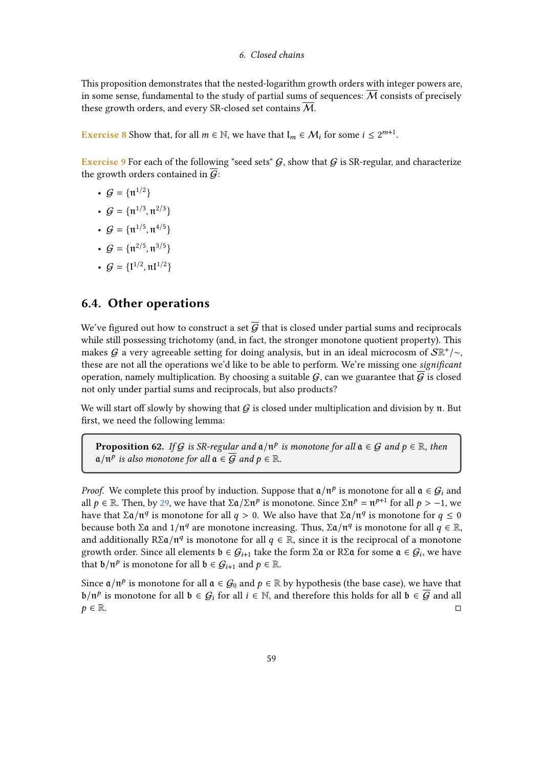This proposition demonstrates that the nested-logarithm growth orders with integer powers are, in some sense, fundamental to the study of partial sums of sequences: $\overline{\mathcal{M}}$ consists of precisely these growth orders, and every SR-closed set contains $\overline{\mathcal{M}}$.

**Exercise 8** Show that, for all $m \in \mathbb{N}$, we have that $\mathfrak{l}_m \in \mathcal{M}_i$ for some $i \leq 2^{m+1}$.

**Exercise 9** For each of the following "seed sets" $\mathcal{G}$, show that $\mathcal{G}$ is SR-regular, and characterize the growth orders contained in $\overline{\mathcal{G}}$:

- $\mathcal{G} = \{\mathfrak{n}^{1/2}\}$
- $\mathcal{G} = \{\mathfrak{n}^{1/3}, \mathfrak{n}^{2/3}\}$
- $\mathcal{G} = \{\mathfrak{n}^{1/5}, \mathfrak{n}^{4/5}\}$
- $\mathcal{G} = \{\mathfrak{n}^{2/5}, \mathfrak{n}^{3/5}\}$
- $\mathcal{G} = \{\mathfrak{l}^{1/2}, \mathfrak{n}\mathfrak{l}^{1/2}\}$

## 6.4. Other operations

We've figured out how to construct a set $\overline{\mathcal{G}}$ that is closed under partial sums and reciprocals while still possessing trichotomy (and, in fact, the stronger monotone quotient property). This makes $\mathcal{G}$ a very agreeable setting for doing analysis, but in an ideal microcosm of $\mathcal{S}\mathbb{R}^+/\sim$, these are not all the operations we'd like to be able to perform. We're missing one *significant* operation, namely multiplication. By choosing a suitable $\mathcal{G}$, can we guarantee that $\overline{\mathcal{G}}$ is closed not only under partial sums and reciprocals, but also products?

We will start off slowly by showing that $\mathcal{G}$ is closed under multiplication and division by $\mathfrak{n}$. But first, we need the following lemma:

> **Proposition 62.** *If $\mathcal{G}$ is SR-regular and $\mathfrak{a}/\mathfrak{n}^p$ is monotone for all $\mathfrak{a} \in \mathcal{G}$ and $p \in \mathbb{R}$, then $\mathfrak{a}/\mathfrak{n}^p$ is also monotone for all $\mathfrak{a} \in \overline{\mathcal{G}}$ and $p \in \mathbb{R}$.*

*Proof.* We complete this proof by induction. Suppose that $\mathfrak{a}/\mathfrak{n}^p$ is monotone for all $\mathfrak{a} \in \mathcal{G}_i$ and all $p \in \mathbb{R}$. Then, by 29, we have that $\Sigma\mathfrak{a}/\Sigma\mathfrak{n}^p$ is monotone. Since $\Sigma\mathfrak{n}^p = \mathfrak{n}^{p+1}$ for all $p > -1$, we have that $\Sigma\mathfrak{a}/\mathfrak{n}^q$ is monotone for all $q > 0$. We also have that $\Sigma\mathfrak{a}/\mathfrak{n}^q$ is monotone for $q \leq 0$ because both $\Sigma\mathfrak{a}$ and $1/\mathfrak{n}^q$ are monotone increasing. Thus, $\Sigma\mathfrak{a}/\mathfrak{n}^q$ is monotone for all $q \in \mathbb{R}$, and additionally $\mathrm{R}\Sigma\mathfrak{a}/\mathfrak{n}^q$ is monotone for all $q \in \mathbb{R}$, since it is the reciprocal of a monotone growth order. Since all elements $\mathfrak{b} \in \mathcal{G}_{i+1}$ take the form $\Sigma\mathfrak{a}$ or $\mathrm{R}\Sigma\mathfrak{a}$ for some $\mathfrak{a} \in \mathcal{G}_i$, we have that $\mathfrak{b}/\mathfrak{n}^p$ is monotone for all $\mathfrak{b} \in \mathcal{G}_{i+1}$ and $p \in \mathbb{R}$.

Since $\mathfrak{a}/\mathfrak{n}^p$ is monotone for all $\mathfrak{a} \in \mathcal{G}_0$ and $p \in \mathbb{R}$ by hypothesis (the base case), we have that $\mathfrak{b}/\mathfrak{n}^p$ is monotone for all $\mathfrak{b} \in \mathcal{G}_i$ for all $i \in \mathbb{N}$, and therefore this holds for all $\mathfrak{b} \in \overline{\mathcal{G}}$ and all $p \in \mathbb{R}$. ◻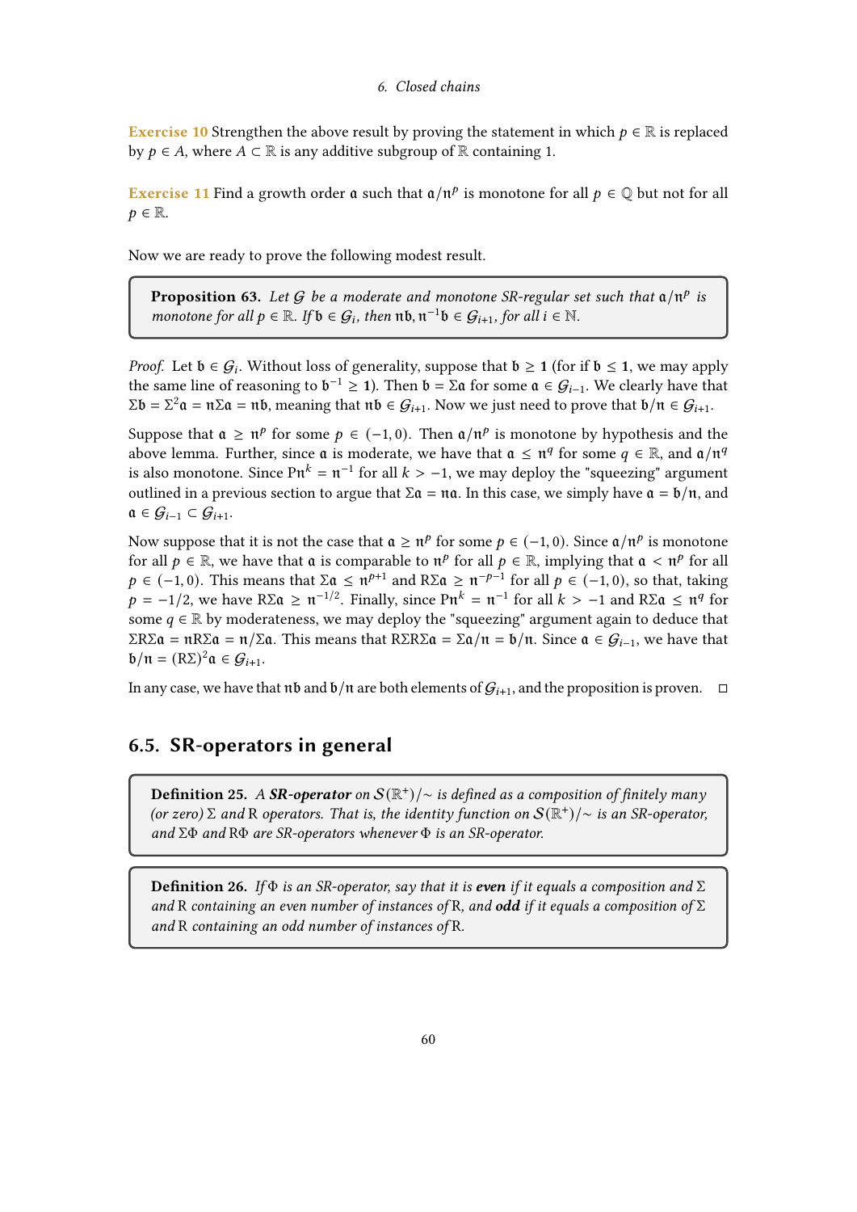**Exercise 10** Strengthen the above result by proving the statement in which $p \in \mathbb{R}$ is replaced by $p \in A$, where $A \subset \mathbb{R}$ is any additive subgroup of $\mathbb{R}$ containing 1.

**Exercise 11** Find a growth order $\mathfrak{a}$ such that $\mathfrak{a}/\mathfrak{n}^p$ is monotone for all $p \in \mathbb{Q}$ but not for all $p \in \mathbb{R}$.

Now we are ready to prove the following modest result.

> **Proposition 63.** *Let $\mathcal{G}$ be a moderate and monotone SR-regular set such that $\mathfrak{a}/\mathfrak{n}^p$ is monotone for all $p \in \mathbb{R}$. If $\mathfrak{b} \in \mathcal{G}_i$, then $\mathfrak{n}\mathfrak{b}, \mathfrak{n}^{-1}\mathfrak{b} \in \mathcal{G}_{i+1}$, for all $i \in \mathbb{N}$.*

*Proof.* Let $\mathfrak{b} \in \mathcal{G}_i$. Without loss of generality, suppose that $\mathfrak{b} \geq \mathbf{1}$ (for if $\mathfrak{b} \leq \mathbf{1}$, we may apply the same line of reasoning to $\mathfrak{b}^{-1} \geq \mathbf{1}$). Then $\mathfrak{b} = \Sigma\mathfrak{a}$ for some $\mathfrak{a} \in \mathcal{G}_{i-1}$. We clearly have that $\Sigma\mathfrak{b} = \Sigma^2\mathfrak{a} = \mathfrak{n}\Sigma\mathfrak{a} = \mathfrak{n}\mathfrak{b}$, meaning that $\mathfrak{n}\mathfrak{b} \in \mathcal{G}_{i+1}$. Now we just need to prove that $\mathfrak{b}/\mathfrak{n} \in \mathcal{G}_{i+1}$.

Suppose that $\mathfrak{a} \geq \mathfrak{n}^p$ for some $p \in (-1, 0)$. Then $\mathfrak{a}/\mathfrak{n}^p$ is monotone by hypothesis and the above lemma. Further, since $\mathfrak{a}$ is moderate, we have that $\mathfrak{a} \leq \mathfrak{n}^q$ for some $q \in \mathbb{R}$, and $\mathfrak{a}/\mathfrak{n}^q$ is also monotone. Since $\mathrm{P}\mathfrak{n}^k = \mathfrak{n}^{-1}$ for all $k > -1$, we may deploy the "squeezing" argument outlined in a previous section to argue that $\Sigma\mathfrak{a} = \mathfrak{n}\mathfrak{a}$. In this case, we simply have $\mathfrak{a} = \mathfrak{b}/\mathfrak{n}$, and $\mathfrak{a} \in \mathcal{G}_{i-1} \subset \mathcal{G}_{i+1}$.

Now suppose that it is not the case that $\mathfrak{a} \geq \mathfrak{n}^p$ for some $p \in (-1, 0)$. Since $\mathfrak{a}/\mathfrak{n}^p$ is monotone for all $p \in \mathbb{R}$, we have that $\mathfrak{a}$ is comparable to $\mathfrak{n}^p$ for all $p \in \mathbb{R}$, implying that $\mathfrak{a} < \mathfrak{n}^p$ for all $p \in (-1, 0)$. This means that $\Sigma\mathfrak{a} \leq \mathfrak{n}^{p+1}$ and $\mathrm{R}\Sigma\mathfrak{a} \geq \mathfrak{n}^{-p-1}$ for all $p \in (-1, 0)$, so that, taking $p = -1/2$, we have $\mathrm{R}\Sigma\mathfrak{a} \geq \mathfrak{n}^{-1/2}$. Finally, since $\mathrm{P}\mathfrak{n}^k = \mathfrak{n}^{-1}$ for all $k > -1$ and $\mathrm{R}\Sigma\mathfrak{a} \leq \mathfrak{n}^q$ for some $q \in \mathbb{R}$ by moderateness, we may deploy the "squeezing" argument again to deduce that $\Sigma\mathrm{R}\Sigma\mathfrak{a} = \mathfrak{n}\mathrm{R}\Sigma\mathfrak{a} = \mathfrak{n}/\Sigma\mathfrak{a}$. This means that $\mathrm{R}\Sigma\mathrm{R}\Sigma\mathfrak{a} = \Sigma\mathfrak{a}/\mathfrak{n} = \mathfrak{b}/\mathfrak{n}$. Since $\mathfrak{a} \in \mathcal{G}_{i-1}$, we have that $\mathfrak{b}/\mathfrak{n} = (\mathrm{R}\Sigma)^2\mathfrak{a} \in \mathcal{G}_{i+1}$.

In any case, we have that $\mathfrak{n}\mathfrak{b}$ and $\mathfrak{b}/\mathfrak{n}$ are both elements of $\mathcal{G}_{i+1}$, and the proposition is proven. $\square$

## 6.5. SR-operators in general

> **Definition 25.** *A **SR-operator** on $\mathcal{S}(\mathbb{R}^+)/\!\sim$ is defined as a composition of finitely many (or zero) $\Sigma$ and $\mathrm{R}$ operators. That is, the identity function on $\mathcal{S}(\mathbb{R}^+)/\!\sim$ is an SR-operator, and $\Sigma\Phi$ and $\mathrm{R}\Phi$ are SR-operators whenever $\Phi$ is an SR-operator.*

> **Definition 26.** *If $\Phi$ is an SR-operator, say that it is **even** if it equals a composition and $\Sigma$ and $\mathrm{R}$ containing an even number of instances of $\mathrm{R}$, and **odd** if it equals a composition of $\Sigma$ and $\mathrm{R}$ containing an odd number of instances of $\mathrm{R}$.*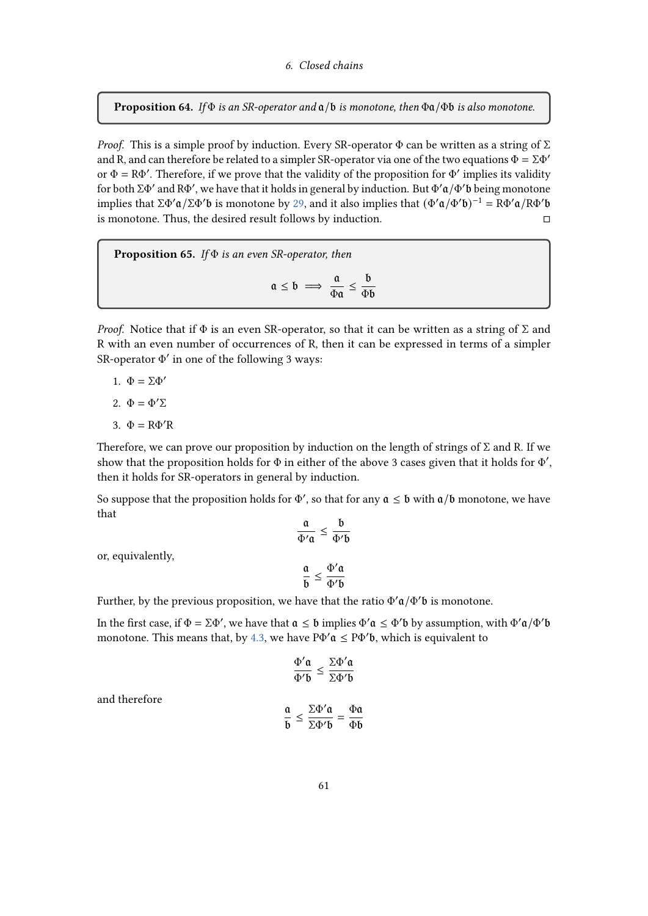**Proposition 64.** *If $\Phi$ is an SR-operator and $\mathfrak{a}/\mathfrak{b}$ is monotone, then $\Phi\mathfrak{a}/\Phi\mathfrak{b}$ is also monotone.*

*Proof.* This is a simple proof by induction. Every SR-operator $\Phi$ can be written as a string of $\Sigma$ and R, and can therefore be related to a simpler SR-operator via one of the two equations $\Phi = \Sigma\Phi'$ or $\Phi = \mathrm{R}\Phi'$. Therefore, if we prove that the validity of the proposition for $\Phi'$ implies its validity for both $\Sigma\Phi'$ and $\mathrm{R}\Phi'$, we have that it holds in general by induction. But $\Phi'\mathfrak{a}/\Phi'\mathfrak{b}$ being monotone implies that $\Sigma\Phi'\mathfrak{a}/\Sigma\Phi'\mathfrak{b}$ is monotone by 29, and it also implies that $(\Phi'\mathfrak{a}/\Phi'\mathfrak{b})^{-1} = \mathrm{R}\Phi'\mathfrak{a}/\mathrm{R}\Phi'\mathfrak{b}$ is monotone. Thus, the desired result follows by induction. $\square$

**Proposition 65.** *If $\Phi$ is an even SR-operator, then*

$$\mathfrak{a} \leq \mathfrak{b} \implies \frac{\mathfrak{a}}{\Phi\mathfrak{a}} \leq \frac{\mathfrak{b}}{\Phi\mathfrak{b}}$$

*Proof.* Notice that if $\Phi$ is an even SR-operator, so that it can be written as a string of $\Sigma$ and R with an even number of occurrences of R, then it can be expressed in terms of a simpler SR-operator $\Phi'$ in one of the following 3 ways:

1. $\Phi = \Sigma\Phi'$
2. $\Phi = \Phi'\Sigma$
3. $\Phi = \mathrm{R}\Phi'\mathrm{R}$

Therefore, we can prove our proposition by induction on the length of strings of $\Sigma$ and R. If we show that the proposition holds for $\Phi$ in either of the above 3 cases given that it holds for $\Phi'$, then it holds for SR-operators in general by induction.

So suppose that the proposition holds for $\Phi'$, so that for any $\mathfrak{a} \leq \mathfrak{b}$ with $\mathfrak{a}/\mathfrak{b}$ monotone, we have that

$$\frac{\mathfrak{a}}{\Phi'\mathfrak{a}} \leq \frac{\mathfrak{b}}{\Phi'\mathfrak{b}}$$

or, equivalently,

$$\frac{\mathfrak{a}}{\mathfrak{b}} \leq \frac{\Phi'\mathfrak{a}}{\Phi'\mathfrak{b}}$$

Further, by the previous proposition, we have that the ratio $\Phi'\mathfrak{a}/\Phi'\mathfrak{b}$ is monotone.

In the first case, if $\Phi = \Sigma\Phi'$, we have that $\mathfrak{a} \leq \mathfrak{b}$ implies $\Phi'\mathfrak{a} \leq \Phi'\mathfrak{b}$ by assumption, with $\Phi'\mathfrak{a}/\Phi'\mathfrak{b}$ monotone. This means that, by 4.3, we have $\mathrm{P}\Phi'\mathfrak{a} \leq \mathrm{P}\Phi'\mathfrak{b}$, which is equivalent to

$$\frac{\Phi'\mathfrak{a}}{\Phi'\mathfrak{b}} \leq \frac{\Sigma\Phi'\mathfrak{a}}{\Sigma\Phi'\mathfrak{b}}$$

and therefore

$$\frac{\mathfrak{a}}{\mathfrak{b}} \leq \frac{\Sigma\Phi'\mathfrak{a}}{\Sigma\Phi'\mathfrak{b}} = \frac{\Phi\mathfrak{a}}{\Phi\mathfrak{b}}$$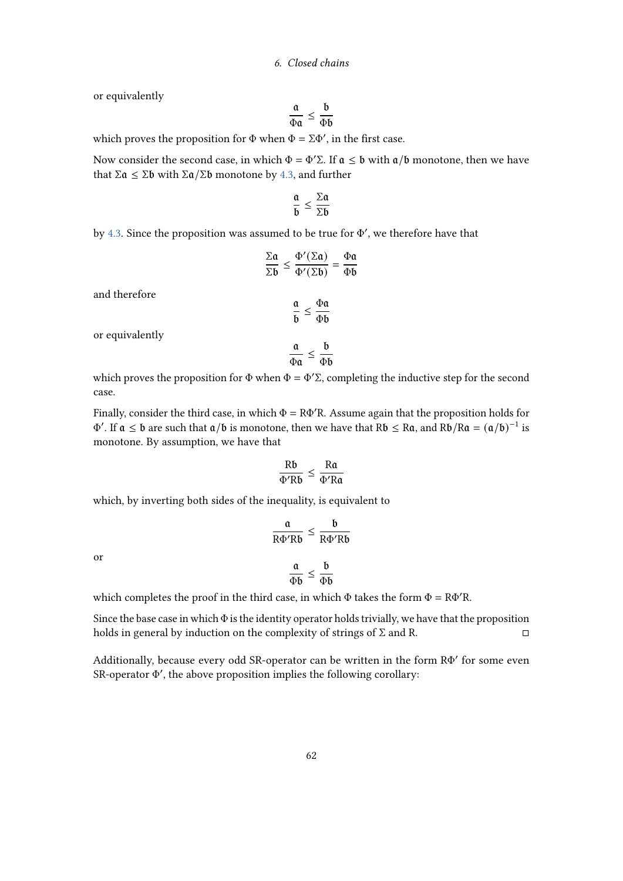or equivalently

$$\frac{\mathfrak{a}}{\Phi\mathfrak{a}} \leq \frac{\mathfrak{b}}{\Phi\mathfrak{b}}$$

which proves the proposition for $\Phi$ when $\Phi = \Sigma\Phi'$, in the first case.

Now consider the second case, in which $\Phi = \Phi'\Sigma$. If $\mathfrak{a} \leq \mathfrak{b}$ with $\mathfrak{a}/\mathfrak{b}$ monotone, then we have that $\Sigma\mathfrak{a} \leq \Sigma\mathfrak{b}$ with $\Sigma\mathfrak{a}/\Sigma\mathfrak{b}$ monotone by 4.3, and further

$$\frac{\mathfrak{a}}{\mathfrak{b}} \leq \frac{\Sigma\mathfrak{a}}{\Sigma\mathfrak{b}}$$

by 4.3. Since the proposition was assumed to be true for $\Phi'$, we therefore have that

$$\frac{\Sigma\mathfrak{a}}{\Sigma\mathfrak{b}} \leq \frac{\Phi'(\Sigma\mathfrak{a})}{\Phi'(\Sigma\mathfrak{b})} = \frac{\Phi\mathfrak{a}}{\Phi\mathfrak{b}}$$

and therefore

$$\frac{\mathfrak{a}}{\mathfrak{b}} \leq \frac{\Phi\mathfrak{a}}{\Phi\mathfrak{b}}$$

or equivalently

$$\frac{\mathfrak{a}}{\Phi\mathfrak{a}} \leq \frac{\mathfrak{b}}{\Phi\mathfrak{b}}$$

which proves the proposition for $\Phi$ when $\Phi = \Phi'\Sigma$, completing the inductive step for the second case.

Finally, consider the third case, in which $\Phi = \mathrm{R}\Phi'\mathrm{R}$. Assume again that the proposition holds for $\Phi'$. If $\mathfrak{a} \leq \mathfrak{b}$ are such that $\mathfrak{a}/\mathfrak{b}$ is monotone, then we have that $\mathrm{R}\mathfrak{b} \leq \mathrm{R}\mathfrak{a}$, and $\mathrm{R}\mathfrak{b}/\mathrm{R}\mathfrak{a} = (\mathfrak{a}/\mathfrak{b})^{-1}$ is monotone. By assumption, we have that

$$\frac{\mathrm{R}\mathfrak{b}}{\Phi'\mathrm{R}\mathfrak{b}} \leq \frac{\mathrm{R}\mathfrak{a}}{\Phi'\mathrm{R}\mathfrak{a}}$$

which, by inverting both sides of the inequality, is equivalent to

$$\frac{\mathfrak{a}}{\mathrm{R}\Phi'\mathrm{R}\mathfrak{b}} \leq \frac{\mathfrak{b}}{\mathrm{R}\Phi'\mathrm{R}\mathfrak{b}}$$

or

$$\frac{\mathfrak{a}}{\Phi\mathfrak{b}} \leq \frac{\mathfrak{b}}{\Phi\mathfrak{b}}$$

which completes the proof in the third case, in which $\Phi$ takes the form $\Phi = \mathrm{R}\Phi'\mathrm{R}$.

Since the base case in which $\Phi$ is the identity operator holds trivially, we have that the proposition holds in general by induction on the complexity of strings of $\Sigma$ and R. ◻

Additionally, because every odd SR-operator can be written in the form $\mathrm{R}\Phi'$ for some even SR-operator $\Phi'$, the above proposition implies the following corollary: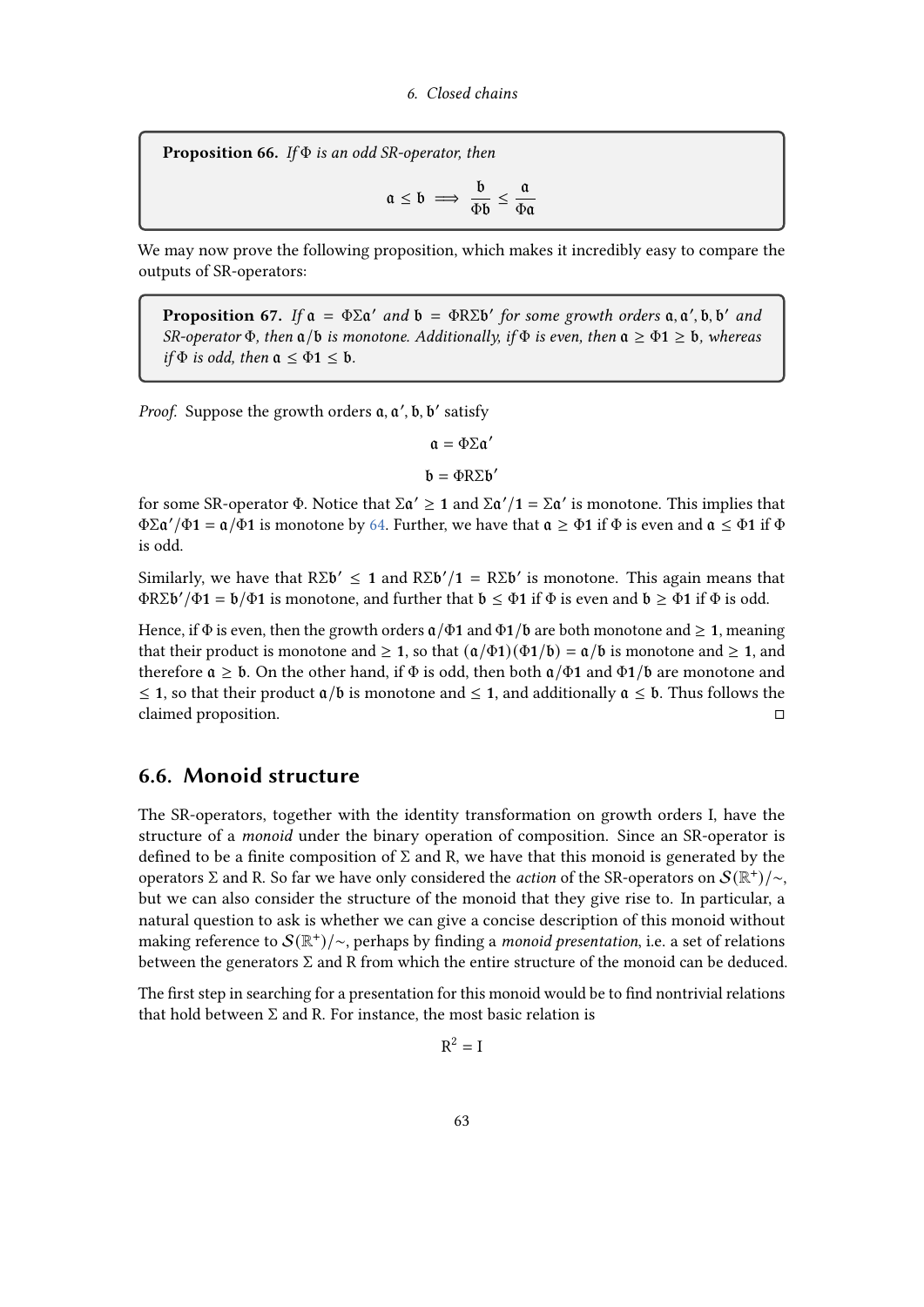**Proposition 66.** *If $\Phi$ is an odd SR-operator, then*

$$\mathfrak{a} \leq \mathfrak{b} \implies \frac{\mathfrak{b}}{\Phi\mathfrak{b}} \leq \frac{\mathfrak{a}}{\Phi\mathfrak{a}}$$

We may now prove the following proposition, which makes it incredibly easy to compare the outputs of SR-operators:

**Proposition 67.** *If $\mathfrak{a} = \Phi\Sigma\mathfrak{a}'$ and $\mathfrak{b} = \Phi\mathrm{R}\Sigma\mathfrak{b}'$ for some growth orders $\mathfrak{a}, \mathfrak{a}', \mathfrak{b}, \mathfrak{b}'$ and SR-operator $\Phi$, then $\mathfrak{a}/\mathfrak{b}$ is monotone. Additionally, if $\Phi$ is even, then $\mathfrak{a} \geq \Phi\mathbf{1} \geq \mathfrak{b}$, whereas if $\Phi$ is odd, then $\mathfrak{a} \leq \Phi\mathbf{1} \leq \mathfrak{b}$.*

*Proof.* Suppose the growth orders $\mathfrak{a}, \mathfrak{a}', \mathfrak{b}, \mathfrak{b}'$ satisfy

$$\mathfrak{a} = \Phi\Sigma\mathfrak{a}'$$

$$\mathfrak{b} = \Phi\mathrm{R}\Sigma\mathfrak{b}'$$

for some SR-operator $\Phi$. Notice that $\Sigma\mathfrak{a}' \geq \mathbf{1}$ and $\Sigma\mathfrak{a}'/\mathbf{1} = \Sigma\mathfrak{a}'$ is monotone. This implies that $\Phi\Sigma\mathfrak{a}'/\Phi\mathbf{1} = \mathfrak{a}/\Phi\mathbf{1}$ is monotone by 64. Further, we have that $\mathfrak{a} \geq \Phi\mathbf{1}$ if $\Phi$ is even and $\mathfrak{a} \leq \Phi\mathbf{1}$ if $\Phi$ is odd.

Similarly, we have that $\mathrm{R}\Sigma\mathfrak{b}' \leq \mathbf{1}$ and $\mathrm{R}\Sigma\mathfrak{b}'/\mathbf{1} = \mathrm{R}\Sigma\mathfrak{b}'$ is monotone. This again means that $\Phi\mathrm{R}\Sigma\mathfrak{b}'/\Phi\mathbf{1} = \mathfrak{b}/\Phi\mathbf{1}$ is monotone, and further that $\mathfrak{b} \leq \Phi\mathbf{1}$ if $\Phi$ is even and $\mathfrak{b} \geq \Phi\mathbf{1}$ if $\Phi$ is odd.

Hence, if $\Phi$ is even, then the growth orders $\mathfrak{a}/\Phi\mathbf{1}$ and $\Phi\mathbf{1}/\mathfrak{b}$ are both monotone and $\geq \mathbf{1}$, meaning that their product is monotone and $\geq \mathbf{1}$, so that $(\mathfrak{a}/\Phi\mathbf{1})(\Phi\mathbf{1}/\mathfrak{b}) = \mathfrak{a}/\mathfrak{b}$ is monotone and $\geq \mathbf{1}$, and therefore $\mathfrak{a} \geq \mathfrak{b}$. On the other hand, if $\Phi$ is odd, then both $\mathfrak{a}/\Phi\mathbf{1}$ and $\Phi\mathbf{1}/\mathfrak{b}$ are monotone and $\leq \mathbf{1}$, so that their product $\mathfrak{a}/\mathfrak{b}$ is monotone and $\leq \mathbf{1}$, and additionally $\mathfrak{a} \leq \mathfrak{b}$. Thus follows the claimed proposition. □

## 6.6. Monoid structure

The SR-operators, together with the identity transformation on growth orders I, have the structure of a *monoid* under the binary operation of composition. Since an SR-operator is defined to be a finite composition of $\Sigma$ and R, we have that this monoid is generated by the operators $\Sigma$ and R. So far we have only considered the *action* of the SR-operators on $\mathcal{S}(\mathbb{R}^+)/\sim$, but we can also consider the structure of the monoid that they give rise to. In particular, a natural question to ask is whether we can give a concise description of this monoid without making reference to $\mathcal{S}(\mathbb{R}^+)/\sim$, perhaps by finding a *monoid presentation*, i.e. a set of relations between the generators $\Sigma$ and R from which the entire structure of the monoid can be deduced.

The first step in searching for a presentation for this monoid would be to find nontrivial relations that hold between $\Sigma$ and R. For instance, the most basic relation is

$$\mathrm{R}^2 = \mathrm{I}$$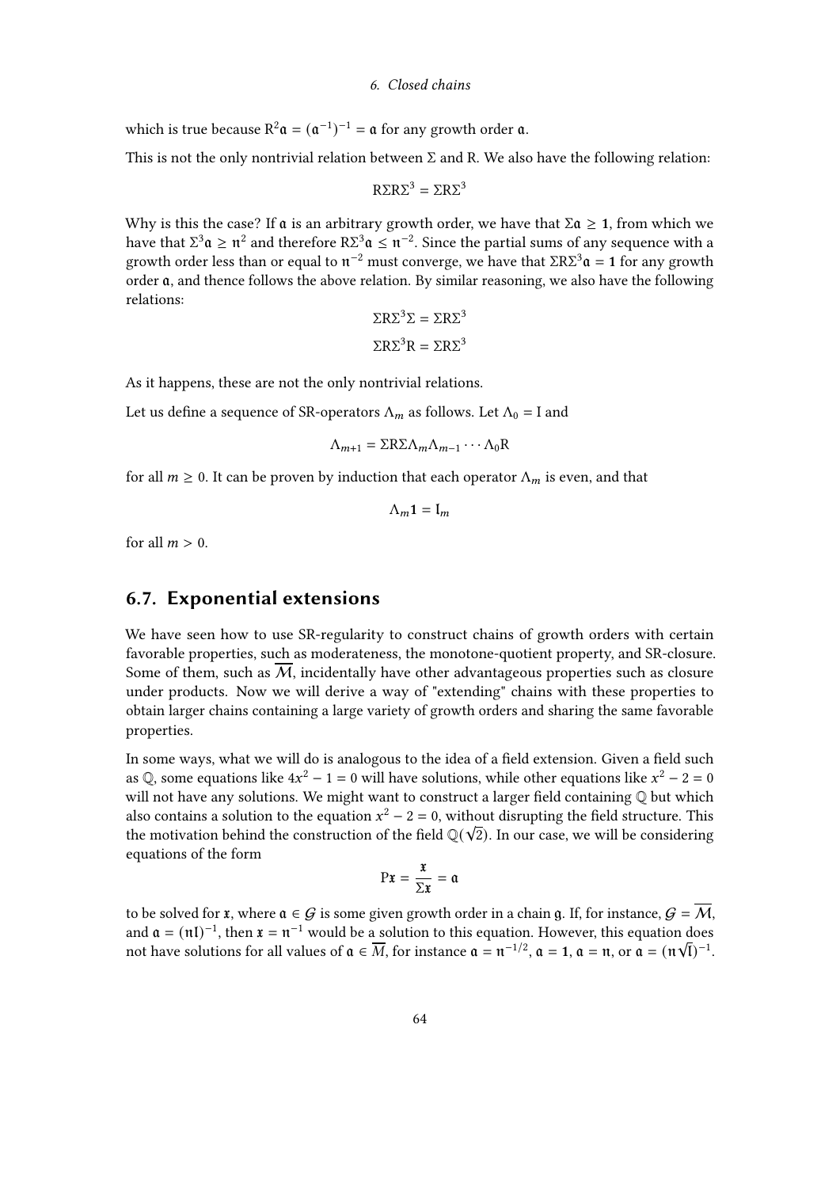which is true because $\mathrm{R}^2\mathfrak{a} = (\mathfrak{a}^{-1})^{-1} = \mathfrak{a}$ for any growth order $\mathfrak{a}$.

This is not the only nontrivial relation between $\Sigma$ and R. We also have the following relation:

$$\mathrm{R}\Sigma\mathrm{R}\Sigma^3 = \Sigma\mathrm{R}\Sigma^3$$

Why is this the case? If $\mathfrak{a}$ is an arbitrary growth order, we have that $\Sigma\mathfrak{a} \geq \mathbf{1}$, from which we have that $\Sigma^3\mathfrak{a} \geq \mathfrak{n}^2$ and therefore $\mathrm{R}\Sigma^3\mathfrak{a} \leq \mathfrak{n}^{-2}$. Since the partial sums of any sequence with a growth order less than or equal to $\mathfrak{n}^{-2}$ must converge, we have that $\Sigma\mathrm{R}\Sigma^3\mathfrak{a} = \mathbf{1}$ for any growth order $\mathfrak{a}$, and thence follows the above relation. By similar reasoning, we also have the following relations:

$$\Sigma\mathrm{R}\Sigma^3\Sigma = \Sigma\mathrm{R}\Sigma^3$$

$$\Sigma\mathrm{R}\Sigma^3\mathrm{R} = \Sigma\mathrm{R}\Sigma^3$$

As it happens, these are not the only nontrivial relations.

Let us define a sequence of SR-operators $\Lambda_m$ as follows. Let $\Lambda_0 = \mathrm{I}$ and

$$\Lambda_{m+1} = \Sigma\mathrm{R}\Sigma\Lambda_m\Lambda_{m-1}\cdots\Lambda_0\mathrm{R}$$

for all $m \geq 0$. It can be proven by induction that each operator $\Lambda_m$ is even, and that

$$\Lambda_m\mathbf{1} = \mathfrak{l}_m$$

for all $m > 0$.

## 6.7. Exponential extensions

We have seen how to use SR-regularity to construct chains of growth orders with certain favorable properties, such as moderateness, the monotone-quotient property, and SR-closure. Some of them, such as $\overline{\mathcal{M}}$, incidentally have other advantageous properties such as closure under products. Now we will derive a way of "extending" chains with these properties to obtain larger chains containing a large variety of growth orders and sharing the same favorable properties.

In some ways, what we will do is analogous to the idea of a field extension. Given a field such as $\mathbb{Q}$, some equations like $4x^2 - 1 = 0$ will have solutions, while other equations like $x^2 - 2 = 0$ will not have any solutions. We might want to construct a larger field containing $\mathbb{Q}$ but which also contains a solution to the equation $x^2 - 2 = 0$, without disrupting the field structure. This the motivation behind the construction of the field $\mathbb{Q}(\sqrt{2})$. In our case, we will be considering equations of the form

$$\mathrm{P}\mathfrak{x} = \frac{\mathfrak{x}}{\Sigma\mathfrak{x}} = \mathfrak{a}$$

to be solved for $\mathfrak{x}$, where $\mathfrak{a} \in \mathcal{G}$ is some given growth order in a chain $\mathfrak{g}$. If, for instance, $\mathcal{G} = \overline{\mathcal{M}}$, and $\mathfrak{a} = (\mathfrak{n}\mathfrak{l})^{-1}$, then $\mathfrak{x} = \mathfrak{n}^{-1}$ would be a solution to this equation. However, this equation does not have solutions for all values of $\mathfrak{a} \in \overline{\mathcal{M}}$, for instance $\mathfrak{a} = \mathfrak{n}^{-1/2}$, $\mathfrak{a} = \mathbf{1}$, $\mathfrak{a} = \mathfrak{n}$, or $\mathfrak{a} = (\mathfrak{n}\sqrt{\mathfrak{l}})^{-1}$.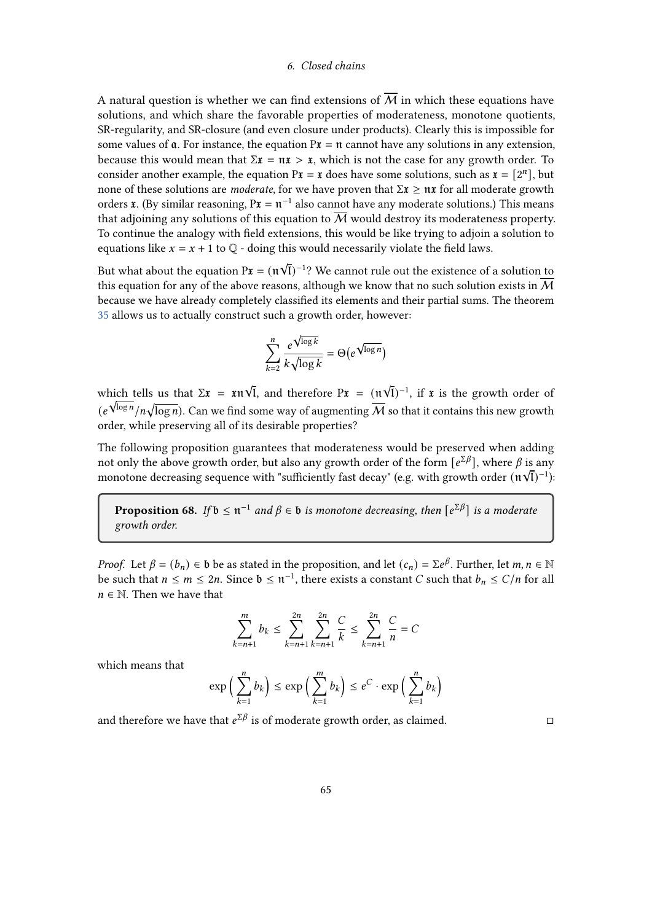A natural question is whether we can find extensions of $\overline{\mathcal{M}}$ in which these equations have solutions, and which share the favorable properties of moderateness, monotone quotients, SR-regularity, and SR-closure (and even closure under products). Clearly this is impossible for some values of $\mathfrak{a}$. For instance, the equation $\mathrm{P}\mathfrak{x} = \mathfrak{n}$ cannot have any solutions in any extension, because this would mean that $\Sigma\mathfrak{x} = \mathfrak{n}\mathfrak{x} > \mathfrak{x}$, which is not the case for any growth order. To consider another example, the equation $\mathrm{P}\mathfrak{x} = \mathfrak{x}$ does have some solutions, such as $\mathfrak{x} = [2^n]$, but none of these solutions are *moderate*, for we have proven that $\Sigma\mathfrak{x} \geq \mathfrak{n}\mathfrak{x}$ for all moderate growth orders $\mathfrak{x}$. (By similar reasoning, $\mathrm{P}\mathfrak{x} = \mathfrak{n}^{-1}$ also cannot have any moderate solutions.) This means that adjoining any solutions of this equation to $\overline{\mathcal{M}}$ would destroy its moderateness property. To continue the analogy with field extensions, this would be like trying to adjoin a solution to equations like $x = x + 1$ to $\mathbb{Q}$ - doing this would necessarily violate the field laws.

But what about the equation $\mathrm{P}\mathfrak{x} = (\mathfrak{n}\sqrt{\mathfrak{l}})^{-1}$? We cannot rule out the existence of a solution to this equation for any of the above reasons, although we know that no such solution exists in $\overline{\mathcal{M}}$ because we have already completely classified its elements and their partial sums. The theorem 35 allows us to actually construct such a growth order, however:

$$\sum_{k=2}^{n} \frac{e^{\sqrt{\log k}}}{k\sqrt{\log k}} = \Theta\big(e^{\sqrt{\log n}}\big)$$

which tells us that $\Sigma\mathfrak{x} = \mathfrak{x}\mathfrak{n}\sqrt{\mathfrak{l}}$, and therefore $\mathrm{P}\mathfrak{x} = (\mathfrak{n}\sqrt{\mathfrak{l}})^{-1}$, if $\mathfrak{x}$ is the growth order of $(e^{\sqrt{\log n}}/n\sqrt{\log n})$. Can we find some way of augmenting $\overline{\mathcal{M}}$ so that it contains this new growth order, while preserving all of its desirable properties?

The following proposition guarantees that moderateness would be preserved when adding not only the above growth order, but also any growth order of the form $[e^{\Sigma\beta}]$, where $\beta$ is any monotone decreasing sequence with "sufficiently fast decay" (e.g. with growth order $(\mathfrak{n}\sqrt{\mathfrak{l}})^{-1}$):

**Proposition 68.** *If $\mathfrak{b} \leq \mathfrak{n}^{-1}$ and $\beta \in \mathfrak{b}$ is monotone decreasing, then $[e^{\Sigma\beta}]$ is a moderate growth order.*

*Proof.* Let $\beta = (b_n) \in \mathfrak{b}$ be as stated in the proposition, and let $(c_n) = \Sigma e^{\beta}$. Further, let $m, n \in \mathbb{N}$ be such that $n \leq m \leq 2n$. Since $\mathfrak{b} \leq \mathfrak{n}^{-1}$, there exists a constant $C$ such that $b_n \leq C/n$ for all $n \in \mathbb{N}$. Then we have that

$$\sum_{k=n+1}^{m} b_k \leq \sum_{k=n+1}^{2n} \sum_{k=n+1}^{2n} \frac{C}{k} \leq \sum_{k=n+1}^{2n} \frac{C}{n} = C$$

which means that

$$\exp\Big(\sum_{k=1}^{n} b_k\Big) \leq \exp\Big(\sum_{k=1}^{m} b_k\Big) \leq e^C \cdot \exp\Big(\sum_{k=1}^{n} b_k\Big)$$

and therefore we have that $e^{\Sigma\beta}$ is of moderate growth order, as claimed. $\square$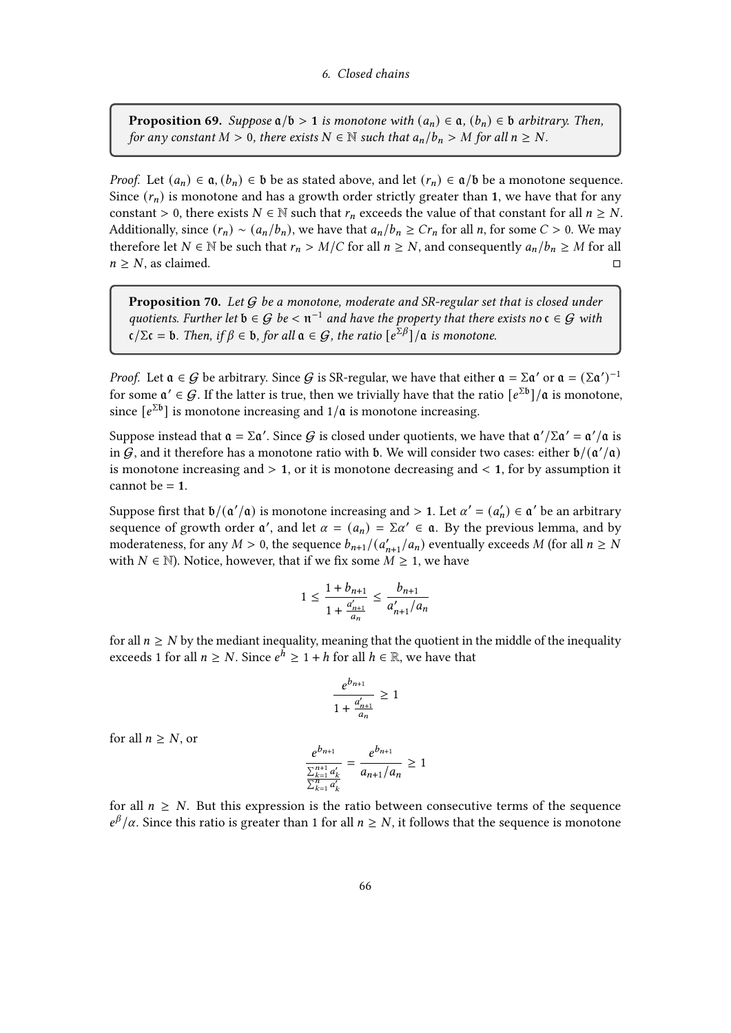**Proposition 69.** *Suppose $\mathfrak{a}/\mathfrak{b} > \mathbf{1}$ is monotone with $(a_n) \in \mathfrak{a}$, $(b_n) \in \mathfrak{b}$ arbitrary. Then, for any constant $M > 0$, there exists $N \in \mathbb{N}$ such that $a_n/b_n > M$ for all $n \geq N$.*

*Proof.* Let $(a_n) \in \mathfrak{a}, (b_n) \in \mathfrak{b}$ be as stated above, and let $(r_n) \in \mathfrak{a}/\mathfrak{b}$ be a monotone sequence. Since $(r_n)$ is monotone and has a growth order strictly greater than $\mathbf{1}$, we have that for any constant $> 0$, there exists $N \in \mathbb{N}$ such that $r_n$ exceeds the value of that constant for all $n \geq N$. Additionally, since $(r_n) \sim (a_n/b_n)$, we have that $a_n/b_n \geq Cr_n$ for all $n$, for some $C > 0$. We may therefore let $N \in \mathbb{N}$ be such that $r_n > M/C$ for all $n \geq N$, and consequently $a_n/b_n \geq M$ for all $n \geq N$, as claimed. ◻

**Proposition 70.** *Let $\mathcal{G}$ be a monotone, moderate and SR-regular set that is closed under quotients. Further let $\mathfrak{b} \in \mathcal{G}$ be $< \mathfrak{n}^{-1}$ and have the property that there exists no $\mathfrak{c} \in \mathcal{G}$ with $\mathfrak{c}/\Sigma\mathfrak{c} = \mathfrak{b}$. Then, if $\beta \in \mathfrak{b}$, for all $\mathfrak{a} \in \mathcal{G}$, the ratio $[e^{\Sigma\beta}]/\mathfrak{a}$ is monotone.*

*Proof.* Let $\mathfrak{a} \in \mathcal{G}$ be arbitrary. Since $\mathcal{G}$ is SR-regular, we have that either $\mathfrak{a} = \Sigma\mathfrak{a}'$ or $\mathfrak{a} = (\Sigma\mathfrak{a}')^{-1}$ for some $\mathfrak{a}' \in \mathcal{G}$. If the latter is true, then we trivially have that the ratio $[e^{\Sigma\mathfrak{b}}]/\mathfrak{a}$ is monotone, since $[e^{\Sigma\mathfrak{b}}]$ is monotone increasing and $1/\mathfrak{a}$ is monotone increasing.

Suppose instead that $\mathfrak{a} = \Sigma\mathfrak{a}'$. Since $\mathcal{G}$ is closed under quotients, we have that $\mathfrak{a}'/\Sigma\mathfrak{a}' = \mathfrak{a}'/\mathfrak{a}$ is in $\mathcal{G}$, and it therefore has a monotone ratio with $\mathfrak{b}$. We will consider two cases: either $\mathfrak{b}/(\mathfrak{a}'/\mathfrak{a})$ is monotone increasing and $> \mathbf{1}$, or it is monotone decreasing and $< \mathbf{1}$, for by assumption it cannot be $= \mathbf{1}$.

Suppose first that $\mathfrak{b}/(\mathfrak{a}'/\mathfrak{a})$ is monotone increasing and $> \mathbf{1}$. Let $\alpha' = (a'_n) \in \mathfrak{a}'$ be an arbitrary sequence of growth order $\mathfrak{a}'$, and let $\alpha = (a_n) = \Sigma\alpha' \in \mathfrak{a}$. By the previous lemma, and by moderateness, for any $M > 0$, the sequence $b_{n+1}/(a'_{n+1}/a_n)$ eventually exceeds $M$ (for all $n \geq N$ with $N \in \mathbb{N}$). Notice, however, that if we fix some $M \geq 1$, we have

$$1 \leq \frac{1 + b_{n+1}}{1 + \frac{a'_{n+1}}{a_n}} \leq \frac{b_{n+1}}{a'_{n+1}/a_n}$$

for all $n \geq N$ by the mediant inequality, meaning that the quotient in the middle of the inequality exceeds 1 for all $n \geq N$. Since $e^h \geq 1 + h$ for all $h \in \mathbb{R}$, we have that

$$\frac{e^{b_{n+1}}}{1 + \frac{a'_{n+1}}{a_n}} \geq 1$$

for all $n \geq N$, or

$$\frac{e^{b_{n+1}}}{\frac{\sum_{k=1}^{n+1} a'_k}{\sum_{k=1}^{n} a'_k}} = \frac{e^{b_{n+1}}}{a_{n+1}/a_n} \geq 1$$

for all $n \geq N$. But this expression is the ratio between consecutive terms of the sequence $e^{\beta}/\alpha$. Since this ratio is greater than 1 for all $n \geq N$, it follows that the sequence is monotone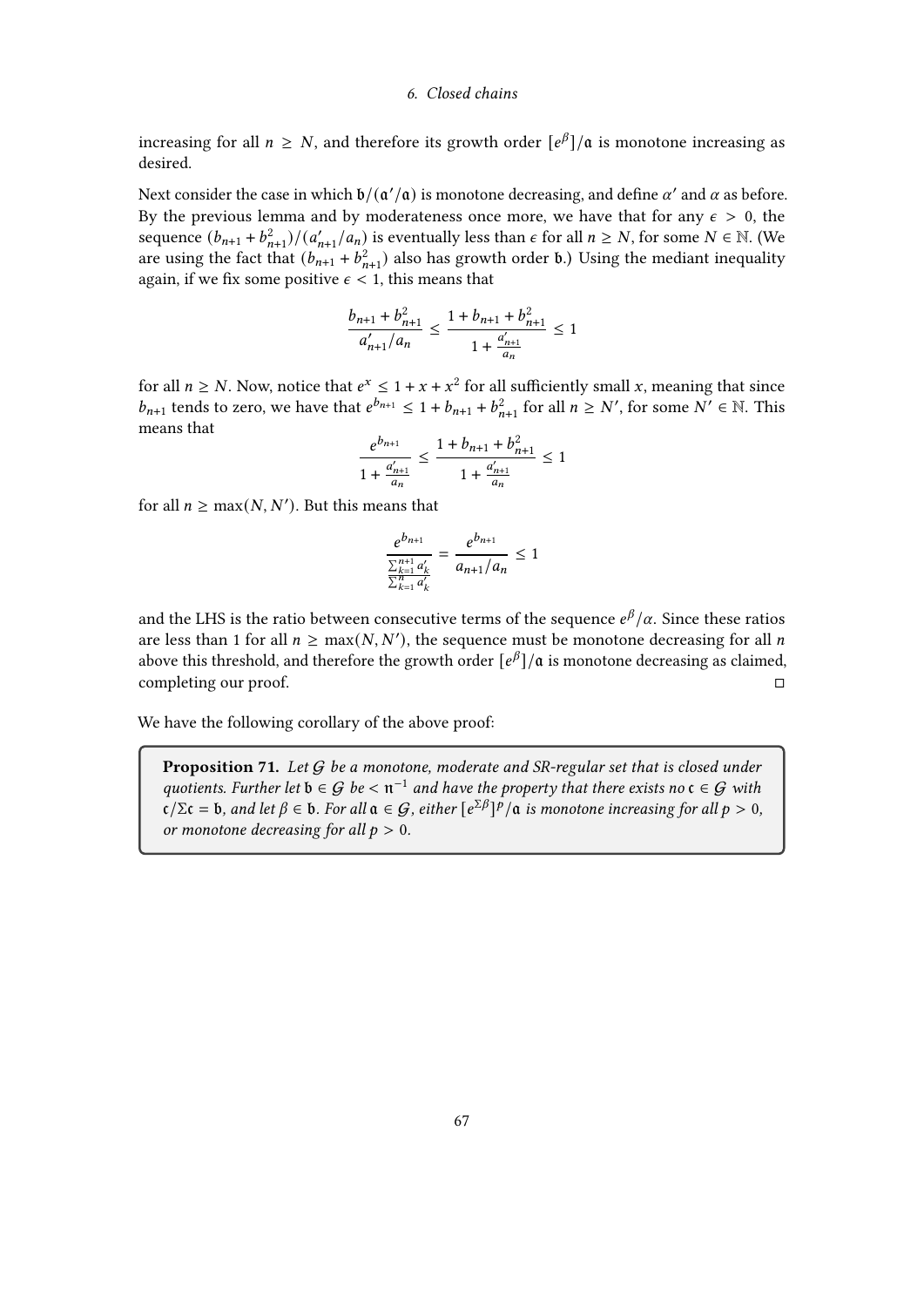increasing for all $n \geq N$, and therefore its growth order $[e^\beta]/\mathfrak{a}$ is monotone increasing as desired.

Next consider the case in which $\mathfrak{b}/(\mathfrak{a}'/\mathfrak{a})$ is monotone decreasing, and define $\alpha'$ and $\alpha$ as before. By the previous lemma and by moderateness once more, we have that for any $\epsilon > 0$, the sequence $(b_{n+1} + b_{n+1}^2)/(a'_{n+1}/a_n)$ is eventually less than $\epsilon$ for all $n \geq N$, for some $N \in \mathbb{N}$. (We are using the fact that $(b_{n+1} + b_{n+1}^2)$ also has growth order $\mathfrak{b}$.) Using the mediant inequality again, if we fix some positive $\epsilon < 1$, this means that

$$\frac{b_{n+1} + b_{n+1}^2}{a'_{n+1}/a_n} \leq \frac{1 + b_{n+1} + b_{n+1}^2}{1 + \frac{a'_{n+1}}{a_n}} \leq 1$$

for all $n \geq N$. Now, notice that $e^x \leq 1 + x + x^2$ for all sufficiently small $x$, meaning that since $b_{n+1}$ tends to zero, we have that $e^{b_{n+1}} \leq 1 + b_{n+1} + b_{n+1}^2$ for all $n \geq N'$, for some $N' \in \mathbb{N}$. This means that

$$\frac{e^{b_{n+1}}}{1 + \frac{a'_{n+1}}{a_n}} \leq \frac{1 + b_{n+1} + b_{n+1}^2}{1 + \frac{a'_{n+1}}{a_n}} \leq 1$$

for all $n \geq \max(N, N')$. But this means that

$$\frac{e^{b_{n+1}}}{\frac{\sum_{k=1}^{n+1} a'_k}{\sum_{k=1}^{n} a'_k}} = \frac{e^{b_{n+1}}}{a_{n+1}/a_n} \leq 1$$

and the LHS is the ratio between consecutive terms of the sequence $e^\beta/\alpha$. Since these ratios are less than 1 for all $n \geq \max(N, N')$, the sequence must be monotone decreasing for all $n$ above this threshold, and therefore the growth order $[e^\beta]/\mathfrak{a}$ is monotone decreasing as claimed, completing our proof. $\square$

We have the following corollary of the above proof:

> **Proposition 71.** *Let $\mathcal{G}$ be a monotone, moderate and SR-regular set that is closed under quotients. Further let $\mathfrak{b} \in \mathcal{G}$ be $< \mathfrak{n}^{-1}$ and have the property that there exists no $\mathfrak{c} \in \mathcal{G}$ with $\mathfrak{c}/\Sigma\mathfrak{c} = \mathfrak{b}$, and let $\beta \in \mathfrak{b}$. For all $\mathfrak{a} \in \mathcal{G}$, either $[e^{\Sigma\beta}]^p/\mathfrak{a}$ is monotone increasing for all $p > 0$, or monotone decreasing for all $p > 0$.*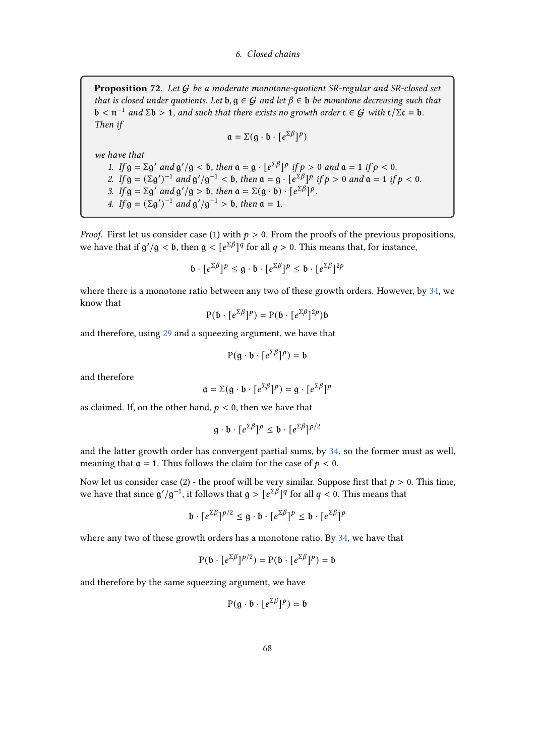**Proposition 72.** *Let $\mathcal{G}$ be a moderate monotone-quotient SR-regular and SR-closed set that is closed under quotients. Let $\mathfrak{b}, \mathfrak{g} \in \mathcal{G}$ and let $\beta \in \mathfrak{b}$ be monotone decreasing such that $\mathfrak{b} < \mathfrak{n}^{-1}$ and $\Sigma\mathfrak{b} > \mathbf{1}$, and such that there exists no growth order $\mathfrak{c} \in \mathcal{G}$ with $\mathfrak{c}/\Sigma\mathfrak{c} = \mathfrak{b}$. Then if*

$$\mathfrak{a} = \Sigma(\mathfrak{g} \cdot \mathfrak{b} \cdot [e^{\Sigma\beta}]^p)$$

*we have that*

1. *If $\mathfrak{g} = \Sigma\mathfrak{g}'$ and $\mathfrak{g}'/\mathfrak{g} < \mathfrak{b}$, then $\mathfrak{a} = \mathfrak{g} \cdot [e^{\Sigma\beta}]^p$ if $p > 0$ and $\mathfrak{a} = \mathbf{1}$ if $p < 0$.*
2. *If $\mathfrak{g} = (\Sigma\mathfrak{g}')^{-1}$ and $\mathfrak{g}'/\mathfrak{g}^{-1} < \mathfrak{b}$, then $\mathfrak{a} = \mathfrak{g} \cdot [e^{\Sigma\beta}]^p$ if $p > 0$ and $\mathfrak{a} = \mathbf{1}$ if $p < 0$.*
3. *If $\mathfrak{g} = \Sigma\mathfrak{g}'$ and $\mathfrak{g}'/\mathfrak{g} > \mathfrak{b}$, then $\mathfrak{a} = \Sigma(\mathfrak{g} \cdot \mathfrak{b}) \cdot [e^{\Sigma\beta}]^p$.*
4. *If $\mathfrak{g} = (\Sigma\mathfrak{g}')^{-1}$ and $\mathfrak{g}'/\mathfrak{g}^{-1} > \mathfrak{b}$, then $\mathfrak{a} = \mathbf{1}$.*

*Proof.* First let us consider case (1) with $p > 0$. From the proofs of the previous propositions, we have that if $\mathfrak{g}'/\mathfrak{g} < \mathfrak{b}$, then $\mathfrak{g} < [e^{\Sigma\beta}]^q$ for all $q > 0$. This means that, for instance,

$$\mathfrak{b} \cdot [e^{\Sigma\beta}]^p \leq \mathfrak{g} \cdot \mathfrak{b} \cdot [e^{\Sigma\beta}]^p \leq \mathfrak{b} \cdot [e^{\Sigma\beta}]^{2p}$$

where there is a monotone ratio between any two of these growth orders. However, by 34, we know that

$$\mathrm{P}(\mathfrak{b} \cdot [e^{\Sigma\beta}]^p) = \mathrm{P}(\mathfrak{b} \cdot [e^{\Sigma\beta}]^{2p})\mathfrak{b}$$

and therefore, using 29 and a squeezing argument, we have that

$$\mathrm{P}(\mathfrak{g} \cdot \mathfrak{b} \cdot [e^{\Sigma\beta}]^p) = \mathfrak{b}$$

and therefore

$$\mathfrak{a} = \Sigma(\mathfrak{g} \cdot \mathfrak{b} \cdot [e^{\Sigma\beta}]^p) = \mathfrak{g} \cdot [e^{\Sigma\beta}]^p$$

as claimed. If, on the other hand, $p < 0$, then we have that

$$\mathfrak{g} \cdot \mathfrak{b} \cdot [e^{\Sigma\beta}]^p \leq \mathfrak{b} \cdot [e^{\Sigma\beta}]^{p/2}$$

and the latter growth order has convergent partial sums, by 34, so the former must as well, meaning that $\mathfrak{a} = \mathbf{1}$. Thus follows the claim for the case of $p < 0$.

Now let us consider case (2) - the proof will be very similar. Suppose first that $p > 0$. This time, we have that since $\mathfrak{g}'/\mathfrak{g}^{-1}$, it follows that $\mathfrak{g} > [e^{\Sigma\beta}]^q$ for all $q < 0$. This means that

$$\mathfrak{b} \cdot [e^{\Sigma\beta}]^{p/2} \leq \mathfrak{g} \cdot \mathfrak{b} \cdot [e^{\Sigma\beta}]^p \leq \mathfrak{b} \cdot [e^{\Sigma\beta}]^p$$

where any two of these growth orders has a monotone ratio. By 34, we have that

$$\mathrm{P}(\mathfrak{b} \cdot [e^{\Sigma\beta}]^{p/2}) = \mathrm{P}(\mathfrak{b} \cdot [e^{\Sigma\beta}]^p) = \mathfrak{b}$$

and therefore by the same squeezing argument, we have

$$\mathrm{P}(\mathfrak{g} \cdot \mathfrak{b} \cdot [e^{\Sigma\beta}]^p) = \mathfrak{b}$$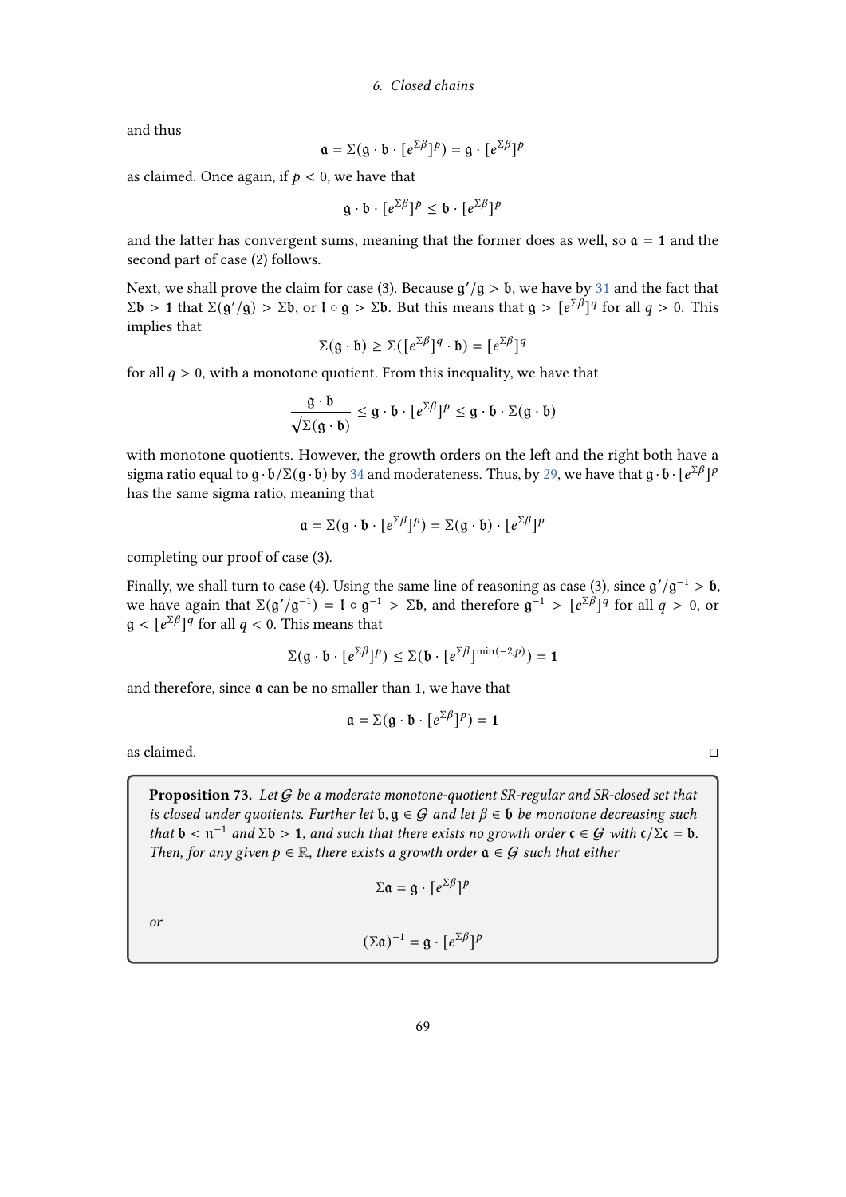and thus

$$\mathfrak{a} = \Sigma(\mathfrak{g} \cdot \mathfrak{b} \cdot [e^{\Sigma\beta}]^p) = \mathfrak{g} \cdot [e^{\Sigma\beta}]^p$$

as claimed. Once again, if $p < 0$, we have that

$$\mathfrak{g} \cdot \mathfrak{b} \cdot [e^{\Sigma\beta}]^p \leq \mathfrak{b} \cdot [e^{\Sigma\beta}]^p$$

and the latter has convergent sums, meaning that the former does as well, so $\mathfrak{a} = \mathbf{1}$ and the second part of case (2) follows.

Next, we shall prove the claim for case (3). Because $\mathfrak{g}'/\mathfrak{g} > \mathfrak{b}$, we have by 31 and the fact that $\Sigma\mathfrak{b} > \mathbf{1}$ that $\Sigma(\mathfrak{g}'/\mathfrak{g}) > \Sigma\mathfrak{b}$, or $\mathfrak{l} \circ \mathfrak{g} > \Sigma\mathfrak{b}$. But this means that $\mathfrak{g} > [e^{\Sigma\beta}]^q$ for all $q > 0$. This implies that

$$\Sigma(\mathfrak{g} \cdot \mathfrak{b}) \geq \Sigma([e^{\Sigma\beta}]^q \cdot \mathfrak{b}) = [e^{\Sigma\beta}]^q$$

for all $q > 0$, with a monotone quotient. From this inequality, we have that

$$\frac{\mathfrak{g} \cdot \mathfrak{b}}{\sqrt{\Sigma(\mathfrak{g} \cdot \mathfrak{b})}} \leq \mathfrak{g} \cdot \mathfrak{b} \cdot [e^{\Sigma\beta}]^p \leq \mathfrak{g} \cdot \mathfrak{b} \cdot \Sigma(\mathfrak{g} \cdot \mathfrak{b})$$

with monotone quotients. However, the growth orders on the left and the right both have a sigma ratio equal to $\mathfrak{g} \cdot \mathfrak{b}/\Sigma(\mathfrak{g} \cdot \mathfrak{b})$ by 34 and moderateness. Thus, by 29, we have that $\mathfrak{g} \cdot \mathfrak{b} \cdot [e^{\Sigma\beta}]^p$ has the same sigma ratio, meaning that

$$\mathfrak{a} = \Sigma(\mathfrak{g} \cdot \mathfrak{b} \cdot [e^{\Sigma\beta}]^p) = \Sigma(\mathfrak{g} \cdot \mathfrak{b}) \cdot [e^{\Sigma\beta}]^p$$

completing our proof of case (3).

Finally, we shall turn to case (4). Using the same line of reasoning as case (3), since $\mathfrak{g}'/\mathfrak{g}^{-1} > \mathfrak{b}$, we have again that $\Sigma(\mathfrak{g}'/\mathfrak{g}^{-1}) = \mathfrak{l} \circ \mathfrak{g}^{-1} > \Sigma\mathfrak{b}$, and therefore $\mathfrak{g}^{-1} > [e^{\Sigma\beta}]^q$ for all $q > 0$, or $\mathfrak{g} < [e^{\Sigma\beta}]^q$ for all $q < 0$. This means that

$$\Sigma(\mathfrak{g} \cdot \mathfrak{b} \cdot [e^{\Sigma\beta}]^p) \leq \Sigma(\mathfrak{b} \cdot [e^{\Sigma\beta}]^{\min(-2,p)}) = \mathbf{1}$$

and therefore, since $\mathfrak{a}$ can be no smaller than $\mathbf{1}$, we have that

$$\mathfrak{a} = \Sigma(\mathfrak{g} \cdot \mathfrak{b} \cdot [e^{\Sigma\beta}]^p) = \mathbf{1}$$

as claimed. □

**Proposition 73.** *Let $\mathcal{G}$ be a moderate monotone-quotient SR-regular and SR-closed set that is closed under quotients. Further let $\mathfrak{b}, \mathfrak{g} \in \mathcal{G}$ and let $\beta \in \mathfrak{b}$ be monotone decreasing such that $\mathfrak{b} < \mathfrak{n}^{-1}$ and $\Sigma\mathfrak{b} > \mathbf{1}$, and such that there exists no growth order $\mathfrak{c} \in \mathcal{G}$ with $\mathfrak{c}/\Sigma\mathfrak{c} = \mathfrak{b}$. Then, for any given $p \in \mathbb{R}$, there exists a growth order $\mathfrak{a} \in \mathcal{G}$ such that either*

$$\Sigma\mathfrak{a} = \mathfrak{g} \cdot [e^{\Sigma\beta}]^p$$

*or*

$$(\Sigma\mathfrak{a})^{-1} = \mathfrak{g} \cdot [e^{\Sigma\beta}]^p$$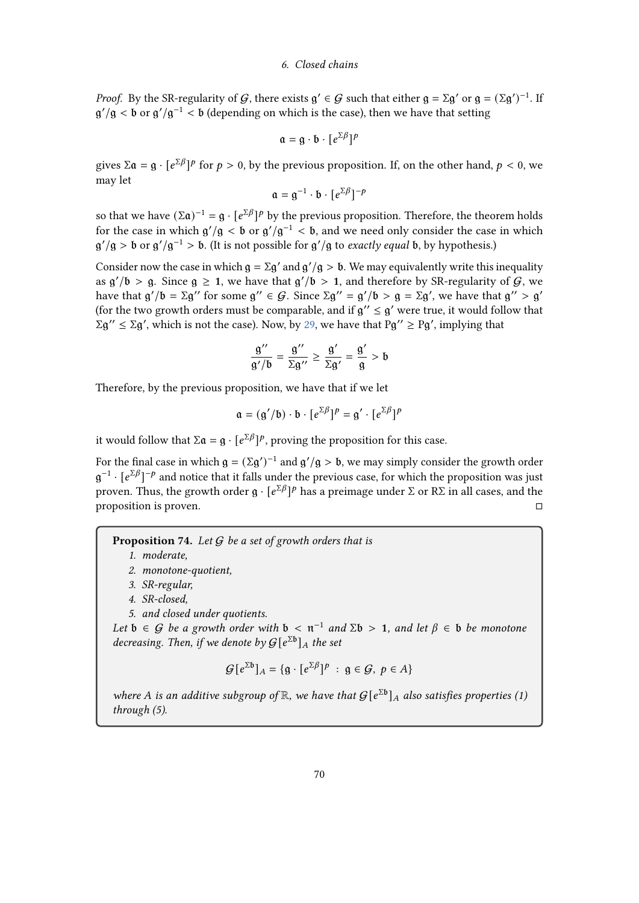*Proof.* By the SR-regularity of $\mathcal{G}$, there exists $\mathfrak{g}' \in \mathcal{G}$ such that either $\mathfrak{g} = \Sigma\mathfrak{g}'$ or $\mathfrak{g} = (\Sigma\mathfrak{g}')^{-1}$. If $\mathfrak{g}'/\mathfrak{g} < \mathfrak{b}$ or $\mathfrak{g}'/\mathfrak{g}^{-1} < \mathfrak{b}$ (depending on which is the case), then we have that setting

$$\mathfrak{a} = \mathfrak{g} \cdot \mathfrak{b} \cdot [e^{\Sigma\beta}]^p$$

gives $\Sigma\mathfrak{a} = \mathfrak{g} \cdot [e^{\Sigma\beta}]^p$ for $p > 0$, by the previous proposition. If, on the other hand, $p < 0$, we may let

$$\mathfrak{a} = \mathfrak{g}^{-1} \cdot \mathfrak{b} \cdot [e^{\Sigma\beta}]^{-p}$$

so that we have $(\Sigma\mathfrak{a})^{-1} = \mathfrak{g} \cdot [e^{\Sigma\beta}]^p$ by the previous proposition. Therefore, the theorem holds for the case in which $\mathfrak{g}'/\mathfrak{g} < \mathfrak{b}$ or $\mathfrak{g}'/\mathfrak{g}^{-1} < \mathfrak{b}$, and we need only consider the case in which $\mathfrak{g}'/\mathfrak{g} > \mathfrak{b}$ or $\mathfrak{g}'/\mathfrak{g}^{-1} > \mathfrak{b}$. (It is not possible for $\mathfrak{g}'/\mathfrak{g}$ to *exactly equal* $\mathfrak{b}$, by hypothesis.)

Consider now the case in which $\mathfrak{g} = \Sigma\mathfrak{g}'$ and $\mathfrak{g}'/\mathfrak{g} > \mathfrak{b}$. We may equivalently write this inequality as $\mathfrak{g}'/\mathfrak{b} > \mathfrak{g}$. Since $\mathfrak{g} \geq \mathbf{1}$, we have that $\mathfrak{g}'/\mathfrak{b} > \mathbf{1}$, and therefore by SR-regularity of $\mathcal{G}$, we have that $\mathfrak{g}'/\mathfrak{b} = \Sigma\mathfrak{g}''$ for some $\mathfrak{g}'' \in \mathcal{G}$. Since $\Sigma\mathfrak{g}'' = \mathfrak{g}'/\mathfrak{b} > \mathfrak{g} = \Sigma\mathfrak{g}'$, we have that $\mathfrak{g}'' > \mathfrak{g}'$ (for the two growth orders must be comparable, and if $\mathfrak{g}'' \leq \mathfrak{g}'$ were true, it would follow that $\Sigma\mathfrak{g}'' \leq \Sigma\mathfrak{g}'$, which is not the case). Now, by 29, we have that $\mathrm{P}\mathfrak{g}'' \geq \mathrm{P}\mathfrak{g}'$, implying that

$$\frac{\mathfrak{g}''}{\mathfrak{g}'/\mathfrak{b}} = \frac{\mathfrak{g}''}{\Sigma\mathfrak{g}''} \geq \frac{\mathfrak{g}'}{\Sigma\mathfrak{g}'} = \frac{\mathfrak{g}'}{\mathfrak{g}} > \mathfrak{b}$$

Therefore, by the previous proposition, we have that if we let

$$\mathfrak{a} = (\mathfrak{g}'/\mathfrak{b}) \cdot \mathfrak{b} \cdot [e^{\Sigma\beta}]^p = \mathfrak{g}' \cdot [e^{\Sigma\beta}]^p$$

it would follow that $\Sigma\mathfrak{a} = \mathfrak{g} \cdot [e^{\Sigma\beta}]^p$, proving the proposition for this case.

For the final case in which $\mathfrak{g} = (\Sigma\mathfrak{g}')^{-1}$ and $\mathfrak{g}'/\mathfrak{g} > \mathfrak{b}$, we may simply consider the growth order $\mathfrak{g}^{-1} \cdot [e^{\Sigma\beta}]^{-p}$ and notice that it falls under the previous case, for which the proposition was just proven. Thus, the growth order $\mathfrak{g} \cdot [e^{\Sigma\beta}]^p$ has a preimage under $\Sigma$ or $\mathrm{R}\Sigma$ in all cases, and the proposition is proven. ◻

**Proposition 74.** *Let $\mathcal{G}$ be a set of growth orders that is*

1. *moderate,*
2. *monotone-quotient,*
3. *SR-regular,*
4. *SR-closed,*
5. *and closed under quotients.*

*Let $\mathfrak{b} \in \mathcal{G}$ be a growth order with $\mathfrak{b} < \mathfrak{n}^{-1}$ and $\Sigma\mathfrak{b} > \mathbf{1}$, and let $\beta \in \mathfrak{b}$ be monotone decreasing. Then, if we denote by $\mathcal{G}[e^{\Sigma\mathfrak{b}}]_A$ the set*

$$\mathcal{G}[e^{\Sigma\mathfrak{b}}]_A = \{\mathfrak{g} \cdot [e^{\Sigma\beta}]^p \ : \ \mathfrak{g} \in \mathcal{G},\ p \in A\}$$

*where $A$ is an additive subgroup of $\mathbb{R}$, we have that $\mathcal{G}[e^{\Sigma\mathfrak{b}}]_A$ also satisfies properties (1) through (5).*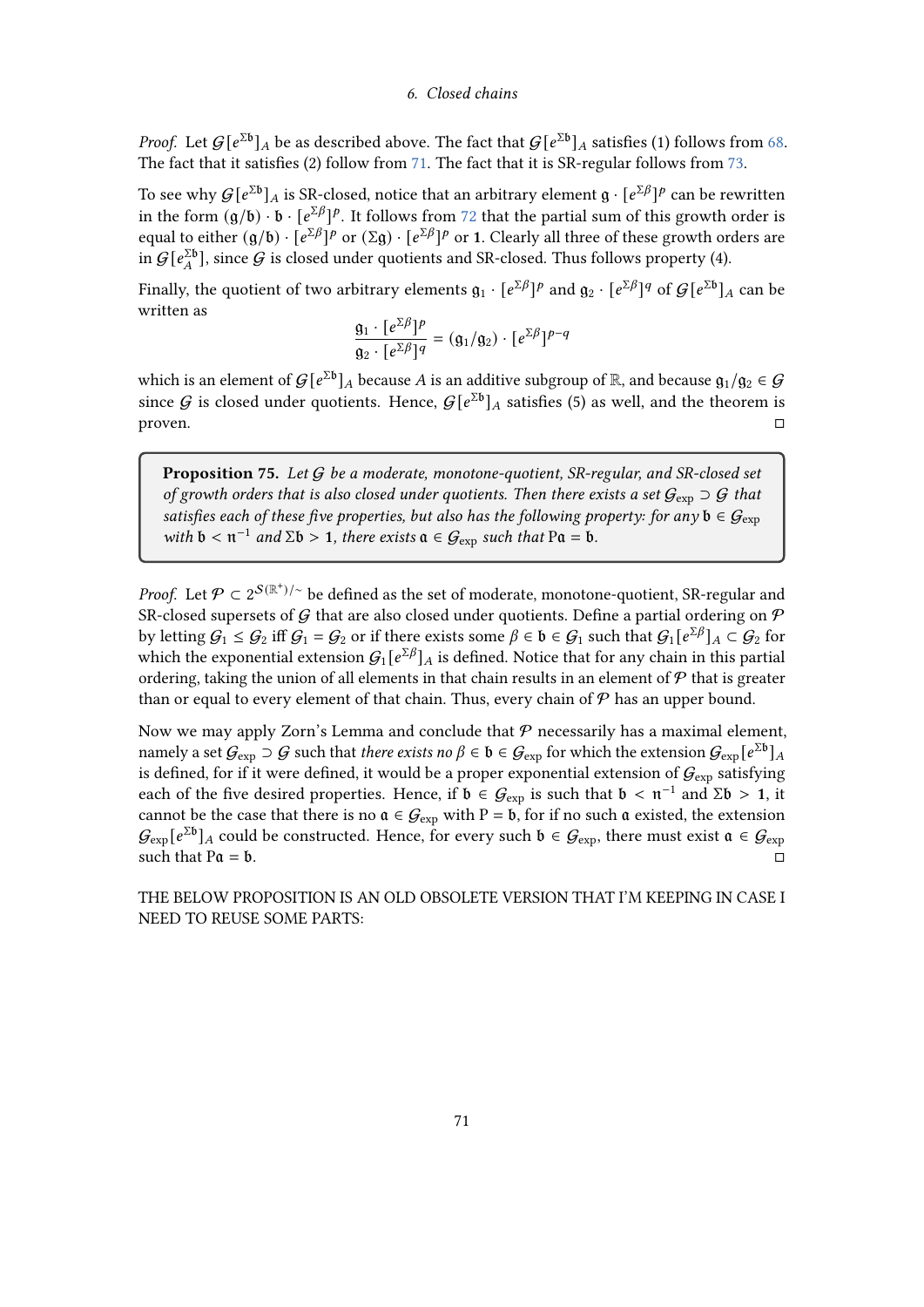*Proof.* Let $\mathcal{G}[e^{\Sigma\mathfrak{b}}]_A$ be as described above. The fact that $\mathcal{G}[e^{\Sigma\mathfrak{b}}]_A$ satisfies (1) follows from 68. The fact that it satisfies (2) follow from 71. The fact that it is SR-regular follows from 73.

To see why $\mathcal{G}[e^{\Sigma\mathfrak{b}}]_A$ is SR-closed, notice that an arbitrary element $\mathfrak{g} \cdot [e^{\Sigma\beta}]^p$ can be rewritten in the form $(\mathfrak{g}/\mathfrak{b}) \cdot \mathfrak{b} \cdot [e^{\Sigma\beta}]^p$. It follows from 72 that the partial sum of this growth order is equal to either $(\mathfrak{g}/\mathfrak{b}) \cdot [e^{\Sigma\beta}]^p$ or $(\Sigma\mathfrak{g}) \cdot [e^{\Sigma\beta}]^p$ or $\mathbf{1}$. Clearly all three of these growth orders are in $\mathcal{G}[e^{\Sigma\mathfrak{b}}_A]$, since $\mathcal{G}$ is closed under quotients and SR-closed. Thus follows property (4).

Finally, the quotient of two arbitrary elements $\mathfrak{g}_1 \cdot [e^{\Sigma\beta}]^p$ and $\mathfrak{g}_2 \cdot [e^{\Sigma\beta}]^q$ of $\mathcal{G}[e^{\Sigma\mathfrak{b}}]_A$ can be written as

$$\frac{\mathfrak{g}_1 \cdot [e^{\Sigma\beta}]^p}{\mathfrak{g}_2 \cdot [e^{\Sigma\beta}]^q} = (\mathfrak{g}_1/\mathfrak{g}_2) \cdot [e^{\Sigma\beta}]^{p-q}$$

which is an element of $\mathcal{G}[e^{\Sigma\mathfrak{b}}]_A$ because $A$ is an additive subgroup of $\mathbb{R}$, and because $\mathfrak{g}_1/\mathfrak{g}_2 \in \mathcal{G}$ since $\mathcal{G}$ is closed under quotients. Hence, $\mathcal{G}[e^{\Sigma\mathfrak{b}}]_A$ satisfies (5) as well, and the theorem is proven. □

**Proposition 75.** *Let $\mathcal{G}$ be a moderate, monotone-quotient, SR-regular, and SR-closed set of growth orders that is also closed under quotients. Then there exists a set $\mathcal{G}_{\exp} \supset \mathcal{G}$ that satisfies each of these five properties, but also has the following property: for any $\mathfrak{b} \in \mathcal{G}_{\exp}$ with $\mathfrak{b} < \mathfrak{n}^{-1}$ and $\Sigma\mathfrak{b} > \mathbf{1}$, there exists $\mathfrak{a} \in \mathcal{G}_{\exp}$ such that $\mathrm{P}\mathfrak{a} = \mathfrak{b}$.*

*Proof.* Let $\mathcal{P} \subset 2^{\mathcal{S}(\mathbb{R}^+)/\sim}$ be defined as the set of moderate, monotone-quotient, SR-regular and SR-closed supersets of $\mathcal{G}$ that are also closed under quotients. Define a partial ordering on $\mathcal{P}$ by letting $\mathcal{G}_1 \leq \mathcal{G}_2$ iff $\mathcal{G}_1 = \mathcal{G}_2$ or if there exists some $\beta \in \mathfrak{b} \in \mathcal{G}_1$ such that $\mathcal{G}_1[e^{\Sigma\beta}]_A \subset \mathcal{G}_2$ for which the exponential extension $\mathcal{G}_1[e^{\Sigma\beta}]_A$ is defined. Notice that for any chain in this partial ordering, taking the union of all elements in that chain results in an element of $\mathcal{P}$ that is greater than or equal to every element of that chain. Thus, every chain of $\mathcal{P}$ has an upper bound.

Now we may apply Zorn's Lemma and conclude that $\mathcal{P}$ necessarily has a maximal element, namely a set $\mathcal{G}_{\exp} \supset \mathcal{G}$ such that *there exists no* $\beta \in \mathfrak{b} \in \mathcal{G}_{\exp}$ for which the extension $\mathcal{G}_{\exp}[e^{\Sigma\mathfrak{b}}]_A$ is defined, for if it were defined, it would be a proper exponential extension of $\mathcal{G}_{\exp}$ satisfying each of the five desired properties. Hence, if $\mathfrak{b} \in \mathcal{G}_{\exp}$ is such that $\mathfrak{b} < \mathfrak{n}^{-1}$ and $\Sigma\mathfrak{b} > \mathbf{1}$, it cannot be the case that there is no $\mathfrak{a} \in \mathcal{G}_{\exp}$ with $\mathrm{P} = \mathfrak{b}$, for if no such $\mathfrak{a}$ existed, the extension $\mathcal{G}_{\exp}[e^{\Sigma\mathfrak{b}}]_A$ could be constructed. Hence, for every such $\mathfrak{b} \in \mathcal{G}_{\exp}$, there must exist $\mathfrak{a} \in \mathcal{G}_{\exp}$ such that $\mathrm{P}\mathfrak{a} = \mathfrak{b}$. □

THE BELOW PROPOSITION IS AN OLD OBSOLETE VERSION THAT I'M KEEPING IN CASE I NEED TO REUSE SOME PARTS: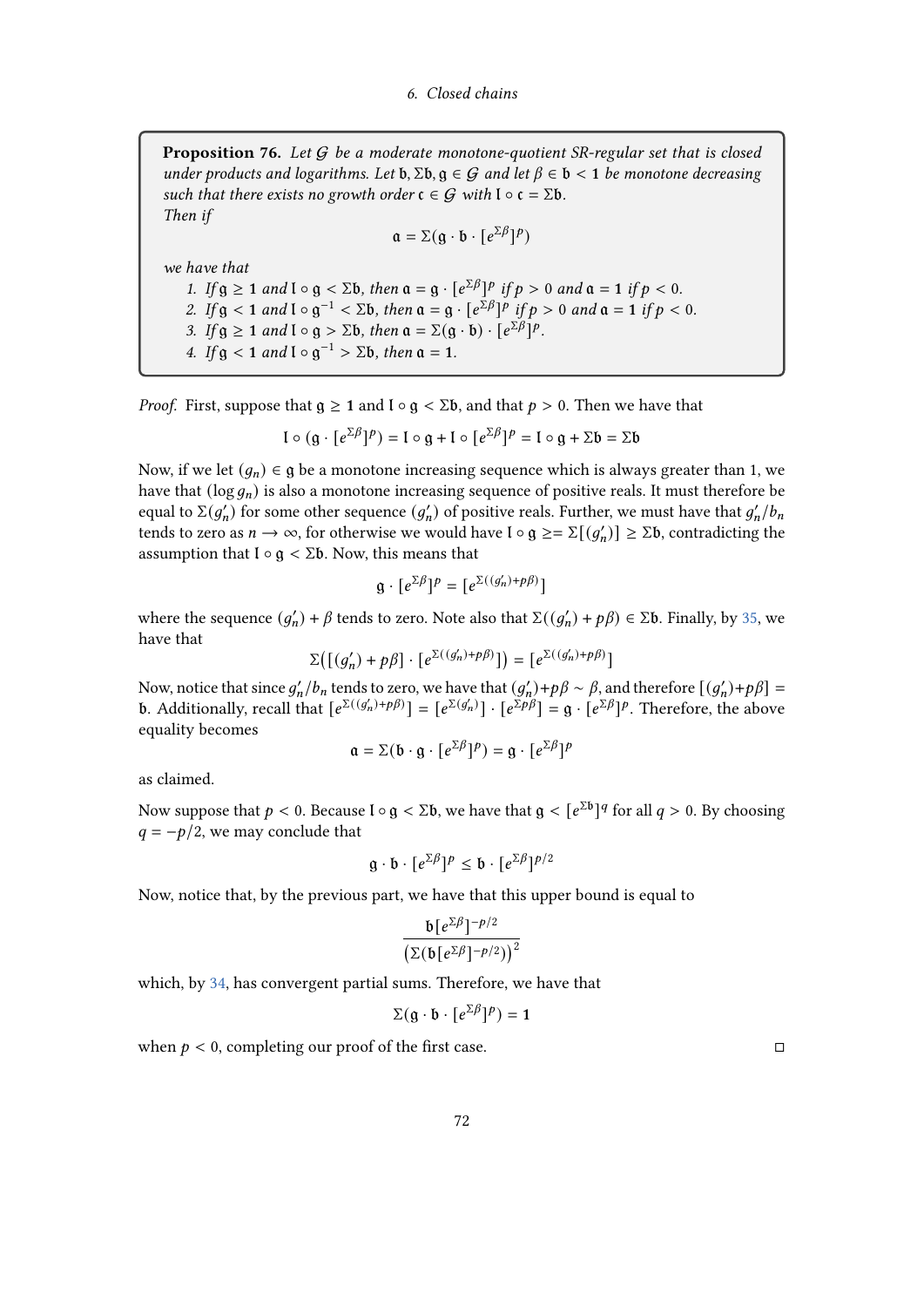**Proposition 76.** *Let $\mathcal{G}$ be a moderate monotone-quotient SR-regular set that is closed under products and logarithms. Let $\mathfrak{b}, \Sigma\mathfrak{b}, \mathfrak{g} \in \mathcal{G}$ and let $\beta \in \mathfrak{b} < \mathbf{1}$ be monotone decreasing such that there exists no growth order $\mathfrak{c} \in \mathcal{G}$ with $\mathfrak{l} \circ \mathfrak{c} = \Sigma\mathfrak{b}$.*
*Then if*

$$\mathfrak{a} = \Sigma(\mathfrak{g} \cdot \mathfrak{b} \cdot [e^{\Sigma\beta}]^p)$$

*we have that*

1. *If $\mathfrak{g} \geq \mathbf{1}$ and $\mathfrak{l} \circ \mathfrak{g} < \Sigma\mathfrak{b}$, then $\mathfrak{a} = \mathfrak{g} \cdot [e^{\Sigma\beta}]^p$ if $p > 0$ and $\mathfrak{a} = \mathbf{1}$ if $p < 0$.*
2. *If $\mathfrak{g} < \mathbf{1}$ and $\mathfrak{l} \circ \mathfrak{g}^{-1} < \Sigma\mathfrak{b}$, then $\mathfrak{a} = \mathfrak{g} \cdot [e^{\Sigma\beta}]^p$ if $p > 0$ and $\mathfrak{a} = \mathbf{1}$ if $p < 0$.*
3. *If $\mathfrak{g} \geq \mathbf{1}$ and $\mathfrak{l} \circ \mathfrak{g} > \Sigma\mathfrak{b}$, then $\mathfrak{a} = \Sigma(\mathfrak{g} \cdot \mathfrak{b}) \cdot [e^{\Sigma\beta}]^p$.*
4. *If $\mathfrak{g} < \mathbf{1}$ and $\mathfrak{l} \circ \mathfrak{g}^{-1} > \Sigma\mathfrak{b}$, then $\mathfrak{a} = \mathbf{1}$.*

*Proof.* First, suppose that $\mathfrak{g} \geq \mathbf{1}$ and $\mathfrak{l} \circ \mathfrak{g} < \Sigma\mathfrak{b}$, and that $p > 0$. Then we have that

$$\mathfrak{l} \circ (\mathfrak{g} \cdot [e^{\Sigma\beta}]^p) = \mathfrak{l} \circ \mathfrak{g} + \mathfrak{l} \circ [e^{\Sigma\beta}]^p = \mathfrak{l} \circ \mathfrak{g} + \Sigma\mathfrak{b} = \Sigma\mathfrak{b}$$

Now, if we let $(g_n) \in \mathfrak{g}$ be a monotone increasing sequence which is always greater than 1, we have that $(\log g_n)$ is also a monotone increasing sequence of positive reals. It must therefore be equal to $\Sigma(g'_n)$ for some other sequence $(g'_n)$ of positive reals. Further, we must have that $g'_n/b_n$ tends to zero as $n \to \infty$, for otherwise we would have $\mathfrak{l} \circ \mathfrak{g} \geq = \Sigma[(g'_n)] \geq \Sigma\mathfrak{b}$, contradicting the assumption that $\mathfrak{l} \circ \mathfrak{g} < \Sigma\mathfrak{b}$. Now, this means that

$$\mathfrak{g} \cdot [e^{\Sigma\beta}]^p = [e^{\Sigma((g'_n)+p\beta)}]$$

where the sequence $(g'_n) + \beta$ tends to zero. Note also that $\Sigma((g'_n) + p\beta) \in \Sigma\mathfrak{b}$. Finally, by 35, we have that

$$\Sigma\big([(g'_n) + p\beta] \cdot [e^{\Sigma((g'_n)+p\beta)}]\big) = [e^{\Sigma((g'_n)+p\beta)}]$$

Now, notice that since $g'_n/b_n$ tends to zero, we have that $(g'_n)+p\beta \sim \beta$, and therefore $[(g'_n)+p\beta] = \mathfrak{b}$. Additionally, recall that $[e^{\Sigma((g'_n)+p\beta)}] = [e^{\Sigma(g'_n)}] \cdot [e^{\Sigma p\beta}] = \mathfrak{g} \cdot [e^{\Sigma\beta}]^p$. Therefore, the above equality becomes

$$\mathfrak{a} = \Sigma(\mathfrak{b} \cdot \mathfrak{g} \cdot [e^{\Sigma\beta}]^p) = \mathfrak{g} \cdot [e^{\Sigma\beta}]^p$$

as claimed.

Now suppose that $p < 0$. Because $\mathfrak{l} \circ \mathfrak{g} < \Sigma\mathfrak{b}$, we have that $\mathfrak{g} < [e^{\Sigma\mathfrak{b}}]^q$ for all $q > 0$. By choosing $q = -p/2$, we may conclude that

$$\mathfrak{g} \cdot \mathfrak{b} \cdot [e^{\Sigma\beta}]^p \leq \mathfrak{b} \cdot [e^{\Sigma\beta}]^{p/2}$$

Now, notice that, by the previous part, we have that this upper bound is equal to

$$\frac{\mathfrak{b}[e^{\Sigma\beta}]^{-p/2}}{\left(\Sigma(\mathfrak{b}[e^{\Sigma\beta}]^{-p/2})\right)^2}$$

which, by 34, has convergent partial sums. Therefore, we have that

$$\Sigma(\mathfrak{g} \cdot \mathfrak{b} \cdot [e^{\Sigma\beta}]^p) = \mathbf{1}$$

when $p < 0$, completing our proof of the first case. □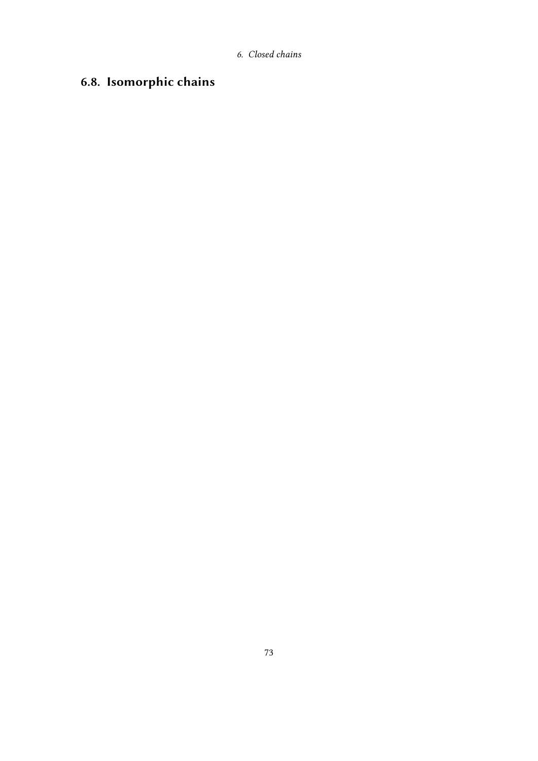## 6.8. Isomorphic chains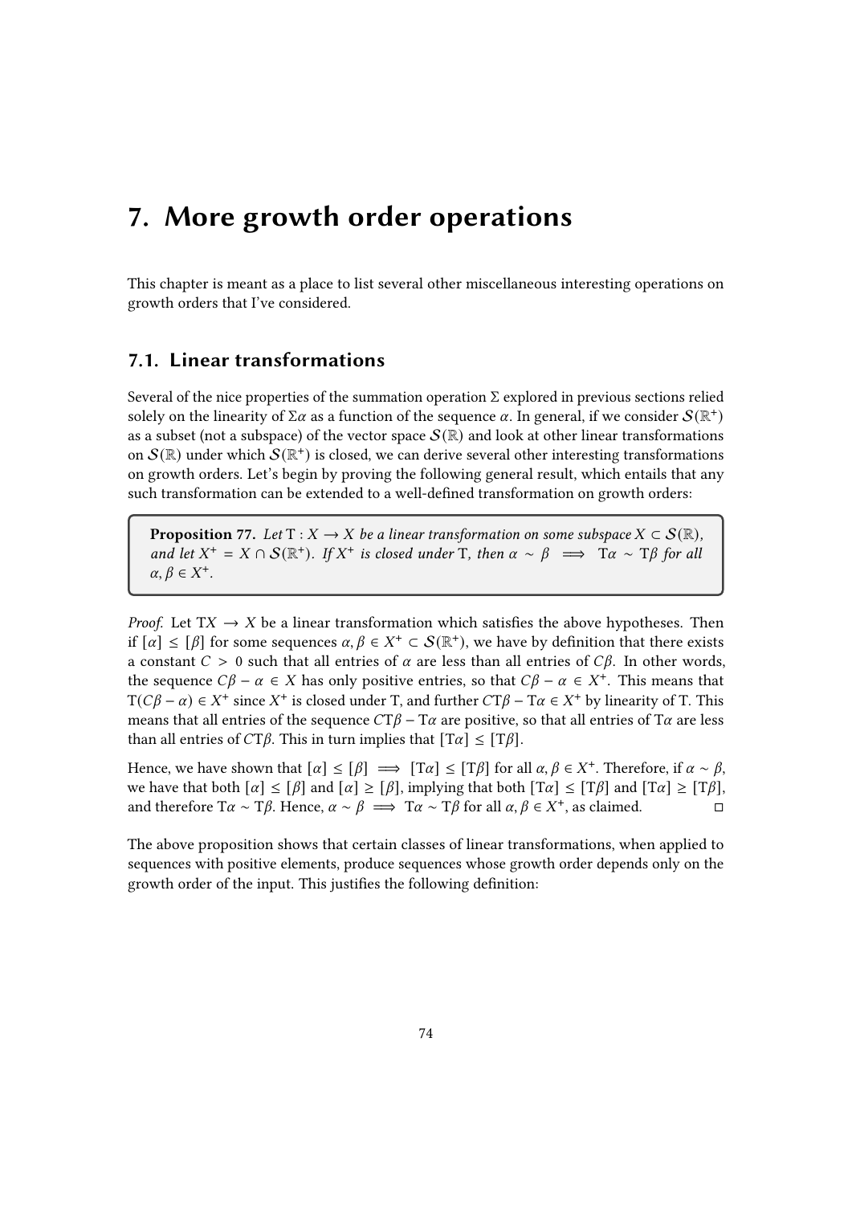# 7. More growth order operations

This chapter is meant as a place to list several other miscellaneous interesting operations on growth orders that I've considered.

## 7.1. Linear transformations

Several of the nice properties of the summation operation $\Sigma$ explored in previous sections relied solely on the linearity of $\Sigma\alpha$ as a function of the sequence $\alpha$. In general, if we consider $\mathcal{S}(\mathbb{R}^+)$ as a subset (not a subspace) of the vector space $\mathcal{S}(\mathbb{R})$ and look at other linear transformations on $\mathcal{S}(\mathbb{R})$ under which $\mathcal{S}(\mathbb{R}^+)$ is closed, we can derive several other interesting transformations on growth orders. Let's begin by proving the following general result, which entails that any such transformation can be extended to a well-defined transformation on growth orders:

> **Proposition 77.** *Let* $\mathrm{T} : X \to X$ *be a linear transformation on some subspace* $X \subset \mathcal{S}(\mathbb{R})$*, and let* $X^+ = X \cap \mathcal{S}(\mathbb{R}^+)$*. If* $X^+$ *is closed under* $\mathrm{T}$*, then* $\alpha \sim \beta \implies \mathrm{T}\alpha \sim \mathrm{T}\beta$ *for all* $\alpha, \beta \in X^+$*.*

*Proof.* Let $\mathrm{T}X \to X$ be a linear transformation which satisfies the above hypotheses. Then if $[\alpha] \leq [\beta]$ for some sequences $\alpha, \beta \in X^+ \subset \mathcal{S}(\mathbb{R}^+)$, we have by definition that there exists a constant $C > 0$ such that all entries of $\alpha$ are less than all entries of $C\beta$. In other words, the sequence $C\beta - \alpha \in X$ has only positive entries, so that $C\beta - \alpha \in X^+$. This means that $\mathrm{T}(C\beta - \alpha) \in X^+$ since $X^+$ is closed under $\mathrm{T}$, and further $C\mathrm{T}\beta - \mathrm{T}\alpha \in X^+$ by linearity of $\mathrm{T}$. This means that all entries of the sequence $C\mathrm{T}\beta - \mathrm{T}\alpha$ are positive, so that all entries of $\mathrm{T}\alpha$ are less than all entries of $C\mathrm{T}\beta$. This in turn implies that $[\mathrm{T}\alpha] \leq [\mathrm{T}\beta]$.

Hence, we have shown that $[\alpha] \leq [\beta] \implies [\mathrm{T}\alpha] \leq [\mathrm{T}\beta]$ for all $\alpha, \beta \in X^+$. Therefore, if $\alpha \sim \beta$, we have that both $[\alpha] \leq [\beta]$ and $[\alpha] \geq [\beta]$, implying that both $[\mathrm{T}\alpha] \leq [\mathrm{T}\beta]$ and $[\mathrm{T}\alpha] \geq [\mathrm{T}\beta]$, and therefore $\mathrm{T}\alpha \sim \mathrm{T}\beta$. Hence, $\alpha \sim \beta \implies \mathrm{T}\alpha \sim \mathrm{T}\beta$ for all $\alpha, \beta \in X^+$, as claimed. □

The above proposition shows that certain classes of linear transformations, when applied to sequences with positive elements, produce sequences whose growth order depends only on the growth order of the input. This justifies the following definition: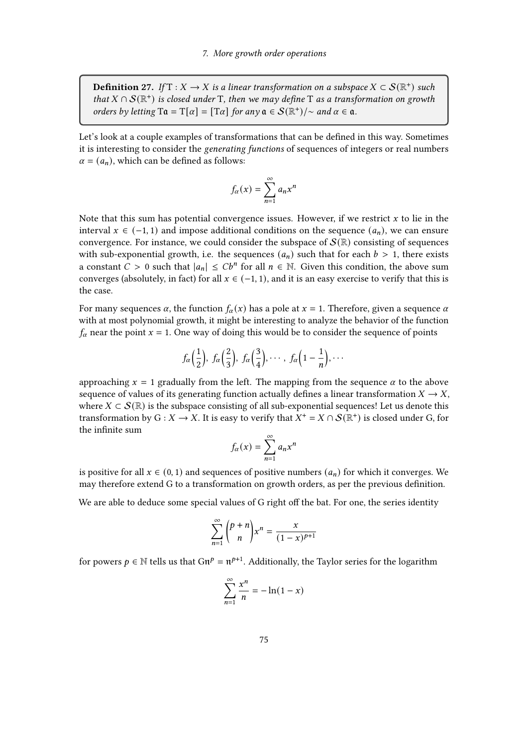**Definition 27.** *If* $\mathrm{T} : X \to X$ *is a linear transformation on a subspace* $X \subset \mathcal{S}(\mathbb{R}^+)$ *such that* $X \cap \mathcal{S}(\mathbb{R}^+)$ *is closed under* $\mathrm{T}$*, then we may define* $\mathrm{T}$ *as a transformation on growth orders by letting* $\mathrm{T}\mathfrak{a} = \mathrm{T}[\alpha] = [\mathrm{T}\alpha]$ *for any* $\mathfrak{a} \in \mathcal{S}(\mathbb{R}^+)/\sim$ *and* $\alpha \in \mathfrak{a}$.

Let's look at a couple examples of transformations that can be defined in this way. Sometimes it is interesting to consider the *generating functions* of sequences of integers or real numbers $\alpha = (a_n)$, which can be defined as follows:

$$f_\alpha(x) = \sum_{n=1}^{\infty} a_n x^n$$

Note that this sum has potential convergence issues. However, if we restrict $x$ to lie in the interval $x \in (-1, 1)$ and impose additional conditions on the sequence $(a_n)$, we can ensure convergence. For instance, we could consider the subspace of $\mathcal{S}(\mathbb{R})$ consisting of sequences with sub-exponential growth, i.e. the sequences $(a_n)$ such that for each $b > 1$, there exists a constant $C > 0$ such that $|a_n| \leq Cb^n$ for all $n \in \mathbb{N}$. Given this condition, the above sum converges (absolutely, in fact) for all $x \in (-1, 1)$, and it is an easy exercise to verify that this is the case.

For many sequences $\alpha$, the function $f_\alpha(x)$ has a pole at $x = 1$. Therefore, given a sequence $\alpha$ with at most polynomial growth, it might be interesting to analyze the behavior of the function $f_\alpha$ near the point $x = 1$. One way of doing this would be to consider the sequence of points

$$f_\alpha\left(\frac{1}{2}\right),\ f_\alpha\left(\frac{2}{3}\right),\ f_\alpha\left(\frac{3}{4}\right), \cdots,\ f_\alpha\left(1 - \frac{1}{n}\right), \cdots$$

approaching $x = 1$ gradually from the left. The mapping from the sequence $\alpha$ to the above sequence of values of its generating function actually defines a linear transformation $X \to X$, where $X \subset \mathcal{S}(\mathbb{R})$ is the subspace consisting of all sub-exponential sequences! Let us denote this transformation by $\mathrm{G} : X \to X$. It is easy to verify that $X^+ = X \cap \mathcal{S}(\mathbb{R}^+)$ is closed under $\mathrm{G}$, for the infinite sum

$$f_\alpha(x) = \sum_{n=1}^{\infty} a_n x^n$$

is positive for all $x \in (0, 1)$ and sequences of positive numbers $(a_n)$ for which it converges. We may therefore extend $\mathrm{G}$ to a transformation on growth orders, as per the previous definition.

We are able to deduce some special values of $\mathrm{G}$ right off the bat. For one, the series identity

$$\sum_{n=1}^{\infty} \binom{p+n}{n} x^n = \frac{x}{(1-x)^{p+1}}$$

for powers $p \in \mathbb{N}$ tells us that $\mathrm{G}\mathfrak{n}^p = \mathfrak{n}^{p+1}$. Additionally, the Taylor series for the logarithm

$$\sum_{n=1}^{\infty} \frac{x^n}{n} = -\ln(1-x)$$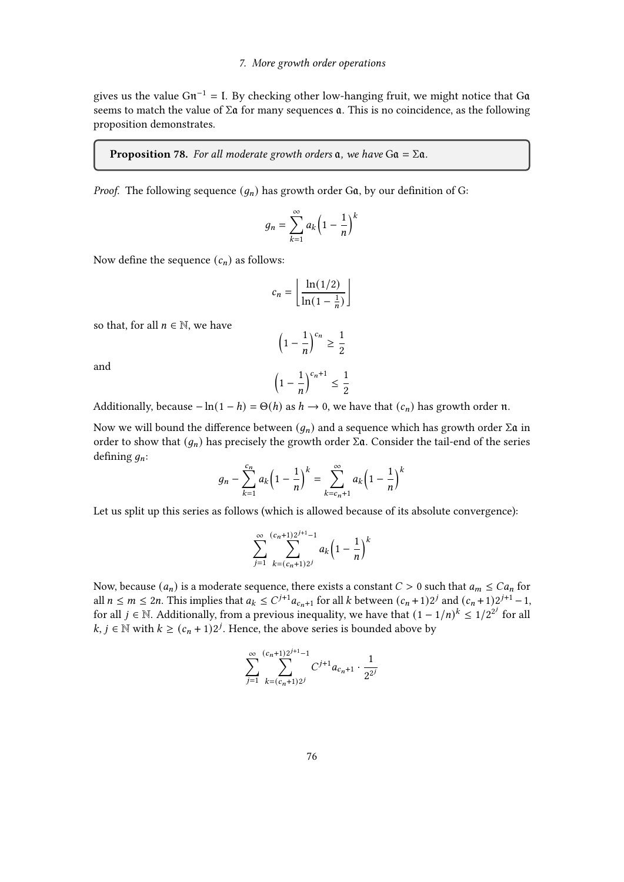gives us the value $\mathrm{G}\mathfrak{n}^{-1} = \mathfrak{l}$. By checking other low-hanging fruit, we might notice that $\mathrm{G}\mathfrak{a}$ seems to match the value of $\Sigma\mathfrak{a}$ for many sequences $\mathfrak{a}$. This is no coincidence, as the following proposition demonstrates.

**Proposition 78.** *For all moderate growth orders $\mathfrak{a}$, we have $\mathrm{G}\mathfrak{a} = \Sigma\mathfrak{a}$.*

*Proof.* The following sequence $(g_n)$ has growth order $\mathrm{G}\mathfrak{a}$, by our definition of G:

$$g_n = \sum_{k=1}^{\infty} a_k \Big(1 - \frac{1}{n}\Big)^k$$

Now define the sequence $(c_n)$ as follows:

$$c_n = \left\lfloor \frac{\ln(1/2)}{\ln(1 - \frac{1}{n})} \right\rfloor$$

so that, for all $n \in \mathbb{N}$, we have

$$\Big(1 - \frac{1}{n}\Big)^{c_n} \geq \frac{1}{2}$$

and

$$\Big(1 - \frac{1}{n}\Big)^{c_n+1} \leq \frac{1}{2}$$

Additionally, because $-\ln(1-h) = \Theta(h)$ as $h \to 0$, we have that $(c_n)$ has growth order $\mathfrak{n}$.

Now we will bound the difference between $(g_n)$ and a sequence which has growth order $\Sigma\mathfrak{a}$ in order to show that $(g_n)$ has precisely the growth order $\Sigma\mathfrak{a}$. Consider the tail-end of the series defining $g_n$:

$$g_n - \sum_{k=1}^{c_n} a_k \Big(1 - \frac{1}{n}\Big)^k = \sum_{k=c_n+1}^{\infty} a_k \Big(1 - \frac{1}{n}\Big)^k$$

Let us split up this series as follows (which is allowed because of its absolute convergence):

$$\sum_{j=1}^{\infty} \sum_{k=(c_n+1)2^j}^{(c_n+1)2^{j+1}-1} a_k \Big(1 - \frac{1}{n}\Big)^k$$

Now, because $(a_n)$ is a moderate sequence, there exists a constant $C > 0$ such that $a_m \leq C a_n$ for all $n \leq m \leq 2n$. This implies that $a_k \leq C^{j+1} a_{c_n+1}$ for all $k$ between $(c_n+1)2^j$ and $(c_n+1)2^{j+1} - 1$, for all $j \in \mathbb{N}$. Additionally, from a previous inequality, we have that $(1 - 1/n)^k \leq 1/2^{2^j}$ for all $k, j \in \mathbb{N}$ with $k \geq (c_n+1)2^j$. Hence, the above series is bounded above by

$$\sum_{j=1}^{\infty} \sum_{k=(c_n+1)2^j}^{(c_n+1)2^{j+1}-1} C^{j+1} a_{c_n+1} \cdot \frac{1}{2^{2^j}}$$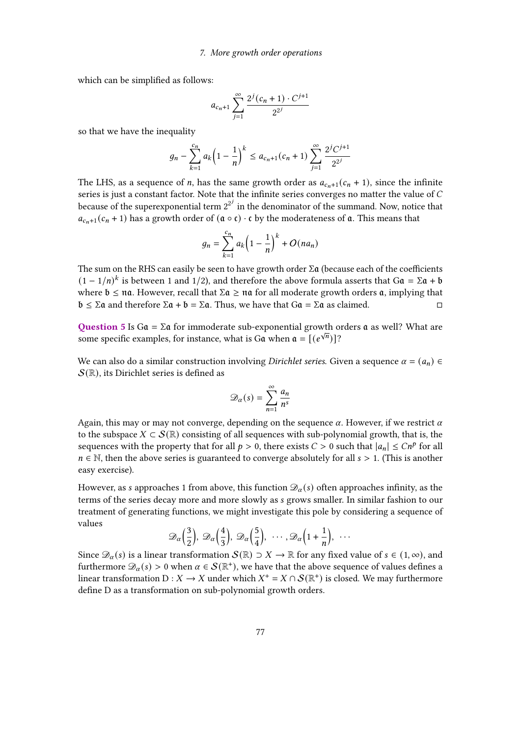which can be simplified as follows:

$$a_{c_n+1} \sum_{j=1}^{\infty} \frac{2^j (c_n + 1) \cdot C^{j+1}}{2^{2^j}}$$

so that we have the inequality

$$g_n - \sum_{k=1}^{c_n} a_k \left(1 - \frac{1}{n}\right)^k \leq a_{c_n+1}(c_n + 1) \sum_{j=1}^{\infty} \frac{2^j C^{j+1}}{2^{2^j}}$$

The LHS, as a sequence of $n$, has the same growth order as $a_{c_n+1}(c_n + 1)$, since the infinite series is just a constant factor. Note that the infinite series converges no matter the value of $C$ because of the superexponential term $2^{2^j}$ in the denominator of the summand. Now, notice that $a_{c_n+1}(c_n + 1)$ has a growth order of $(\mathfrak{a} \circ \mathfrak{c}) \cdot \mathfrak{c}$ by the moderateness of $\mathfrak{a}$. This means that

$$g_n = \sum_{k=1}^{c_n} a_k \left(1 - \frac{1}{n}\right)^k + O(n a_n)$$

The sum on the RHS can easily be seen to have growth order $\Sigma\mathfrak{a}$ (because each of the coefficients $(1 - 1/n)^k$ is between 1 and 1/2), and therefore the above formula asserts that $\mathrm{G}\mathfrak{a} = \Sigma\mathfrak{a} + \mathfrak{b}$ where $\mathfrak{b} \leq \mathfrak{n}\mathfrak{a}$. However, recall that $\Sigma\mathfrak{a} \geq \mathfrak{n}\mathfrak{a}$ for all moderate growth orders $\mathfrak{a}$, implying that $\mathfrak{b} \leq \Sigma\mathfrak{a}$ and therefore $\Sigma\mathfrak{a} + \mathfrak{b} = \Sigma\mathfrak{a}$. Thus, we have that $\mathrm{G}\mathfrak{a} = \Sigma\mathfrak{a}$ as claimed. □

**Question 5** Is $\mathrm{G}\mathfrak{a} = \Sigma\mathfrak{a}$ for immoderate sub-exponential growth orders $\mathfrak{a}$ as well? What are some specific examples, for instance, what is $\mathrm{G}\mathfrak{a}$ when $\mathfrak{a} = [(e^{\sqrt{n}})]$?

We can also do a similar construction involving *Dirichlet series*. Given a sequence $\alpha = (a_n) \in \mathcal{S}(\mathbb{R})$, its Dirichlet series is defined as

$$\mathscr{D}_\alpha(s) = \sum_{n=1}^{\infty} \frac{a_n}{n^s}$$

Again, this may or may not converge, depending on the sequence $\alpha$. However, if we restrict $\alpha$ to the subspace $X \subset \mathcal{S}(\mathbb{R})$ consisting of all sequences with sub-polynomial growth, that is, the sequences with the property that for all $p > 0$, there exists $C > 0$ such that $|a_n| \leq Cn^p$ for all $n \in \mathbb{N}$, then the above series is guaranteed to converge absolutely for all $s > 1$. (This is another easy exercise).

However, as $s$ approaches 1 from above, this function $\mathscr{D}_\alpha(s)$ often approaches infinity, as the terms of the series decay more and more slowly as $s$ grows smaller. In similar fashion to our treatment of generating functions, we might investigate this pole by considering a sequence of values

$$\mathscr{D}_\alpha\left(\frac{3}{2}\right),\ \mathscr{D}_\alpha\left(\frac{4}{3}\right),\ \mathscr{D}_\alpha\left(\frac{5}{4}\right),\ \cdots, \mathscr{D}_\alpha\left(1 + \frac{1}{n}\right),\ \cdots$$

Since $\mathscr{D}_\alpha(s)$ is a linear transformation $\mathcal{S}(\mathbb{R}) \supset X \to \mathbb{R}$ for any fixed value of $s \in (1, \infty)$, and furthermore $\mathscr{D}_\alpha(s) > 0$ when $\alpha \in \mathcal{S}(\mathbb{R}^+)$, we have that the above sequence of values defines a linear transformation $\mathrm{D} : X \to X$ under which $X^+ = X \cap \mathcal{S}(\mathbb{R}^+)$ is closed. We may furthermore define $\mathrm{D}$ as a transformation on sub-polynomial growth orders.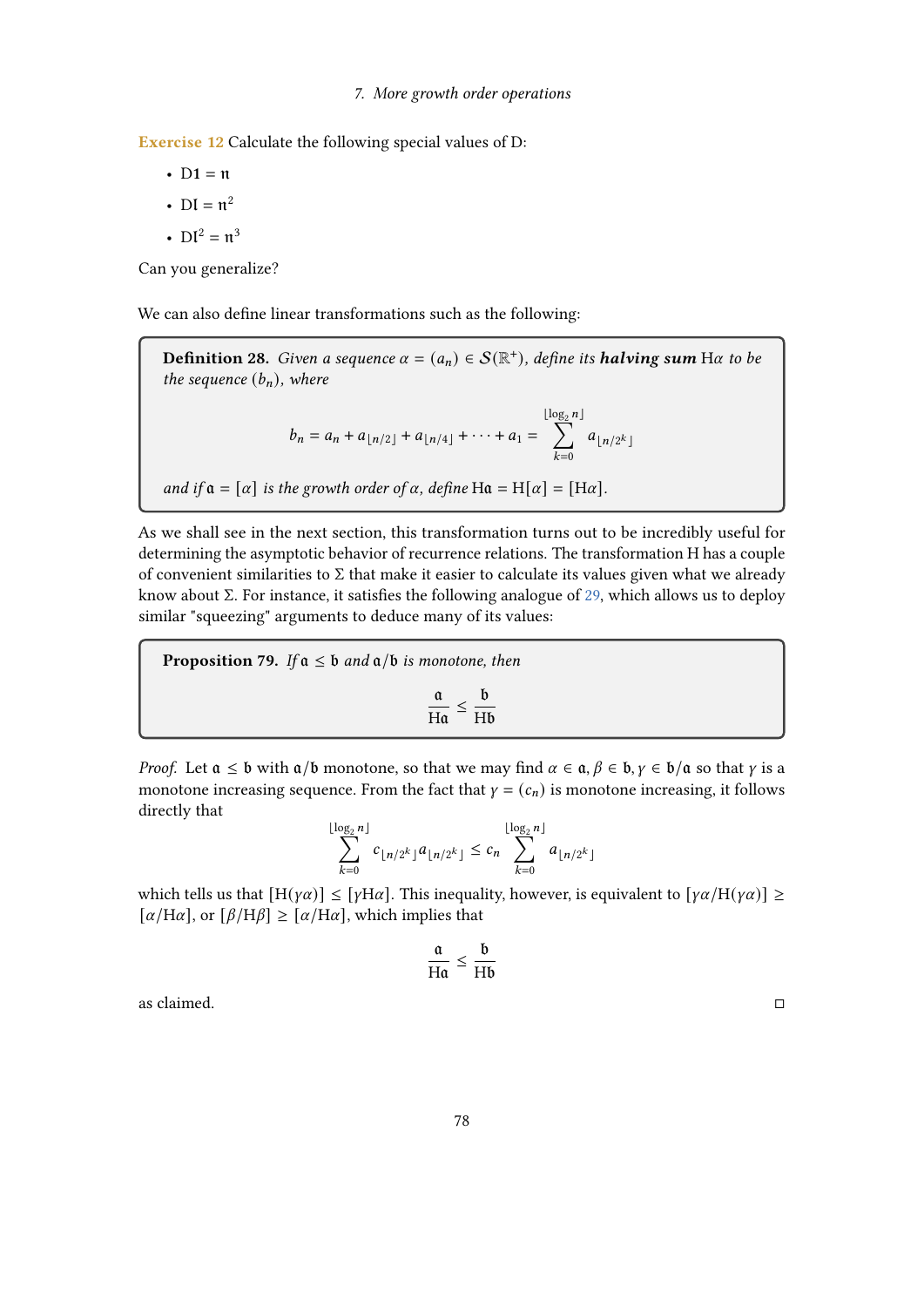**Exercise 12** Calculate the following special values of D:

- $\mathrm{D}1 = \mathfrak{n}$
- $\mathrm{DI} = \mathfrak{n}^2$
- $\mathrm{DI}^2 = \mathfrak{n}^3$

Can you generalize?

We can also define linear transformations such as the following:

> **Definition 28.** *Given a sequence $\alpha = (a_n) \in \mathcal{S}(\mathbb{R}^+)$, define its **halving sum** $\mathrm{H}\alpha$ to be the sequence $(b_n)$, where*
>
> $$b_n = a_n + a_{\lfloor n/2 \rfloor} + a_{\lfloor n/4 \rfloor} + \cdots + a_1 = \sum_{k=0}^{\lfloor \log_2 n \rfloor} a_{\lfloor n/2^k \rfloor}$$
>
> *and if $\mathfrak{a} = [\alpha]$ is the growth order of $\alpha$, define $\mathrm{H}\mathfrak{a} = \mathrm{H}[\alpha] = [\mathrm{H}\alpha]$.*

As we shall see in the next section, this transformation turns out to be incredibly useful for determining the asymptotic behavior of recurrence relations. The transformation H has a couple of convenient similarities to $\Sigma$ that make it easier to calculate its values given what we already know about $\Sigma$. For instance, it satisfies the following analogue of 29, which allows us to deploy similar "squeezing" arguments to deduce many of its values:

> **Proposition 79.** *If $\mathfrak{a} \leq \mathfrak{b}$ and $\mathfrak{a}/\mathfrak{b}$ is monotone, then*
>
> $$\frac{\mathfrak{a}}{\mathrm{H}\mathfrak{a}} \leq \frac{\mathfrak{b}}{\mathrm{H}\mathfrak{b}}$$

*Proof.* Let $\mathfrak{a} \leq \mathfrak{b}$ with $\mathfrak{a}/\mathfrak{b}$ monotone, so that we may find $\alpha \in \mathfrak{a}, \beta \in \mathfrak{b}, \gamma \in \mathfrak{b}/\mathfrak{a}$ so that $\gamma$ is a monotone increasing sequence. From the fact that $\gamma = (c_n)$ is monotone increasing, it follows directly that

$$\sum_{k=0}^{\lfloor \log_2 n \rfloor} c_{\lfloor n/2^k \rfloor} a_{\lfloor n/2^k \rfloor} \leq c_n \sum_{k=0}^{\lfloor \log_2 n \rfloor} a_{\lfloor n/2^k \rfloor}$$

which tells us that $[\mathrm{H}(\gamma\alpha)] \leq [\gamma \mathrm{H}\alpha]$. This inequality, however, is equivalent to $[\gamma\alpha/\mathrm{H}(\gamma\alpha)] \geq [\alpha/\mathrm{H}\alpha]$, or $[\beta/\mathrm{H}\beta] \geq [\alpha/\mathrm{H}\alpha]$, which implies that

$$\frac{\mathfrak{a}}{\mathrm{H}\mathfrak{a}} \leq \frac{\mathfrak{b}}{\mathrm{H}\mathfrak{b}}$$

as claimed. $\square$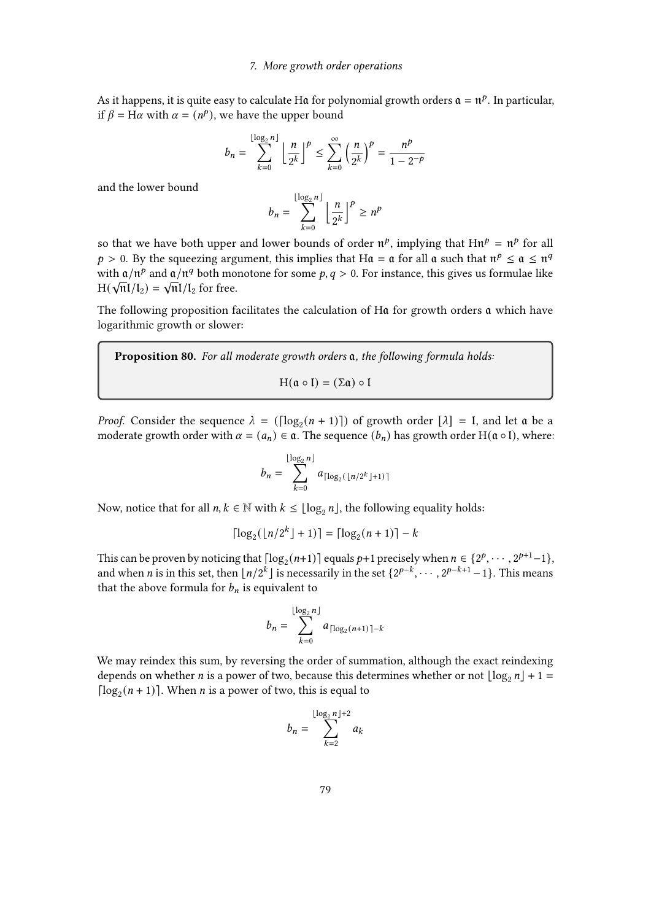As it happens, it is quite easy to calculate $\mathrm{H}\mathfrak{a}$ for polynomial growth orders $\mathfrak{a} = \mathfrak{n}^p$. In particular, if $\beta = \mathrm{H}\alpha$ with $\alpha = (n^p)$, we have the upper bound

$$b_n = \sum_{k=0}^{\lfloor \log_2 n \rfloor} \left\lfloor \frac{n}{2^k} \right\rfloor^p \leq \sum_{k=0}^{\infty} \left( \frac{n}{2^k} \right)^p = \frac{n^p}{1 - 2^{-p}}$$

and the lower bound

$$b_n = \sum_{k=0}^{\lfloor \log_2 n \rfloor} \left\lfloor \frac{n}{2^k} \right\rfloor^p \geq n^p$$

so that we have both upper and lower bounds of order $\mathfrak{n}^p$, implying that $\mathrm{H}\mathfrak{n}^p = \mathfrak{n}^p$ for all $p > 0$. By the squeezing argument, this implies that $\mathrm{H}\mathfrak{a} = \mathfrak{a}$ for all $\mathfrak{a}$ such that $\mathfrak{n}^p \leq \mathfrak{a} \leq \mathfrak{n}^q$ with $\mathfrak{a}/\mathfrak{n}^p$ and $\mathfrak{a}/\mathfrak{n}^q$ both monotone for some $p, q > 0$. For instance, this gives us formulae like $\mathrm{H}(\sqrt{\mathfrak{n}}\mathfrak{l}/\mathfrak{l}_2) = \sqrt{\mathfrak{n}}\mathfrak{l}/\mathfrak{l}_2$ for free.

The following proposition facilitates the calculation of $\mathrm{H}\mathfrak{a}$ for growth orders $\mathfrak{a}$ which have logarithmic growth or slower:

**Proposition 80.** *For all moderate growth orders* $\mathfrak{a}$*, the following formula holds:*

$$\mathrm{H}(\mathfrak{a} \circ \mathfrak{l}) = (\Sigma \mathfrak{a}) \circ \mathfrak{l}$$

*Proof.* Consider the sequence $\lambda = (\lceil \log_2(n+1) \rceil)$ of growth order $[\lambda] = \mathfrak{l}$, and let $\mathfrak{a}$ be a moderate growth order with $\alpha = (a_n) \in \mathfrak{a}$. The sequence $(b_n)$ has growth order $\mathrm{H}(\mathfrak{a} \circ \mathfrak{l})$, where:

$$b_n = \sum_{k=0}^{\lfloor \log_2 n \rfloor} a_{\lceil \log_2(\lfloor n/2^k \rfloor + 1) \rceil}$$

Now, notice that for all $n, k \in \mathbb{N}$ with $k \leq \lfloor \log_2 n \rfloor$, the following equality holds:

$$\lceil \log_2(\lfloor n/2^k \rfloor + 1) \rceil = \lceil \log_2(n+1) \rceil - k$$

This can be proven by noticing that $\lceil \log_2(n+1) \rceil$ equals $p+1$ precisely when $n \in \{2^p, \cdots, 2^{p+1}-1\}$, and when $n$ is in this set, then $\lfloor n/2^k \rfloor$ is necessarily in the set $\{2^{p-k}, \cdots, 2^{p-k+1}-1\}$. This means that the above formula for $b_n$ is equivalent to

$$b_n = \sum_{k=0}^{\lfloor \log_2 n \rfloor} a_{\lceil \log_2(n+1) \rceil - k}$$

We may reindex this sum, by reversing the order of summation, although the exact reindexing depends on whether $n$ is a power of two, because this determines whether or not $\lfloor \log_2 n \rfloor + 1 = \lceil \log_2(n+1) \rceil$. When $n$ is a power of two, this is equal to

$$b_n = \sum_{k=2}^{\lfloor \log_2 n \rfloor + 2} a_k$$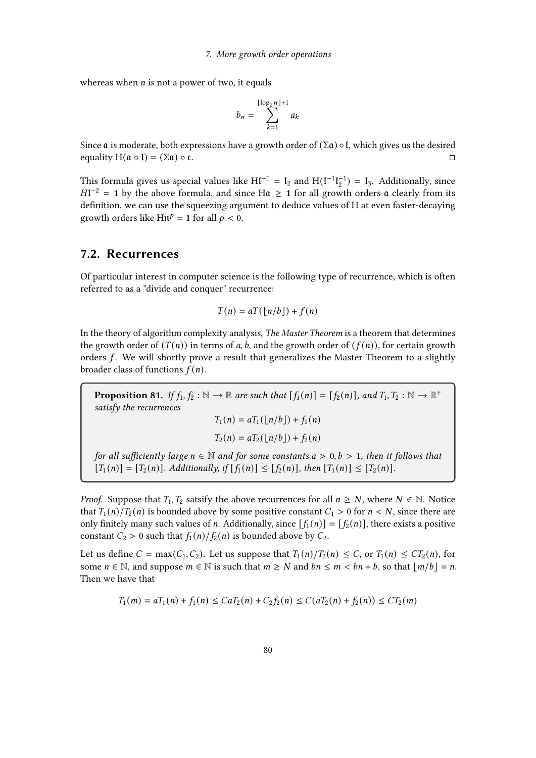whereas when $n$ is not a power of two, it equals

$$b_n = \sum_{k=1}^{\lfloor \log_2 n \rfloor + 1} a_k$$

Since $\mathfrak{a}$ is moderate, both expressions have a growth order of $(\Sigma\mathfrak{a}) \circ \mathfrak{l}$, which gives us the desired equality $\mathrm{H}(\mathfrak{a} \circ \mathfrak{l}) = (\Sigma\mathfrak{a}) \circ \mathfrak{c}$. □

This formula gives us special values like $\mathrm{H}\mathfrak{l}^{-1} = \mathfrak{l}_2$ and $\mathrm{H}(\mathfrak{l}^{-1}\mathfrak{l}_2^{-1}) = \mathfrak{l}_3$. Additionally, since $H\mathfrak{l}^{-2} = \mathbf{1}$ by the above formula, and since $\mathrm{H}\mathfrak{a} \geq \mathbf{1}$ for all growth orders $\mathfrak{a}$ clearly from its definition, we can use the squeezing argument to deduce values of H at even faster-decaying growth orders like $\mathrm{H}\mathfrak{n}^p = \mathbf{1}$ for all $p < 0$.

## 7.2. Recurrences

Of particular interest in computer science is the following type of recurrence, which is often referred to as a "divide and conquer" recurrence:

$$T(n) = aT(\lfloor n/b \rfloor) + f(n)$$

In the theory of algorithm complexity analysis, *The Master Theorem* is a theorem that determines the growth order of $(T(n))$ in terms of $a, b$, and the growth order of $(f(n))$, for certain growth orders $f$. We will shortly prove a result that generalizes the Master Theorem to a slightly broader class of functions $f(n)$.

**Proposition 81.** *If $f_1, f_2 : \mathbb{N} \to \mathbb{R}$ are such that $[f_1(n)] = [f_2(n)]$, and $T_1, T_2 : \mathbb{N} \to \mathbb{R}^+$ satisfy the recurrences*

$$T_1(n) = aT_1(\lfloor n/b \rfloor) + f_1(n)$$

$$T_2(n) = aT_2(\lfloor n/b \rfloor) + f_2(n)$$

*for all sufficiently large $n \in \mathbb{N}$ and for some constants $a > 0, b > 1$, then it follows that $[T_1(n)] = [T_2(n)]$. Additionally, if $[f_1(n)] \leq [f_2(n)]$, then $[T_1(n)] \leq [T_2(n)]$.*

*Proof.* Suppose that $T_1, T_2$ satsify the above recurrences for all $n \geq N$, where $N \in \mathbb{N}$. Notice that $T_1(n)/T_2(n)$ is bounded above by some positive constant $C_1 > 0$ for $n < N$, since there are only finitely many such values of $n$. Additionally, since $[f_1(n)] = [f_2(n)]$, there exists a positive constant $C_2 > 0$ such that $f_1(n)/f_2(n)$ is bounded above by $C_2$.

Let us define $C = \max(C_1, C_2)$. Let us suppose that $T_1(n)/T_2(n) \leq C$, or $T_1(n) \leq CT_2(n)$, for some $n \in \mathbb{N}$, and suppose $m \in \mathbb{N}$ is such that $m \geq N$ and $bn \leq m < bn + b$, so that $\lfloor m/b \rfloor = n$. Then we have that

$$T_1(m) = aT_1(n) + f_1(n) \leq CaT_2(n) + C_2 f_2(n) \leq C(aT_2(n) + f_2(n)) \leq CT_2(m)$$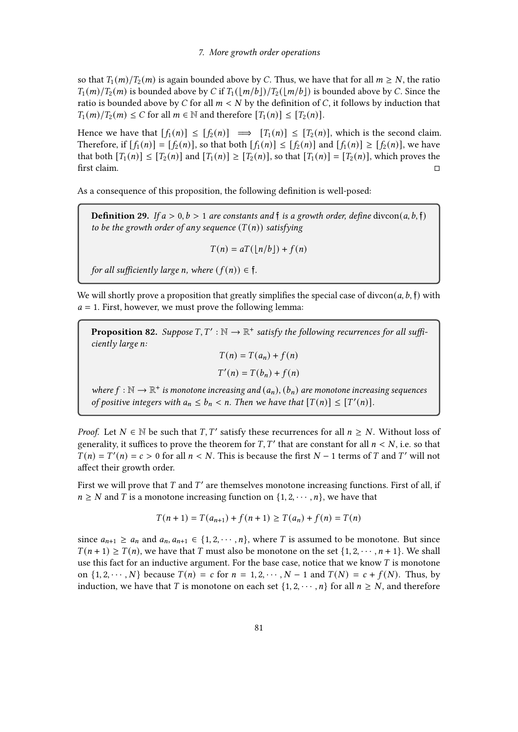so that $T_1(m)/T_2(m)$ is again bounded above by $C$. Thus, we have that for all $m \geq N$, the ratio $T_1(m)/T_2(m)$ is bounded above by $C$ if $T_1(\lfloor m/b \rfloor)/T_2(\lfloor m/b \rfloor)$ is bounded above by $C$. Since the ratio is bounded above by $C$ for all $m < N$ by the definition of $C$, it follows by induction that $T_1(m)/T_2(m) \leq C$ for all $m \in \mathbb{N}$ and therefore $[T_1(n)] \leq [T_2(n)]$.

Hence we have that $[f_1(n)] \leq [f_2(n)] \implies [T_1(n)] \leq [T_2(n)]$, which is the second claim. Therefore, if $[f_1(n)] = [f_2(n)]$, so that both $[f_1(n)] \leq [f_2(n)]$ and $[f_1(n)] \geq [f_2(n)]$, we have that both $[T_1(n)] \leq [T_2(n)]$ and $[T_1(n)] \geq [T_2(n)]$, so that $[T_1(n)] = [T_2(n)]$, which proves the first claim. ◻

As a consequence of this proposition, the following definition is well-posed:

**Definition 29.** *If $a > 0, b > 1$ are constants and $\mathfrak{f}$ is a growth order, define* $\text{divcon}(a, b, \mathfrak{f})$ *to be the growth order of any sequence $(T(n))$ satisfying*

$$T(n) = aT(\lfloor n/b \rfloor) + f(n)$$

*for all sufficiently large $n$, where $(f(n)) \in \mathfrak{f}$.*

We will shortly prove a proposition that greatly simplifies the special case of $\text{divcon}(a, b, \mathfrak{f})$ with $a = 1$. First, however, we must prove the following lemma:

**Proposition 82.** *Suppose $T, T' : \mathbb{N} \to \mathbb{R}^+$ satisfy the following recurrences for all sufficiently large $n$:*

$$T(n) = T(a_n) + f(n)$$

$$T'(n) = T(b_n) + f(n)$$

*where $f : \mathbb{N} \to \mathbb{R}^+$ is monotone increasing and $(a_n), (b_n)$ are monotone increasing sequences of positive integers with $a_n \leq b_n < n$. Then we have that $[T(n)] \leq [T'(n)]$.*

*Proof.* Let $N \in \mathbb{N}$ be such that $T, T'$ satisfy these recurrences for all $n \geq N$. Without loss of generality, it suffices to prove the theorem for $T, T'$ that are constant for all $n < N$, i.e. so that $T(n) = T'(n) = c > 0$ for all $n < N$. This is because the first $N - 1$ terms of $T$ and $T'$ will not affect their growth order.

First we will prove that $T$ and $T'$ are themselves monotone increasing functions. First of all, if $n \geq N$ and $T$ is a monotone increasing function on $\{1, 2, \cdots, n\}$, we have that

$$T(n+1) = T(a_{n+1}) + f(n+1) \geq T(a_n) + f(n) = T(n)$$

since $a_{n+1} \geq a_n$ and $a_n, a_{n+1} \in \{1, 2, \cdots, n\}$, where $T$ is assumed to be monotone. But since $T(n+1) \geq T(n)$, we have that $T$ must also be monotone on the set $\{1, 2, \cdots, n+1\}$. We shall use this fact for an inductive argument. For the base case, notice that we know $T$ is monotone on $\{1, 2, \cdots, N\}$ because $T(n) = c$ for $n = 1, 2, \cdots, N - 1$ and $T(N) = c + f(N)$. Thus, by induction, we have that $T$ is monotone on each set $\{1, 2, \cdots, n\}$ for all $n \geq N$, and therefore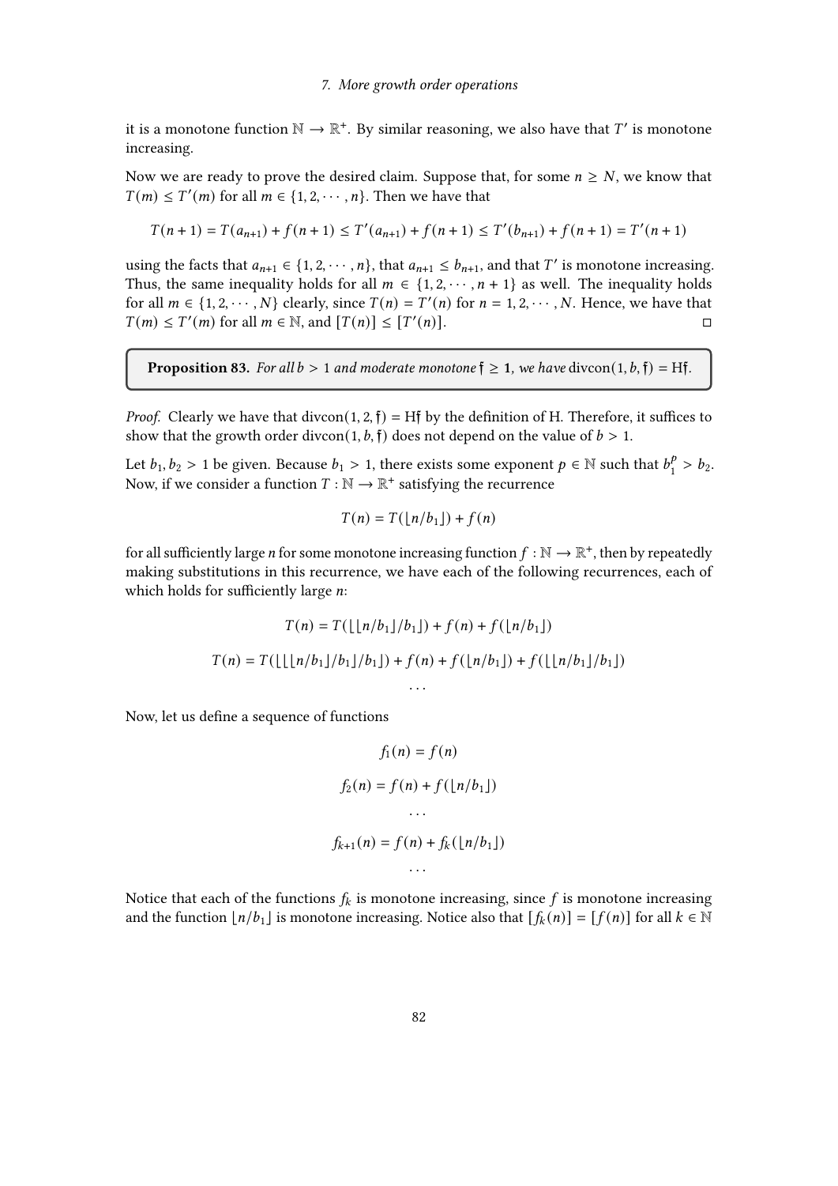it is a monotone function $\mathbb{N} \to \mathbb{R}^+$. By similar reasoning, we also have that $T'$ is monotone increasing.

Now we are ready to prove the desired claim. Suppose that, for some $n \geq N$, we know that $T(m) \leq T'(m)$ for all $m \in \{1, 2, \cdots, n\}$. Then we have that

$$T(n+1) = T(a_{n+1}) + f(n+1) \leq T'(a_{n+1}) + f(n+1) \leq T'(b_{n+1}) + f(n+1) = T'(n+1)$$

using the facts that $a_{n+1} \in \{1, 2, \cdots, n\}$, that $a_{n+1} \leq b_{n+1}$, and that $T'$ is monotone increasing. Thus, the same inequality holds for all $m \in \{1, 2, \cdots, n+1\}$ as well. The inequality holds for all $m \in \{1, 2, \cdots, N\}$ clearly, since $T(n) = T'(n)$ for $n = 1, 2, \cdots, N$. Hence, we have that $T(m) \leq T'(m)$ for all $m \in \mathbb{N}$, and $[T(n)] \leq [T'(n)]$. ◻

**Proposition 83.** *For all $b > 1$ and moderate monotone $\mathfrak{f} \geq \mathbf{1}$, we have* $\operatorname{divcon}(1, b, \mathfrak{f}) = \mathrm{H}\mathfrak{f}$.

*Proof.* Clearly we have that $\operatorname{divcon}(1, 2, \mathfrak{f}) = \mathrm{H}\mathfrak{f}$ by the definition of H. Therefore, it suffices to show that the growth order $\operatorname{divcon}(1, b, \mathfrak{f})$ does not depend on the value of $b > 1$.

Let $b_1, b_2 > 1$ be given. Because $b_1 > 1$, there exists some exponent $p \in \mathbb{N}$ such that $b_1^p > b_2$. Now, if we consider a function $T : \mathbb{N} \to \mathbb{R}^+$ satisfying the recurrence

$$T(n) = T(\lfloor n/b_1 \rfloor) + f(n)$$

for all sufficiently large $n$ for some monotone increasing function $f : \mathbb{N} \to \mathbb{R}^+$, then by repeatedly making substitutions in this recurrence, we have each of the following recurrences, each of which holds for sufficiently large $n$:

$$T(n) = T(\lfloor \lfloor n/b_1 \rfloor / b_1 \rfloor) + f(n) + f(\lfloor n/b_1 \rfloor)$$

$$T(n) = T(\lfloor \lfloor \lfloor n/b_1 \rfloor / b_1 \rfloor / b_1 \rfloor) + f(n) + f(\lfloor n/b_1 \rfloor) + f(\lfloor \lfloor n/b_1 \rfloor / b_1 \rfloor)$$

$$\cdots$$

Now, let us define a sequence of functions

$$f_1(n) = f(n)$$

$$f_2(n) = f(n) + f(\lfloor n/b_1 \rfloor)$$

$$\cdots$$

$$f_{k+1}(n) = f(n) + f_k(\lfloor n/b_1 \rfloor)$$

$$\cdots$$

Notice that each of the functions $f_k$ is monotone increasing, since $f$ is monotone increasing and the function $\lfloor n/b_1 \rfloor$ is monotone increasing. Notice also that $[f_k(n)] = [f(n)]$ for all $k \in \mathbb{N}$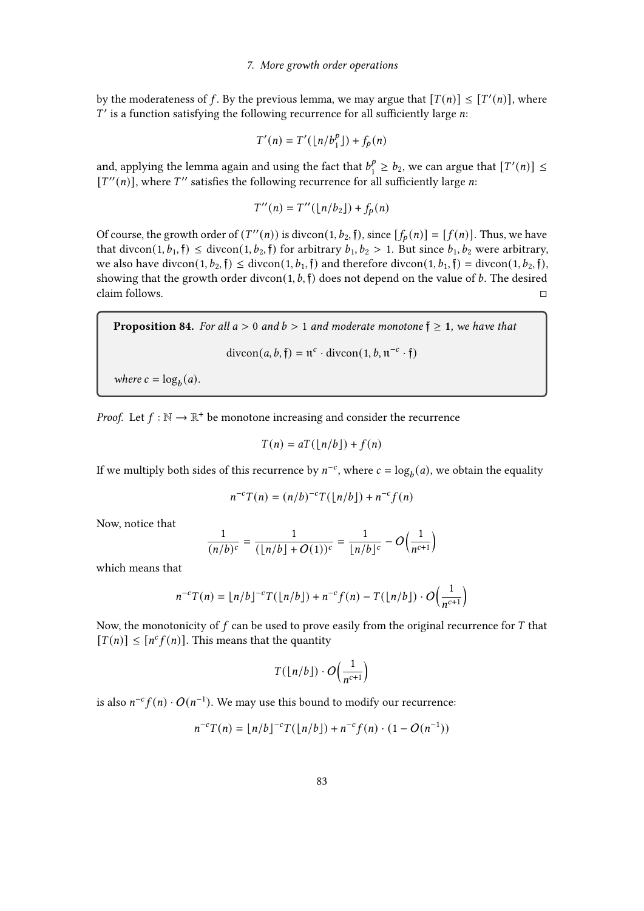by the moderateness of $f$. By the previous lemma, we may argue that $[T(n)] \leq [T'(n)]$, where $T'$ is a function satisfying the following recurrence for all sufficiently large $n$:

$$T'(n) = T'(\lfloor n/b_1^p \rfloor) + f_p(n)$$

and, applying the lemma again and using the fact that $b_1^p \geq b_2$, we can argue that $[T'(n)] \leq [T''(n)]$, where $T''$ satisfies the following recurrence for all sufficiently large $n$:

$$T''(n) = T''(\lfloor n/b_2 \rfloor) + f_p(n)$$

Of course, the growth order of $(T''(n))$ is $\mathrm{divcon}(1, b_2, \mathfrak{f})$, since $[f_p(n)] = [f(n)]$. Thus, we have that $\mathrm{divcon}(1, b_1, \mathfrak{f}) \leq \mathrm{divcon}(1, b_2, \mathfrak{f})$ for arbitrary $b_1, b_2 > 1$. But since $b_1, b_2$ were arbitrary, we also have $\mathrm{divcon}(1, b_2, \mathfrak{f}) \leq \mathrm{divcon}(1, b_1, \mathfrak{f})$ and therefore $\mathrm{divcon}(1, b_1, \mathfrak{f}) = \mathrm{divcon}(1, b_2, \mathfrak{f})$, showing that the growth order $\mathrm{divcon}(1, b, \mathfrak{f})$ does not depend on the value of $b$. The desired claim follows. □

**Proposition 84.** *For all $a > 0$ and $b > 1$ and moderate monotone $\mathfrak{f} \geq \mathbf{1}$, we have that*

$$\mathrm{divcon}(a, b, \mathfrak{f}) = \mathfrak{n}^c \cdot \mathrm{divcon}(1, b, \mathfrak{n}^{-c} \cdot \mathfrak{f})$$

*where $c = \log_b(a)$.*

*Proof.* Let $f : \mathbb{N} \to \mathbb{R}^+$ be monotone increasing and consider the recurrence

$$T(n) = aT(\lfloor n/b \rfloor) + f(n)$$

If we multiply both sides of this recurrence by $n^{-c}$, where $c = \log_b(a)$, we obtain the equality

$$n^{-c}T(n) = (n/b)^{-c}T(\lfloor n/b \rfloor) + n^{-c}f(n)$$

Now, notice that

$$\frac{1}{(n/b)^c} = \frac{1}{(\lfloor n/b \rfloor + O(1))^c} = \frac{1}{\lfloor n/b \rfloor^c} - O\Big(\frac{1}{n^{c+1}}\Big)$$

which means that

$$n^{-c}T(n) = \lfloor n/b \rfloor^{-c}T(\lfloor n/b \rfloor) + n^{-c}f(n) - T(\lfloor n/b \rfloor) \cdot O\Big(\frac{1}{n^{c+1}}\Big)$$

Now, the monotonicity of $f$ can be used to prove easily from the original recurrence for $T$ that $[T(n)] \leq [n^c f(n)]$. This means that the quantity

$$T(\lfloor n/b \rfloor) \cdot O\Big(\frac{1}{n^{c+1}}\Big)$$

is also $n^{-c}f(n) \cdot O(n^{-1})$. We may use this bound to modify our recurrence:

$$n^{-c}T(n) = \lfloor n/b \rfloor^{-c}T(\lfloor n/b \rfloor) + n^{-c}f(n) \cdot (1 - O(n^{-1}))$$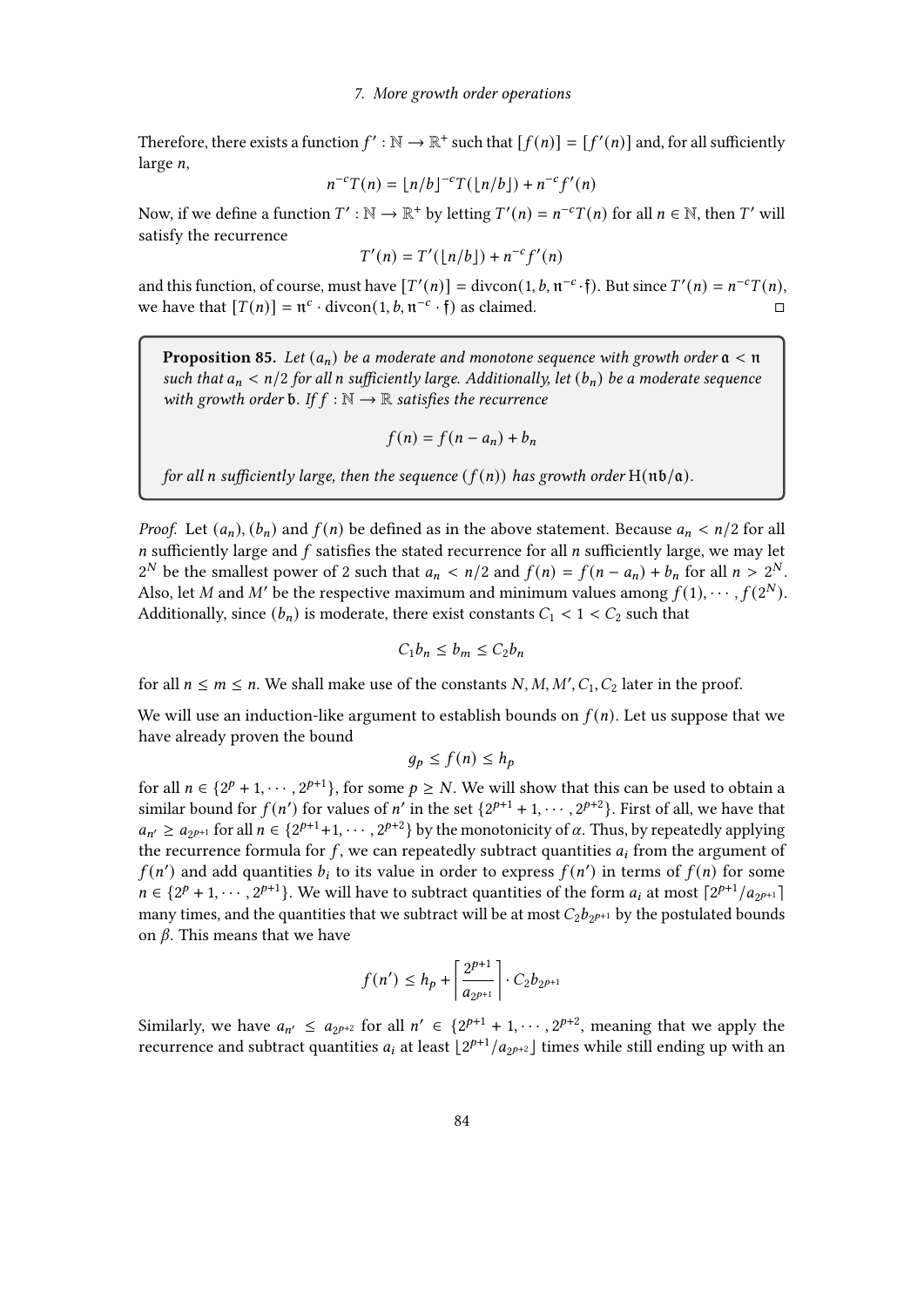Therefore, there exists a function $f' : \mathbb{N} \to \mathbb{R}^+$ such that $[f(n)] = [f'(n)]$ and, for all sufficiently large $n$,

$$n^{-c}T(n) = \lfloor n/b \rfloor^{-c} T(\lfloor n/b \rfloor) + n^{-c} f'(n)$$

Now, if we define a function $T' : \mathbb{N} \to \mathbb{R}^+$ by letting $T'(n) = n^{-c}T(n)$ for all $n \in \mathbb{N}$, then $T'$ will satisfy the recurrence

$$T'(n) = T'(\lfloor n/b \rfloor) + n^{-c} f'(n)$$

and this function, of course, must have $[T'(n)] = \operatorname{divcon}(1, b, \mathfrak{n}^{-c} \cdot \mathfrak{f})$. But since $T'(n) = n^{-c}T(n)$, we have that $[T(n)] = \mathfrak{n}^c \cdot \operatorname{divcon}(1, b, \mathfrak{n}^{-c} \cdot \mathfrak{f})$ as claimed. ◻

**Proposition 85.** *Let $(a_n)$ be a moderate and monotone sequence with growth order $\mathfrak{a} < \mathfrak{n}$ such that $a_n < n/2$ for all $n$ sufficiently large. Additionally, let $(b_n)$ be a moderate sequence with growth order $\mathfrak{b}$. If $f : \mathbb{N} \to \mathbb{R}$ satisfies the recurrence*

$$f(n) = f(n - a_n) + b_n$$

*for all $n$ sufficiently large, then the sequence $(f(n))$ has growth order $\mathrm{H}(\mathfrak{n}\mathfrak{b}/\mathfrak{a})$.*

*Proof.* Let $(a_n), (b_n)$ and $f(n)$ be defined as in the above statement. Because $a_n < n/2$ for all $n$ sufficiently large and $f$ satisfies the stated recurrence for all $n$ sufficiently large, we may let $2^N$ be the smallest power of 2 such that $a_n < n/2$ and $f(n) = f(n - a_n) + b_n$ for all $n > 2^N$. Also, let $M$ and $M'$ be the respective maximum and minimum values among $f(1), \cdots, f(2^N)$. Additionally, since $(b_n)$ is moderate, there exist constants $C_1 < 1 < C_2$ such that

$$C_1 b_n \leq b_m \leq C_2 b_n$$

for all $n \leq m \leq n$. We shall make use of the constants $N, M, M', C_1, C_2$ later in the proof.

We will use an induction-like argument to establish bounds on $f(n)$. Let us suppose that we have already proven the bound

$$g_p \leq f(n) \leq h_p$$

for all $n \in \{2^p + 1, \cdots, 2^{p+1}\}$, for some $p \geq N$. We will show that this can be used to obtain a similar bound for $f(n')$ for values of $n'$ in the set $\{2^{p+1} + 1, \cdots, 2^{p+2}\}$. First of all, we have that $a_{n'} \geq a_{2^{p+1}}$ for all $n \in \{2^{p+1}+1, \cdots, 2^{p+2}\}$ by the monotonicity of $\alpha$. Thus, by repeatedly applying the recurrence formula for $f$, we can repeatedly subtract quantities $a_i$ from the argument of $f(n')$ and add quantities $b_i$ to its value in order to express $f(n')$ in terms of $f(n)$ for some $n \in \{2^p + 1, \cdots, 2^{p+1}\}$. We will have to subtract quantities of the form $a_i$ at most $\lceil 2^{p+1}/a_{2^{p+1}} \rceil$ many times, and the quantities that we subtract will be at most $C_2 b_{2^{p+1}}$ by the postulated bounds on $\beta$. This means that we have

$$f(n') \leq h_p + \left\lceil \frac{2^{p+1}}{a_{2^{p+1}}} \right\rceil \cdot C_2 b_{2^{p+1}}$$

Similarly, we have $a_{n'} \leq a_{2^{p+2}}$ for all $n' \in \{2^{p+1} + 1, \cdots, 2^{p+2}$, meaning that we apply the recurrence and subtract quantities $a_i$ at least $\lfloor 2^{p+1}/a_{2^{p+2}} \rfloor$ times while still ending up with an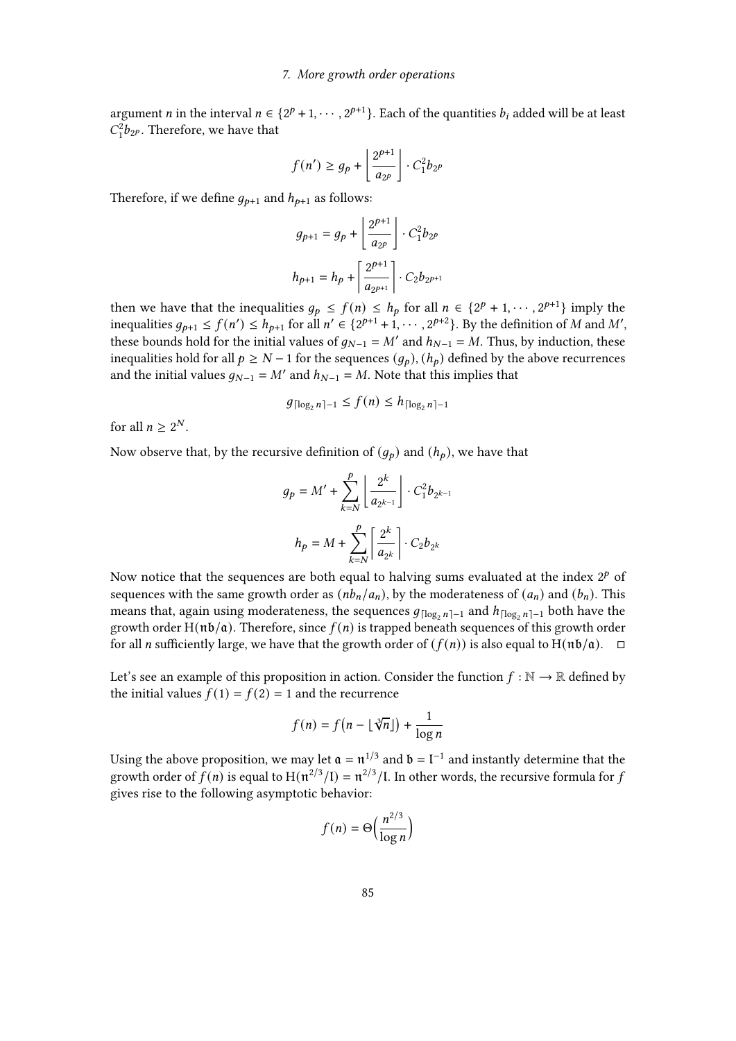argument $n$ in the interval $n \in \{2^p + 1, \cdots, 2^{p+1}\}$. Each of the quantities $b_i$ added will be at least $C_1^2 b_{2^p}$. Therefore, we have that

$$f(n') \geq g_p + \left\lfloor \frac{2^{p+1}}{a_{2^p}} \right\rfloor \cdot C_1^2 b_{2^p}$$

Therefore, if we define $g_{p+1}$ and $h_{p+1}$ as follows:

$$g_{p+1} = g_p + \left\lfloor \frac{2^{p+1}}{a_{2^p}} \right\rfloor \cdot C_1^2 b_{2^p}$$

$$h_{p+1} = h_p + \left\lceil \frac{2^{p+1}}{a_{2^{p+1}}} \right\rceil \cdot C_2 b_{2^{p+1}}$$

then we have that the inequalities $g_p \leq f(n) \leq h_p$ for all $n \in \{2^p + 1, \cdots, 2^{p+1}\}$ imply the inequalities $g_{p+1} \leq f(n') \leq h_{p+1}$ for all $n' \in \{2^{p+1} + 1, \cdots, 2^{p+2}\}$. By the definition of $M$ and $M'$, these bounds hold for the initial values of $g_{N-1} = M'$ and $h_{N-1} = M$. Thus, by induction, these inequalities hold for all $p \geq N - 1$ for the sequences $(g_p)$, $(h_p)$ defined by the above recurrences and the initial values $g_{N-1} = M'$ and $h_{N-1} = M$. Note that this implies that

$$g_{\lceil \log_2 n \rceil - 1} \leq f(n) \leq h_{\lceil \log_2 n \rceil - 1}$$

for all $n \geq 2^N$.

Now observe that, by the recursive definition of $(g_p)$ and $(h_p)$, we have that

$$g_p = M' + \sum_{k=N}^{p} \left\lfloor \frac{2^k}{a_{2^{k-1}}} \right\rfloor \cdot C_1^2 b_{2^{k-1}}$$

$$h_p = M + \sum_{k=N}^{p} \left\lceil \frac{2^k}{a_{2^k}} \right\rceil \cdot C_2 b_{2^k}$$

Now notice that the sequences are both equal to halving sums evaluated at the index $2^p$ of sequences with the same growth order as $(nb_n/a_n)$, by the moderateness of $(a_n)$ and $(b_n)$. This means that, again using moderateness, the sequences $g_{\lceil \log_2 n \rceil - 1}$ and $h_{\lceil \log_2 n \rceil - 1}$ both have the growth order $\mathrm{H}(\mathfrak{n}\mathfrak{b}/\mathfrak{a})$. Therefore, since $f(n)$ is trapped beneath sequences of this growth order for all $n$ sufficiently large, we have that the growth order of $(f(n))$ is also equal to $\mathrm{H}(\mathfrak{n}\mathfrak{b}/\mathfrak{a})$. $\square$

Let's see an example of this proposition in action. Consider the function $f : \mathbb{N} \to \mathbb{R}$ defined by the initial values $f(1) = f(2) = 1$ and the recurrence

$$f(n) = f\big(n - \lfloor \sqrt[3]{n} \rfloor\big) + \frac{1}{\log n}$$

Using the above proposition, we may let $\mathfrak{a} = \mathfrak{n}^{1/3}$ and $\mathfrak{b} = \mathfrak{l}^{-1}$ and instantly determine that the growth order of $f(n)$ is equal to $\mathrm{H}(\mathfrak{n}^{2/3}/\mathfrak{l}) = \mathfrak{n}^{2/3}/\mathfrak{l}$. In other words, the recursive formula for $f$ gives rise to the following asymptotic behavior:

$$f(n) = \Theta\Big(\frac{n^{2/3}}{\log n}\Big)$$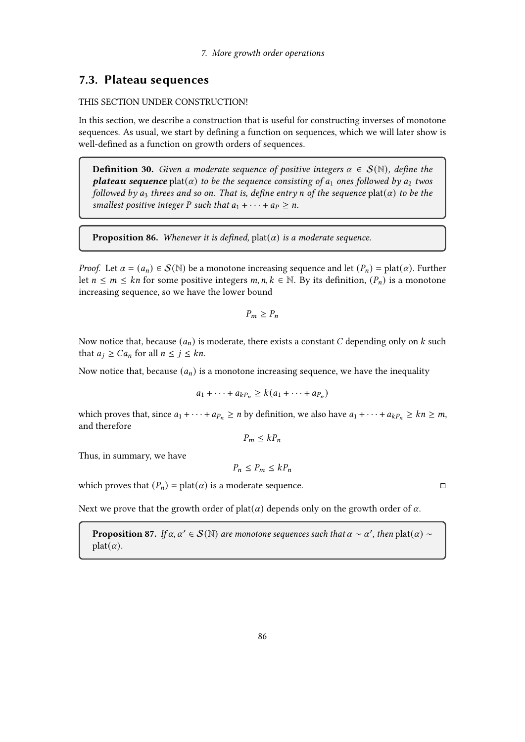## 7.3. Plateau sequences

THIS SECTION UNDER CONSTRUCTION!

In this section, we describe a construction that is useful for constructing inverses of monotone sequences. As usual, we start by defining a function on sequences, which we will later show is well-defined as a function on growth orders of sequences.

**Definition 30.** *Given a moderate sequence of positive integers $\alpha \in \mathcal{S}(\mathbb{N})$, define the* ***plateau sequence*** $\text{plat}(\alpha)$ *to be the sequence consisting of $a_1$ ones followed by $a_2$ twos followed by $a_3$ threes and so on. That is, define entry $n$ of the sequence $\text{plat}(\alpha)$ to be the smallest positive integer $P$ such that $a_1 + \cdots + a_P \geq n$.*

**Proposition 86.** *Whenever it is defined, $\text{plat}(\alpha)$ is a moderate sequence.*

*Proof.* Let $\alpha = (a_n) \in \mathcal{S}(\mathbb{N})$ be a monotone increasing sequence and let $(P_n) = \text{plat}(\alpha)$. Further let $n \leq m \leq kn$ for some positive integers $m, n, k \in \mathbb{N}$. By its definition, $(P_n)$ is a monotone increasing sequence, so we have the lower bound

$$P_m \geq P_n$$

Now notice that, because $(a_n)$ is moderate, there exists a constant $C$ depending only on $k$ such that $a_j \geq Ca_n$ for all $n \leq j \leq kn$.

Now notice that, because $(a_n)$ is a monotone increasing sequence, we have the inequality

$$a_1 + \cdots + a_{kP_n} \geq k(a_1 + \cdots + a_{P_n})$$

which proves that, since $a_1 + \cdots + a_{P_n} \geq n$ by definition, we also have $a_1 + \cdots + a_{kP_n} \geq kn \geq m$, and therefore

$$P_m \leq kP_n$$

Thus, in summary, we have

$$P_n \leq P_m \leq kP_n$$

which proves that $(P_n) = \text{plat}(\alpha)$ is a moderate sequence. □

Next we prove that the growth order of $\text{plat}(\alpha)$ depends only on the growth order of $\alpha$.

**Proposition 87.** *If $\alpha, \alpha' \in \mathcal{S}(\mathbb{N})$ are monotone sequences such that $\alpha \sim \alpha'$, then $\text{plat}(\alpha) \sim \text{plat}(\alpha)$.*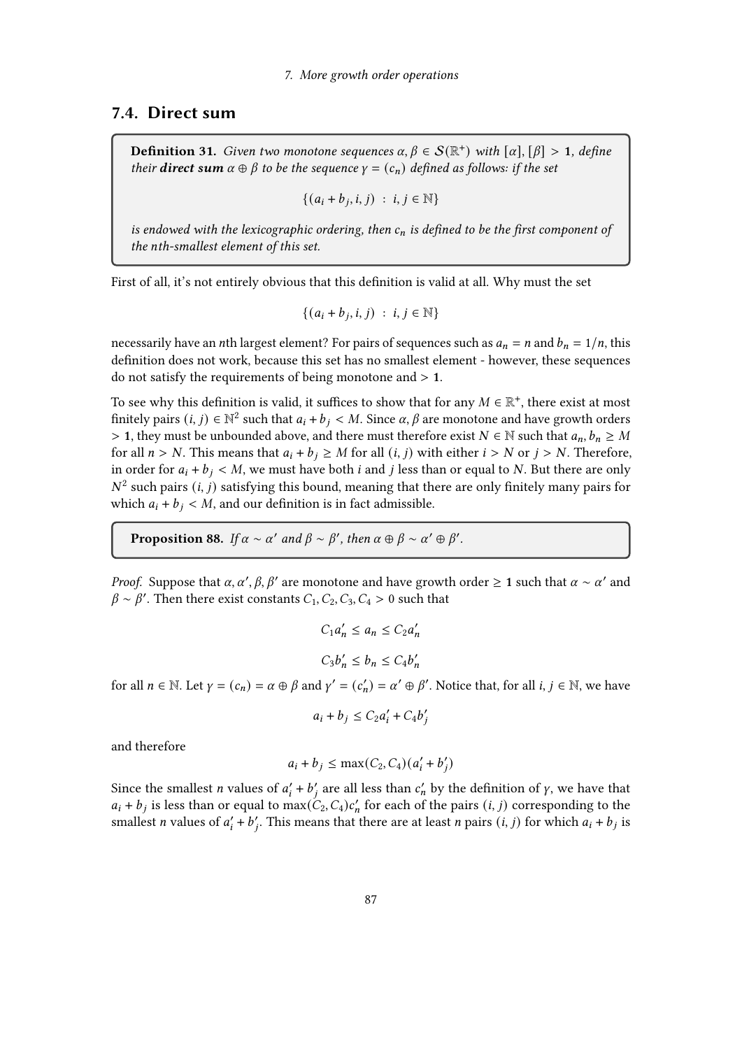## 7.4. Direct sum

**Definition 31.** *Given two monotone sequences $\alpha, \beta \in \mathcal{S}(\mathbb{R}^+)$ with $[\alpha], [\beta] > \mathbf{1}$, define their **direct sum** $\alpha \oplus \beta$ to be the sequence $\gamma = (c_n)$ defined as follows: if the set*

$$\{(a_i + b_j, i, j) \ : \ i, j \in \mathbb{N}\}$$

*is endowed with the lexicographic ordering, then $c_n$ is defined to be the first component of the nth-smallest element of this set.*

First of all, it's not entirely obvious that this definition is valid at all. Why must the set

$$\{(a_i + b_j, i, j) \ : \ i, j \in \mathbb{N}\}$$

necessarily have an $n$th largest element? For pairs of sequences such as $a_n = n$ and $b_n = 1/n$, this definition does not work, because this set has no smallest element - however, these sequences do not satisfy the requirements of being monotone and $> \mathbf{1}$.

To see why this definition is valid, it suffices to show that for any $M \in \mathbb{R}^+$, there exist at most finitely pairs $(i, j) \in \mathbb{N}^2$ such that $a_i + b_j < M$. Since $\alpha, \beta$ are monotone and have growth orders $> \mathbf{1}$, they must be unbounded above, and there must therefore exist $N \in \mathbb{N}$ such that $a_n, b_n \geq M$ for all $n > N$. This means that $a_i + b_j \geq M$ for all $(i, j)$ with either $i > N$ or $j > N$. Therefore, in order for $a_i + b_j < M$, we must have both $i$ and $j$ less than or equal to $N$. But there are only $N^2$ such pairs $(i, j)$ satisfying this bound, meaning that there are only finitely many pairs for which $a_i + b_j < M$, and our definition is in fact admissible.

**Proposition 88.** *If $\alpha \sim \alpha'$ and $\beta \sim \beta'$, then $\alpha \oplus \beta \sim \alpha' \oplus \beta'$.*

*Proof.* Suppose that $\alpha, \alpha', \beta, \beta'$ are monotone and have growth order $\geq \mathbf{1}$ such that $\alpha \sim \alpha'$ and $\beta \sim \beta'$. Then there exist constants $C_1, C_2, C_3, C_4 > 0$ such that

$$C_1 a'_n \leq a_n \leq C_2 a'_n$$

$$C_3 b'_n \leq b_n \leq C_4 b'_n$$

for all $n \in \mathbb{N}$. Let $\gamma = (c_n) = \alpha \oplus \beta$ and $\gamma' = (c'_n) = \alpha' \oplus \beta'$. Notice that, for all $i, j \in \mathbb{N}$, we have

$$a_i + b_j \leq C_2 a'_i + C_4 b'_j$$

and therefore

$$a_i + b_j \leq \max(C_2, C_4)(a'_i + b'_j)$$

Since the smallest $n$ values of $a'_i + b'_j$ are all less than $c'_n$ by the definition of $\gamma$, we have that $a_i + b_j$ is less than or equal to $\max(C_2, C_4)c'_n$ for each of the pairs $(i, j)$ corresponding to the smallest $n$ values of $a'_i + b'_j$. This means that there are at least $n$ pairs $(i, j)$ for which $a_i + b_j$ is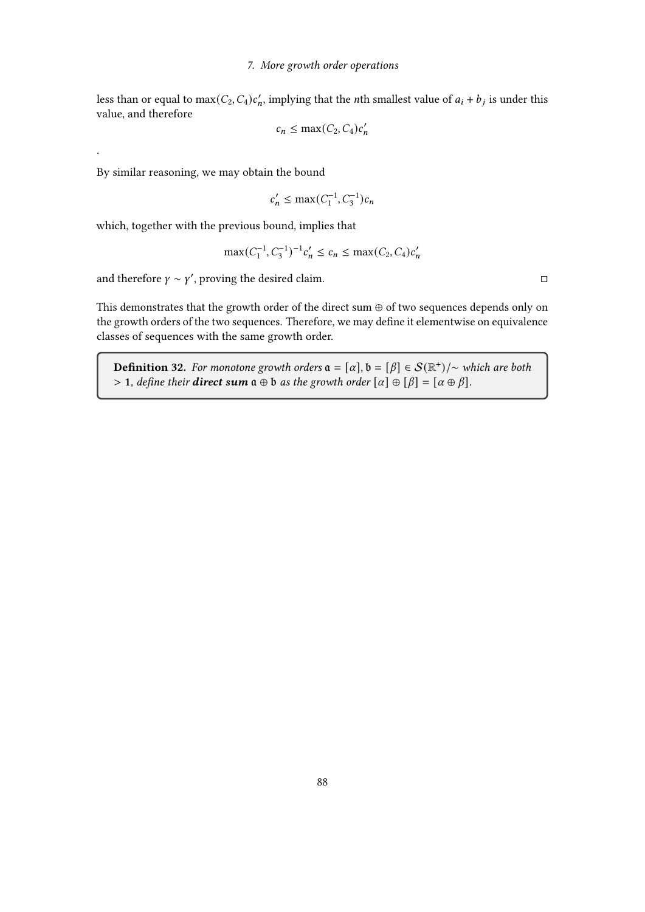less than or equal to $\max(C_2, C_4)c'_n$, implying that the $n$th smallest value of $a_i + b_j$ is under this value, and therefore

$$c_n \leq \max(C_2, C_4)c'_n$$

.

By similar reasoning, we may obtain the bound

$$c'_n \leq \max(C_1^{-1}, C_3^{-1})c_n$$

which, together with the previous bound, implies that

$$\max(C_1^{-1}, C_3^{-1})^{-1}c'_n \leq c_n \leq \max(C_2, C_4)c'_n$$

and therefore $\gamma \sim \gamma'$, proving the desired claim. □

This demonstrates that the growth order of the direct sum $\oplus$ of two sequences depends only on the growth orders of the two sequences. Therefore, we may define it elementwise on equivalence classes of sequences with the same growth order.

**Definition 32.** *For monotone growth orders $\mathfrak{a} = [\alpha], \mathfrak{b} = [\beta] \in \mathcal{S}(\mathbb{R}^+)/\sim$ which are both $> \mathbf{1}$, define their **direct sum** $\mathfrak{a} \oplus \mathfrak{b}$ as the growth order $[\alpha] \oplus [\beta] = [\alpha \oplus \beta]$.*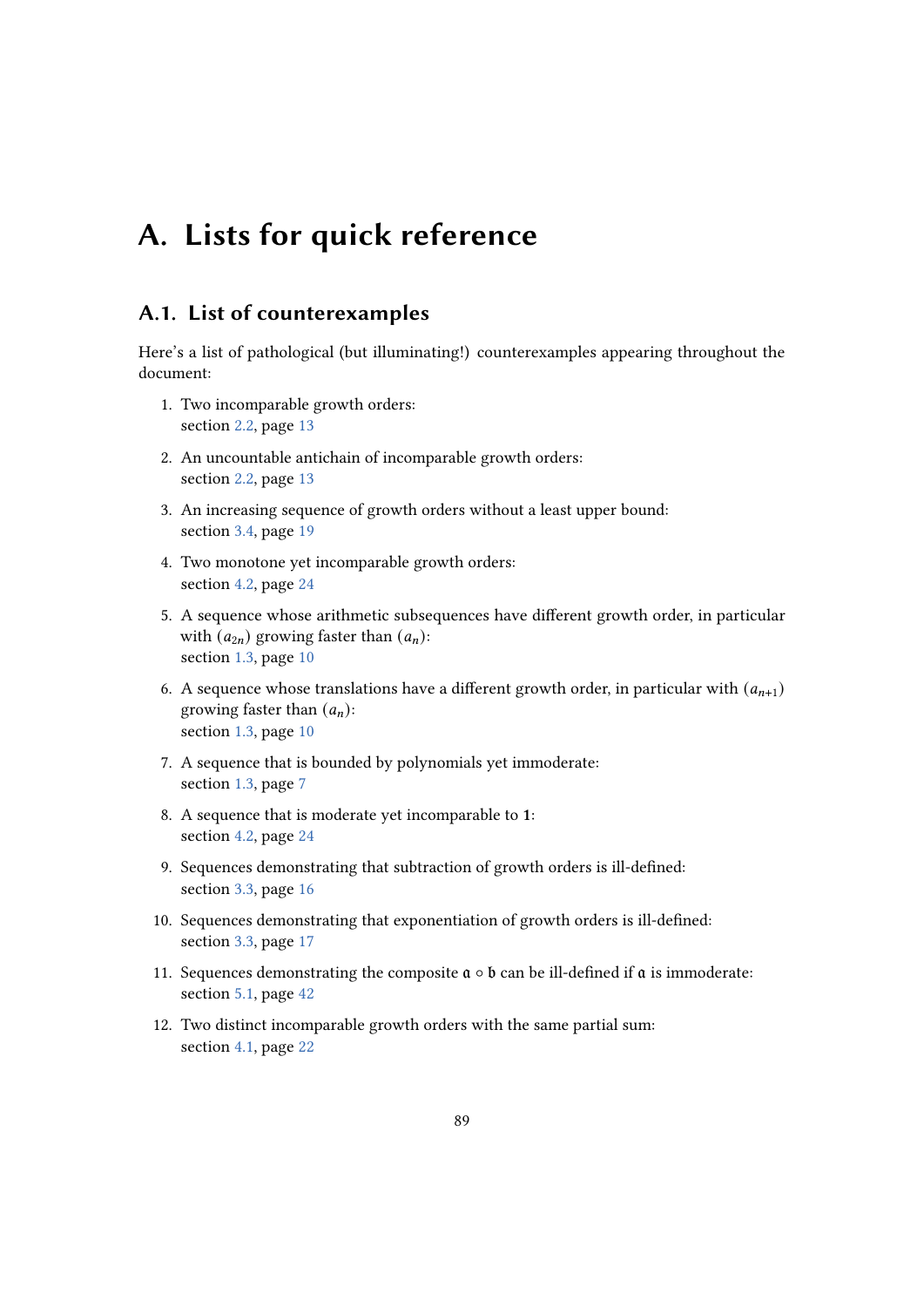# A. Lists for quick reference

## A.1. List of counterexamples

Here's a list of pathological (but illuminating!) counterexamples appearing throughout the document:

1. Two incomparable growth orders:
   section 2.2, page 13
2. An uncountable antichain of incomparable growth orders:
   section 2.2, page 13
3. An increasing sequence of growth orders without a least upper bound:
   section 3.4, page 19
4. Two monotone yet incomparable growth orders:
   section 4.2, page 24
5. A sequence whose arithmetic subsequences have different growth order, in particular with $(a_{2n})$ growing faster than $(a_n)$:
   section 1.3, page 10
6. A sequence whose translations have a different growth order, in particular with $(a_{n+1})$ growing faster than $(a_n)$:
   section 1.3, page 10
7. A sequence that is bounded by polynomials yet immoderate:
   section 1.3, page 7
8. A sequence that is moderate yet incomparable to $\mathbf{1}$:
   section 4.2, page 24
9. Sequences demonstrating that subtraction of growth orders is ill-defined:
   section 3.3, page 16
10. Sequences demonstrating that exponentiation of growth orders is ill-defined:
    section 3.3, page 17
11. Sequences demonstrating the composite $\mathfrak{a} \circ \mathfrak{b}$ can be ill-defined if $\mathfrak{a}$ is immoderate:
    section 5.1, page 42
12. Two distinct incomparable growth orders with the same partial sum:
    section 4.1, page 22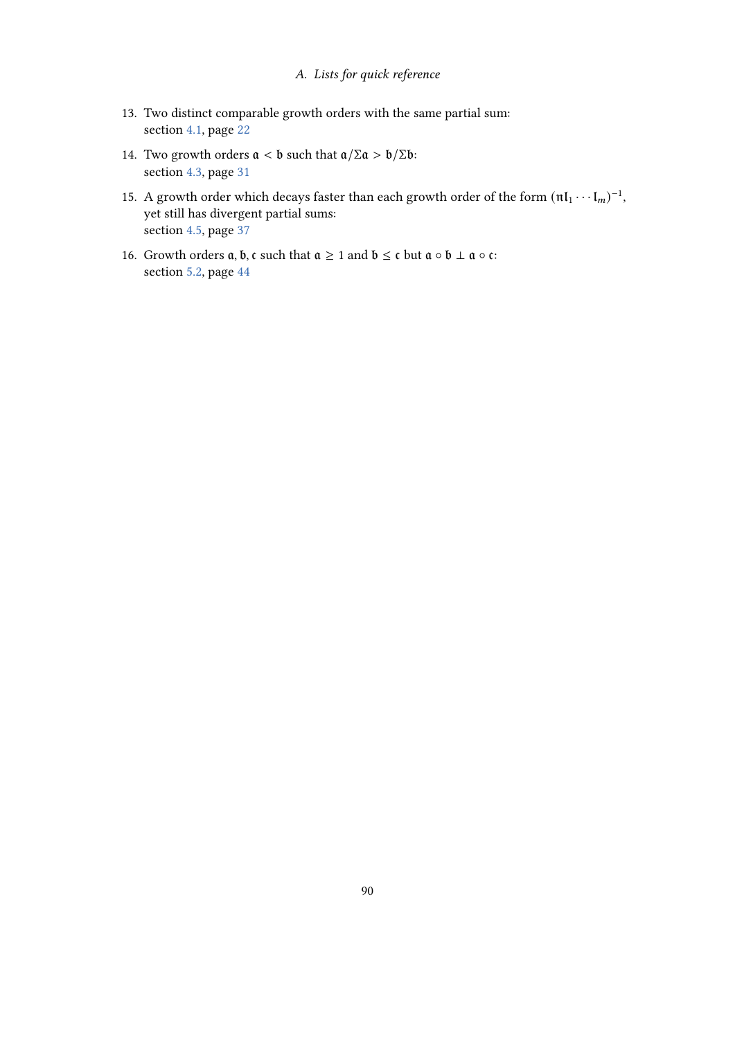13. Two distinct comparable growth orders with the same partial sum:
    section 4.1, page 22
14. Two growth orders $\mathfrak{a} < \mathfrak{b}$ such that $\mathfrak{a}/\Sigma\mathfrak{a} > \mathfrak{b}/\Sigma\mathfrak{b}$:
    section 4.3, page 31
15. A growth order which decays faster than each growth order of the form $(\mathfrak{n}\mathfrak{l}_1 \cdots \mathfrak{l}_m)^{-1}$, yet still has divergent partial sums:
    section 4.5, page 37
16. Growth orders $\mathfrak{a}, \mathfrak{b}, \mathfrak{c}$ such that $\mathfrak{a} \geq 1$ and $\mathfrak{b} \leq \mathfrak{c}$ but $\mathfrak{a} \circ \mathfrak{b} \perp \mathfrak{a} \circ \mathfrak{c}$:
    section 5.2, page 44